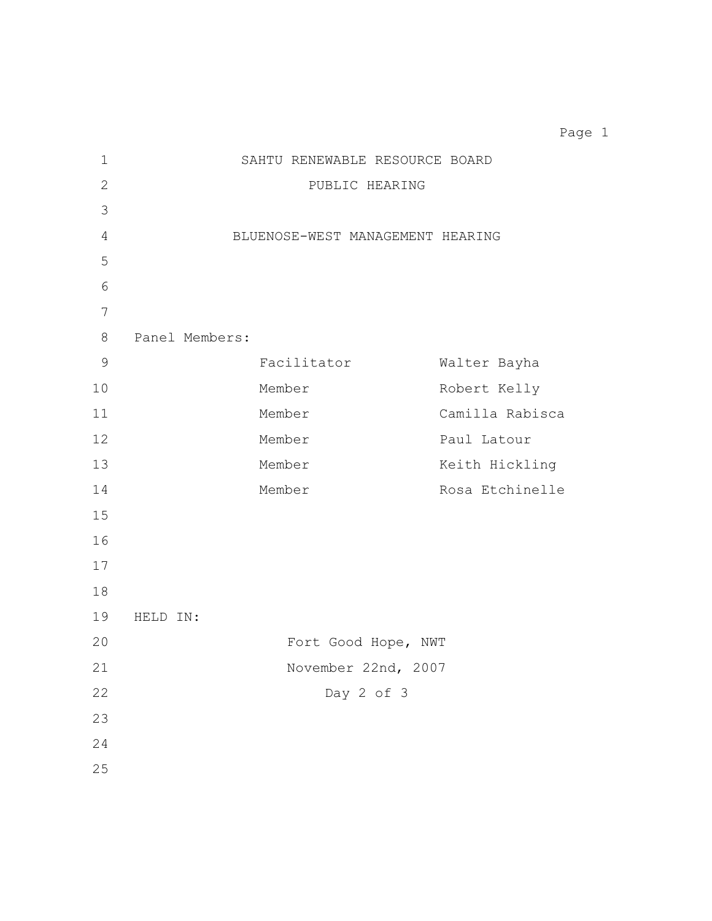# SAHTU RENEWABLE RESOURCE BOARD

## PUBLIC HEARING

## BLUENOSE-WEST MANAGEMENT HEARING

Panel Members:

| | |
|---|---|
| Facilitator | Walter Bayha |
| Member | Robert Kelly |
| Member | Camilla Rabisca |
| Member | Paul Latour |
| Member | Keith Hickling |
| Member | Rosa Etchinelle |

HELD IN:

Fort Good Hope, NWT

November 22nd, 2007

Day 2 of 3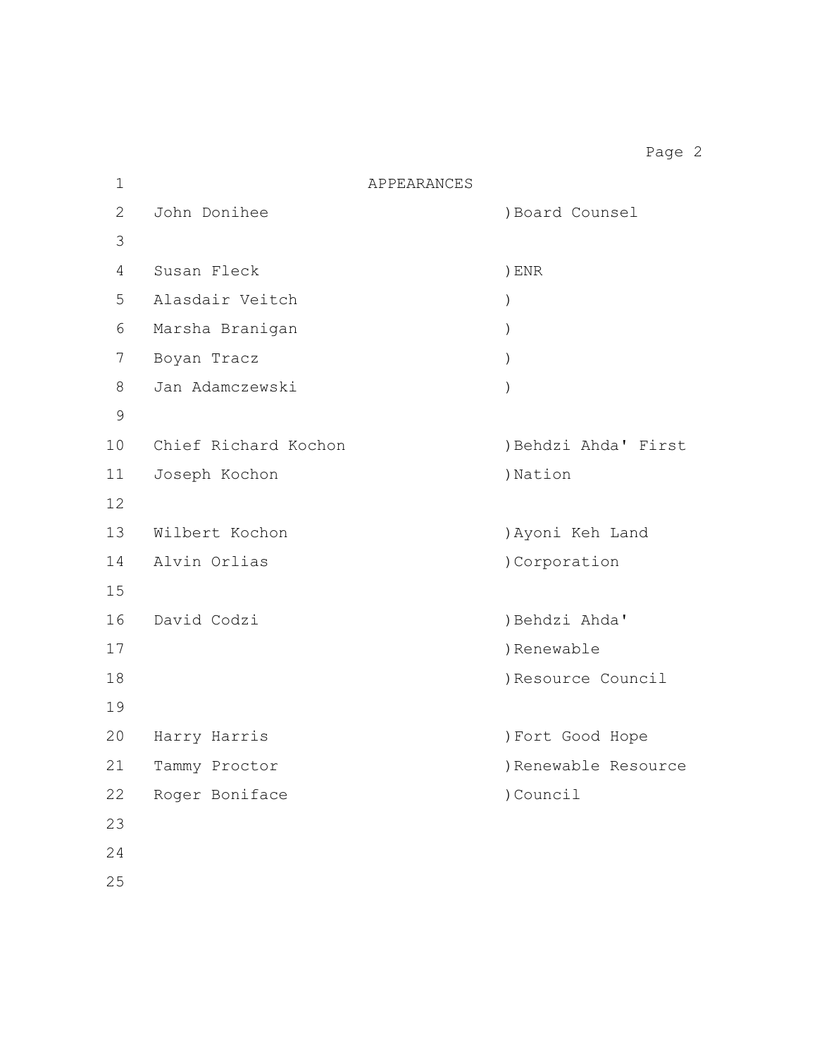# APPEARANCES

| Name | Representing |
|---|---|
| John Donihee | Board Counsel |
| Susan Fleck<br>Alasdair Veitch<br>Marsha Branigan<br>Boyan Tracz<br>Jan Adamczewski | ENR |
| Chief Richard Kochon<br>Joseph Kochon | Behdzi Ahda' First Nation |
| Wilbert Kochon<br>Alvin Orlias | Ayoni Keh Land Corporation |
| David Codzi | Behdzi Ahda' Renewable Resource Council |
| Harry Harris<br>Tammy Proctor<br>Roger Boniface | Fort Good Hope Renewable Resource Council |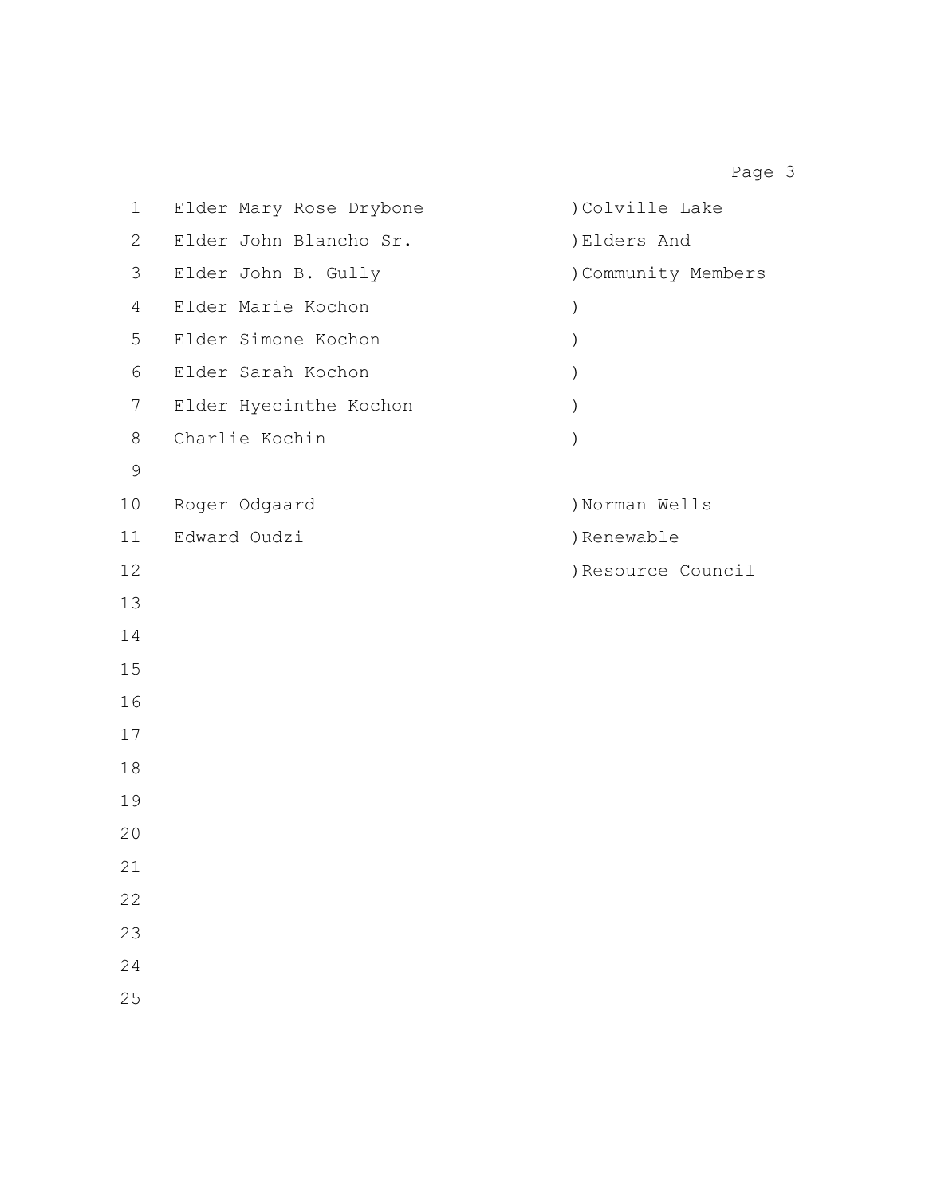| Name | Affiliation |
|---|---|
| Elder Mary Rose Drybone | Colville Lake Elders And Community Members |
| Elder John Blancho Sr. | |
| Elder John B. Gully | |
| Elder Marie Kochon | |
| Elder Simone Kochon | |
| Elder Sarah Kochon | |
| Elder Hyecinthe Kochon | |
| Charlie Kochin | |
| Roger Odgaard | Norman Wells Renewable Resource Council |
| Edward Oudzi | |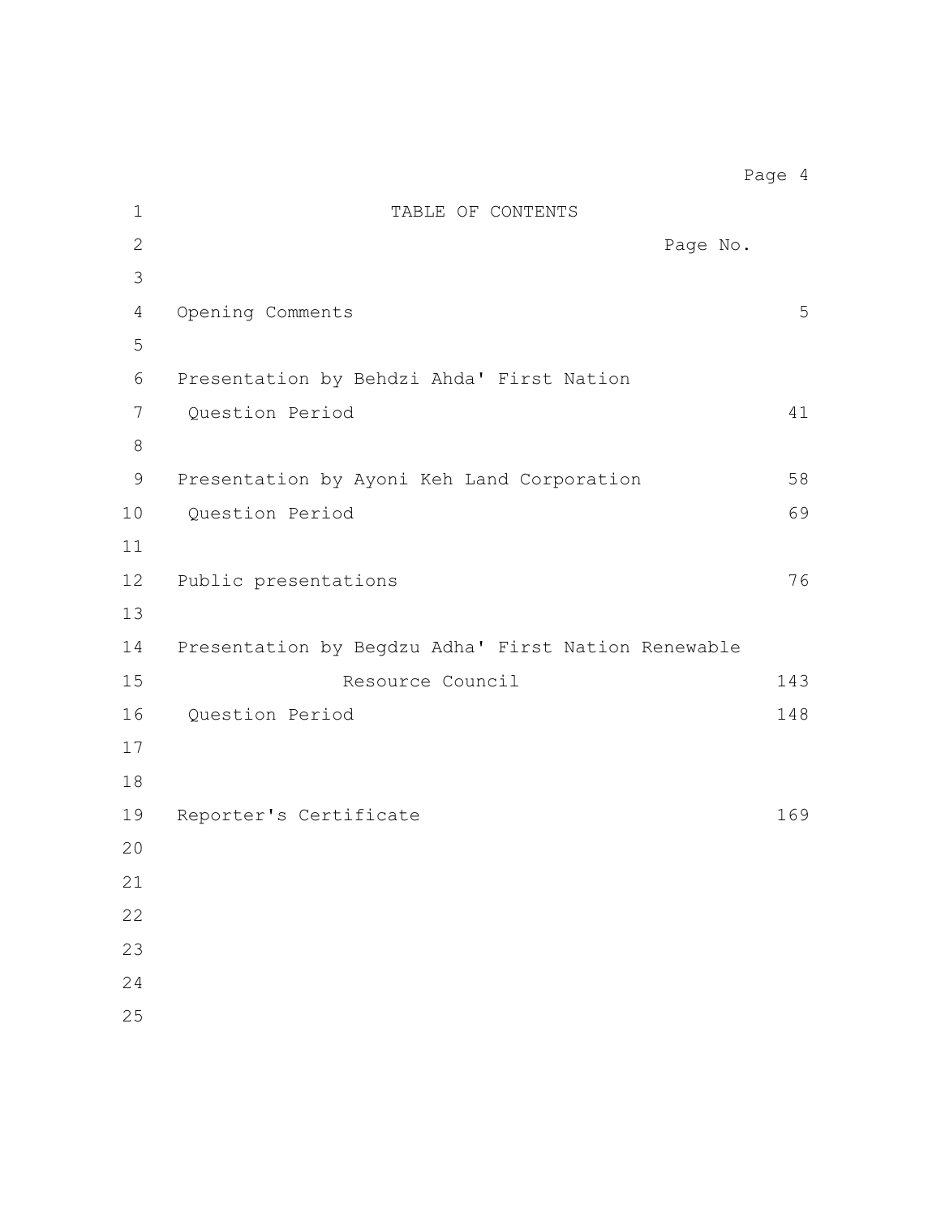# TABLE OF CONTENTS

| | Page No. |
|---|---|
| Opening Comments | 5 |
| Presentation by Behdzi Ahda' First Nation | |
| Question Period | 41 |
| Presentation by Ayoni Keh Land Corporation | 58 |
| Question Period | 69 |
| Public presentations | 76 |
| Presentation by Begdzu Adha' First Nation Renewable Resource Council | 143 |
| Question Period | 148 |
| Reporter's Certificate | 169 |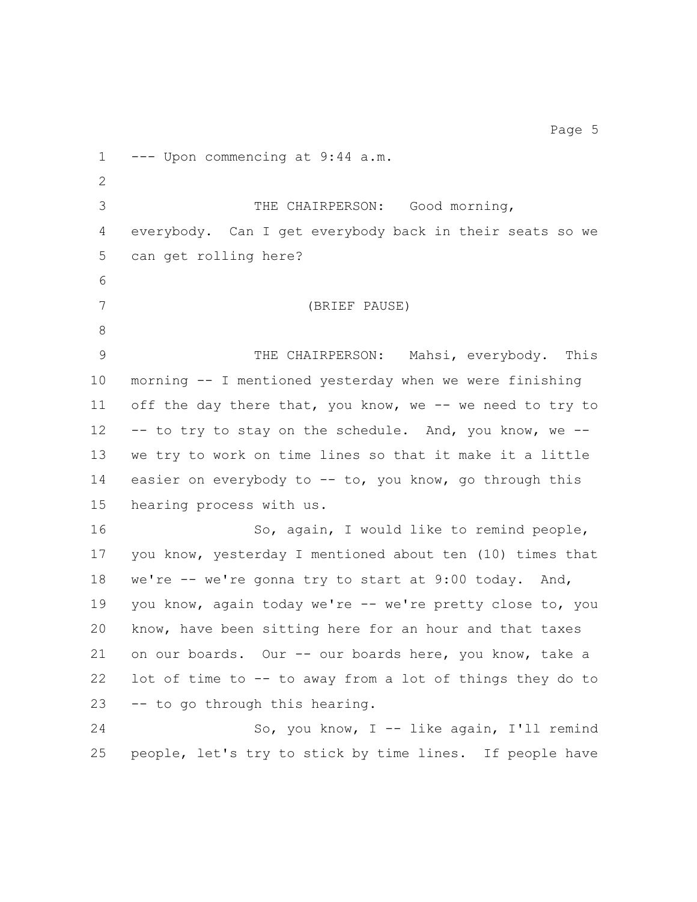--- Upon commencing at 9:44 a.m.

THE CHAIRPERSON: Good morning, everybody. Can I get everybody back in their seats so we can get rolling here?

(BRIEF PAUSE)

THE CHAIRPERSON: Mahsi, everybody. This morning -- I mentioned yesterday when we were finishing off the day there that, you know, we -- we need to try to -- to try to stay on the schedule. And, you know, we -- we try to work on time lines so that it make it a little easier on everybody to -- to, you know, go through this hearing process with us.

So, again, I would like to remind people, you know, yesterday I mentioned about ten (10) times that we're -- we're gonna try to start at 9:00 today. And, you know, again today we're -- we're pretty close to, you know, have been sitting here for an hour and that taxes on our boards. Our -- our boards here, you know, take a lot of time to -- to away from a lot of things they do to -- to go through this hearing.

So, you know, I -- like again, I'll remind people, let's try to stick by time lines. If people have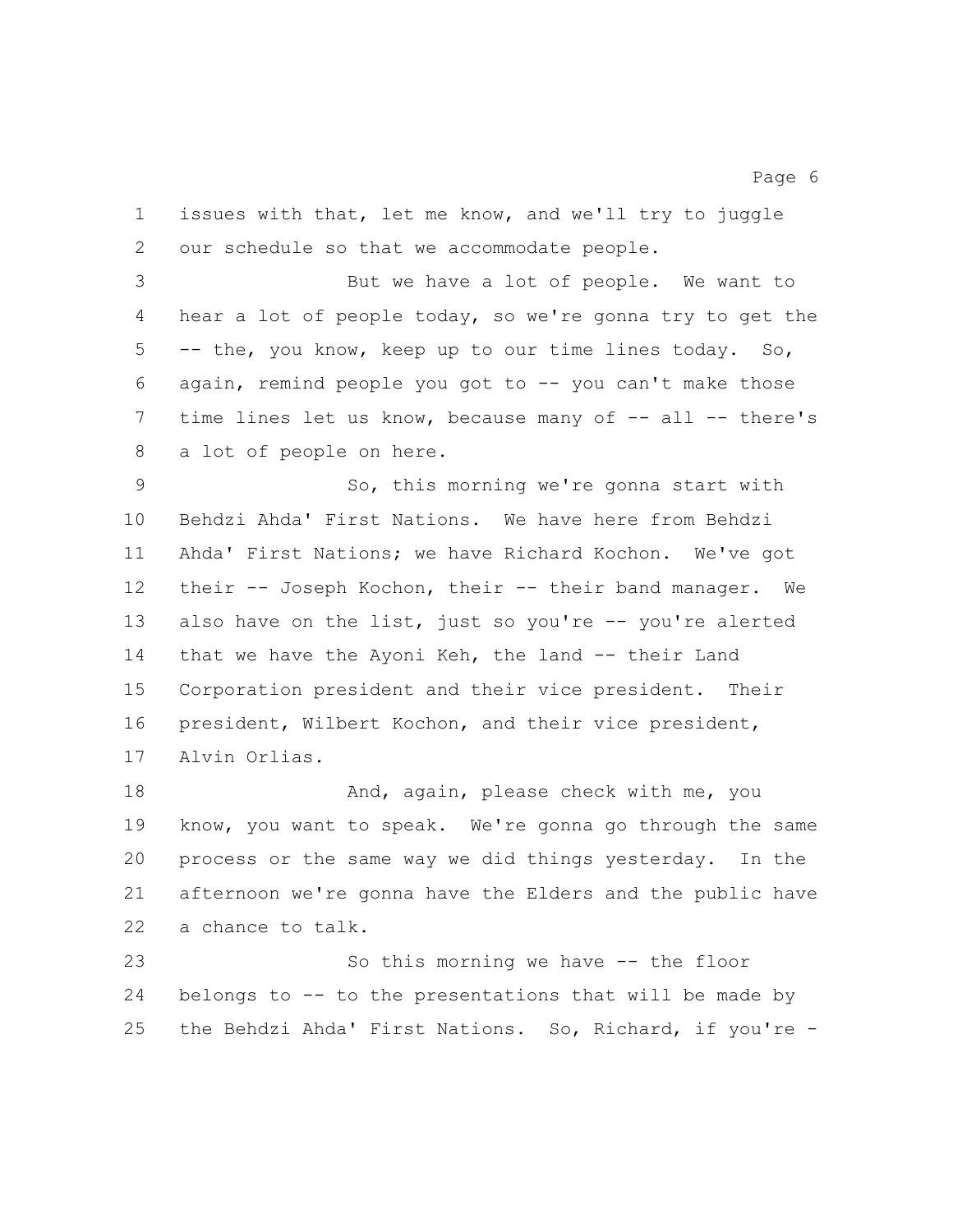issues with that, let me know, and we'll try to juggle our schedule so that we accommodate people.

But we have a lot of people. We want to hear a lot of people today, so we're gonna try to get the -- the, you know, keep up to our time lines today. So, again, remind people you got to -- you can't make those time lines let us know, because many of -- all -- there's a lot of people on here.

So, this morning we're gonna start with Behdzi Ahda' First Nations. We have here from Behdzi Ahda' First Nations; we have Richard Kochon. We've got their -- Joseph Kochon, their -- their band manager. We also have on the list, just so you're -- you're alerted that we have the Ayoni Keh, the land -- their Land Corporation president and their vice president. Their president, Wilbert Kochon, and their vice president, Alvin Orlias.

And, again, please check with me, you know, you want to speak. We're gonna go through the same process or the same way we did things yesterday. In the afternoon we're gonna have the Elders and the public have a chance to talk.

So this morning we have -- the floor belongs to -- to the presentations that will be made by the Behdzi Ahda' First Nations. So, Richard, if you're -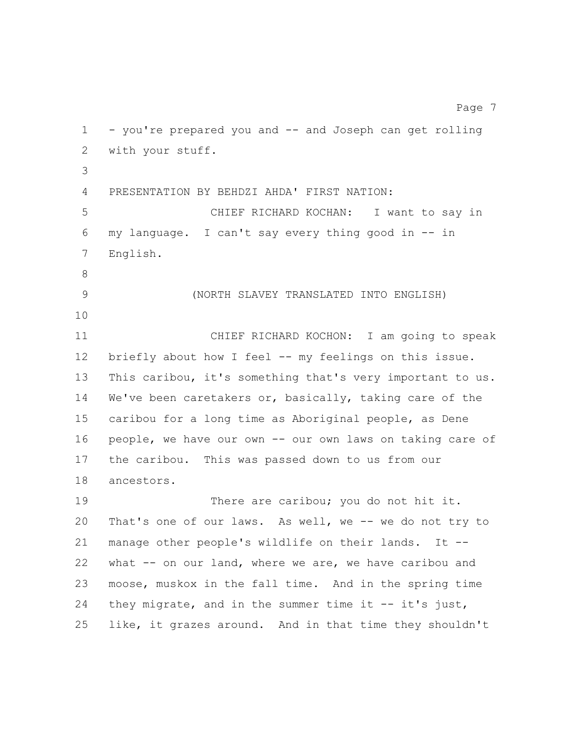- you're prepared you and -- and Joseph can get rolling with your stuff.

PRESENTATION BY BEHDZI AHDA' FIRST NATION:

CHIEF RICHARD KOCHAN: I want to say in my language. I can't say every thing good in -- in English.

(NORTH SLAVEY TRANSLATED INTO ENGLISH)

CHIEF RICHARD KOCHON: I am going to speak briefly about how I feel -- my feelings on this issue. This caribou, it's something that's very important to us. We've been caretakers or, basically, taking care of the caribou for a long time as Aboriginal people, as Dene people, we have our own -- our own laws on taking care of the caribou. This was passed down to us from our ancestors.

There are caribou; you do not hit it. That's one of our laws. As well, we -- we do not try to manage other people's wildlife on their lands. It -- what -- on our land, where we are, we have caribou and moose, muskox in the fall time. And in the spring time they migrate, and in the summer time it -- it's just, like, it grazes around. And in that time they shouldn't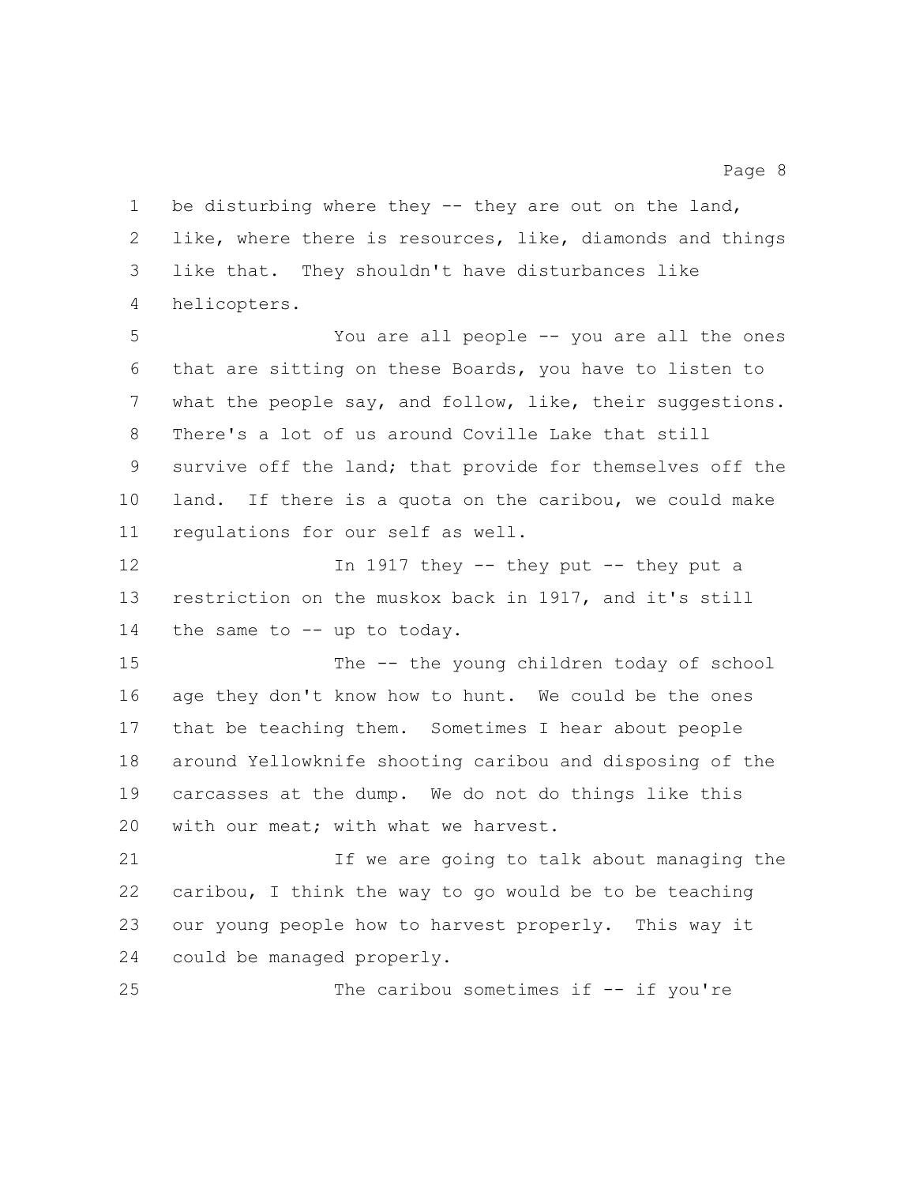be disturbing where they -- they are out on the land, like, where there is resources, like, diamonds and things like that. They shouldn't have disturbances like helicopters.

You are all people -- you are all the ones that are sitting on these Boards, you have to listen to what the people say, and follow, like, their suggestions. There's a lot of us around Coville Lake that still survive off the land; that provide for themselves off the land. If there is a quota on the caribou, we could make regulations for our self as well.

In 1917 they -- they put -- they put a restriction on the muskox back in 1917, and it's still the same to -- up to today.

The -- the young children today of school age they don't know how to hunt. We could be the ones that be teaching them. Sometimes I hear about people around Yellowknife shooting caribou and disposing of the carcasses at the dump. We do not do things like this with our meat; with what we harvest.

If we are going to talk about managing the caribou, I think the way to go would be to be teaching our young people how to harvest properly. This way it could be managed properly.

The caribou sometimes if -- if you're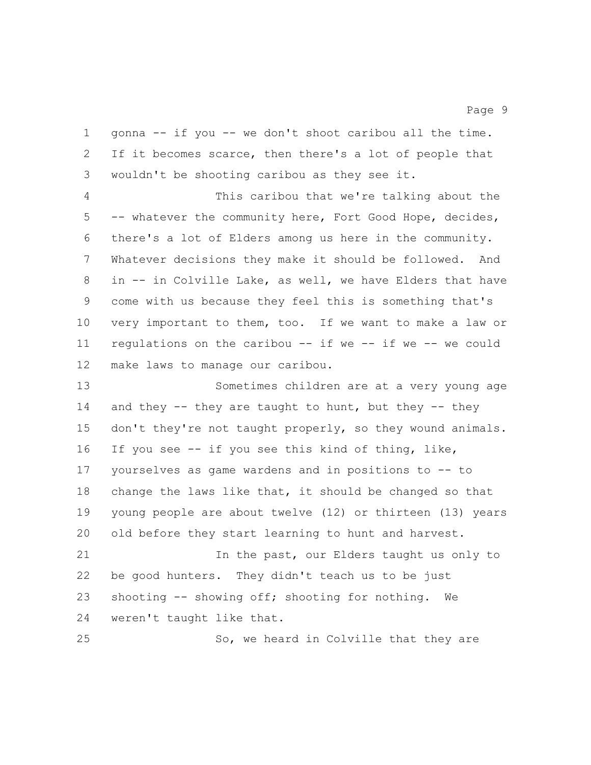gonna -- if you -- we don't shoot caribou all the time. If it becomes scarce, then there's a lot of people that wouldn't be shooting caribou as they see it.

This caribou that we're talking about the -- whatever the community here, Fort Good Hope, decides, there's a lot of Elders among us here in the community. Whatever decisions they make it should be followed. And in -- in Colville Lake, as well, we have Elders that have come with us because they feel this is something that's very important to them, too. If we want to make a law or regulations on the caribou -- if we -- if we -- we could make laws to manage our caribou.

Sometimes children are at a very young age and they -- they are taught to hunt, but they -- they don't they're not taught properly, so they wound animals. If you see -- if you see this kind of thing, like, yourselves as game wardens and in positions to -- to change the laws like that, it should be changed so that young people are about twelve (12) or thirteen (13) years old before they start learning to hunt and harvest.

In the past, our Elders taught us only to be good hunters. They didn't teach us to be just shooting -- showing off; shooting for nothing. We weren't taught like that.

So, we heard in Colville that they are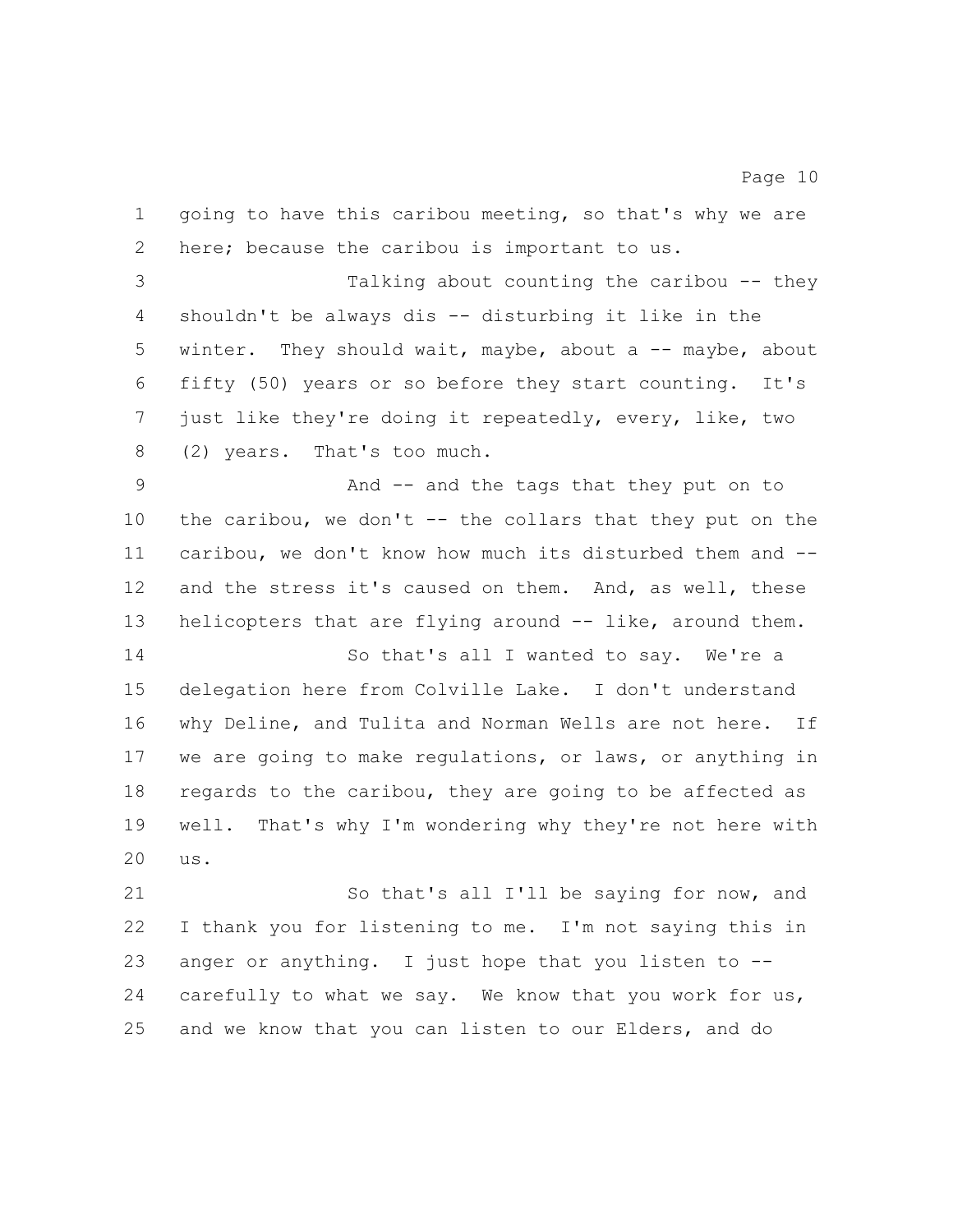going to have this caribou meeting, so that's why we are here; because the caribou is important to us.

Talking about counting the caribou -- they shouldn't be always dis -- disturbing it like in the winter. They should wait, maybe, about a -- maybe, about fifty (50) years or so before they start counting. It's just like they're doing it repeatedly, every, like, two (2) years. That's too much.

And -- and the tags that they put on to the caribou, we don't -- the collars that they put on the caribou, we don't know how much its disturbed them and -- and the stress it's caused on them. And, as well, these helicopters that are flying around -- like, around them.

So that's all I wanted to say. We're a delegation here from Colville Lake. I don't understand why Deline, and Tulita and Norman Wells are not here. If we are going to make regulations, or laws, or anything in regards to the caribou, they are going to be affected as well. That's why I'm wondering why they're not here with us.

So that's all I'll be saying for now, and I thank you for listening to me. I'm not saying this in anger or anything. I just hope that you listen to -- carefully to what we say. We know that you work for us, and we know that you can listen to our Elders, and do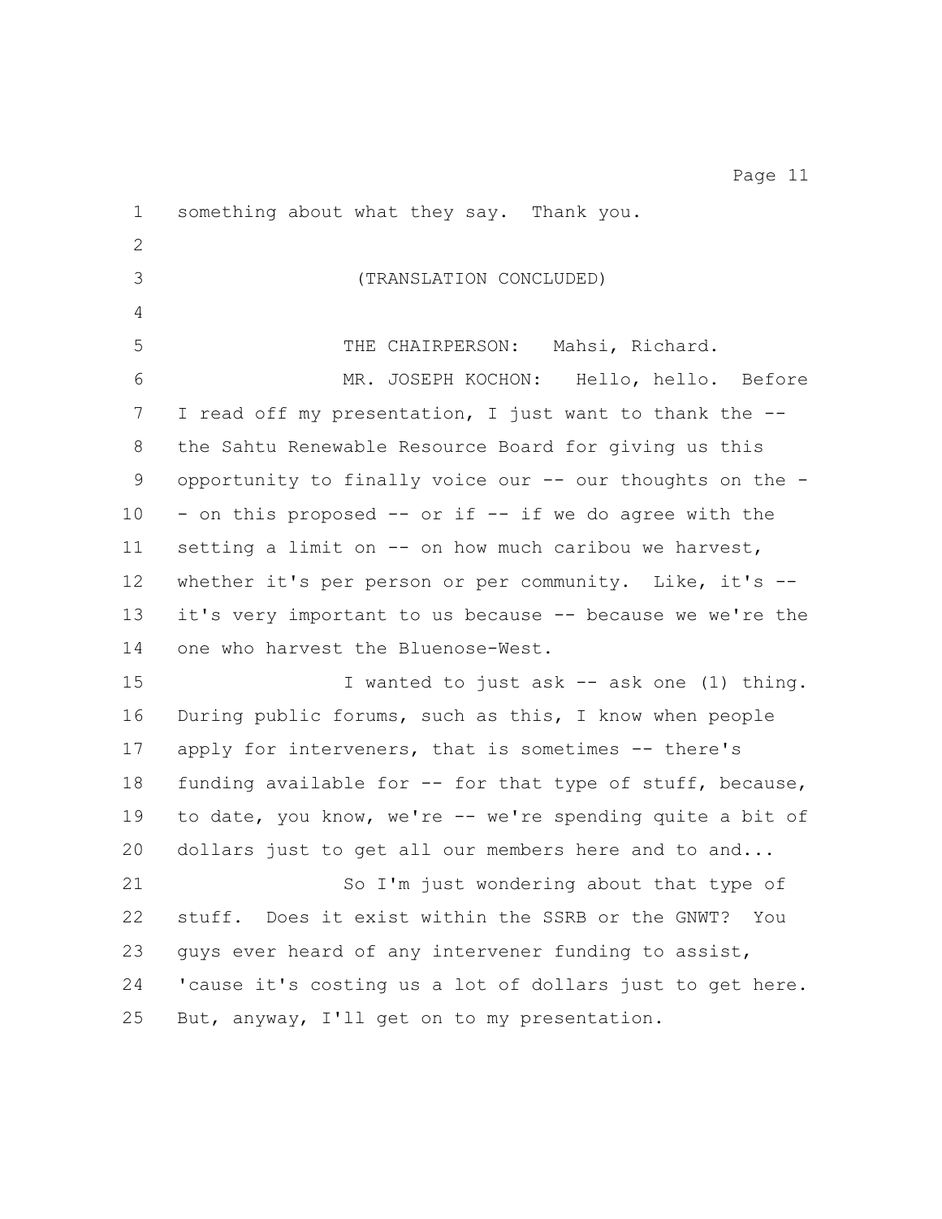something about what they say. Thank you.

(TRANSLATION CONCLUDED)

THE CHAIRPERSON: Mahsi, Richard.

MR. JOSEPH KOCHON: Hello, hello. Before I read off my presentation, I just want to thank the -- the Sahtu Renewable Resource Board for giving us this opportunity to finally voice our -- our thoughts on the -- on this proposed -- or if -- if we do agree with the setting a limit on -- on how much caribou we harvest, whether it's per person or per community. Like, it's -- it's very important to us because -- because we we're the one who harvest the Bluenose-West.

I wanted to just ask -- ask one (1) thing. During public forums, such as this, I know when people apply for interveners, that is sometimes -- there's funding available for -- for that type of stuff, because, to date, you know, we're -- we're spending quite a bit of dollars just to get all our members here and to and...

So I'm just wondering about that type of stuff. Does it exist within the SSRB or the GNWT? You guys ever heard of any intervener funding to assist, 'cause it's costing us a lot of dollars just to get here. But, anyway, I'll get on to my presentation.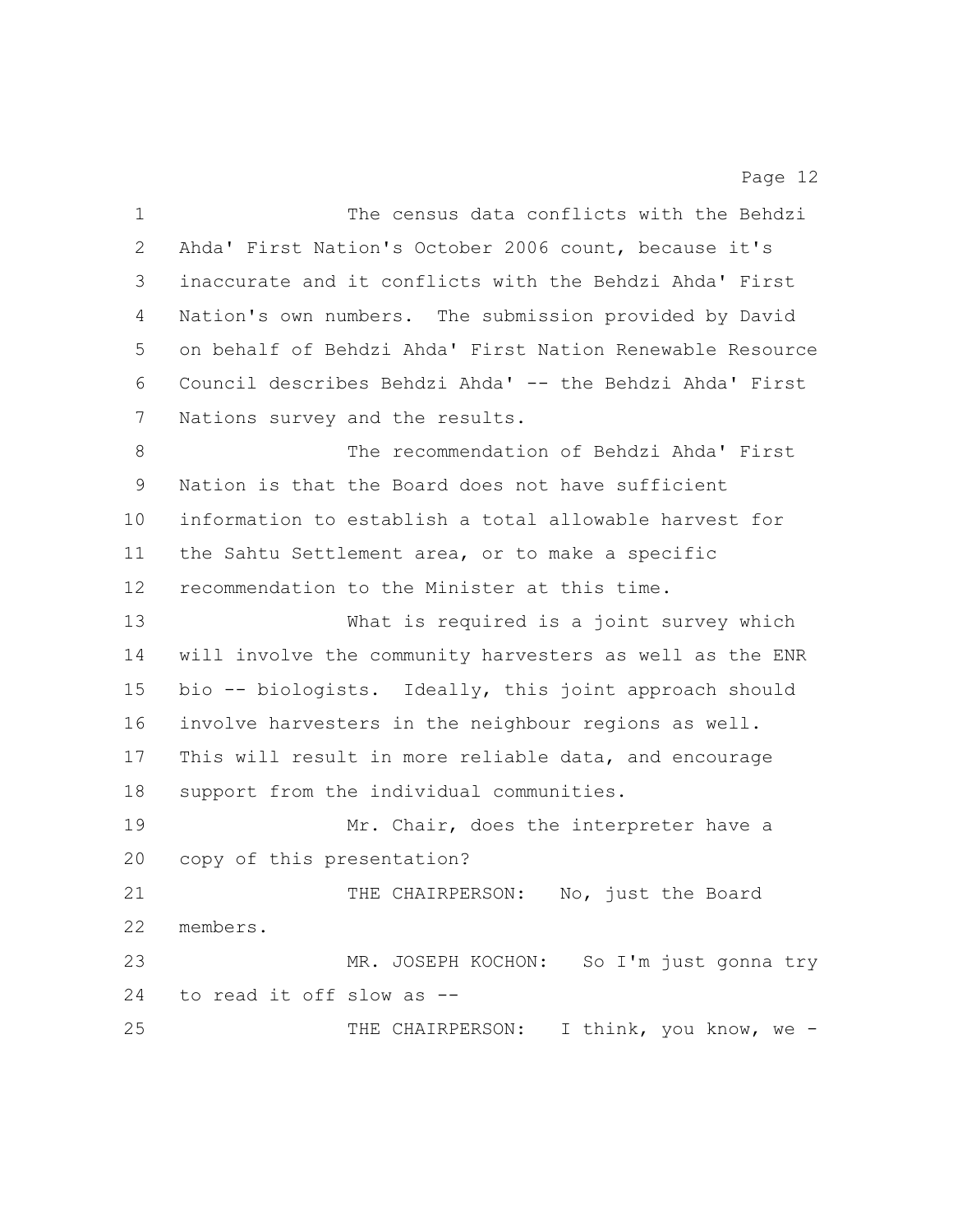The census data conflicts with the Behdzi Ahda' First Nation's October 2006 count, because it's inaccurate and it conflicts with the Behdzi Ahda' First Nation's own numbers. The submission provided by David on behalf of Behdzi Ahda' First Nation Renewable Resource Council describes Behdzi Ahda' -- the Behdzi Ahda' First Nations survey and the results.

The recommendation of Behdzi Ahda' First Nation is that the Board does not have sufficient information to establish a total allowable harvest for the Sahtu Settlement area, or to make a specific recommendation to the Minister at this time.

What is required is a joint survey which will involve the community harvesters as well as the ENR bio -- biologists. Ideally, this joint approach should involve harvesters in the neighbour regions as well. This will result in more reliable data, and encourage support from the individual communities.

Mr. Chair, does the interpreter have a copy of this presentation?

THE CHAIRPERSON: No, just the Board members.

MR. JOSEPH KOCHON: So I'm just gonna try to read it off slow as --

THE CHAIRPERSON: I think, you know, we -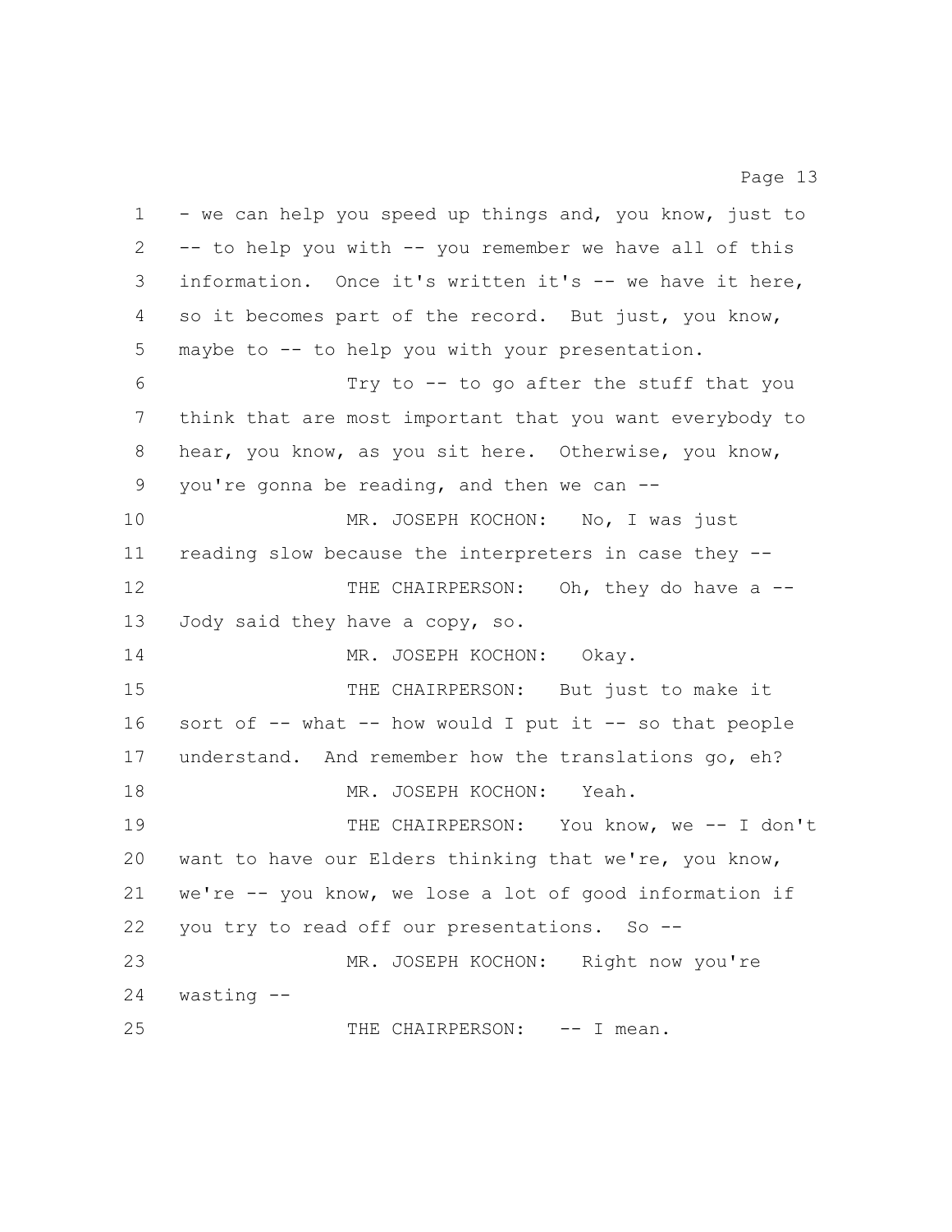- we can help you speed up things and, you know, just to -- to help you with -- you remember we have all of this information. Once it's written it's -- we have it here, so it becomes part of the record. But just, you know, maybe to -- to help you with your presentation.

Try to -- to go after the stuff that you think that are most important that you want everybody to hear, you know, as you sit here. Otherwise, you know, you're gonna be reading, and then we can --

MR. JOSEPH KOCHON: No, I was just reading slow because the interpreters in case they --

THE CHAIRPERSON: Oh, they do have a -- Jody said they have a copy, so.

MR. JOSEPH KOCHON: Okay.

THE CHAIRPERSON: But just to make it sort of -- what -- how would I put it -- so that people understand. And remember how the translations go, eh?

MR. JOSEPH KOCHON: Yeah.

THE CHAIRPERSON: You know, we -- I don't want to have our Elders thinking that we're, you know, we're -- you know, we lose a lot of good information if you try to read off our presentations. So --

MR. JOSEPH KOCHON: Right now you're wasting --

THE CHAIRPERSON: -- I mean.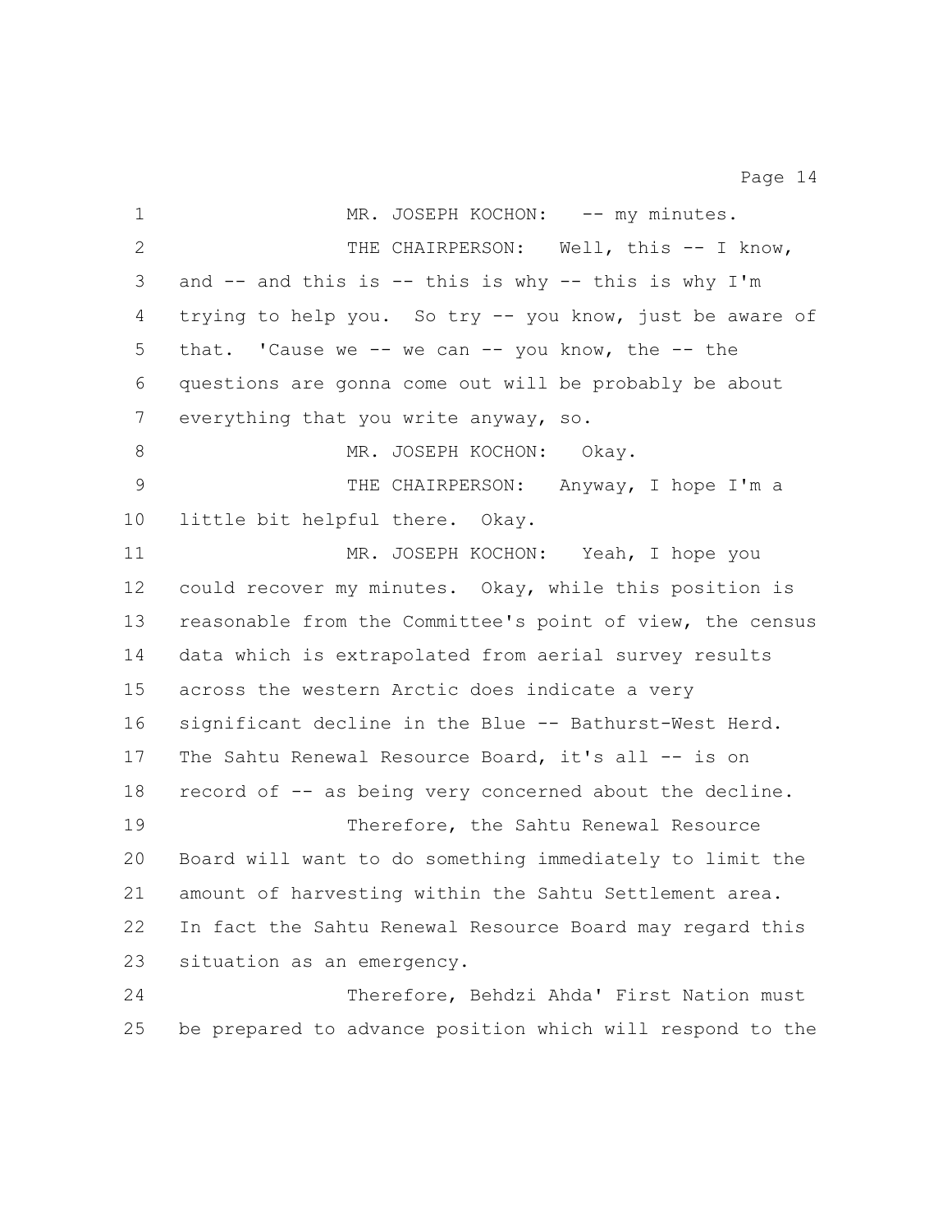MR. JOSEPH KOCHON: -- my minutes.

THE CHAIRPERSON: Well, this -- I know, and -- and this is -- this is why -- this is why I'm trying to help you. So try -- you know, just be aware of that. 'Cause we -- we can -- you know, the -- the questions are gonna come out will be probably be about everything that you write anyway, so.

MR. JOSEPH KOCHON: Okay.

THE CHAIRPERSON: Anyway, I hope I'm a little bit helpful there. Okay.

MR. JOSEPH KOCHON: Yeah, I hope you could recover my minutes. Okay, while this position is reasonable from the Committee's point of view, the census data which is extrapolated from aerial survey results across the western Arctic does indicate a very significant decline in the Blue -- Bathurst-West Herd. The Sahtu Renewal Resource Board, it's all -- is on record of -- as being very concerned about the decline.

Therefore, the Sahtu Renewal Resource Board will want to do something immediately to limit the amount of harvesting within the Sahtu Settlement area. In fact the Sahtu Renewal Resource Board may regard this situation as an emergency.

Therefore, Behdzi Ahda' First Nation must be prepared to advance position which will respond to the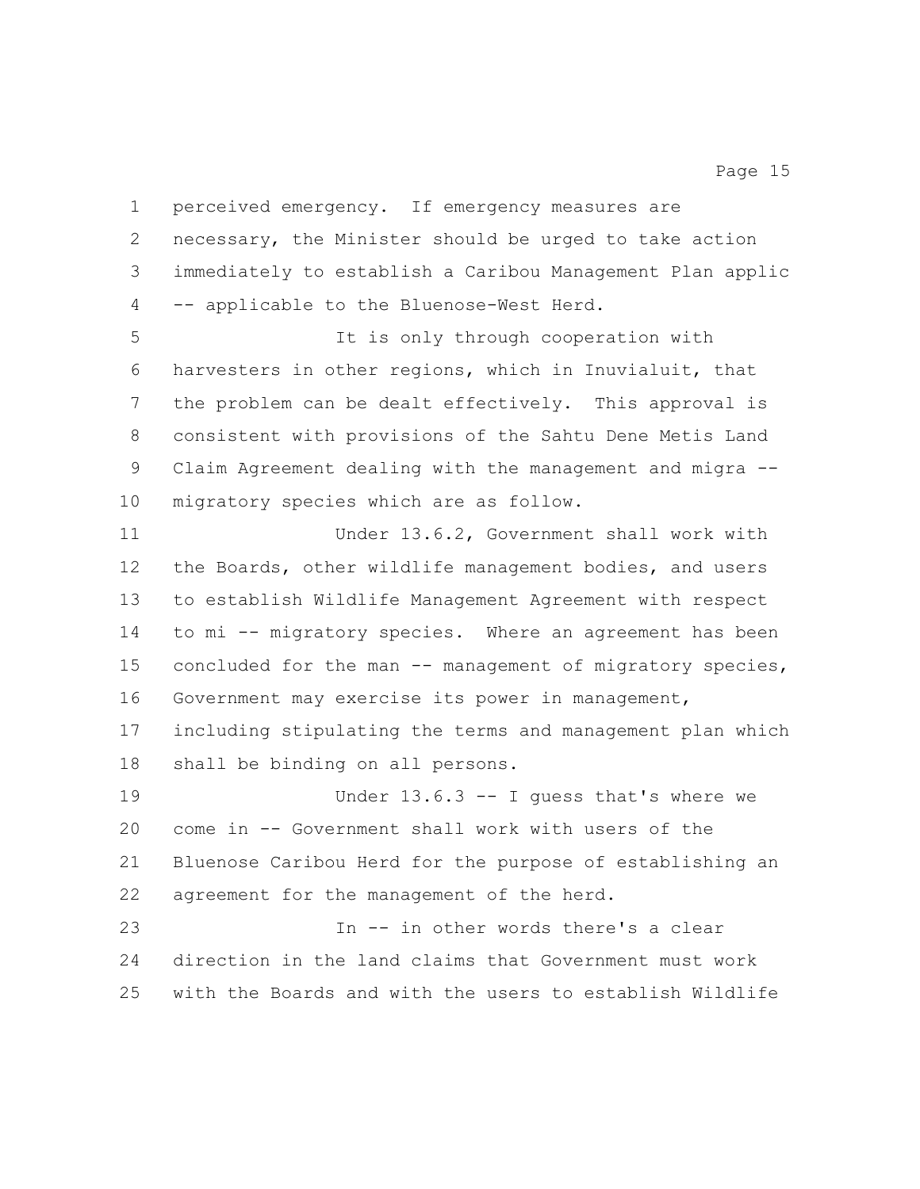perceived emergency. If emergency measures are necessary, the Minister should be urged to take action immediately to establish a Caribou Management Plan applic -- applicable to the Bluenose-West Herd.

It is only through cooperation with harvesters in other regions, which in Inuvialuit, that the problem can be dealt effectively. This approval is consistent with provisions of the Sahtu Dene Metis Land Claim Agreement dealing with the management and migra -- migratory species which are as follow.

Under 13.6.2, Government shall work with the Boards, other wildlife management bodies, and users to establish Wildlife Management Agreement with respect to mi -- migratory species. Where an agreement has been concluded for the man -- management of migratory species, Government may exercise its power in management, including stipulating the terms and management plan which shall be binding on all persons.

Under 13.6.3 -- I guess that's where we come in -- Government shall work with users of the Bluenose Caribou Herd for the purpose of establishing an agreement for the management of the herd.

In -- in other words there's a clear direction in the land claims that Government must work with the Boards and with the users to establish Wildlife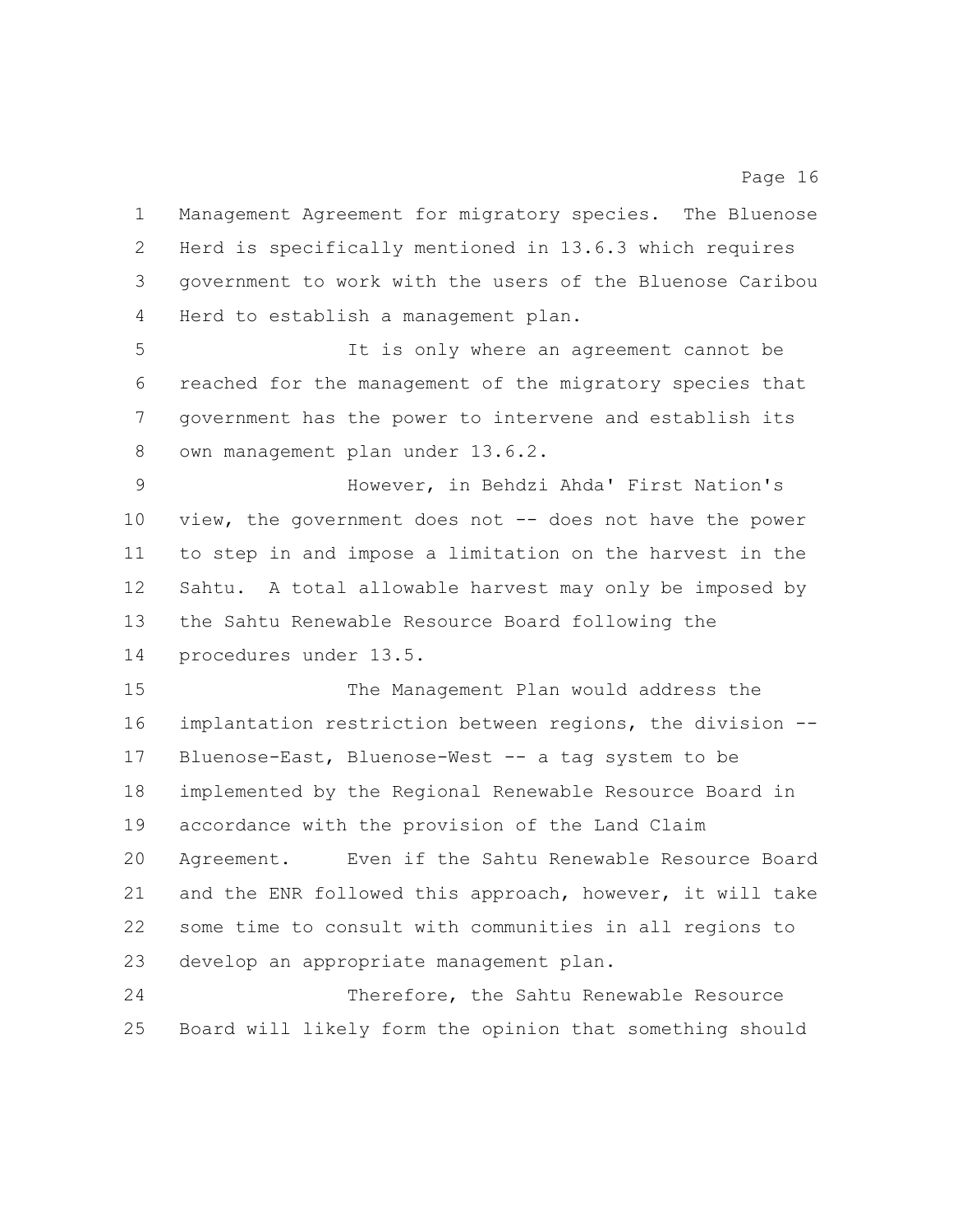Management Agreement for migratory species. The Bluenose Herd is specifically mentioned in 13.6.3 which requires government to work with the users of the Bluenose Caribou Herd to establish a management plan.

It is only where an agreement cannot be reached for the management of the migratory species that government has the power to intervene and establish its own management plan under 13.6.2.

However, in Behdzi Ahda' First Nation's view, the government does not -- does not have the power to step in and impose a limitation on the harvest in the Sahtu. A total allowable harvest may only be imposed by the Sahtu Renewable Resource Board following the procedures under 13.5.

The Management Plan would address the implantation restriction between regions, the division -- Bluenose-East, Bluenose-West -- a tag system to be implemented by the Regional Renewable Resource Board in accordance with the provision of the Land Claim Agreement. Even if the Sahtu Renewable Resource Board and the ENR followed this approach, however, it will take some time to consult with communities in all regions to develop an appropriate management plan.

Therefore, the Sahtu Renewable Resource Board will likely form the opinion that something should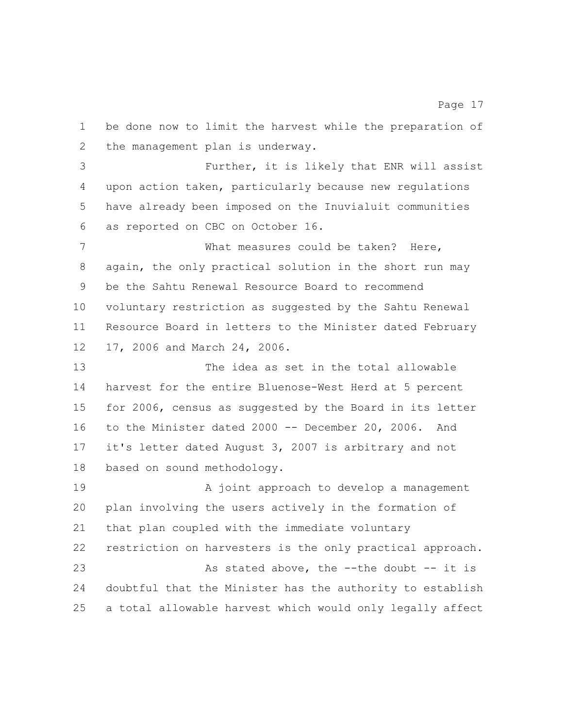be done now to limit the harvest while the preparation of the management plan is underway.

Further, it is likely that ENR will assist upon action taken, particularly because new regulations have already been imposed on the Inuvialuit communities as reported on CBC on October 16.

What measures could be taken? Here, again, the only practical solution in the short run may be the Sahtu Renewal Resource Board to recommend voluntary restriction as suggested by the Sahtu Renewal Resource Board in letters to the Minister dated February 17, 2006 and March 24, 2006.

The idea as set in the total allowable harvest for the entire Bluenose-West Herd at 5 percent for 2006, census as suggested by the Board in its letter to the Minister dated 2000 -- December 20, 2006. And it's letter dated August 3, 2007 is arbitrary and not based on sound methodology.

A joint approach to develop a management plan involving the users actively in the formation of that plan coupled with the immediate voluntary restriction on harvesters is the only practical approach.

As stated above, the --the doubt -- it is doubtful that the Minister has the authority to establish a total allowable harvest which would only legally affect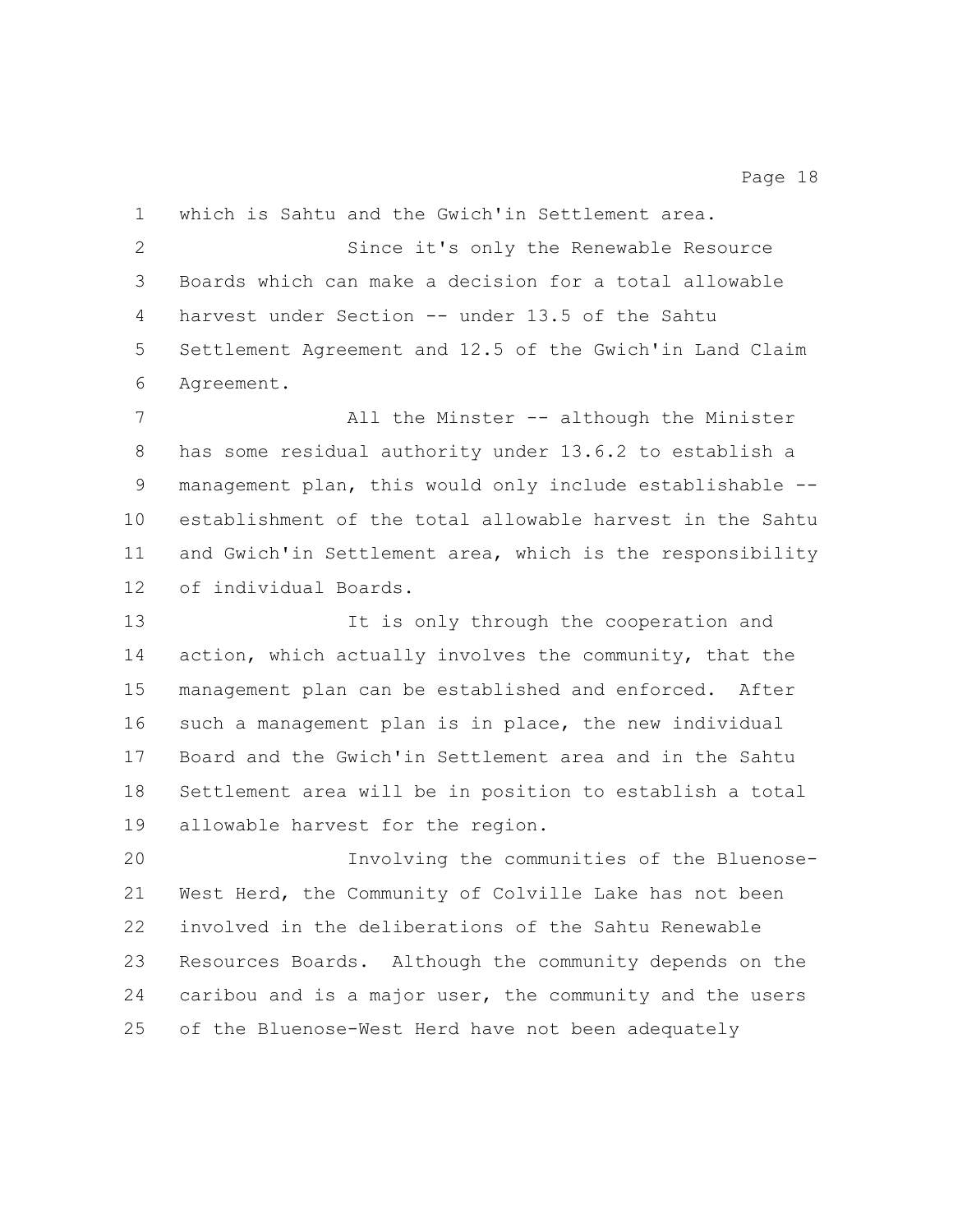which is Sahtu and the Gwich'in Settlement area.

Since it's only the Renewable Resource Boards which can make a decision for a total allowable harvest under Section -- under 13.5 of the Sahtu Settlement Agreement and 12.5 of the Gwich'in Land Claim Agreement.

All the Minster -- although the Minister has some residual authority under 13.6.2 to establish a management plan, this would only include establishable -- establishment of the total allowable harvest in the Sahtu and Gwich'in Settlement area, which is the responsibility of individual Boards.

It is only through the cooperation and action, which actually involves the community, that the management plan can be established and enforced. After such a management plan is in place, the new individual Board and the Gwich'in Settlement area and in the Sahtu Settlement area will be in position to establish a total allowable harvest for the region.

Involving the communities of the Bluenose-West Herd, the Community of Colville Lake has not been involved in the deliberations of the Sahtu Renewable Resources Boards. Although the community depends on the caribou and is a major user, the community and the users of the Bluenose-West Herd have not been adequately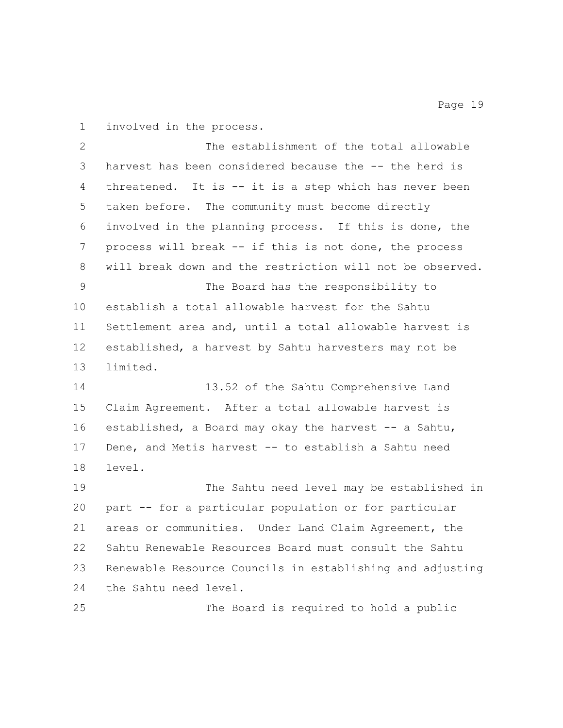involved in the process.

The establishment of the total allowable harvest has been considered because the -- the herd is threatened. It is -- it is a step which has never been taken before. The community must become directly involved in the planning process. If this is done, the process will break -- if this is not done, the process will break down and the restriction will not be observed.

The Board has the responsibility to establish a total allowable harvest for the Sahtu Settlement area and, until a total allowable harvest is established, a harvest by Sahtu harvesters may not be limited.

13.52 of the Sahtu Comprehensive Land Claim Agreement. After a total allowable harvest is established, a Board may okay the harvest -- a Sahtu, Dene, and Metis harvest -- to establish a Sahtu need level.

The Sahtu need level may be established in part -- for a particular population or for particular areas or communities. Under Land Claim Agreement, the Sahtu Renewable Resources Board must consult the Sahtu Renewable Resource Councils in establishing and adjusting the Sahtu need level.

The Board is required to hold a public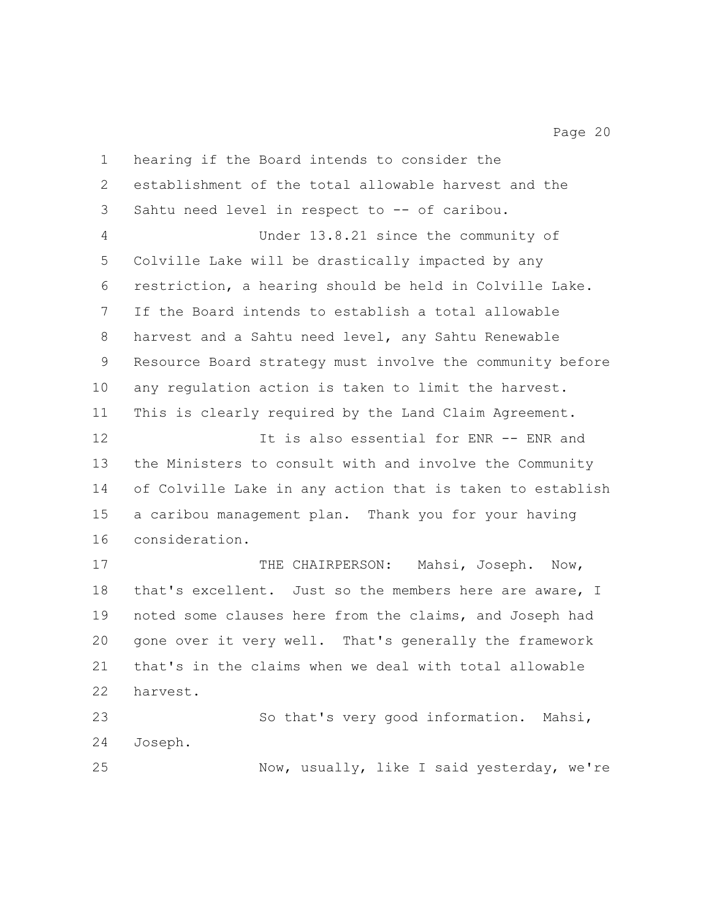hearing if the Board intends to consider the establishment of the total allowable harvest and the Sahtu need level in respect to -- of caribou.

Under 13.8.21 since the community of Colville Lake will be drastically impacted by any restriction, a hearing should be held in Colville Lake. If the Board intends to establish a total allowable harvest and a Sahtu need level, any Sahtu Renewable Resource Board strategy must involve the community before any regulation action is taken to limit the harvest. This is clearly required by the Land Claim Agreement.

It is also essential for ENR -- ENR and the Ministers to consult with and involve the Community of Colville Lake in any action that is taken to establish a caribou management plan. Thank you for your having consideration.

THE CHAIRPERSON: Mahsi, Joseph. Now, that's excellent. Just so the members here are aware, I noted some clauses here from the claims, and Joseph had gone over it very well. That's generally the framework that's in the claims when we deal with total allowable harvest.

So that's very good information. Mahsi, Joseph.

Now, usually, like I said yesterday, we're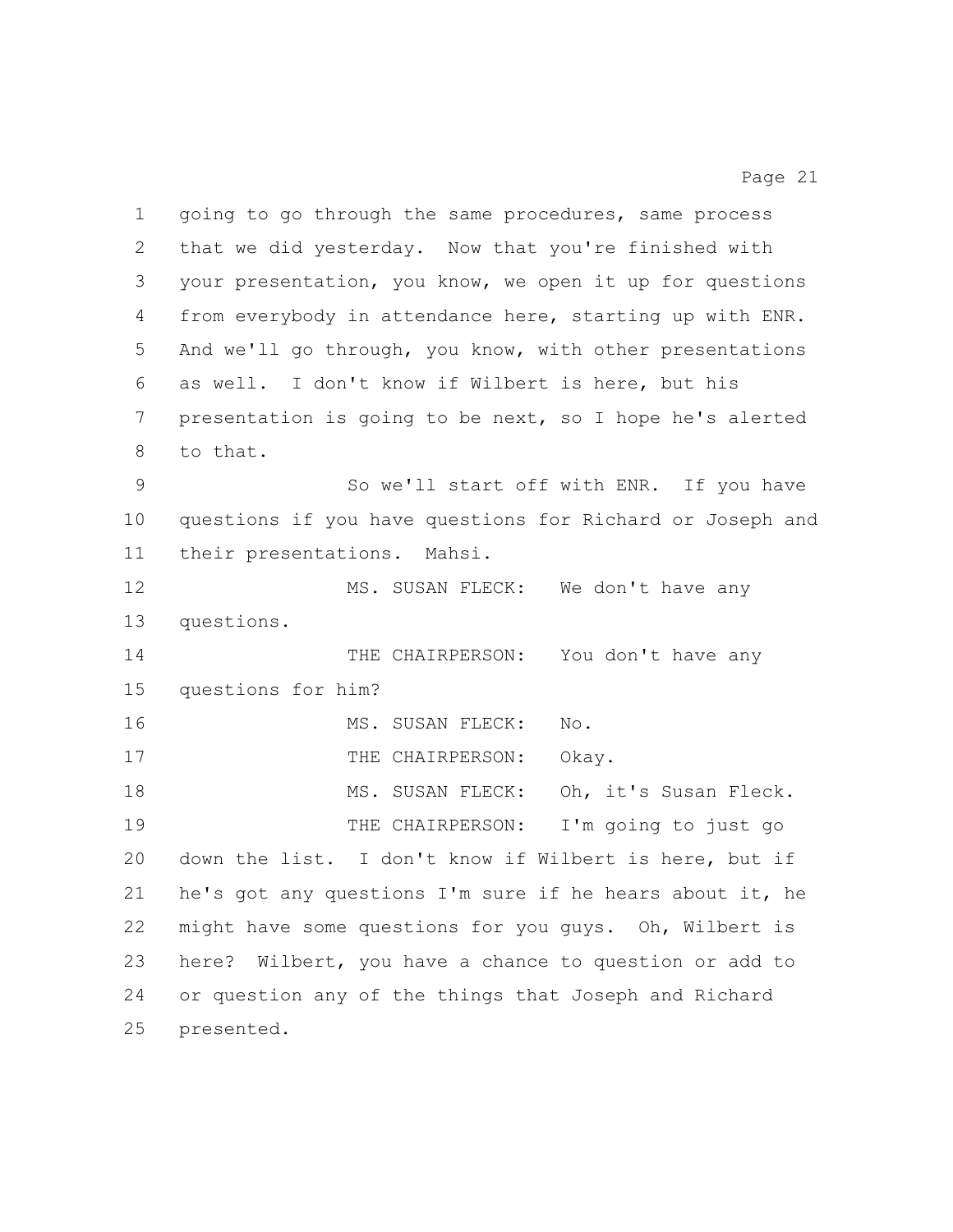going to go through the same procedures, same process that we did yesterday. Now that you're finished with your presentation, you know, we open it up for questions from everybody in attendance here, starting up with ENR. And we'll go through, you know, with other presentations as well. I don't know if Wilbert is here, but his presentation is going to be next, so I hope he's alerted to that.

So we'll start off with ENR. If you have questions if you have questions for Richard or Joseph and their presentations. Mahsi.

MS. SUSAN FLECK: We don't have any questions.

THE CHAIRPERSON: You don't have any questions for him?

MS. SUSAN FLECK: No.

THE CHAIRPERSON: Okay.

MS. SUSAN FLECK: Oh, it's Susan Fleck.

THE CHAIRPERSON: I'm going to just go down the list. I don't know if Wilbert is here, but if he's got any questions I'm sure if he hears about it, he might have some questions for you guys. Oh, Wilbert is here? Wilbert, you have a chance to question or add to or question any of the things that Joseph and Richard presented.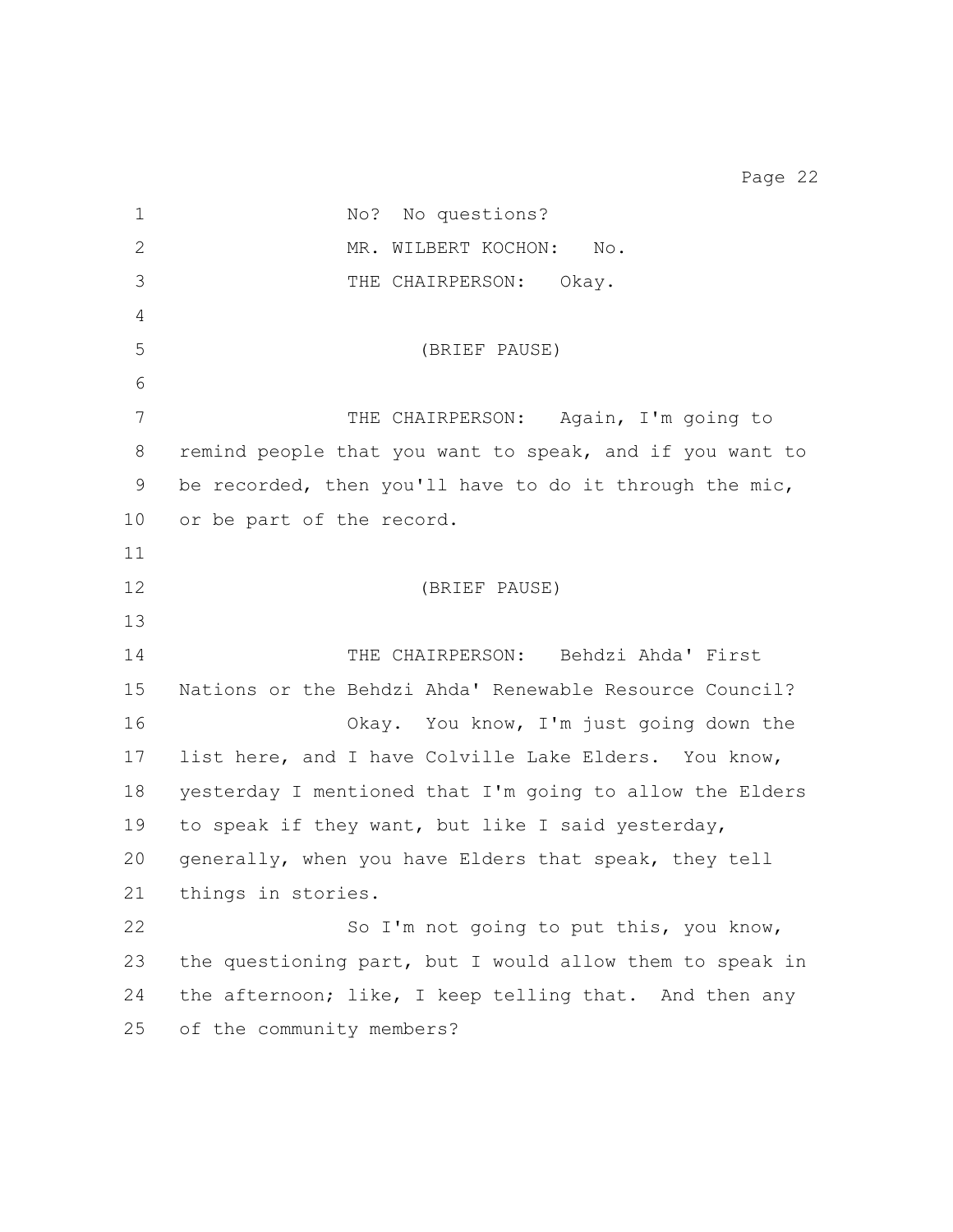No? No questions?

MR. WILBERT KOCHON: No.

THE CHAIRPERSON: Okay.

(BRIEF PAUSE)

THE CHAIRPERSON: Again, I'm going to remind people that you want to speak, and if you want to be recorded, then you'll have to do it through the mic, or be part of the record.

(BRIEF PAUSE)

THE CHAIRPERSON: Behdzi Ahda' First Nations or the Behdzi Ahda' Renewable Resource Council?

Okay. You know, I'm just going down the list here, and I have Colville Lake Elders. You know, yesterday I mentioned that I'm going to allow the Elders to speak if they want, but like I said yesterday, generally, when you have Elders that speak, they tell things in stories.

So I'm not going to put this, you know, the questioning part, but I would allow them to speak in the afternoon; like, I keep telling that. And then any of the community members?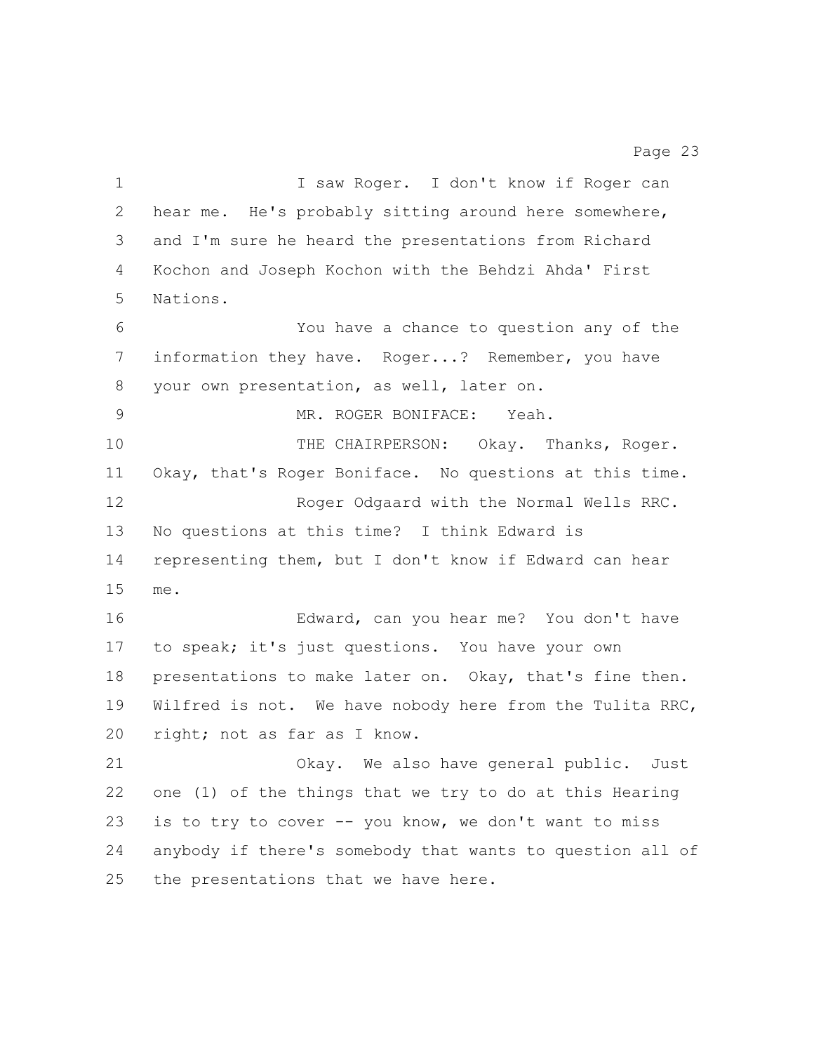I saw Roger. I don't know if Roger can hear me. He's probably sitting around here somewhere, and I'm sure he heard the presentations from Richard Kochon and Joseph Kochon with the Behdzi Ahda' First Nations.

You have a chance to question any of the information they have. Roger...? Remember, you have your own presentation, as well, later on.

MR. ROGER BONIFACE: Yeah.

THE CHAIRPERSON: Okay. Thanks, Roger. Okay, that's Roger Boniface. No questions at this time.

Roger Odgaard with the Normal Wells RRC. No questions at this time? I think Edward is representing them, but I don't know if Edward can hear me.

Edward, can you hear me? You don't have to speak; it's just questions. You have your own presentations to make later on. Okay, that's fine then. Wilfred is not. We have nobody here from the Tulita RRC, right; not as far as I know.

Okay. We also have general public. Just one (1) of the things that we try to do at this Hearing is to try to cover -- you know, we don't want to miss anybody if there's somebody that wants to question all of the presentations that we have here.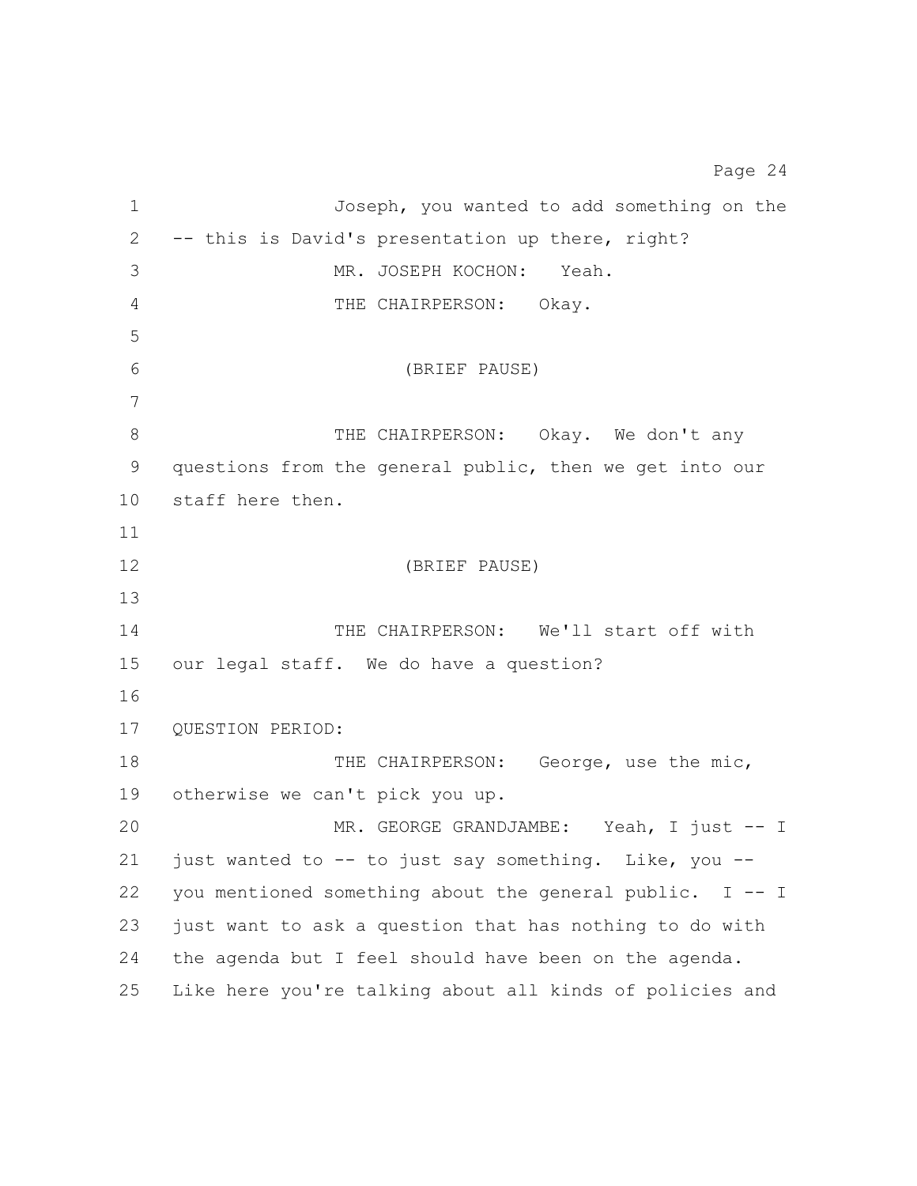Joseph, you wanted to add something on the -- this is David's presentation up there, right?

MR. JOSEPH KOCHON: Yeah.

THE CHAIRPERSON: Okay.

(BRIEF PAUSE)

THE CHAIRPERSON: Okay. We don't any questions from the general public, then we get into our staff here then.

(BRIEF PAUSE)

THE CHAIRPERSON: We'll start off with our legal staff. We do have a question?

QUESTION PERIOD:

THE CHAIRPERSON: George, use the mic, otherwise we can't pick you up.

MR. GEORGE GRANDJAMBE: Yeah, I just -- I just wanted to -- to just say something. Like, you -- you mentioned something about the general public. I -- I just want to ask a question that has nothing to do with the agenda but I feel should have been on the agenda. Like here you're talking about all kinds of policies and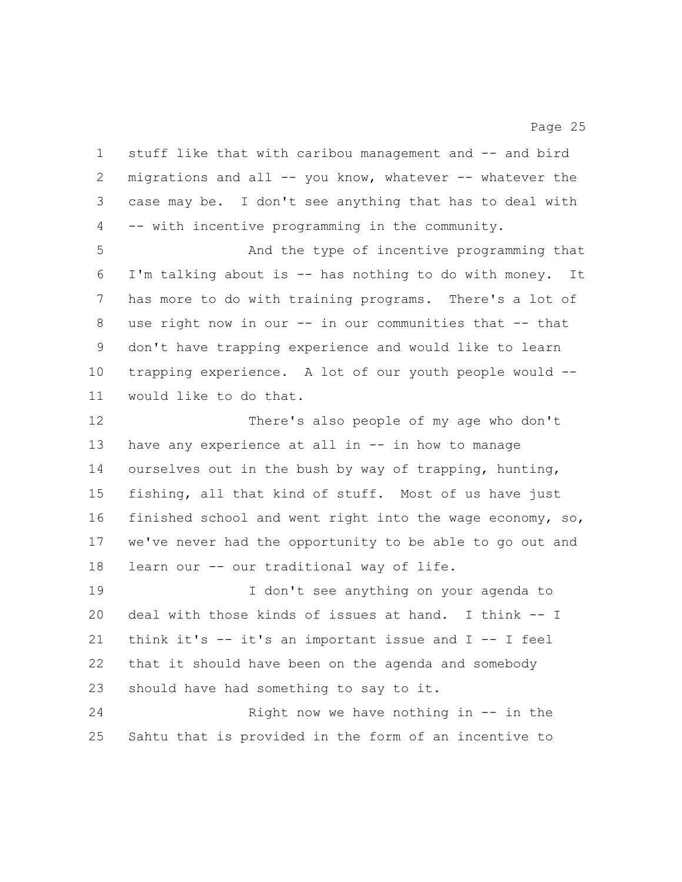stuff like that with caribou management and -- and bird migrations and all -- you know, whatever -- whatever the case may be. I don't see anything that has to deal with -- with incentive programming in the community.

And the type of incentive programming that I'm talking about is -- has nothing to do with money. It has more to do with training programs. There's a lot of use right now in our -- in our communities that -- that don't have trapping experience and would like to learn trapping experience. A lot of our youth people would -- would like to do that.

There's also people of my age who don't have any experience at all in -- in how to manage ourselves out in the bush by way of trapping, hunting, fishing, all that kind of stuff. Most of us have just finished school and went right into the wage economy, so, we've never had the opportunity to be able to go out and learn our -- our traditional way of life.

I don't see anything on your agenda to deal with those kinds of issues at hand. I think -- I think it's -- it's an important issue and I -- I feel that it should have been on the agenda and somebody should have had something to say to it.

Right now we have nothing in -- in the Sahtu that is provided in the form of an incentive to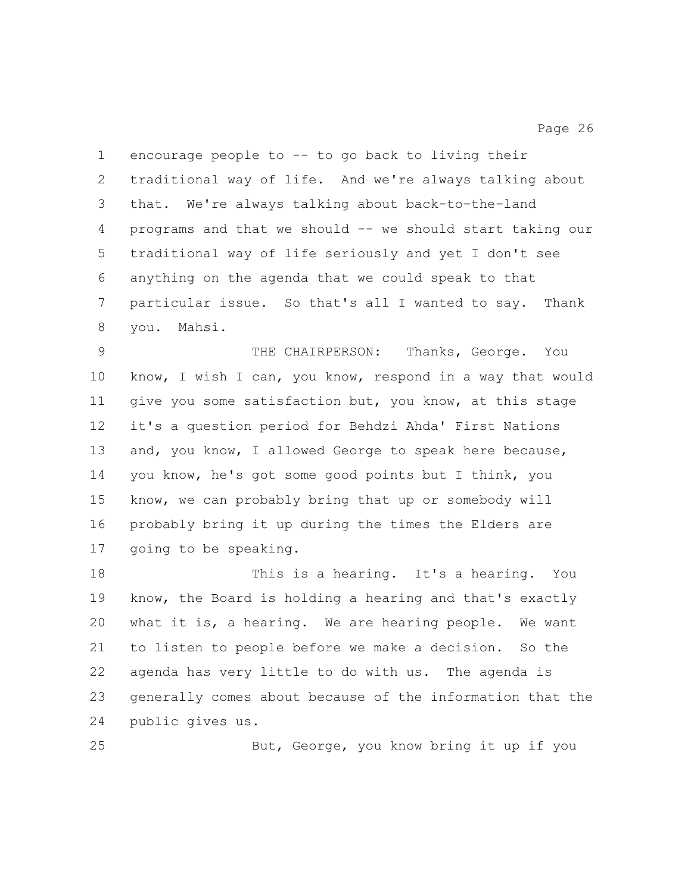encourage people to -- to go back to living their traditional way of life. And we're always talking about that. We're always talking about back-to-the-land programs and that we should -- we should start taking our traditional way of life seriously and yet I don't see anything on the agenda that we could speak to that particular issue. So that's all I wanted to say. Thank you. Mahsi.

THE CHAIRPERSON: Thanks, George. You know, I wish I can, you know, respond in a way that would give you some satisfaction but, you know, at this stage it's a question period for Behdzi Ahda' First Nations and, you know, I allowed George to speak here because, you know, he's got some good points but I think, you know, we can probably bring that up or somebody will probably bring it up during the times the Elders are going to be speaking.

This is a hearing. It's a hearing. You know, the Board is holding a hearing and that's exactly what it is, a hearing. We are hearing people. We want to listen to people before we make a decision. So the agenda has very little to do with us. The agenda is generally comes about because of the information that the public gives us.

But, George, you know bring it up if you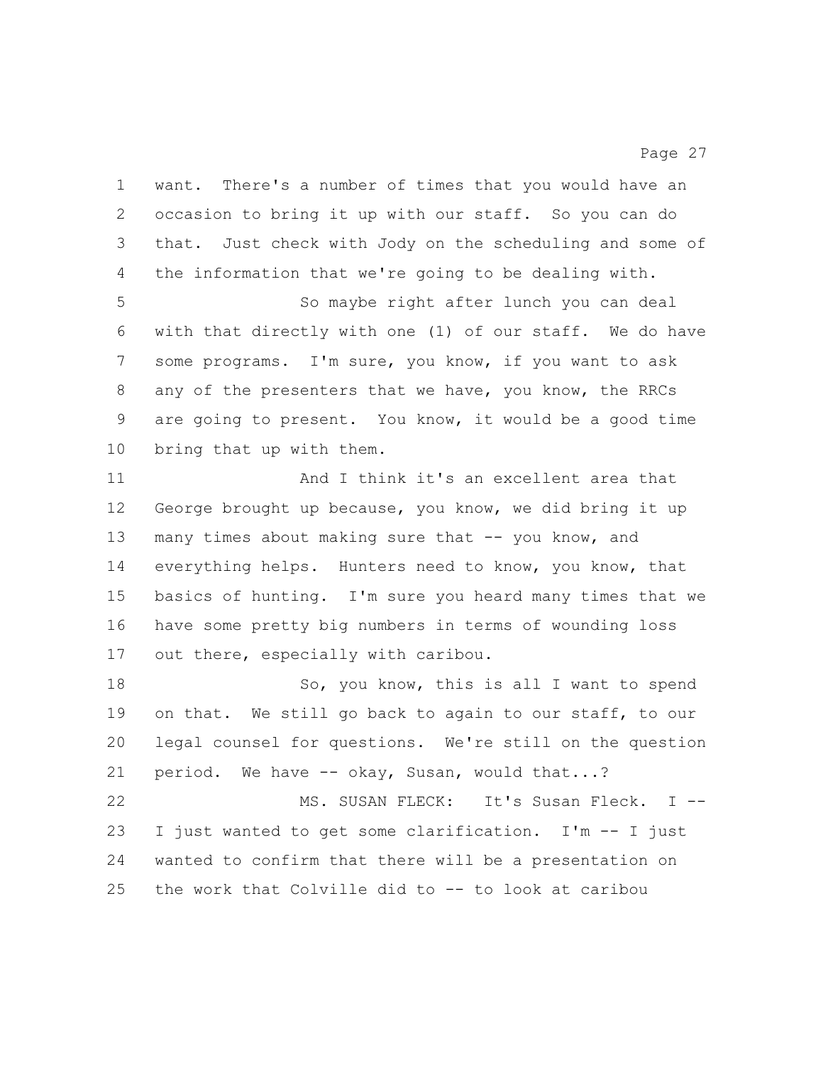want. There's a number of times that you would have an occasion to bring it up with our staff. So you can do that. Just check with Jody on the scheduling and some of the information that we're going to be dealing with.

So maybe right after lunch you can deal with that directly with one (1) of our staff. We do have some programs. I'm sure, you know, if you want to ask any of the presenters that we have, you know, the RRCs are going to present. You know, it would be a good time bring that up with them.

And I think it's an excellent area that George brought up because, you know, we did bring it up many times about making sure that -- you know, and everything helps. Hunters need to know, you know, that basics of hunting. I'm sure you heard many times that we have some pretty big numbers in terms of wounding loss out there, especially with caribou.

So, you know, this is all I want to spend on that. We still go back to again to our staff, to our legal counsel for questions. We're still on the question period. We have -- okay, Susan, would that...?

MS. SUSAN FLECK: It's Susan Fleck. I -- I just wanted to get some clarification. I'm -- I just wanted to confirm that there will be a presentation on the work that Colville did to -- to look at caribou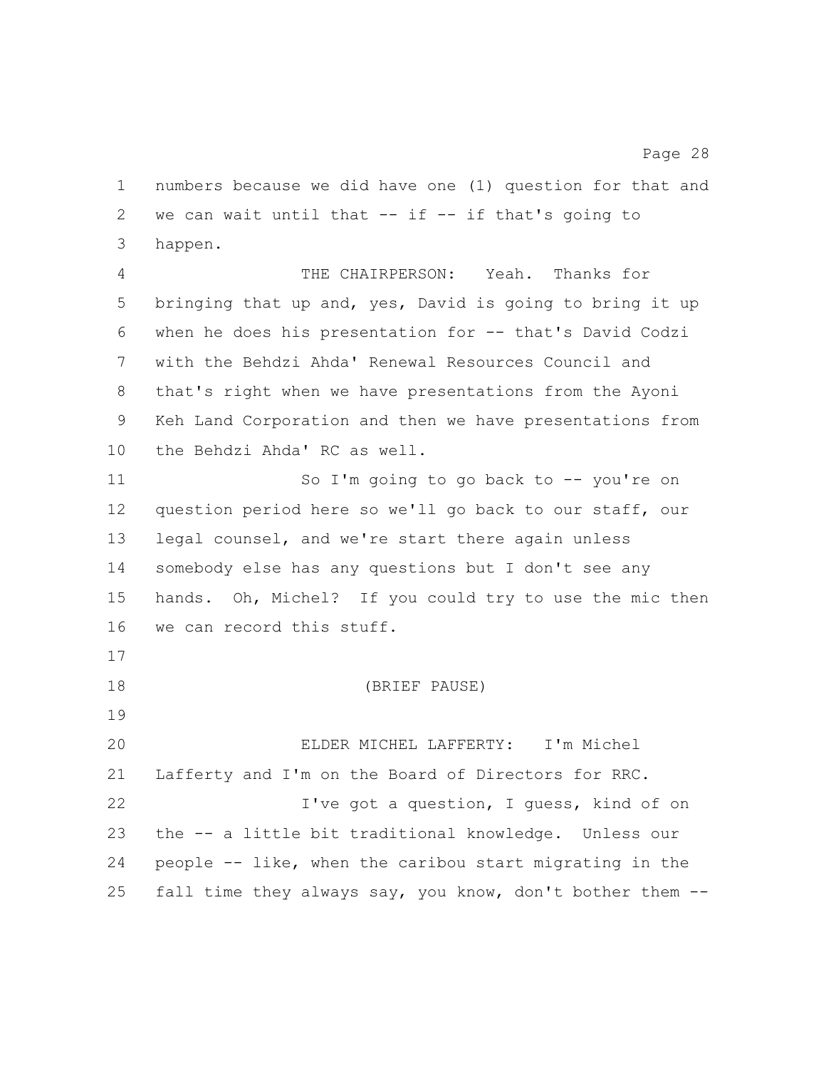numbers because we did have one (1) question for that and we can wait until that -- if -- if that's going to happen.

THE CHAIRPERSON: Yeah. Thanks for bringing that up and, yes, David is going to bring it up when he does his presentation for -- that's David Codzi with the Behdzi Ahda' Renewal Resources Council and that's right when we have presentations from the Ayoni Keh Land Corporation and then we have presentations from the Behdzi Ahda' RC as well.

So I'm going to go back to -- you're on question period here so we'll go back to our staff, our legal counsel, and we're start there again unless somebody else has any questions but I don't see any hands. Oh, Michel? If you could try to use the mic then we can record this stuff.

(BRIEF PAUSE)

ELDER MICHEL LAFFERTY: I'm Michel Lafferty and I'm on the Board of Directors for RRC.

I've got a question, I guess, kind of on the -- a little bit traditional knowledge. Unless our people -- like, when the caribou start migrating in the fall time they always say, you know, don't bother them --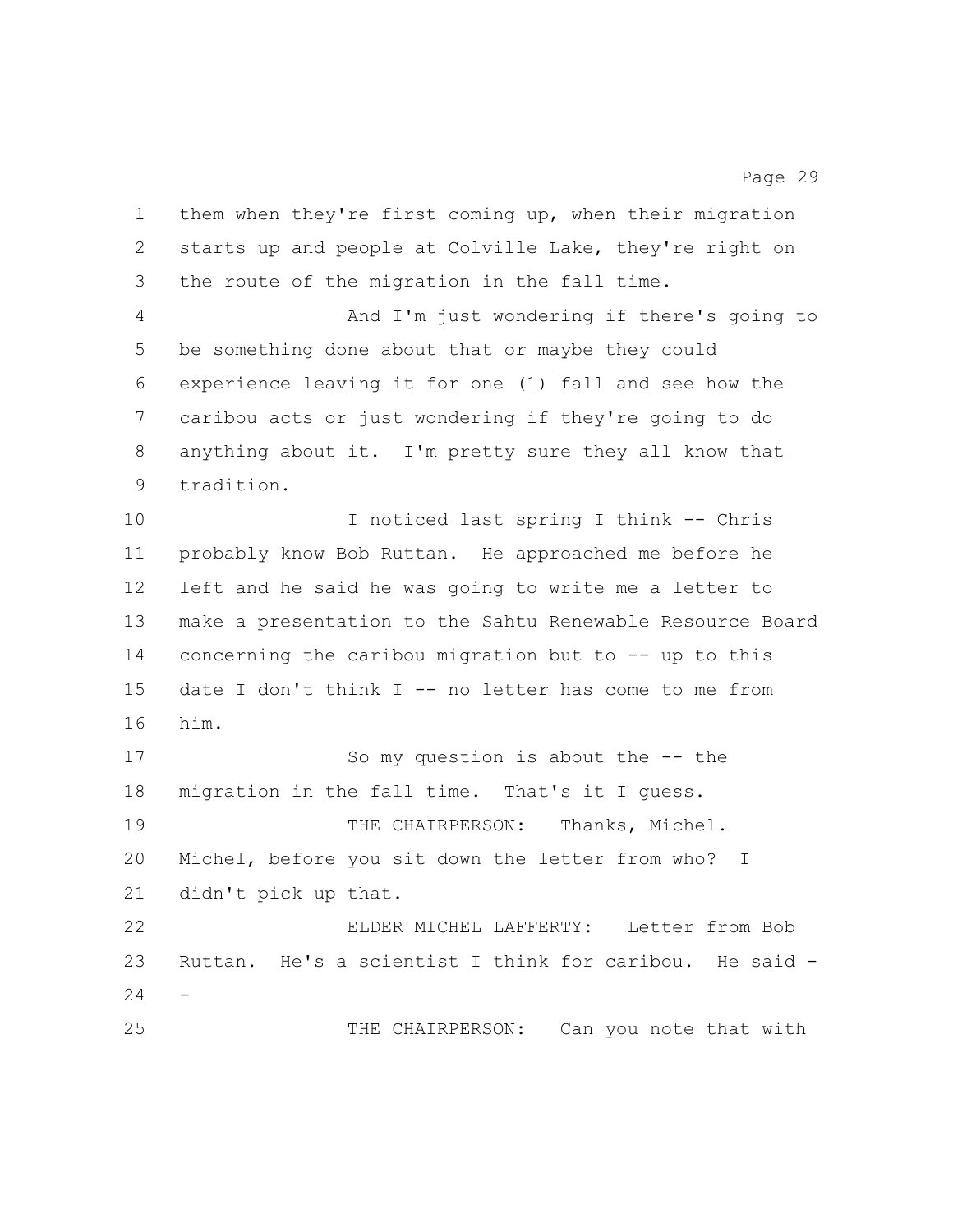them when they're first coming up, when their migration starts up and people at Colville Lake, they're right on the route of the migration in the fall time.

And I'm just wondering if there's going to be something done about that or maybe they could experience leaving it for one (1) fall and see how the caribou acts or just wondering if they're going to do anything about it. I'm pretty sure they all know that tradition.

I noticed last spring I think -- Chris probably know Bob Ruttan. He approached me before he left and he said he was going to write me a letter to make a presentation to the Sahtu Renewable Resource Board concerning the caribou migration but to -- up to this date I don't think I -- no letter has come to me from him.

So my question is about the -- the migration in the fall time. That's it I guess.

THE CHAIRPERSON: Thanks, Michel. Michel, before you sit down the letter from who? I didn't pick up that.

ELDER MICHEL LAFFERTY: Letter from Bob Ruttan. He's a scientist I think for caribou. He said --

THE CHAIRPERSON: Can you note that with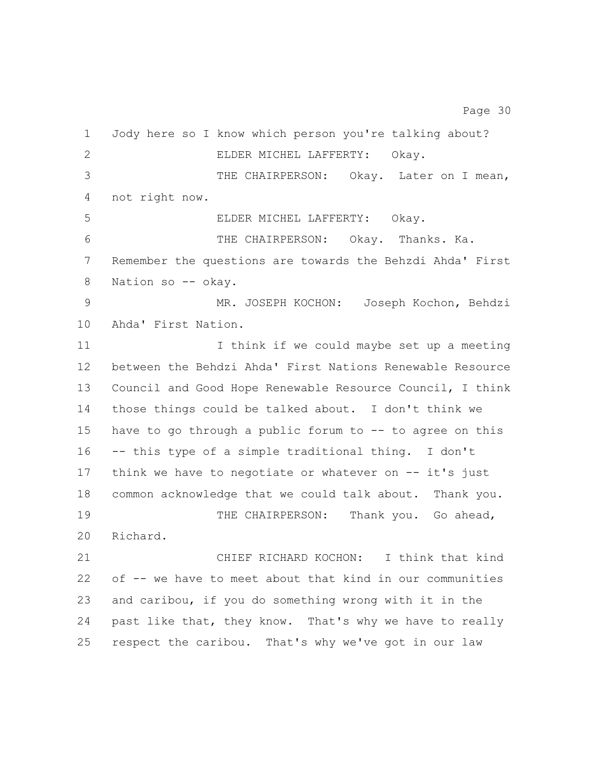Jody here so I know which person you're talking about?

ELDER MICHEL LAFFERTY: Okay.

THE CHAIRPERSON: Okay. Later on I mean, not right now.

ELDER MICHEL LAFFERTY: Okay.

THE CHAIRPERSON: Okay. Thanks. Ka. Remember the questions are towards the Behzdi Ahda' First Nation so -- okay.

MR. JOSEPH KOCHON: Joseph Kochon, Behzdi Ahda' First Nation.

I think if we could maybe set up a meeting between the Behzdi Ahda' First Nations Renewable Resource Council and Good Hope Renewable Resource Council, I think those things could be talked about. I don't think we have to go through a public forum to -- to agree on this -- this type of a simple traditional thing. I don't think we have to negotiate or whatever on -- it's just common acknowledge that we could talk about. Thank you.

THE CHAIRPERSON: Thank you. Go ahead, Richard.

CHIEF RICHARD KOCHON: I think that kind of -- we have to meet about that kind in our communities and caribou, if you do something wrong with it in the past like that, they know. That's why we have to really respect the caribou. That's why we've got in our law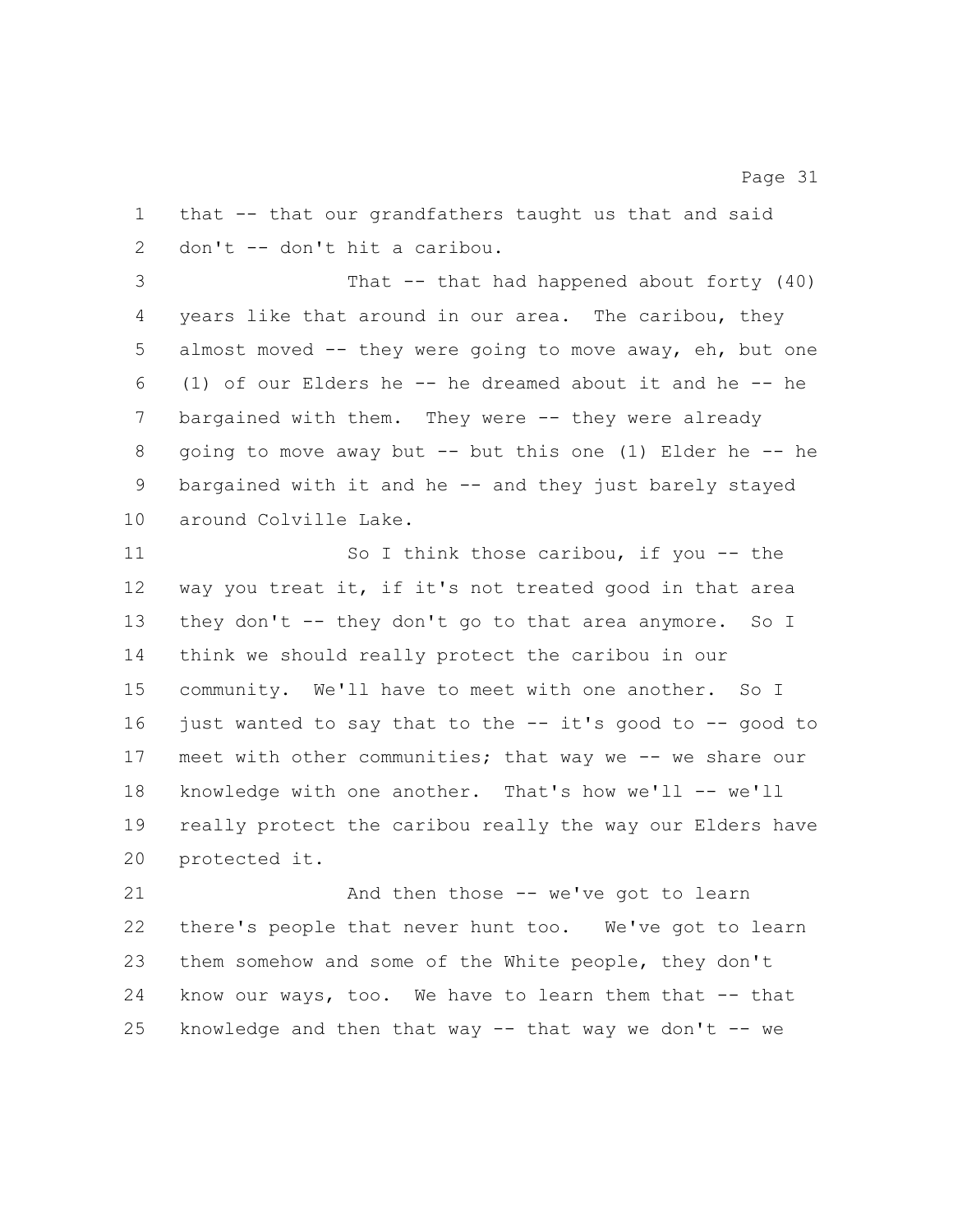that -- that our grandfathers taught us that and said don't -- don't hit a caribou.

That -- that had happened about forty (40) years like that around in our area. The caribou, they almost moved -- they were going to move away, eh, but one (1) of our Elders he -- he dreamed about it and he -- he bargained with them. They were -- they were already going to move away but -- but this one (1) Elder he -- he bargained with it and he -- and they just barely stayed around Colville Lake.

So I think those caribou, if you -- the way you treat it, if it's not treated good in that area they don't -- they don't go to that area anymore. So I think we should really protect the caribou in our community. We'll have to meet with one another. So I just wanted to say that to the -- it's good to -- good to meet with other communities; that way we -- we share our knowledge with one another. That's how we'll -- we'll really protect the caribou really the way our Elders have protected it.

And then those -- we've got to learn there's people that never hunt too. We've got to learn them somehow and some of the White people, they don't know our ways, too. We have to learn them that -- that knowledge and then that way -- that way we don't -- we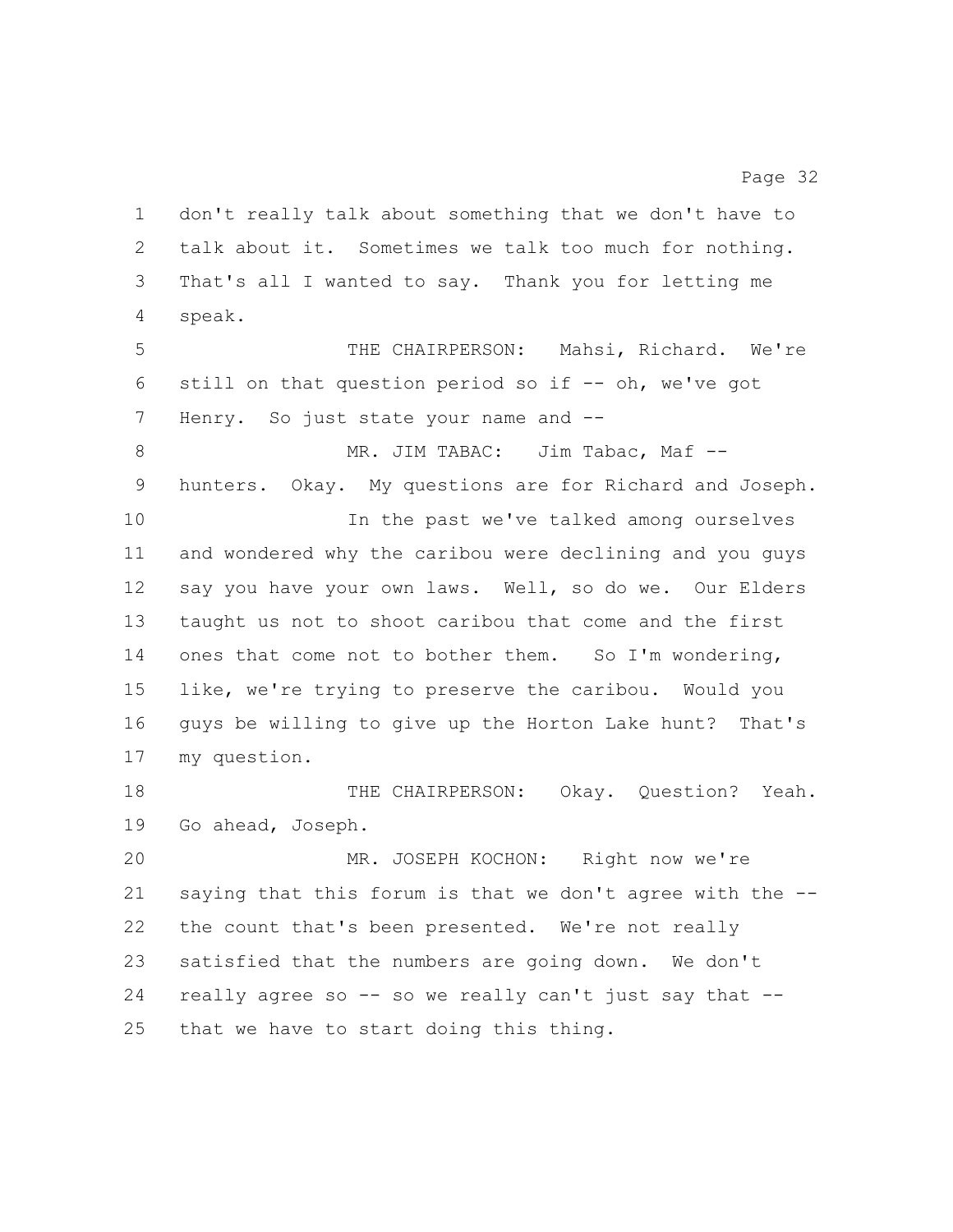don't really talk about something that we don't have to talk about it. Sometimes we talk too much for nothing. That's all I wanted to say. Thank you for letting me speak.

THE CHAIRPERSON: Mahsi, Richard. We're still on that question period so if -- oh, we've got Henry. So just state your name and --

MR. JIM TABAC: Jim Tabac, Maf -- hunters. Okay. My questions are for Richard and Joseph.

In the past we've talked among ourselves and wondered why the caribou were declining and you guys say you have your own laws. Well, so do we. Our Elders taught us not to shoot caribou that come and the first ones that come not to bother them. So I'm wondering, like, we're trying to preserve the caribou. Would you guys be willing to give up the Horton Lake hunt? That's my question.

THE CHAIRPERSON: Okay. Question? Yeah. Go ahead, Joseph.

MR. JOSEPH KOCHON: Right now we're saying that this forum is that we don't agree with the -- the count that's been presented. We're not really satisfied that the numbers are going down. We don't really agree so -- so we really can't just say that -- that we have to start doing this thing.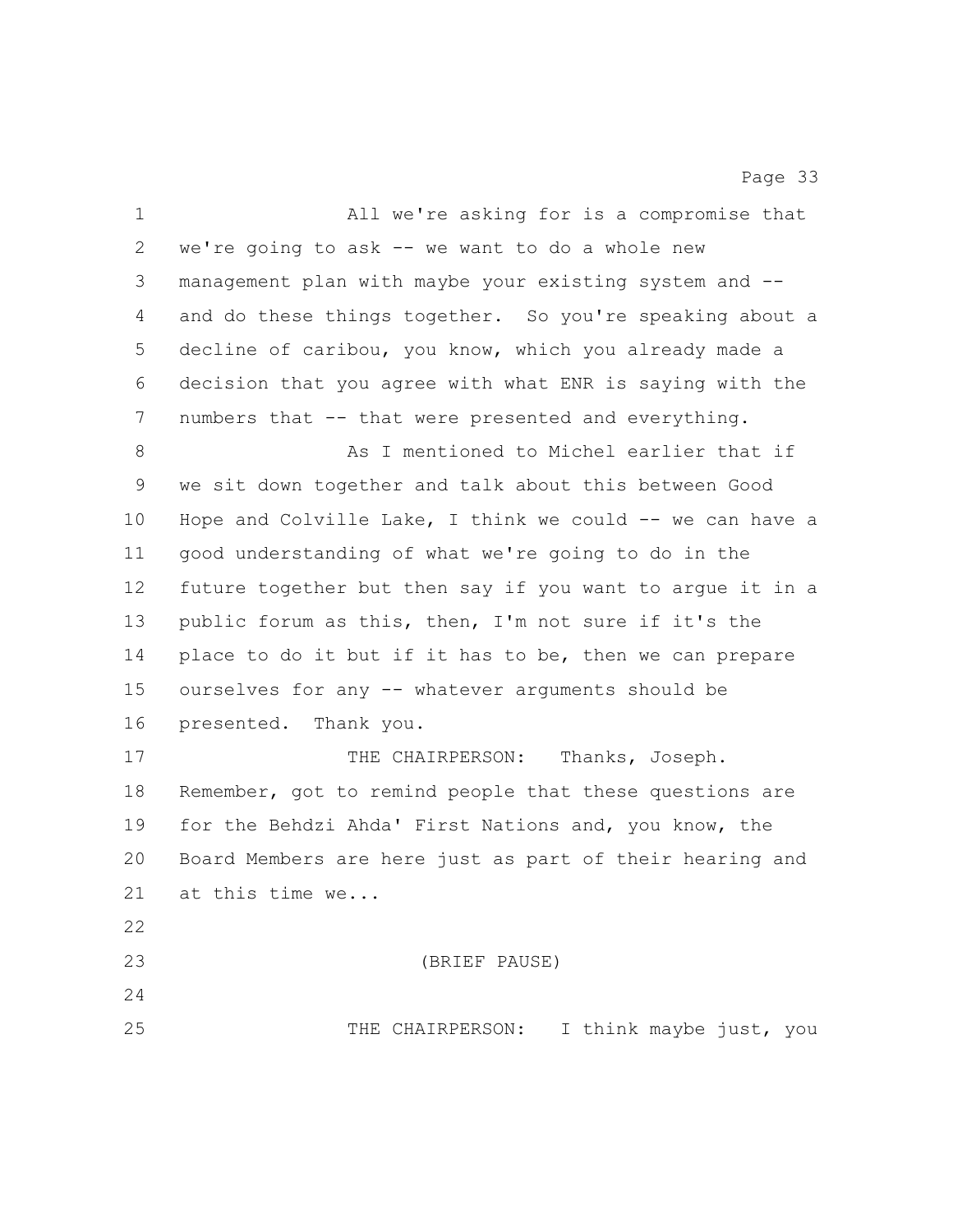All we're asking for is a compromise that we're going to ask -- we want to do a whole new management plan with maybe your existing system and -- and do these things together. So you're speaking about a decline of caribou, you know, which you already made a decision that you agree with what ENR is saying with the numbers that -- that were presented and everything.

As I mentioned to Michel earlier that if we sit down together and talk about this between Good Hope and Colville Lake, I think we could -- we can have a good understanding of what we're going to do in the future together but then say if you want to argue it in a public forum as this, then, I'm not sure if it's the place to do it but if it has to be, then we can prepare ourselves for any -- whatever arguments should be presented. Thank you.

THE CHAIRPERSON: Thanks, Joseph. Remember, got to remind people that these questions are for the Behdzi Ahda' First Nations and, you know, the Board Members are here just as part of their hearing and at this time we...

(BRIEF PAUSE)

THE CHAIRPERSON: I think maybe just, you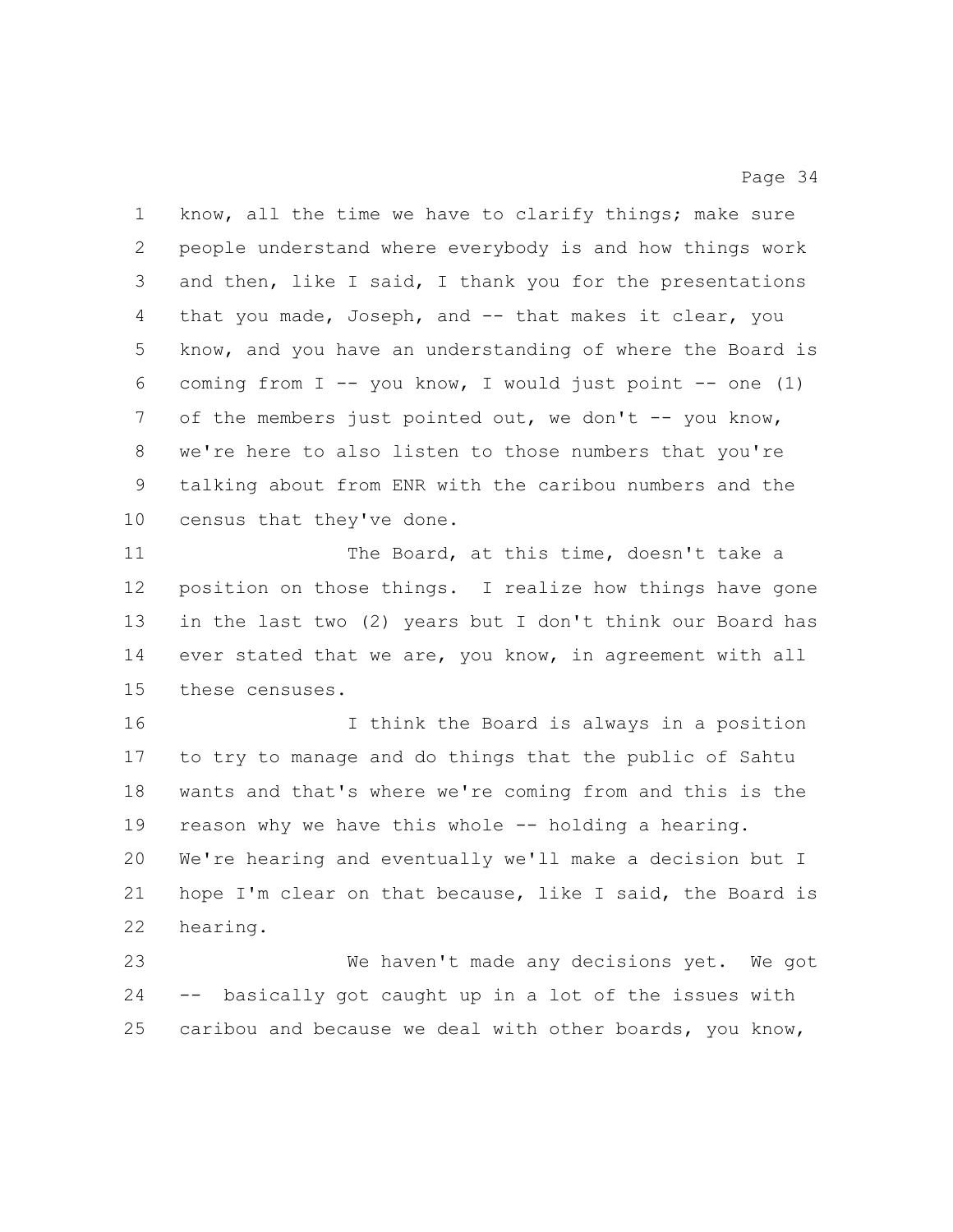know, all the time we have to clarify things; make sure people understand where everybody is and how things work and then, like I said, I thank you for the presentations that you made, Joseph, and -- that makes it clear, you know, and you have an understanding of where the Board is coming from I -- you know, I would just point -- one (1) of the members just pointed out, we don't -- you know, we're here to also listen to those numbers that you're talking about from ENR with the caribou numbers and the census that they've done.

The Board, at this time, doesn't take a position on those things. I realize how things have gone in the last two (2) years but I don't think our Board has ever stated that we are, you know, in agreement with all these censuses.

I think the Board is always in a position to try to manage and do things that the public of Sahtu wants and that's where we're coming from and this is the reason why we have this whole -- holding a hearing. We're hearing and eventually we'll make a decision but I hope I'm clear on that because, like I said, the Board is hearing.

We haven't made any decisions yet. We got -- basically got caught up in a lot of the issues with caribou and because we deal with other boards, you know,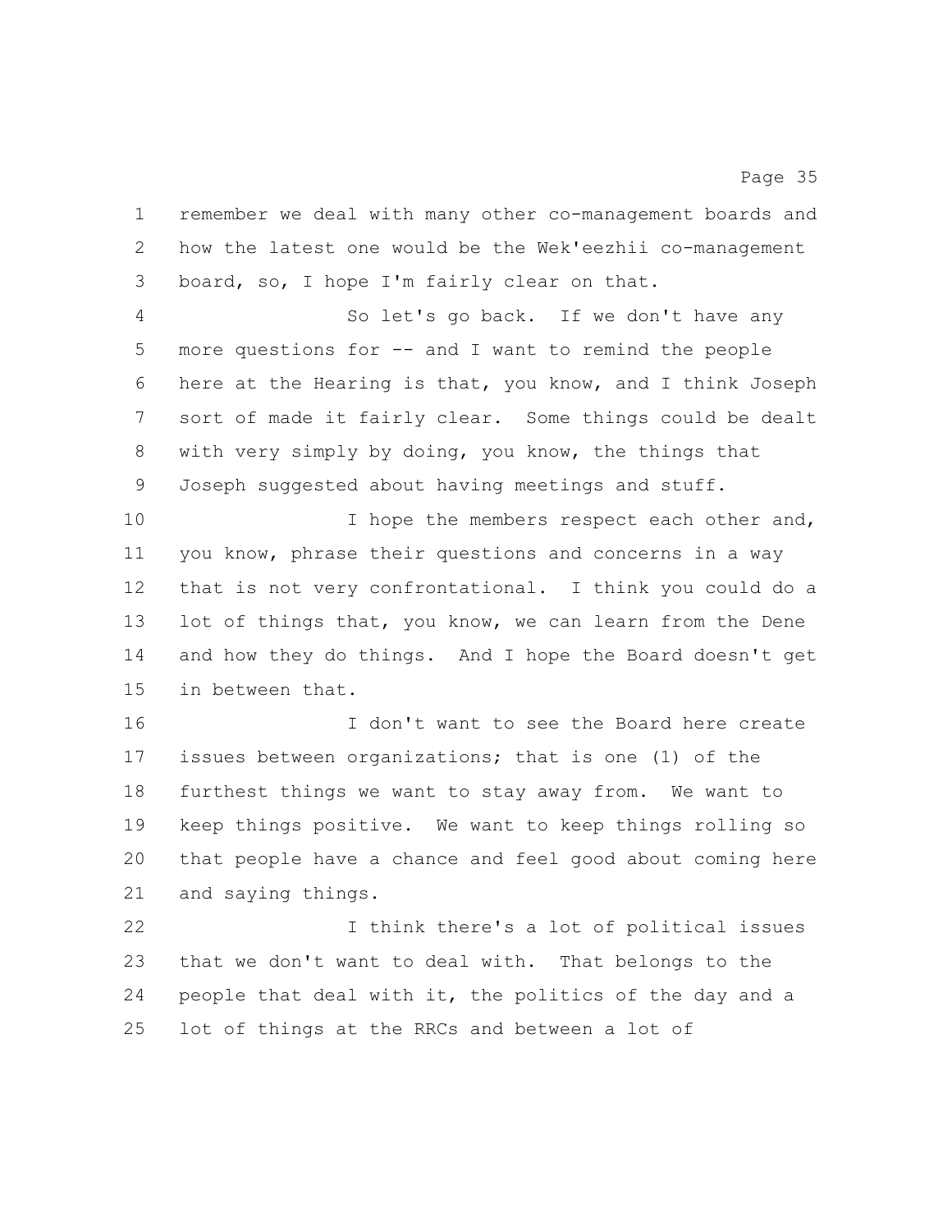remember we deal with many other co-management boards and how the latest one would be the Wek'eezhii co-management board, so, I hope I'm fairly clear on that.

So let's go back. If we don't have any more questions for -- and I want to remind the people here at the Hearing is that, you know, and I think Joseph sort of made it fairly clear. Some things could be dealt with very simply by doing, you know, the things that Joseph suggested about having meetings and stuff.

I hope the members respect each other and, you know, phrase their questions and concerns in a way that is not very confrontational. I think you could do a lot of things that, you know, we can learn from the Dene and how they do things. And I hope the Board doesn't get in between that.

I don't want to see the Board here create issues between organizations; that is one (1) of the furthest things we want to stay away from. We want to keep things positive. We want to keep things rolling so that people have a chance and feel good about coming here and saying things.

I think there's a lot of political issues that we don't want to deal with. That belongs to the people that deal with it, the politics of the day and a lot of things at the RRCs and between a lot of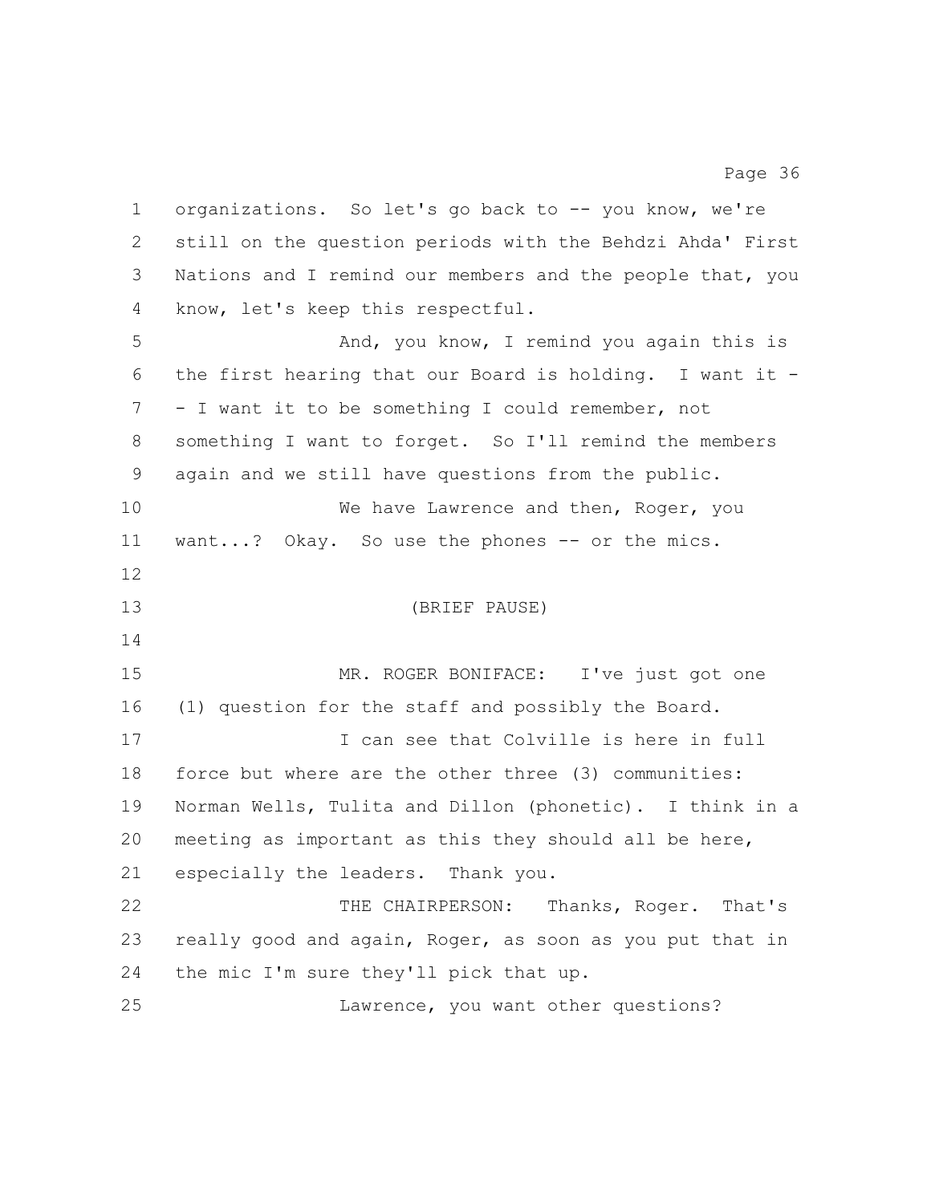organizations. So let's go back to -- you know, we're still on the question periods with the Behdzi Ahda' First Nations and I remind our members and the people that, you know, let's keep this respectful.

And, you know, I remind you again this is the first hearing that our Board is holding. I want it -- I want it to be something I could remember, not something I want to forget. So I'll remind the members again and we still have questions from the public.

We have Lawrence and then, Roger, you want...? Okay. So use the phones -- or the mics.

(BRIEF PAUSE)

MR. ROGER BONIFACE: I've just got one (1) question for the staff and possibly the Board.

I can see that Colville is here in full force but where are the other three (3) communities: Norman Wells, Tulita and Dillon (phonetic). I think in a meeting as important as this they should all be here, especially the leaders. Thank you.

THE CHAIRPERSON: Thanks, Roger. That's really good and again, Roger, as soon as you put that in the mic I'm sure they'll pick that up.

Lawrence, you want other questions?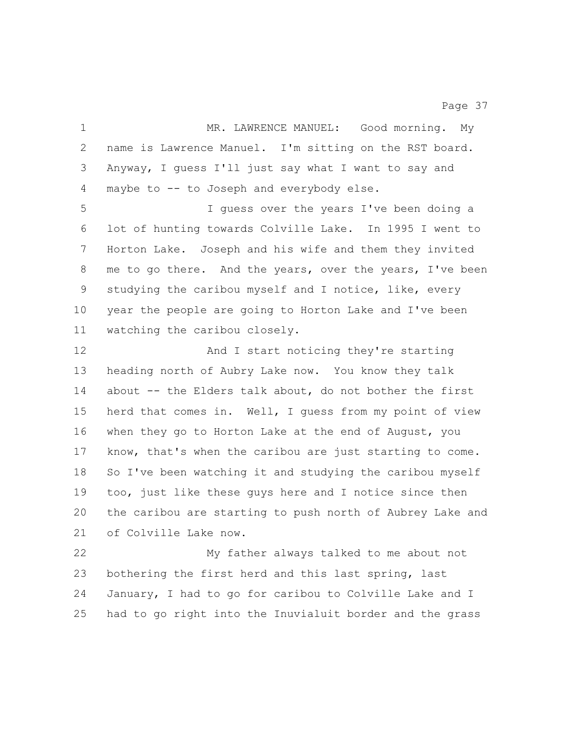MR. LAWRENCE MANUEL: Good morning. My name is Lawrence Manuel. I'm sitting on the RST board. Anyway, I guess I'll just say what I want to say and maybe to -- to Joseph and everybody else.

I guess over the years I've been doing a lot of hunting towards Colville Lake. In 1995 I went to Horton Lake. Joseph and his wife and them they invited me to go there. And the years, over the years, I've been studying the caribou myself and I notice, like, every year the people are going to Horton Lake and I've been watching the caribou closely.

And I start noticing they're starting heading north of Aubry Lake now. You know they talk about -- the Elders talk about, do not bother the first herd that comes in. Well, I guess from my point of view when they go to Horton Lake at the end of August, you know, that's when the caribou are just starting to come. So I've been watching it and studying the caribou myself too, just like these guys here and I notice since then the caribou are starting to push north of Aubrey Lake and of Colville Lake now.

My father always talked to me about not bothering the first herd and this last spring, last January, I had to go for caribou to Colville Lake and I had to go right into the Inuvialuit border and the grass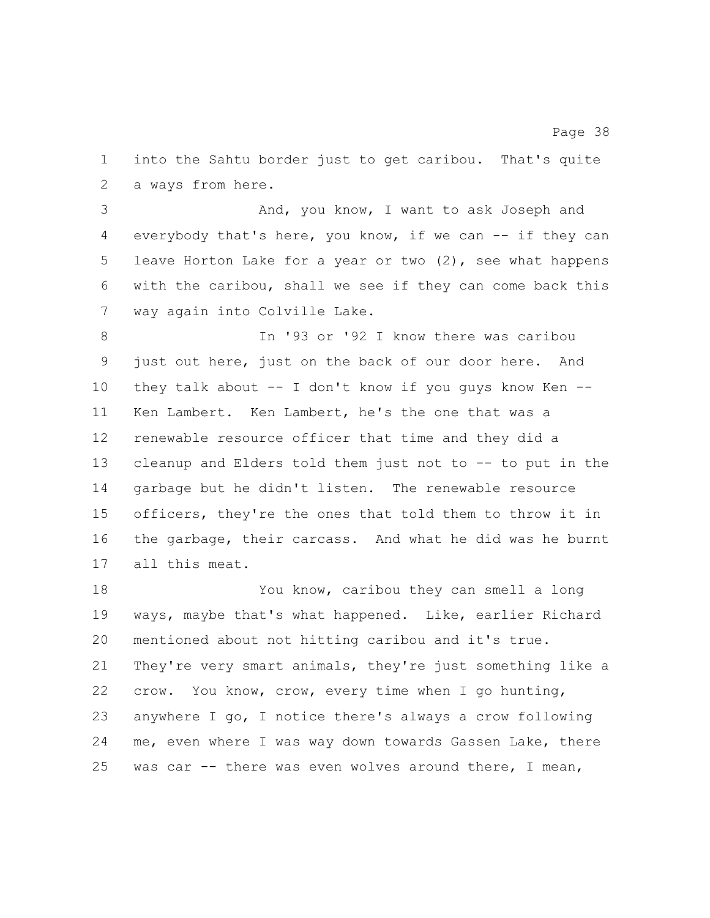into the Sahtu border just to get caribou. That's quite a ways from here.

And, you know, I want to ask Joseph and everybody that's here, you know, if we can -- if they can leave Horton Lake for a year or two (2), see what happens with the caribou, shall we see if they can come back this way again into Colville Lake.

In '93 or '92 I know there was caribou just out here, just on the back of our door here. And they talk about -- I don't know if you guys know Ken -- Ken Lambert. Ken Lambert, he's the one that was a renewable resource officer that time and they did a cleanup and Elders told them just not to -- to put in the garbage but he didn't listen. The renewable resource officers, they're the ones that told them to throw it in the garbage, their carcass. And what he did was he burnt all this meat.

You know, caribou they can smell a long ways, maybe that's what happened. Like, earlier Richard mentioned about not hitting caribou and it's true. They're very smart animals, they're just something like a crow. You know, crow, every time when I go hunting, anywhere I go, I notice there's always a crow following me, even where I was way down towards Gassen Lake, there was car -- there was even wolves around there, I mean,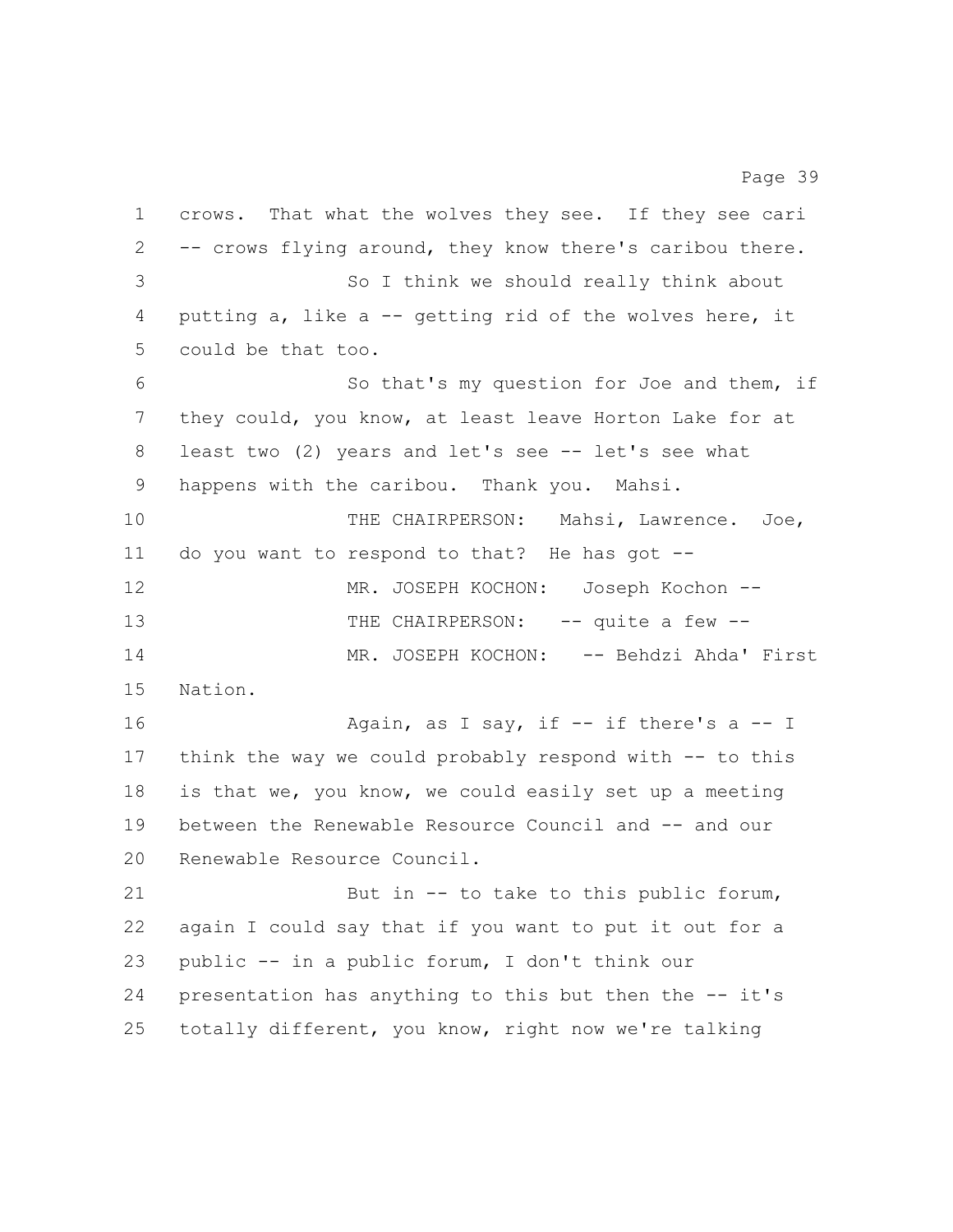crows. That what the wolves they see. If they see cari -- crows flying around, they know there's caribou there.

So I think we should really think about putting a, like a -- getting rid of the wolves here, it could be that too.

So that's my question for Joe and them, if they could, you know, at least leave Horton Lake for at least two (2) years and let's see -- let's see what happens with the caribou. Thank you. Mahsi.

THE CHAIRPERSON: Mahsi, Lawrence. Joe, do you want to respond to that? He has got --

MR. JOSEPH KOCHON: Joseph Kochon --

THE CHAIRPERSON: -- quite a few --

MR. JOSEPH KOCHON: -- Behdzi Ahda' First Nation.

Again, as I say, if -- if there's a -- I think the way we could probably respond with -- to this is that we, you know, we could easily set up a meeting between the Renewable Resource Council and -- and our Renewable Resource Council.

But in -- to take to this public forum, again I could say that if you want to put it out for a public -- in a public forum, I don't think our presentation has anything to this but then the -- it's totally different, you know, right now we're talking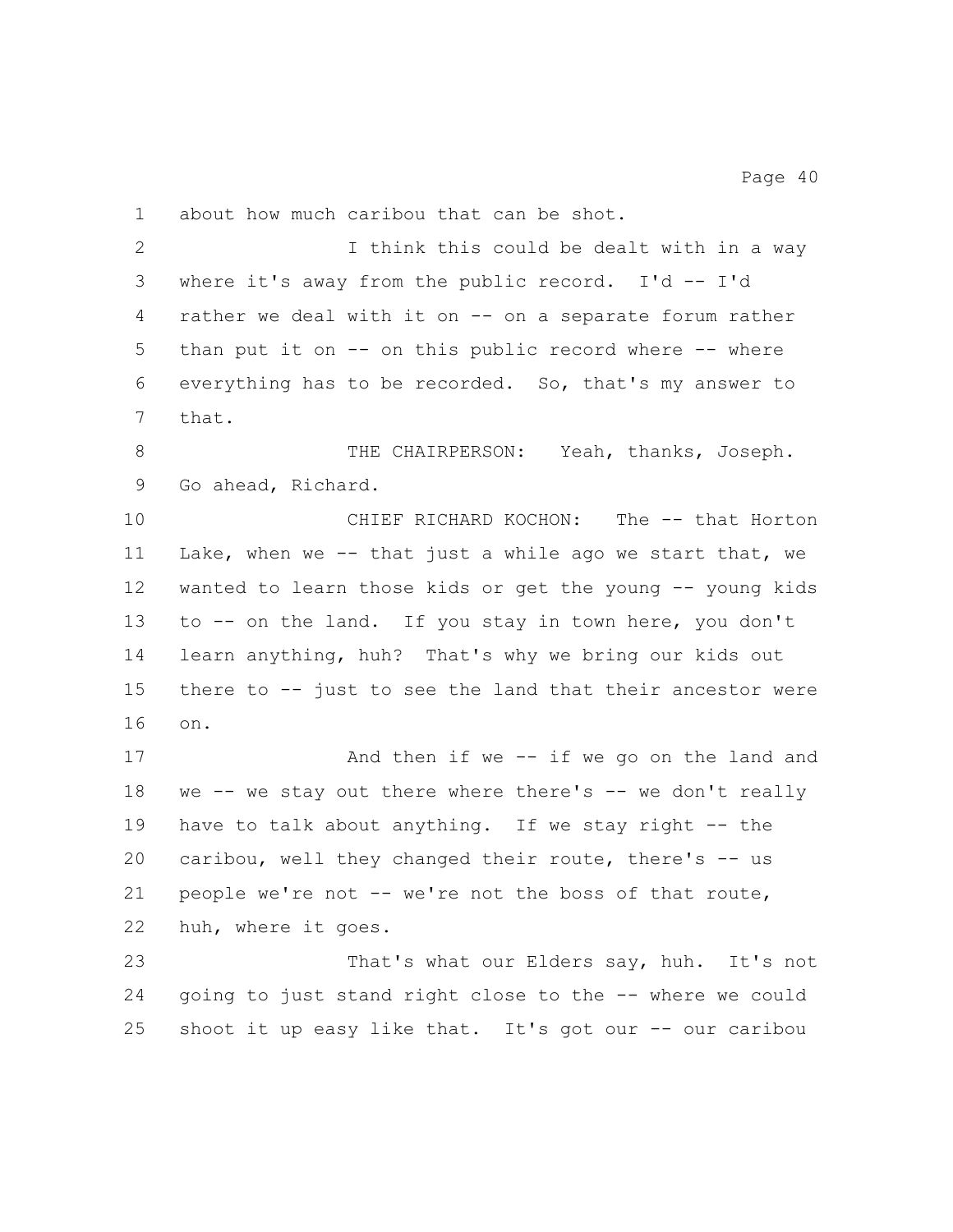about how much caribou that can be shot.

I think this could be dealt with in a way where it's away from the public record. I'd -- I'd rather we deal with it on -- on a separate forum rather than put it on -- on this public record where -- where everything has to be recorded. So, that's my answer to that.

THE CHAIRPERSON: Yeah, thanks, Joseph. Go ahead, Richard.

CHIEF RICHARD KOCHON: The -- that Horton Lake, when we -- that just a while ago we start that, we wanted to learn those kids or get the young -- young kids to -- on the land. If you stay in town here, you don't learn anything, huh? That's why we bring our kids out there to -- just to see the land that their ancestor were on.

And then if we -- if we go on the land and we -- we stay out there where there's -- we don't really have to talk about anything. If we stay right -- the caribou, well they changed their route, there's -- us people we're not -- we're not the boss of that route, huh, where it goes.

That's what our Elders say, huh. It's not going to just stand right close to the -- where we could shoot it up easy like that. It's got our -- our caribou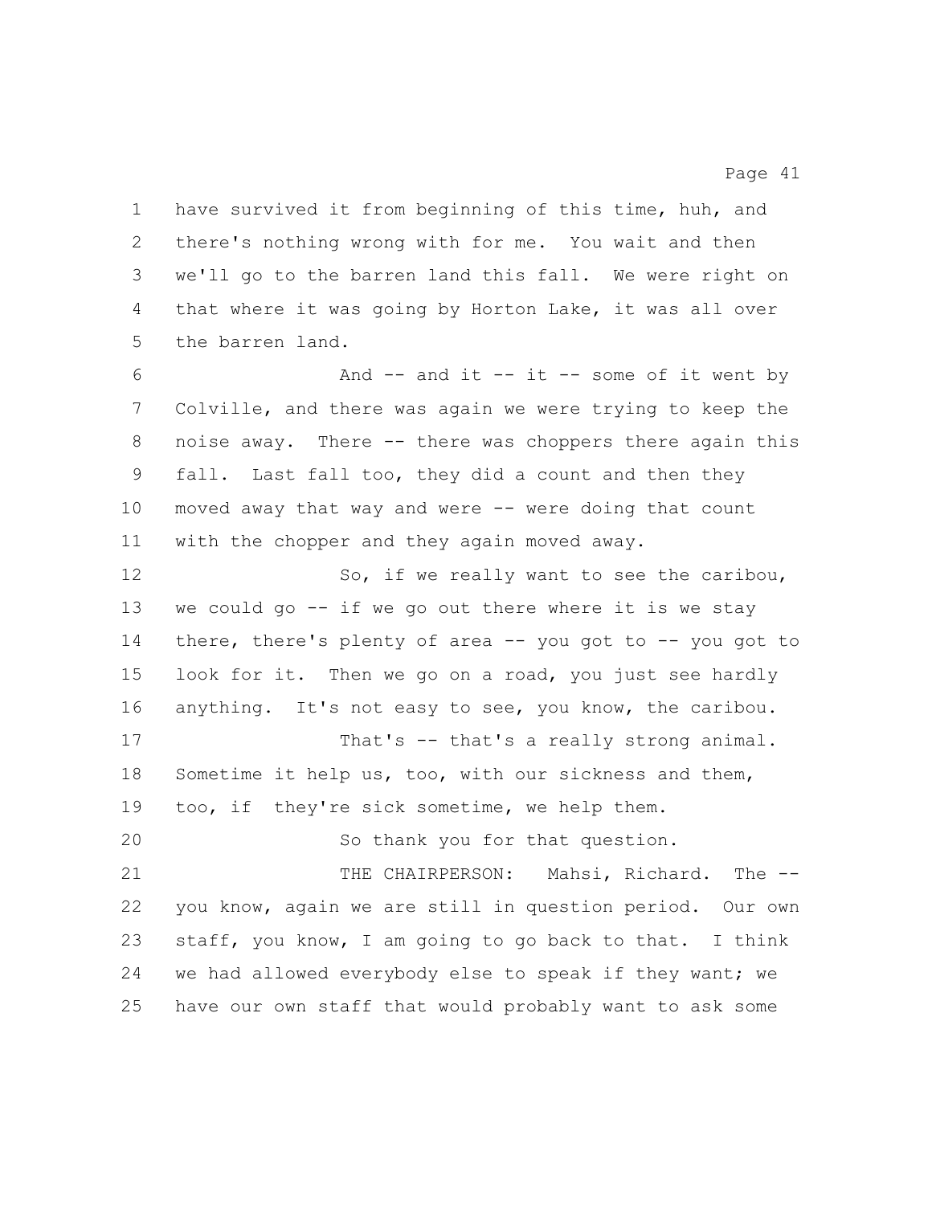have survived it from beginning of this time, huh, and there's nothing wrong with for me. You wait and then we'll go to the barren land this fall. We were right on that where it was going by Horton Lake, it was all over the barren land.

And -- and it -- it -- some of it went by Colville, and there was again we were trying to keep the noise away. There -- there was choppers there again this fall. Last fall too, they did a count and then they moved away that way and were -- were doing that count with the chopper and they again moved away.

So, if we really want to see the caribou, we could go -- if we go out there where it is we stay there, there's plenty of area -- you got to -- you got to look for it. Then we go on a road, you just see hardly anything. It's not easy to see, you know, the caribou.

That's -- that's a really strong animal. Sometime it help us, too, with our sickness and them, too, if they're sick sometime, we help them.

So thank you for that question.

THE CHAIRPERSON: Mahsi, Richard. The -- you know, again we are still in question period. Our own staff, you know, I am going to go back to that. I think we had allowed everybody else to speak if they want; we have our own staff that would probably want to ask some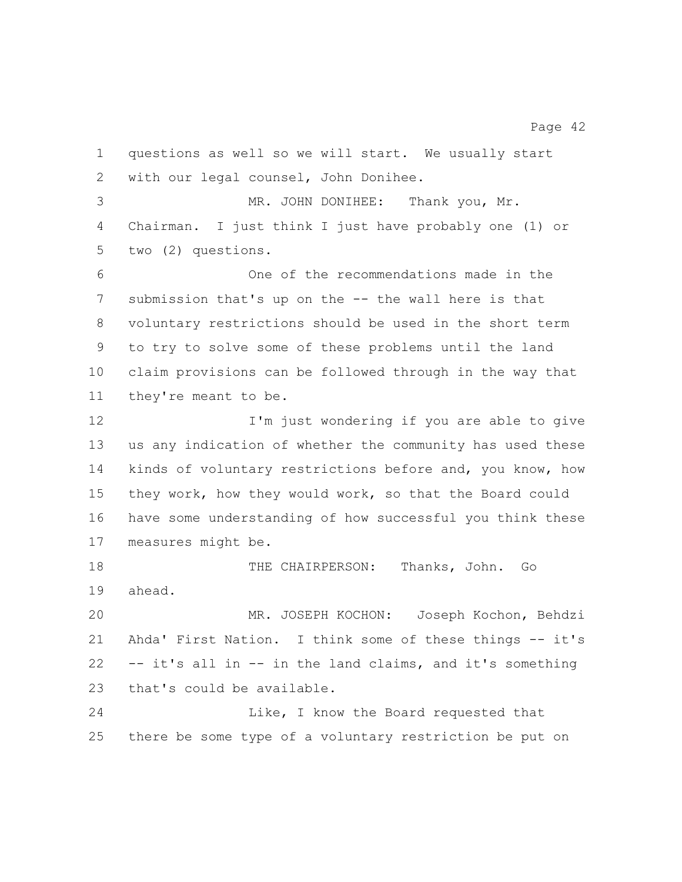questions as well so we will start. We usually start with our legal counsel, John Donihee.

MR. JOHN DONIHEE: Thank you, Mr. Chairman. I just think I just have probably one (1) or two (2) questions.

One of the recommendations made in the submission that's up on the -- the wall here is that voluntary restrictions should be used in the short term to try to solve some of these problems until the land claim provisions can be followed through in the way that they're meant to be.

I'm just wondering if you are able to give us any indication of whether the community has used these kinds of voluntary restrictions before and, you know, how they work, how they would work, so that the Board could have some understanding of how successful you think these measures might be.

THE CHAIRPERSON: Thanks, John. Go ahead.

MR. JOSEPH KOCHON: Joseph Kochon, Behdzi Ahda' First Nation. I think some of these things -- it's -- it's all in -- in the land claims, and it's something that's could be available.

Like, I know the Board requested that there be some type of a voluntary restriction be put on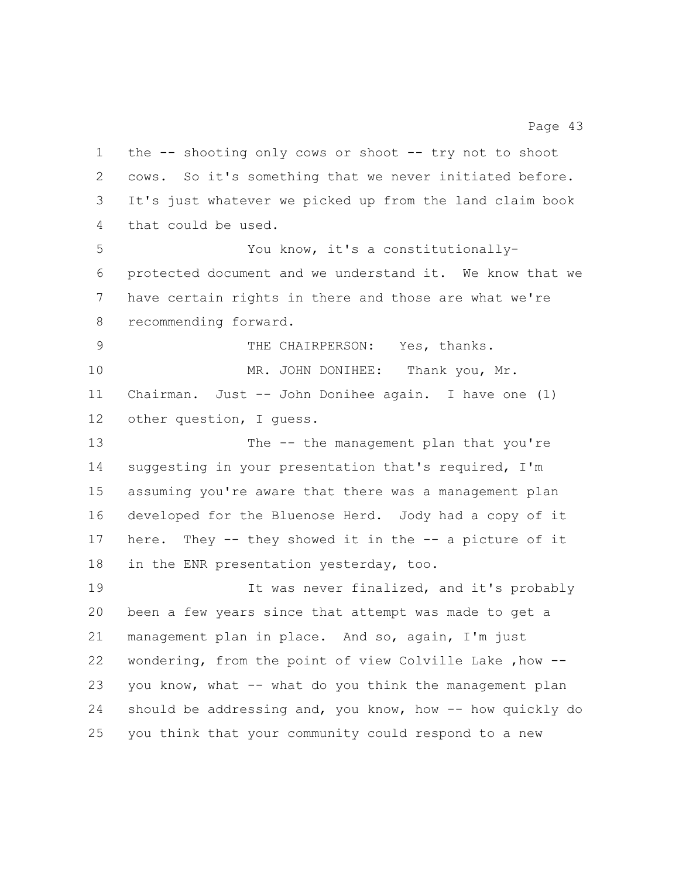the -- shooting only cows or shoot -- try not to shoot cows. So it's something that we never initiated before. It's just whatever we picked up from the land claim book that could be used.

You know, it's a constitutionally-protected document and we understand it. We know that we have certain rights in there and those are what we're recommending forward.

THE CHAIRPERSON: Yes, thanks.

MR. JOHN DONIHEE: Thank you, Mr. Chairman. Just -- John Donihee again. I have one (1) other question, I guess.

The -- the management plan that you're suggesting in your presentation that's required, I'm assuming you're aware that there was a management plan developed for the Bluenose Herd. Jody had a copy of it here. They -- they showed it in the -- a picture of it in the ENR presentation yesterday, too.

It was never finalized, and it's probably been a few years since that attempt was made to get a management plan in place. And so, again, I'm just wondering, from the point of view Colville Lake ,how -- you know, what -- what do you think the management plan should be addressing and, you know, how -- how quickly do you think that your community could respond to a new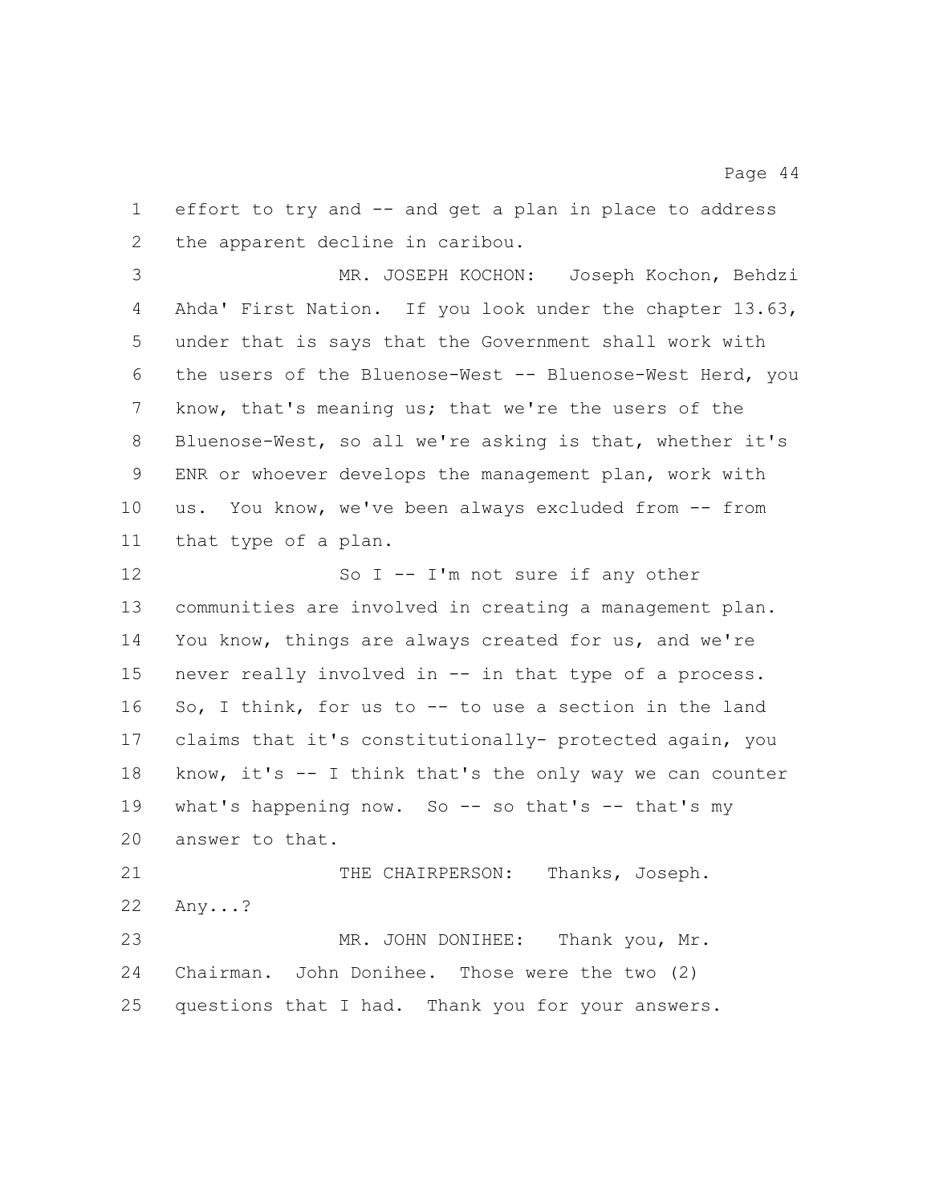effort to try and -- and get a plan in place to address the apparent decline in caribou.

MR. JOSEPH KOCHON: Joseph Kochon, Behdzi Ahda' First Nation. If you look under the chapter 13.63, under that is says that the Government shall work with the users of the Bluenose-West -- Bluenose-West Herd, you know, that's meaning us; that we're the users of the Bluenose-West, so all we're asking is that, whether it's ENR or whoever develops the management plan, work with us. You know, we've been always excluded from -- from that type of a plan.

So I -- I'm not sure if any other communities are involved in creating a management plan. You know, things are always created for us, and we're never really involved in -- in that type of a process. So, I think, for us to -- to use a section in the land claims that it's constitutionally- protected again, you know, it's -- I think that's the only way we can counter what's happening now. So -- so that's -- that's my answer to that.

THE CHAIRPERSON: Thanks, Joseph. Any...?

MR. JOHN DONIHEE: Thank you, Mr. Chairman. John Donihee. Those were the two (2) questions that I had. Thank you for your answers.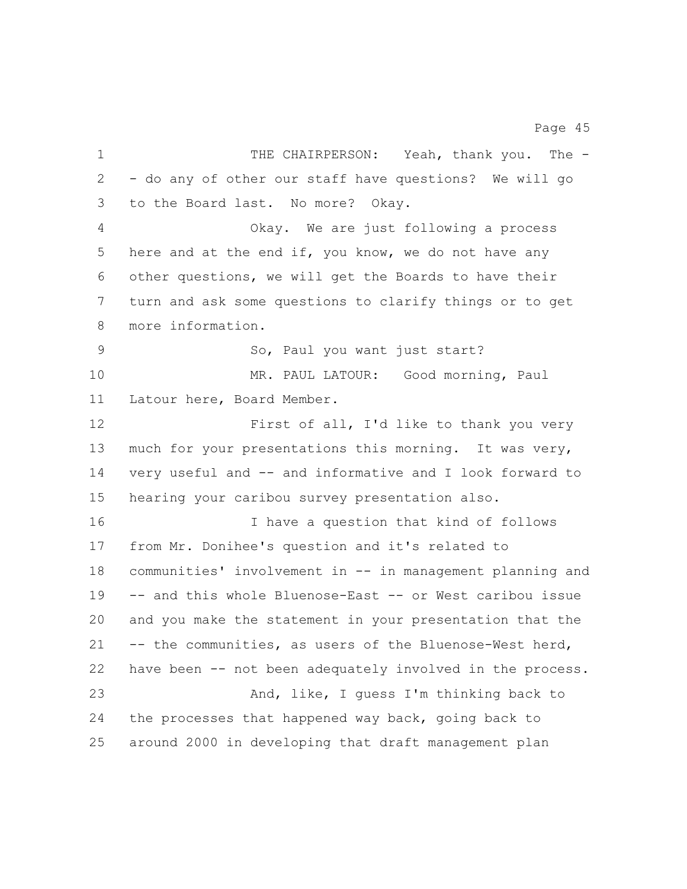THE CHAIRPERSON: Yeah, thank you. The -- do any of other our staff have questions? We will go to the Board last. No more? Okay.

Okay. We are just following a process here and at the end if, you know, we do not have any other questions, we will get the Boards to have their turn and ask some questions to clarify things or to get more information.

So, Paul you want just start?

MR. PAUL LATOUR: Good morning, Paul Latour here, Board Member.

First of all, I'd like to thank you very much for your presentations this morning. It was very, very useful and -- and informative and I look forward to hearing your caribou survey presentation also.

I have a question that kind of follows from Mr. Donihee's question and it's related to communities' involvement in -- in management planning and -- and this whole Bluenose-East -- or West caribou issue and you make the statement in your presentation that the -- the communities, as users of the Bluenose-West herd, have been -- not been adequately involved in the process.

And, like, I guess I'm thinking back to the processes that happened way back, going back to around 2000 in developing that draft management plan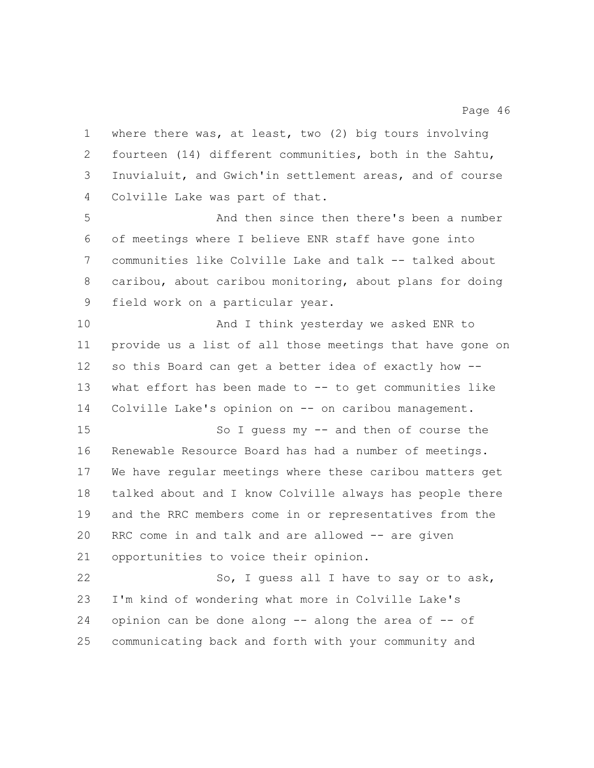where there was, at least, two (2) big tours involving fourteen (14) different communities, both in the Sahtu, Inuvialuit, and Gwich'in settlement areas, and of course Colville Lake was part of that.

And then since then there's been a number of meetings where I believe ENR staff have gone into communities like Colville Lake and talk -- talked about caribou, about caribou monitoring, about plans for doing field work on a particular year.

And I think yesterday we asked ENR to provide us a list of all those meetings that have gone on so this Board can get a better idea of exactly how -- what effort has been made to -- to get communities like Colville Lake's opinion on -- on caribou management.

So I guess my -- and then of course the Renewable Resource Board has had a number of meetings. We have regular meetings where these caribou matters get talked about and I know Colville always has people there and the RRC members come in or representatives from the RRC come in and talk and are allowed -- are given opportunities to voice their opinion.

So, I guess all I have to say or to ask, I'm kind of wondering what more in Colville Lake's opinion can be done along -- along the area of -- of communicating back and forth with your community and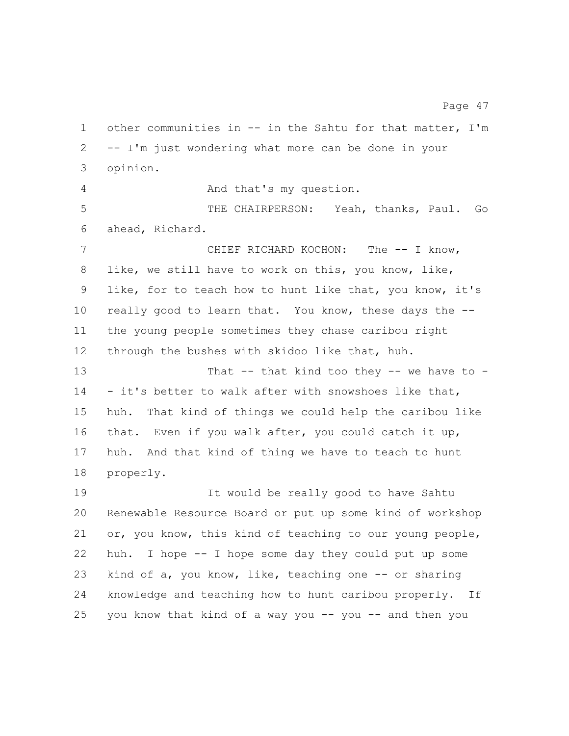other communities in -- in the Sahtu for that matter, I'm -- I'm just wondering what more can be done in your opinion.

And that's my question.

THE CHAIRPERSON: Yeah, thanks, Paul. Go ahead, Richard.

CHIEF RICHARD KOCHON: The -- I know, like, we still have to work on this, you know, like, like, for to teach how to hunt like that, you know, it's really good to learn that. You know, these days the -- the young people sometimes they chase caribou right through the bushes with skidoo like that, huh.

That -- that kind too they -- we have to -- it's better to walk after with snowshoes like that, huh. That kind of things we could help the caribou like that. Even if you walk after, you could catch it up, huh. And that kind of thing we have to teach to hunt properly.

It would be really good to have Sahtu Renewable Resource Board or put up some kind of workshop or, you know, this kind of teaching to our young people, huh. I hope -- I hope some day they could put up some kind of a, you know, like, teaching one -- or sharing knowledge and teaching how to hunt caribou properly. If you know that kind of a way you -- you -- and then you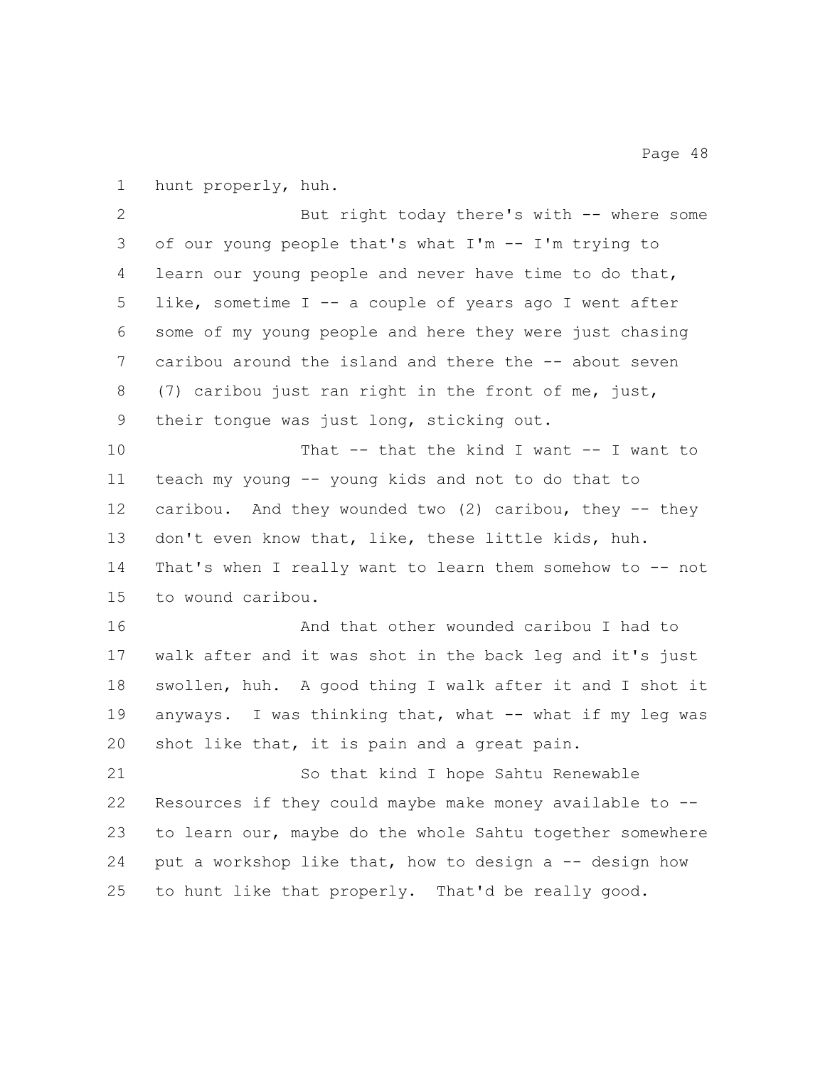hunt properly, huh.

But right today there's with -- where some of our young people that's what I'm -- I'm trying to learn our young people and never have time to do that, like, sometime I -- a couple of years ago I went after some of my young people and here they were just chasing caribou around the island and there the -- about seven (7) caribou just ran right in the front of me, just, their tongue was just long, sticking out.

That -- that the kind I want -- I want to teach my young -- young kids and not to do that to caribou. And they wounded two (2) caribou, they -- they don't even know that, like, these little kids, huh. That's when I really want to learn them somehow to -- not to wound caribou.

And that other wounded caribou I had to walk after and it was shot in the back leg and it's just swollen, huh. A good thing I walk after it and I shot it anyways. I was thinking that, what -- what if my leg was shot like that, it is pain and a great pain.

So that kind I hope Sahtu Renewable Resources if they could maybe make money available to -- to learn our, maybe do the whole Sahtu together somewhere put a workshop like that, how to design a -- design how to hunt like that properly. That'd be really good.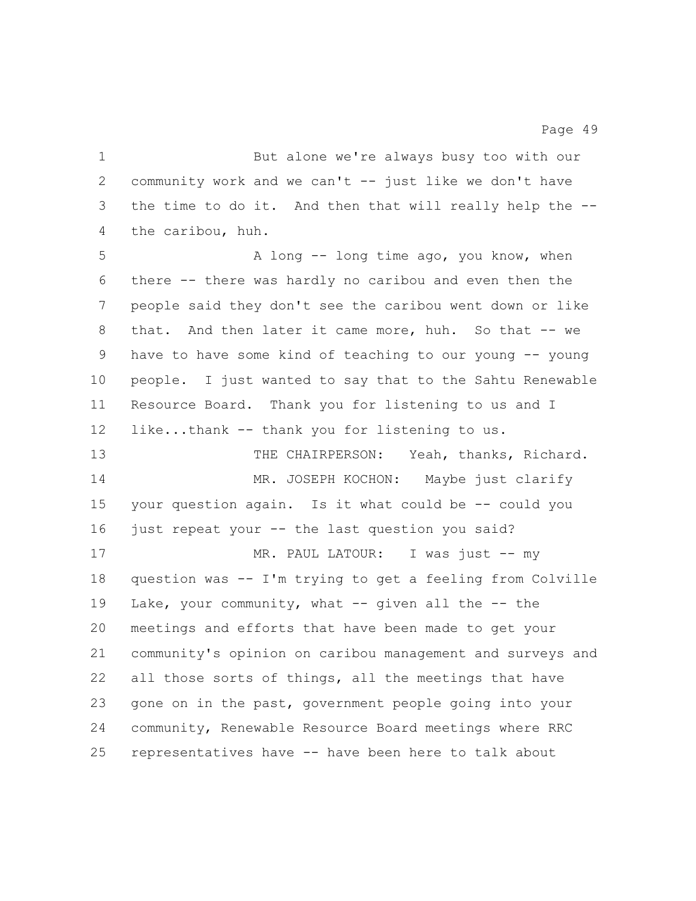But alone we're always busy too with our community work and we can't -- just like we don't have the time to do it. And then that will really help the -- the caribou, huh.

A long -- long time ago, you know, when there -- there was hardly no caribou and even then the people said they don't see the caribou went down or like that. And then later it came more, huh. So that -- we have to have some kind of teaching to our young -- young people. I just wanted to say that to the Sahtu Renewable Resource Board. Thank you for listening to us and I like...thank -- thank you for listening to us.

THE CHAIRPERSON: Yeah, thanks, Richard.

MR. JOSEPH KOCHON: Maybe just clarify your question again. Is it what could be -- could you just repeat your -- the last question you said?

MR. PAUL LATOUR: I was just -- my question was -- I'm trying to get a feeling from Colville Lake, your community, what -- given all the -- the meetings and efforts that have been made to get your community's opinion on caribou management and surveys and all those sorts of things, all the meetings that have gone on in the past, government people going into your community, Renewable Resource Board meetings where RRC representatives have -- have been here to talk about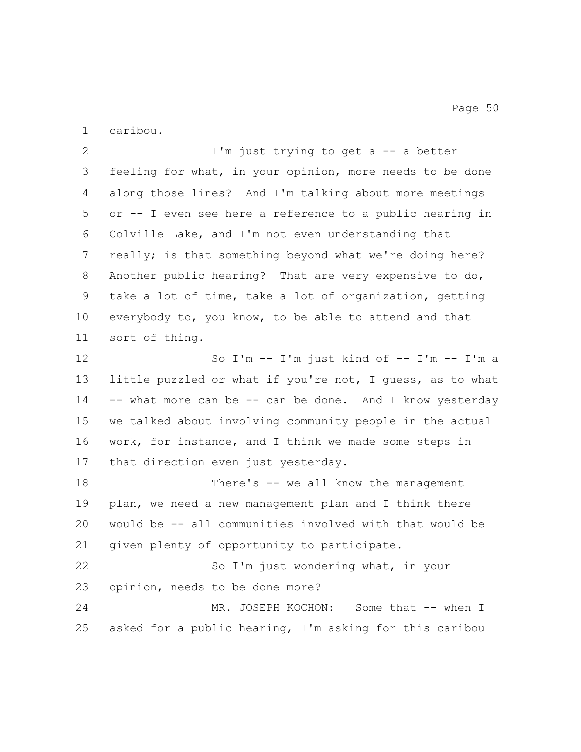caribou.

I'm just trying to get a -- a better feeling for what, in your opinion, more needs to be done along those lines? And I'm talking about more meetings or -- I even see here a reference to a public hearing in Colville Lake, and I'm not even understanding that really; is that something beyond what we're doing here? Another public hearing? That are very expensive to do, take a lot of time, take a lot of organization, getting everybody to, you know, to be able to attend and that sort of thing.

So I'm -- I'm just kind of -- I'm -- I'm a little puzzled or what if you're not, I guess, as to what -- what more can be -- can be done. And I know yesterday we talked about involving community people in the actual work, for instance, and I think we made some steps in that direction even just yesterday.

There's -- we all know the management plan, we need a new management plan and I think there would be -- all communities involved with that would be given plenty of opportunity to participate.

So I'm just wondering what, in your opinion, needs to be done more?

MR. JOSEPH KOCHON: Some that -- when I asked for a public hearing, I'm asking for this caribou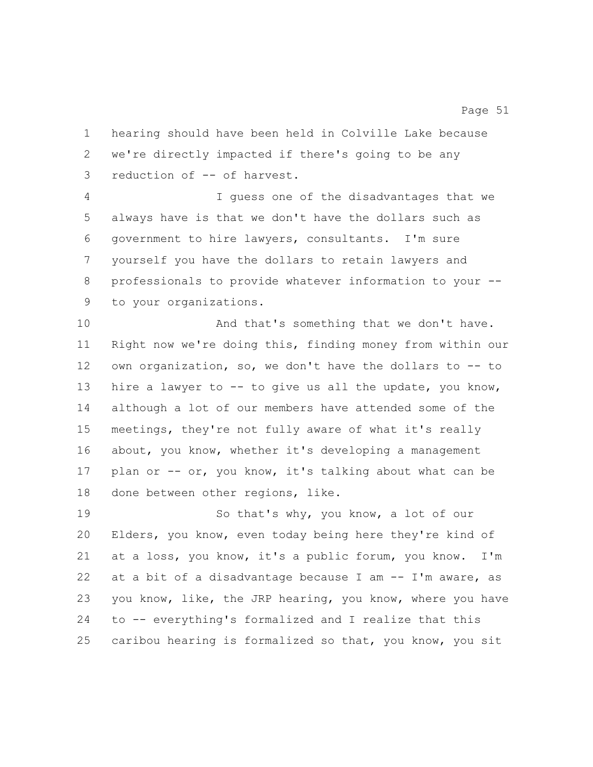hearing should have been held in Colville Lake because we're directly impacted if there's going to be any reduction of -- of harvest.

I guess one of the disadvantages that we always have is that we don't have the dollars such as government to hire lawyers, consultants. I'm sure yourself you have the dollars to retain lawyers and professionals to provide whatever information to your -- to your organizations.

And that's something that we don't have. Right now we're doing this, finding money from within our own organization, so, we don't have the dollars to -- to hire a lawyer to -- to give us all the update, you know, although a lot of our members have attended some of the meetings, they're not fully aware of what it's really about, you know, whether it's developing a management plan or -- or, you know, it's talking about what can be done between other regions, like.

So that's why, you know, a lot of our Elders, you know, even today being here they're kind of at a loss, you know, it's a public forum, you know. I'm at a bit of a disadvantage because I am -- I'm aware, as you know, like, the JRP hearing, you know, where you have to -- everything's formalized and I realize that this caribou hearing is formalized so that, you know, you sit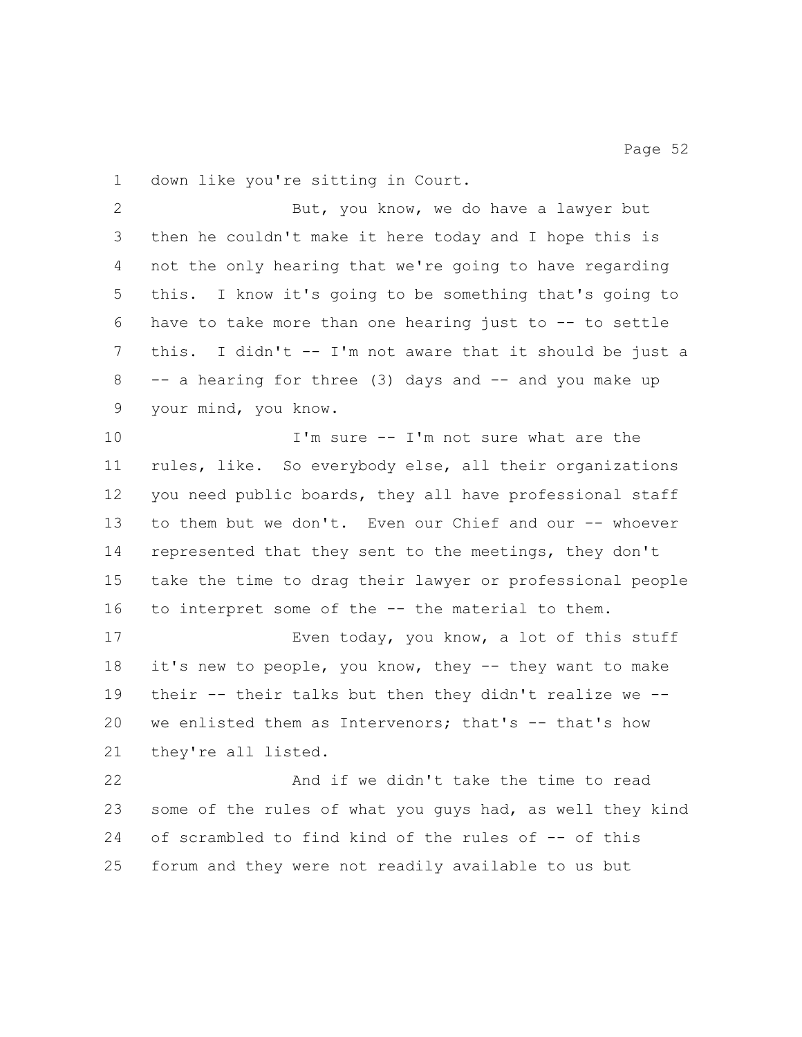down like you're sitting in Court.

But, you know, we do have a lawyer but then he couldn't make it here today and I hope this is not the only hearing that we're going to have regarding this. I know it's going to be something that's going to have to take more than one hearing just to -- to settle this. I didn't -- I'm not aware that it should be just a -- a hearing for three (3) days and -- and you make up your mind, you know.

I'm sure -- I'm not sure what are the rules, like. So everybody else, all their organizations you need public boards, they all have professional staff to them but we don't. Even our Chief and our -- whoever represented that they sent to the meetings, they don't take the time to drag their lawyer or professional people to interpret some of the -- the material to them.

Even today, you know, a lot of this stuff it's new to people, you know, they -- they want to make their -- their talks but then they didn't realize we -- we enlisted them as Intervenors; that's -- that's how they're all listed.

And if we didn't take the time to read some of the rules of what you guys had, as well they kind of scrambled to find kind of the rules of -- of this forum and they were not readily available to us but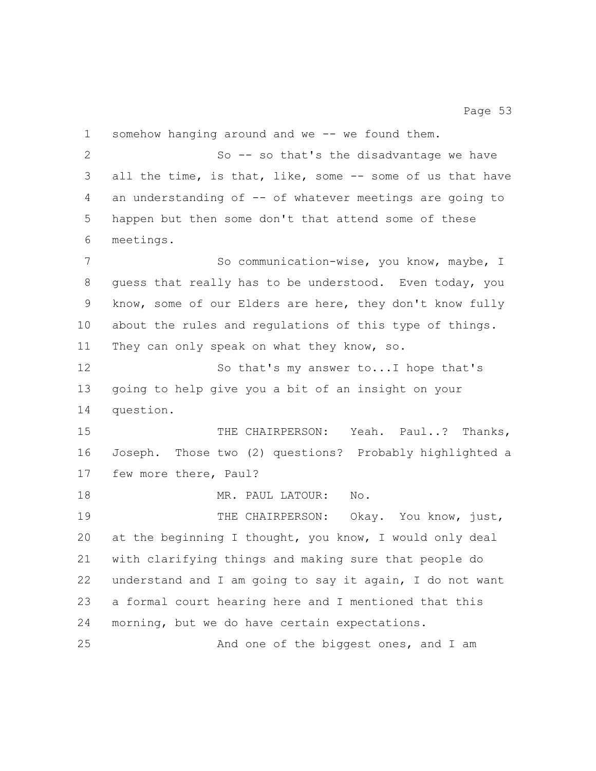somehow hanging around and we -- we found them.

So -- so that's the disadvantage we have all the time, is that, like, some -- some of us that have an understanding of -- of whatever meetings are going to happen but then some don't that attend some of these meetings.

So communication-wise, you know, maybe, I guess that really has to be understood. Even today, you know, some of our Elders are here, they don't know fully about the rules and regulations of this type of things. They can only speak on what they know, so.

So that's my answer to...I hope that's going to help give you a bit of an insight on your question.

THE CHAIRPERSON: Yeah. Paul..? Thanks, Joseph. Those two (2) questions? Probably highlighted a few more there, Paul?

MR. PAUL LATOUR: No.

THE CHAIRPERSON: Okay. You know, just, at the beginning I thought, you know, I would only deal with clarifying things and making sure that people do understand and I am going to say it again, I do not want a formal court hearing here and I mentioned that this morning, but we do have certain expectations.

And one of the biggest ones, and I am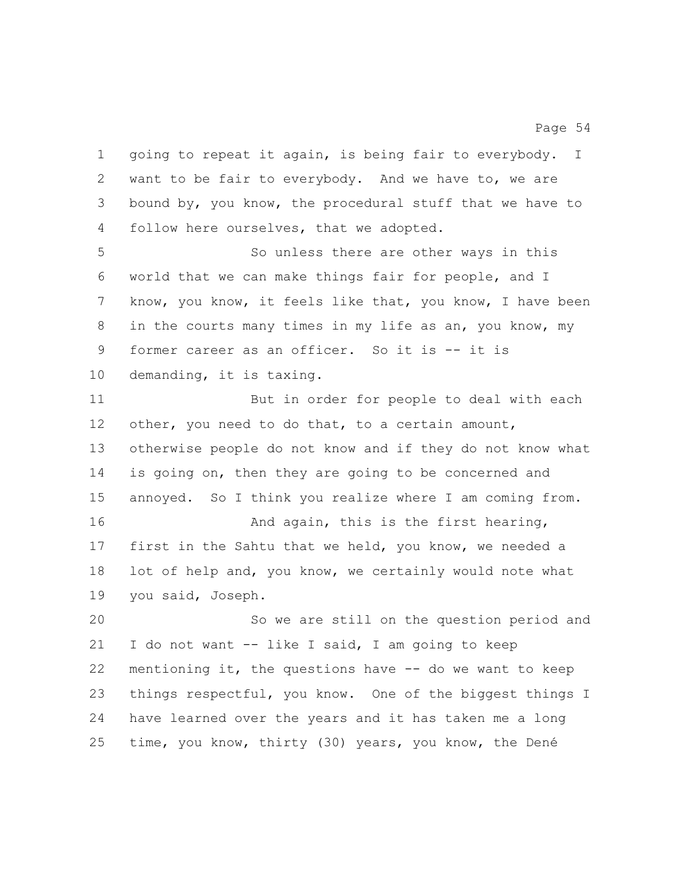going to repeat it again, is being fair to everybody. I want to be fair to everybody. And we have to, we are bound by, you know, the procedural stuff that we have to follow here ourselves, that we adopted.

So unless there are other ways in this world that we can make things fair for people, and I know, you know, it feels like that, you know, I have been in the courts many times in my life as an, you know, my former career as an officer. So it is -- it is demanding, it is taxing.

But in order for people to deal with each other, you need to do that, to a certain amount, otherwise people do not know and if they do not know what is going on, then they are going to be concerned and annoyed. So I think you realize where I am coming from.

And again, this is the first hearing, first in the Sahtu that we held, you know, we needed a lot of help and, you know, we certainly would note what you said, Joseph.

So we are still on the question period and I do not want -- like I said, I am going to keep mentioning it, the questions have -- do we want to keep things respectful, you know. One of the biggest things I have learned over the years and it has taken me a long time, you know, thirty (30) years, you know, the Dené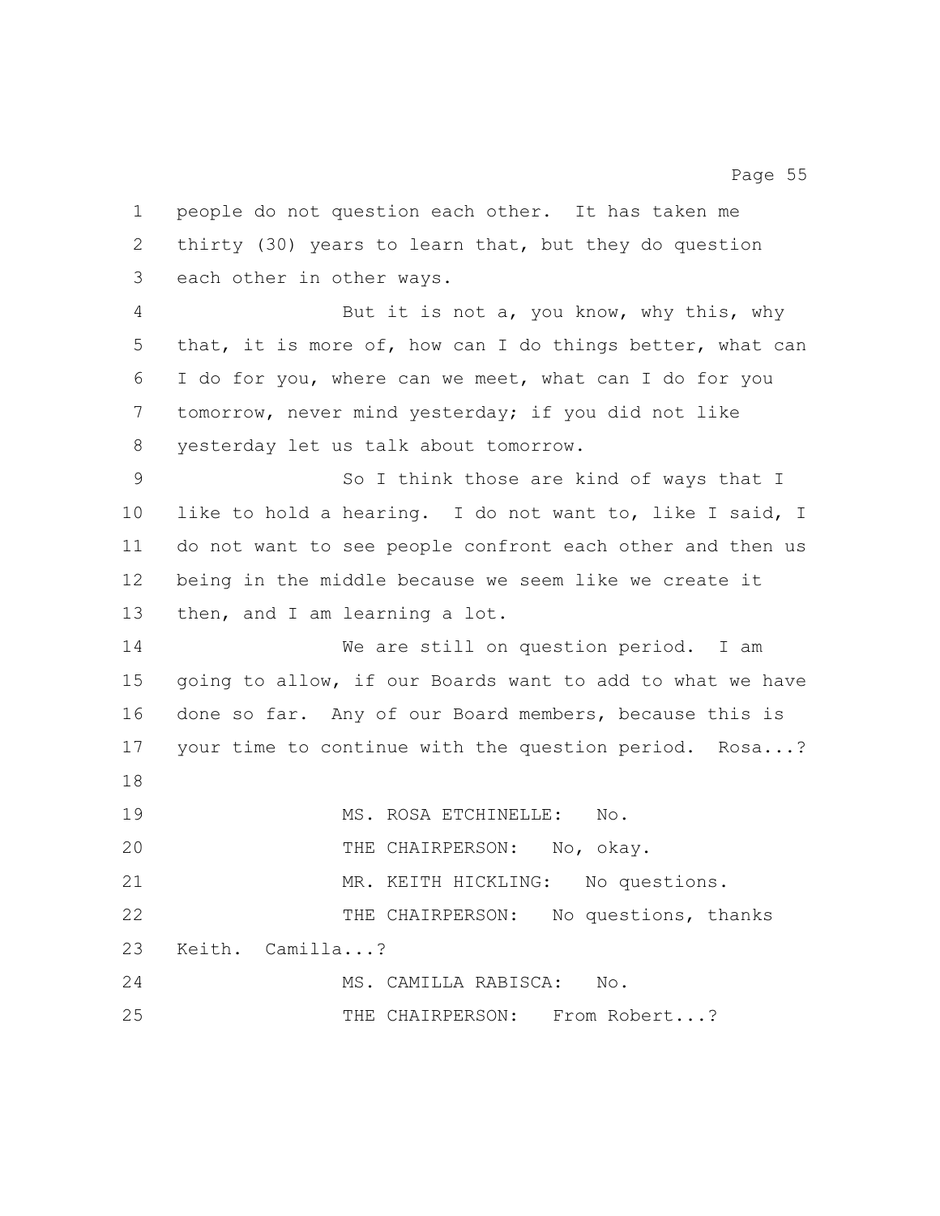people do not question each other. It has taken me thirty (30) years to learn that, but they do question each other in other ways.

But it is not a, you know, why this, why that, it is more of, how can I do things better, what can I do for you, where can we meet, what can I do for you tomorrow, never mind yesterday; if you did not like yesterday let us talk about tomorrow.

So I think those are kind of ways that I like to hold a hearing. I do not want to, like I said, I do not want to see people confront each other and then us being in the middle because we seem like we create it then, and I am learning a lot.

We are still on question period. I am going to allow, if our Boards want to add to what we have done so far. Any of our Board members, because this is your time to continue with the question period. Rosa...?

MS. ROSA ETCHINELLE: No.

THE CHAIRPERSON: No, okay.

MR. KEITH HICKLING: No questions.

THE CHAIRPERSON: No questions, thanks Keith. Camilla...?

MS. CAMILLA RABISCA: No.

THE CHAIRPERSON: From Robert...?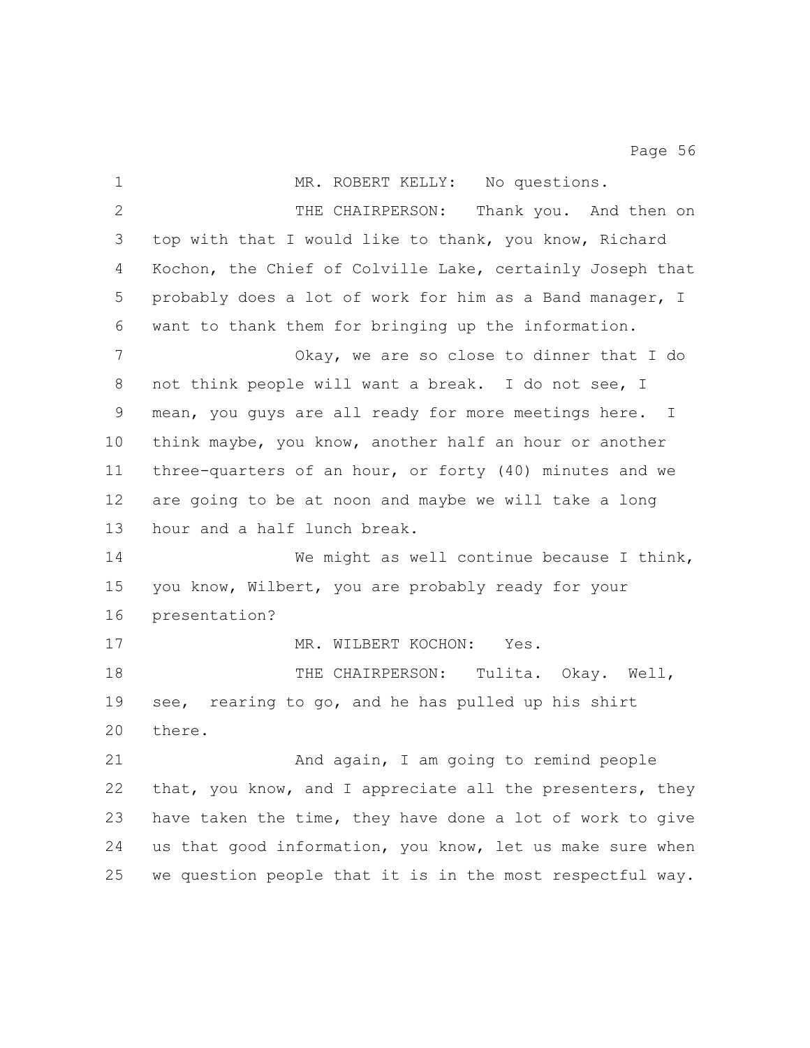MR. ROBERT KELLY: No questions.

THE CHAIRPERSON: Thank you. And then on top with that I would like to thank, you know, Richard Kochon, the Chief of Colville Lake, certainly Joseph that probably does a lot of work for him as a Band manager, I want to thank them for bringing up the information.

Okay, we are so close to dinner that I do not think people will want a break. I do not see, I mean, you guys are all ready for more meetings here. I think maybe, you know, another half an hour or another three-quarters of an hour, or forty (40) minutes and we are going to be at noon and maybe we will take a long hour and a half lunch break.

We might as well continue because I think, you know, Wilbert, you are probably ready for your presentation?

MR. WILBERT KOCHON: Yes.

THE CHAIRPERSON: Tulita. Okay. Well, see, rearing to go, and he has pulled up his shirt there.

And again, I am going to remind people that, you know, and I appreciate all the presenters, they have taken the time, they have done a lot of work to give us that good information, you know, let us make sure when we question people that it is in the most respectful way.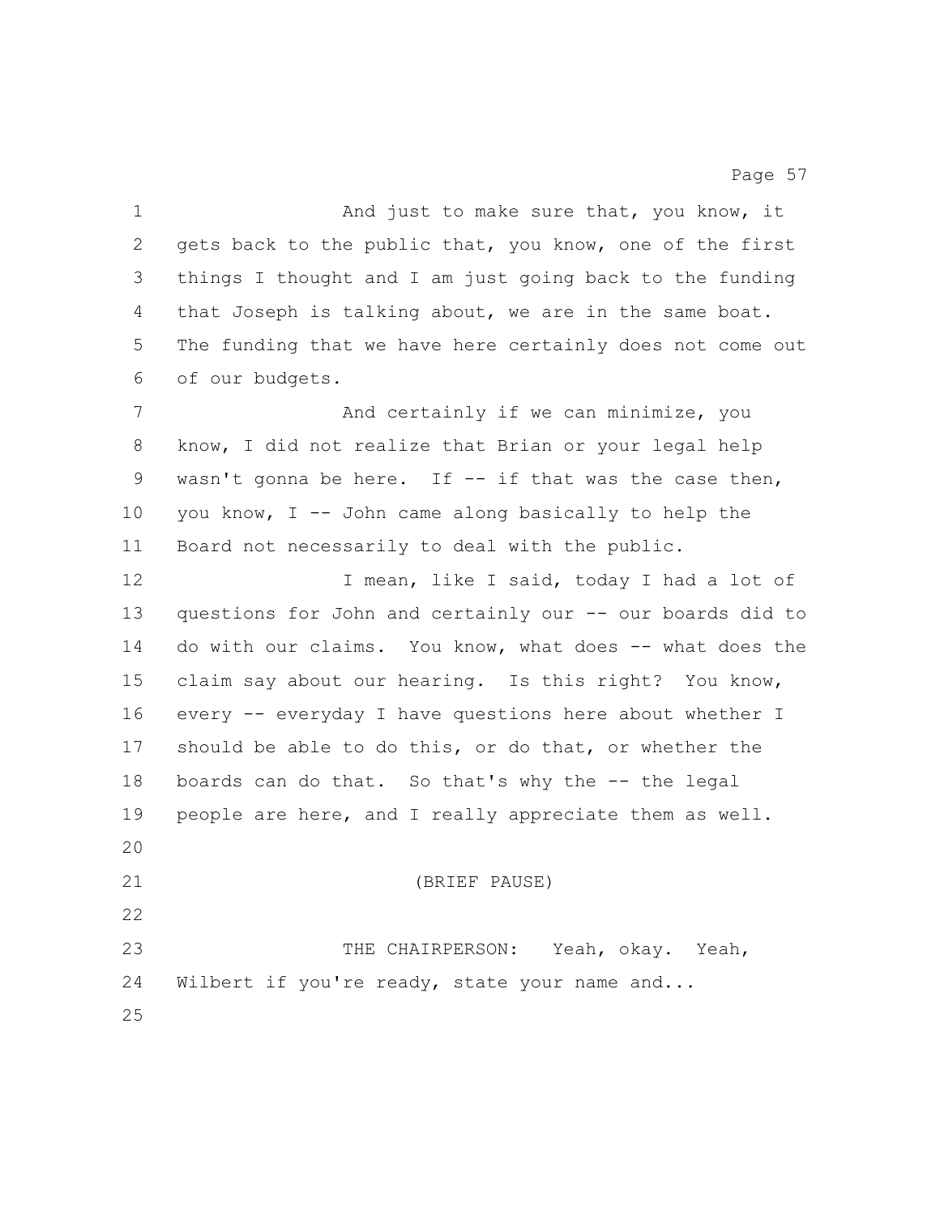And just to make sure that, you know, it gets back to the public that, you know, one of the first things I thought and I am just going back to the funding that Joseph is talking about, we are in the same boat. The funding that we have here certainly does not come out of our budgets.

And certainly if we can minimize, you know, I did not realize that Brian or your legal help wasn't gonna be here. If -- if that was the case then, you know, I -- John came along basically to help the Board not necessarily to deal with the public.

I mean, like I said, today I had a lot of questions for John and certainly our -- our boards did to do with our claims. You know, what does -- what does the claim say about our hearing. Is this right? You know, every -- everyday I have questions here about whether I should be able to do this, or do that, or whether the boards can do that. So that's why the -- the legal people are here, and I really appreciate them as well.

(BRIEF PAUSE)

THE CHAIRPERSON: Yeah, okay. Yeah, Wilbert if you're ready, state your name and...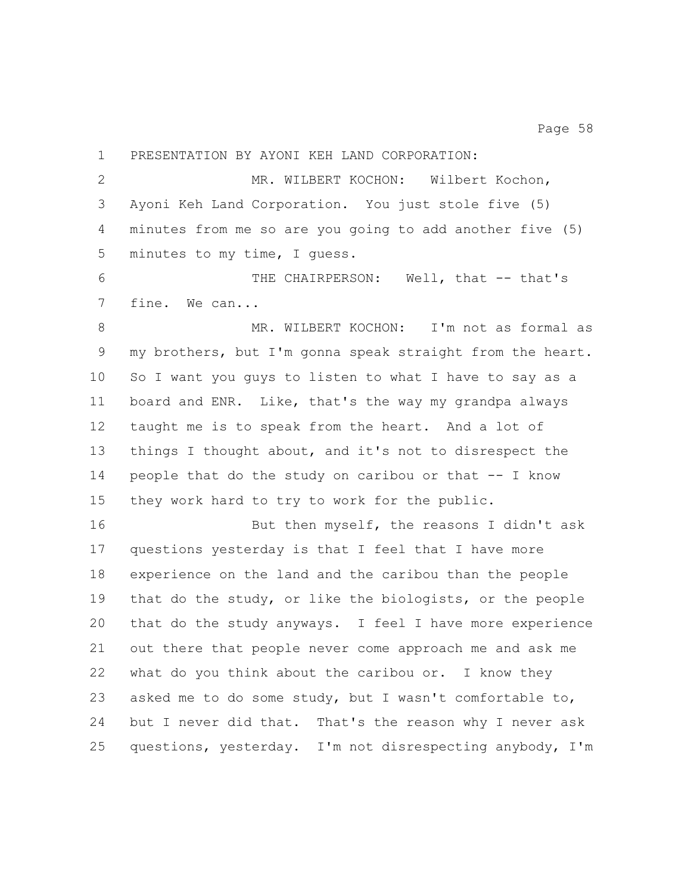PRESENTATION BY AYONI KEH LAND CORPORATION:

MR. WILBERT KOCHON: Wilbert Kochon, Ayoni Keh Land Corporation. You just stole five (5) minutes from me so are you going to add another five (5) minutes to my time, I guess.

THE CHAIRPERSON: Well, that -- that's fine. We can...

MR. WILBERT KOCHON: I'm not as formal as my brothers, but I'm gonna speak straight from the heart. So I want you guys to listen to what I have to say as a board and ENR. Like, that's the way my grandpa always taught me is to speak from the heart. And a lot of things I thought about, and it's not to disrespect the people that do the study on caribou or that -- I know they work hard to try to work for the public.

But then myself, the reasons I didn't ask questions yesterday is that I feel that I have more experience on the land and the caribou than the people that do the study, or like the biologists, or the people that do the study anyways. I feel I have more experience out there that people never come approach me and ask me what do you think about the caribou or. I know they asked me to do some study, but I wasn't comfortable to, but I never did that. That's the reason why I never ask questions, yesterday. I'm not disrespecting anybody, I'm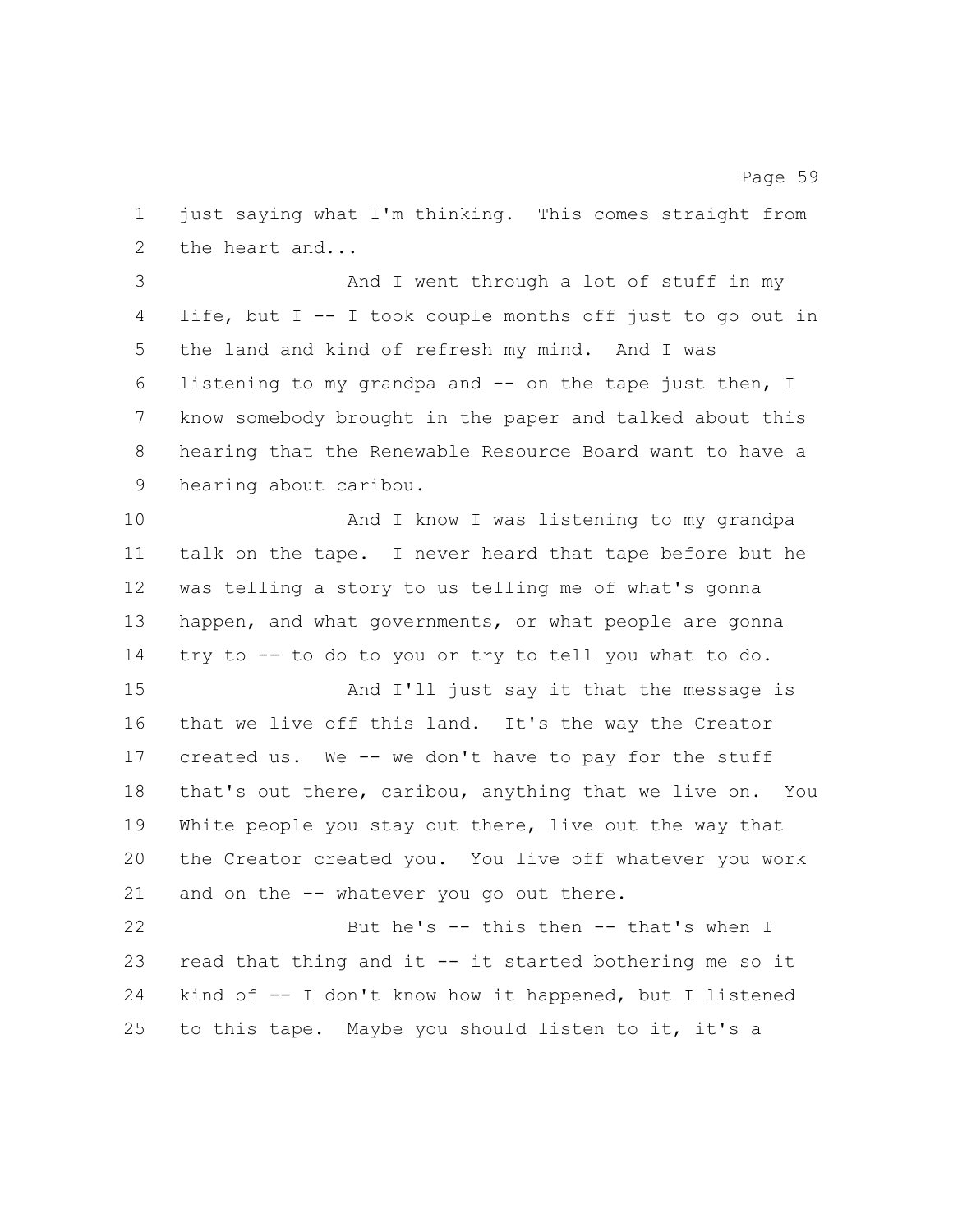just saying what I'm thinking. This comes straight from the heart and...

And I went through a lot of stuff in my life, but I -- I took couple months off just to go out in the land and kind of refresh my mind. And I was listening to my grandpa and -- on the tape just then, I know somebody brought in the paper and talked about this hearing that the Renewable Resource Board want to have a hearing about caribou.

And I know I was listening to my grandpa talk on the tape. I never heard that tape before but he was telling a story to us telling me of what's gonna happen, and what governments, or what people are gonna try to -- to do to you or try to tell you what to do.

And I'll just say it that the message is that we live off this land. It's the way the Creator created us. We -- we don't have to pay for the stuff that's out there, caribou, anything that we live on. You White people you stay out there, live out the way that the Creator created you. You live off whatever you work and on the -- whatever you go out there.

But he's -- this then -- that's when I read that thing and it -- it started bothering me so it kind of -- I don't know how it happened, but I listened to this tape. Maybe you should listen to it, it's a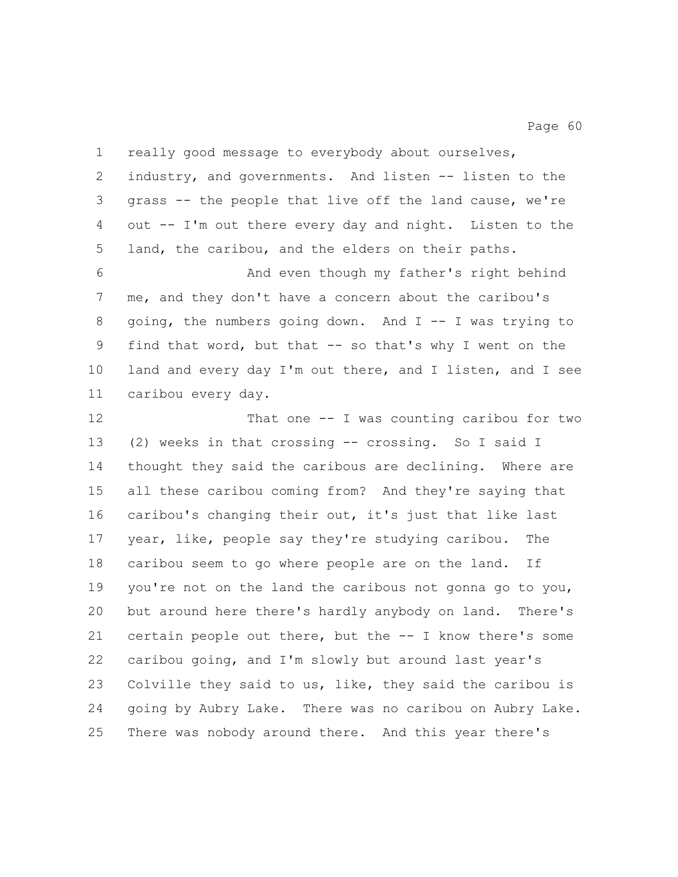really good message to everybody about ourselves, industry, and governments. And listen -- listen to the grass -- the people that live off the land cause, we're out -- I'm out there every day and night. Listen to the land, the caribou, and the elders on their paths.

And even though my father's right behind me, and they don't have a concern about the caribou's going, the numbers going down. And I -- I was trying to find that word, but that -- so that's why I went on the land and every day I'm out there, and I listen, and I see caribou every day.

That one -- I was counting caribou for two (2) weeks in that crossing -- crossing. So I said I thought they said the caribous are declining. Where are all these caribou coming from? And they're saying that caribou's changing their out, it's just that like last year, like, people say they're studying caribou. The caribou seem to go where people are on the land. If you're not on the land the caribous not gonna go to you, but around here there's hardly anybody on land. There's certain people out there, but the -- I know there's some caribou going, and I'm slowly but around last year's Colville they said to us, like, they said the caribou is going by Aubry Lake. There was no caribou on Aubry Lake. There was nobody around there. And this year there's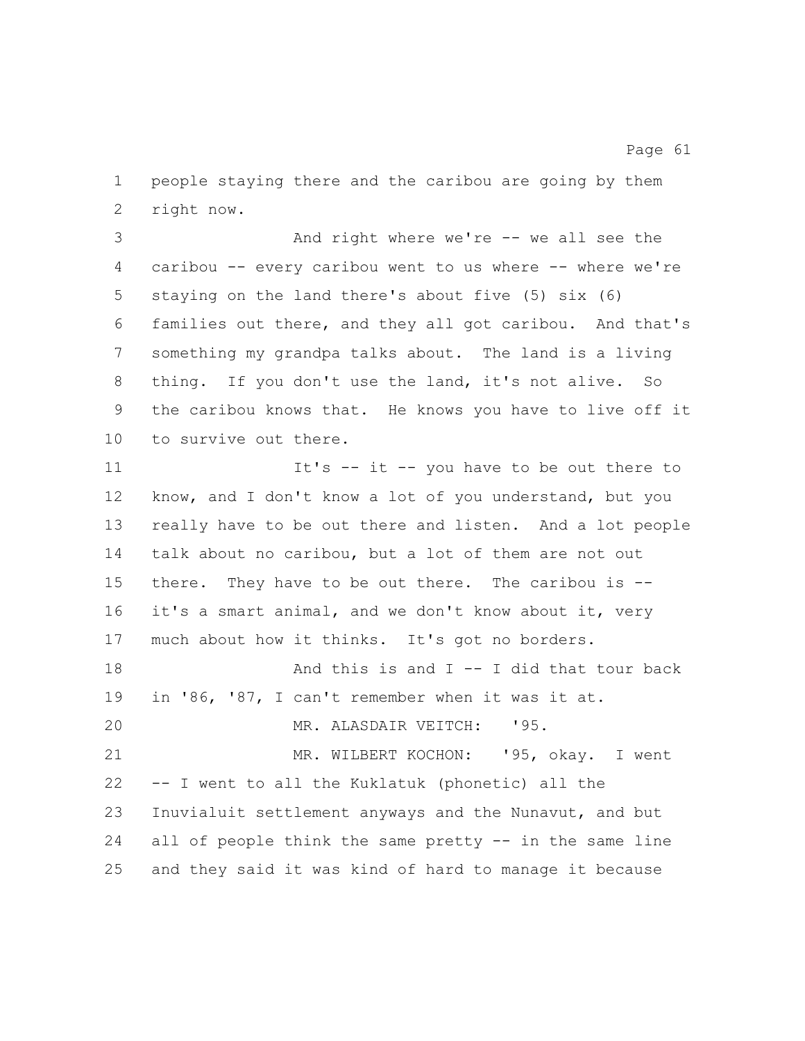people staying there and the caribou are going by them right now.

And right where we're -- we all see the caribou -- every caribou went to us where -- where we're staying on the land there's about five (5) six (6) families out there, and they all got caribou. And that's something my grandpa talks about. The land is a living thing. If you don't use the land, it's not alive. So the caribou knows that. He knows you have to live off it to survive out there.

It's -- it -- you have to be out there to know, and I don't know a lot of you understand, but you really have to be out there and listen. And a lot people talk about no caribou, but a lot of them are not out there. They have to be out there. The caribou is -- it's a smart animal, and we don't know about it, very much about how it thinks. It's got no borders.

And this is and I -- I did that tour back in '86, '87, I can't remember when it was it at.

MR. ALASDAIR VEITCH: '95.

MR. WILBERT KOCHON: '95, okay. I went -- I went to all the Kuklatuk (phonetic) all the Inuvialuit settlement anyways and the Nunavut, and but all of people think the same pretty -- in the same line and they said it was kind of hard to manage it because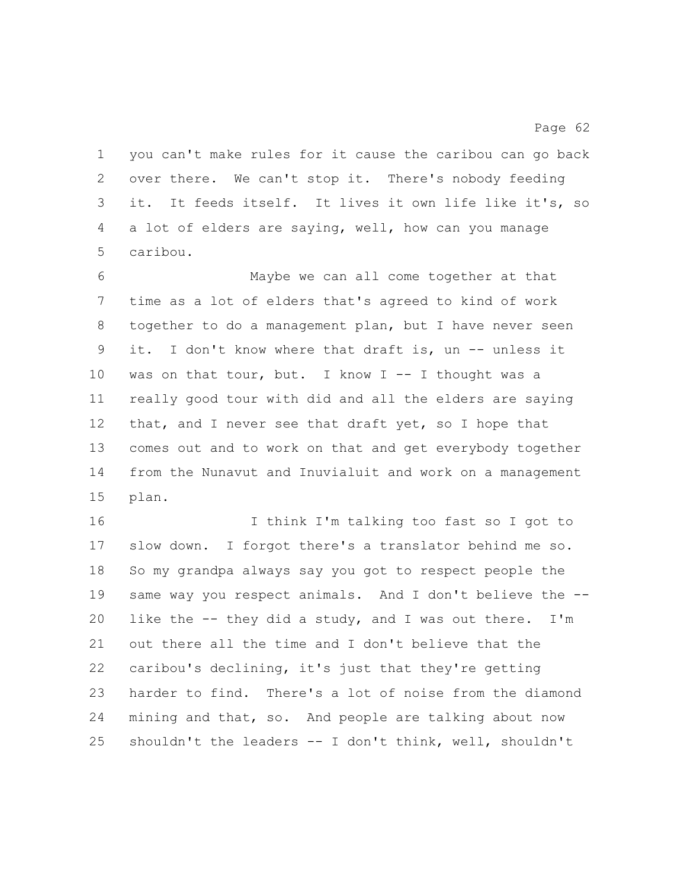you can't make rules for it cause the caribou can go back over there. We can't stop it. There's nobody feeding it. It feeds itself. It lives it own life like it's, so a lot of elders are saying, well, how can you manage caribou.

Maybe we can all come together at that time as a lot of elders that's agreed to kind of work together to do a management plan, but I have never seen it. I don't know where that draft is, un -- unless it was on that tour, but. I know I -- I thought was a really good tour with did and all the elders are saying that, and I never see that draft yet, so I hope that comes out and to work on that and get everybody together from the Nunavut and Inuvialuit and work on a management plan.

I think I'm talking too fast so I got to slow down. I forgot there's a translator behind me so. So my grandpa always say you got to respect people the same way you respect animals. And I don't believe the -- like the -- they did a study, and I was out there. I'm out there all the time and I don't believe that the caribou's declining, it's just that they're getting harder to find. There's a lot of noise from the diamond mining and that, so. And people are talking about now shouldn't the leaders -- I don't think, well, shouldn't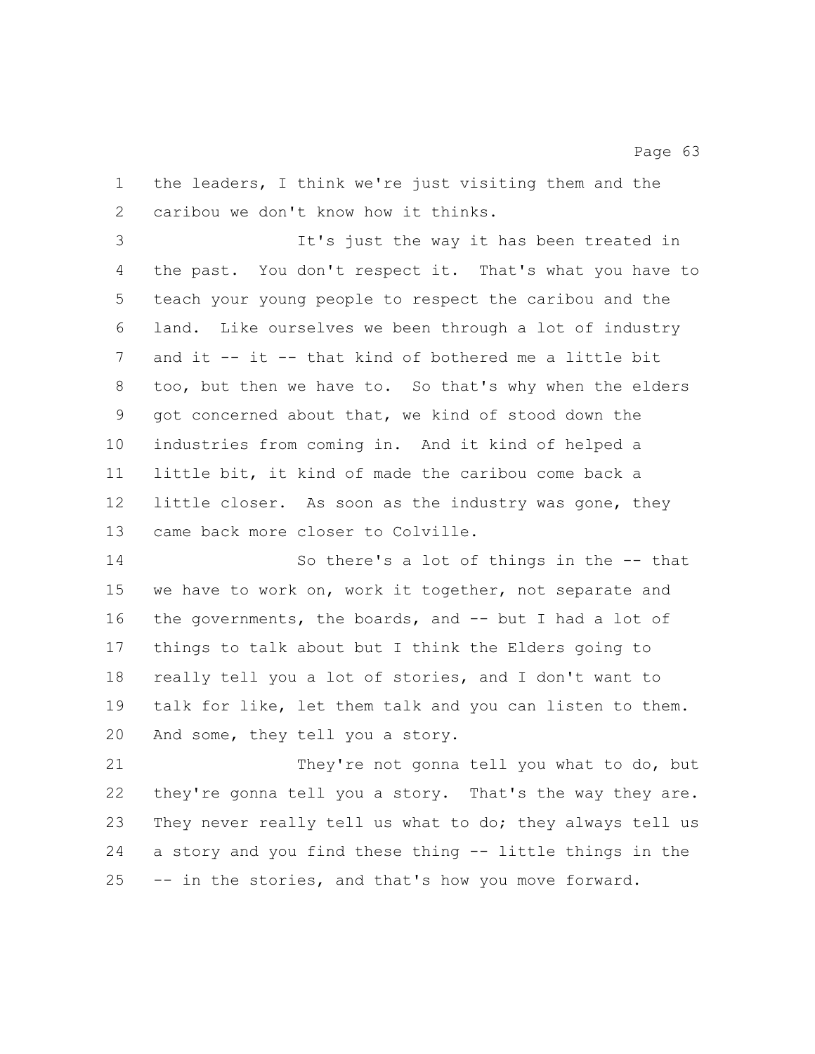the leaders, I think we're just visiting them and the caribou we don't know how it thinks.

It's just the way it has been treated in the past. You don't respect it. That's what you have to teach your young people to respect the caribou and the land. Like ourselves we been through a lot of industry and it -- it -- that kind of bothered me a little bit too, but then we have to. So that's why when the elders got concerned about that, we kind of stood down the industries from coming in. And it kind of helped a little bit, it kind of made the caribou come back a little closer. As soon as the industry was gone, they came back more closer to Colville.

So there's a lot of things in the -- that we have to work on, work it together, not separate and the governments, the boards, and -- but I had a lot of things to talk about but I think the Elders going to really tell you a lot of stories, and I don't want to talk for like, let them talk and you can listen to them. And some, they tell you a story.

They're not gonna tell you what to do, but they're gonna tell you a story. That's the way they are. They never really tell us what to do; they always tell us a story and you find these thing -- little things in the -- in the stories, and that's how you move forward.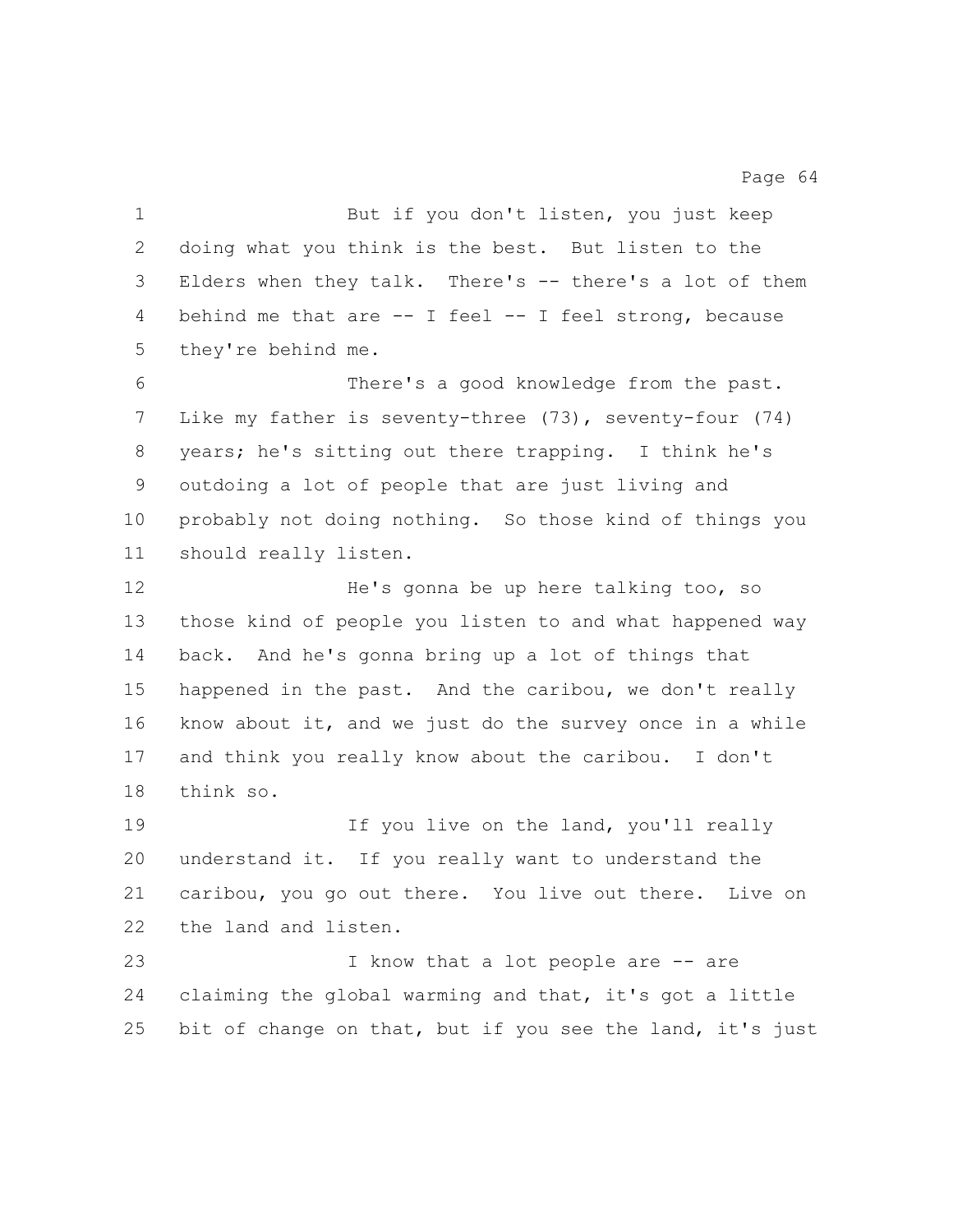But if you don't listen, you just keep doing what you think is the best. But listen to the Elders when they talk. There's -- there's a lot of them behind me that are -- I feel -- I feel strong, because they're behind me.

There's a good knowledge from the past. Like my father is seventy-three (73), seventy-four (74) years; he's sitting out there trapping. I think he's outdoing a lot of people that are just living and probably not doing nothing. So those kind of things you should really listen.

He's gonna be up here talking too, so those kind of people you listen to and what happened way back. And he's gonna bring up a lot of things that happened in the past. And the caribou, we don't really know about it, and we just do the survey once in a while and think you really know about the caribou. I don't think so.

If you live on the land, you'll really understand it. If you really want to understand the caribou, you go out there. You live out there. Live on the land and listen.

I know that a lot people are -- are claiming the global warming and that, it's got a little bit of change on that, but if you see the land, it's just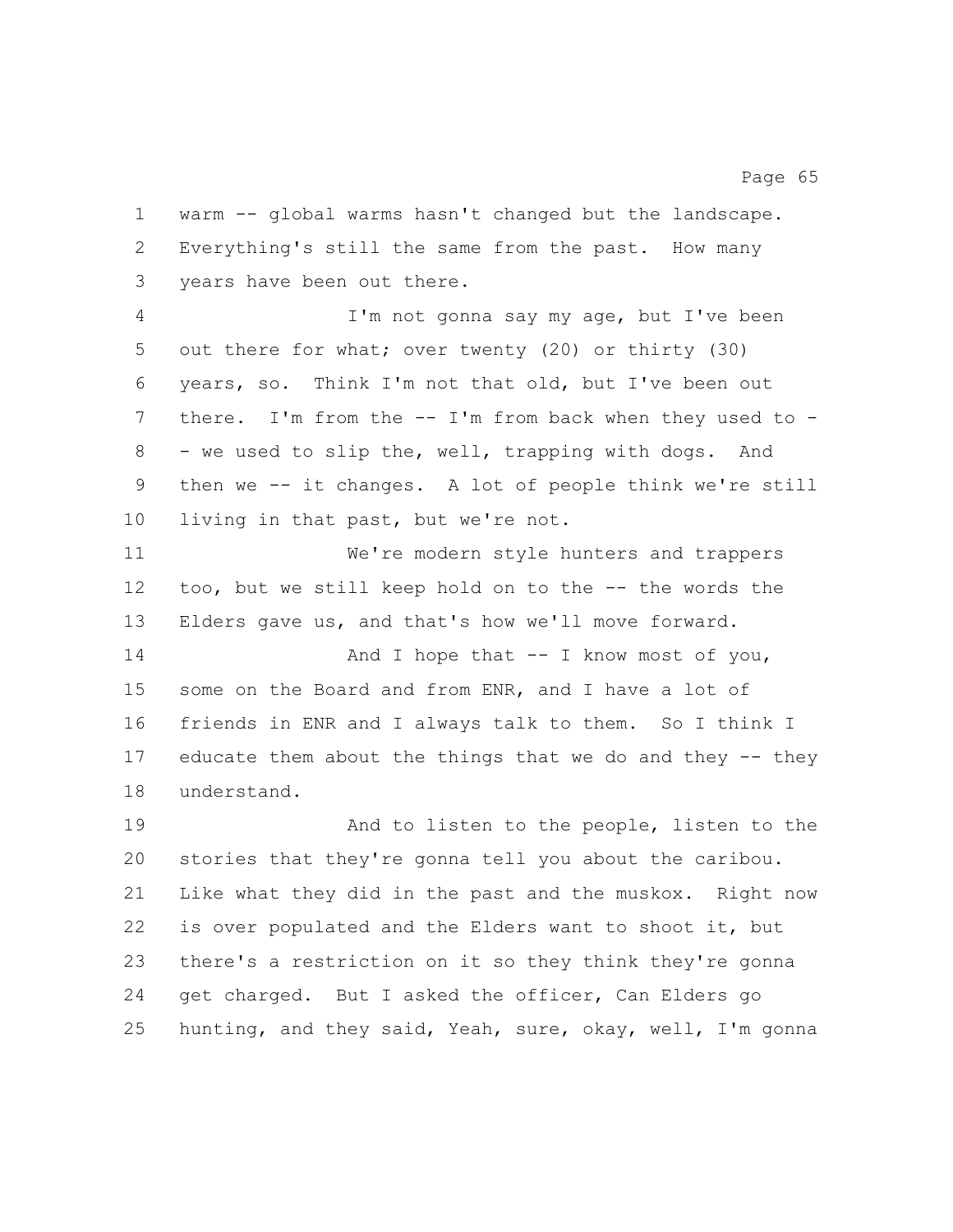warm -- global warms hasn't changed but the landscape. Everything's still the same from the past. How many years have been out there.

I'm not gonna say my age, but I've been out there for what; over twenty (20) or thirty (30) years, so. Think I'm not that old, but I've been out there. I'm from the -- I'm from back when they used to -- we used to slip the, well, trapping with dogs. And then we -- it changes. A lot of people think we're still living in that past, but we're not.

We're modern style hunters and trappers too, but we still keep hold on to the -- the words the Elders gave us, and that's how we'll move forward.

And I hope that -- I know most of you, some on the Board and from ENR, and I have a lot of friends in ENR and I always talk to them. So I think I educate them about the things that we do and they -- they understand.

And to listen to the people, listen to the stories that they're gonna tell you about the caribou. Like what they did in the past and the muskox. Right now is over populated and the Elders want to shoot it, but there's a restriction on it so they think they're gonna get charged. But I asked the officer, Can Elders go hunting, and they said, Yeah, sure, okay, well, I'm gonna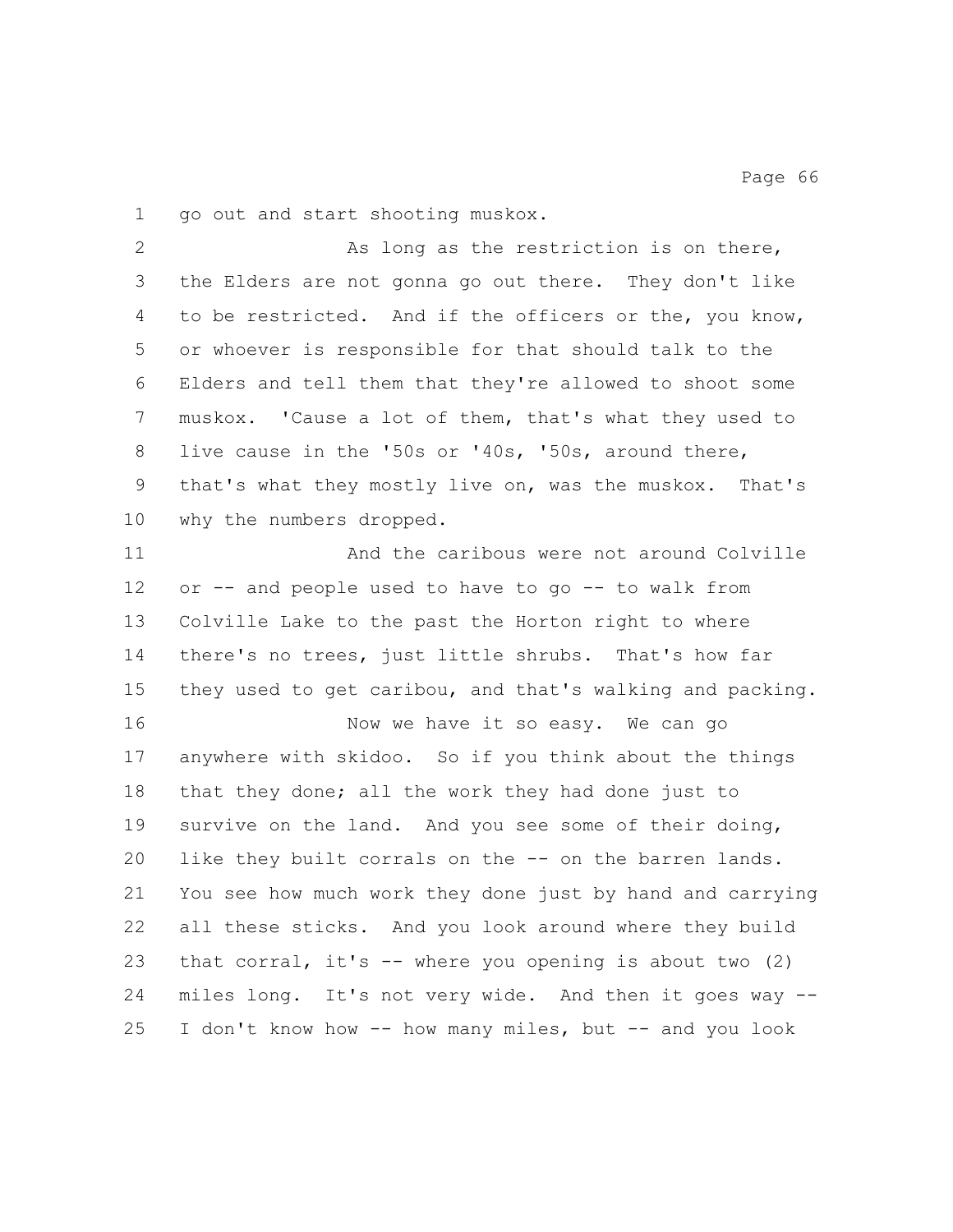go out and start shooting muskox.

As long as the restriction is on there, the Elders are not gonna go out there. They don't like to be restricted. And if the officers or the, you know, or whoever is responsible for that should talk to the Elders and tell them that they're allowed to shoot some muskox. 'Cause a lot of them, that's what they used to live cause in the '50s or '40s, '50s, around there, that's what they mostly live on, was the muskox. That's why the numbers dropped.

And the caribous were not around Colville or -- and people used to have to go -- to walk from Colville Lake to the past the Horton right to where there's no trees, just little shrubs. That's how far they used to get caribou, and that's walking and packing.

Now we have it so easy. We can go anywhere with skidoo. So if you think about the things that they done; all the work they had done just to survive on the land. And you see some of their doing, like they built corrals on the -- on the barren lands. You see how much work they done just by hand and carrying all these sticks. And you look around where they build that corral, it's -- where you opening is about two (2) miles long. It's not very wide. And then it goes way -- I don't know how -- how many miles, but -- and you look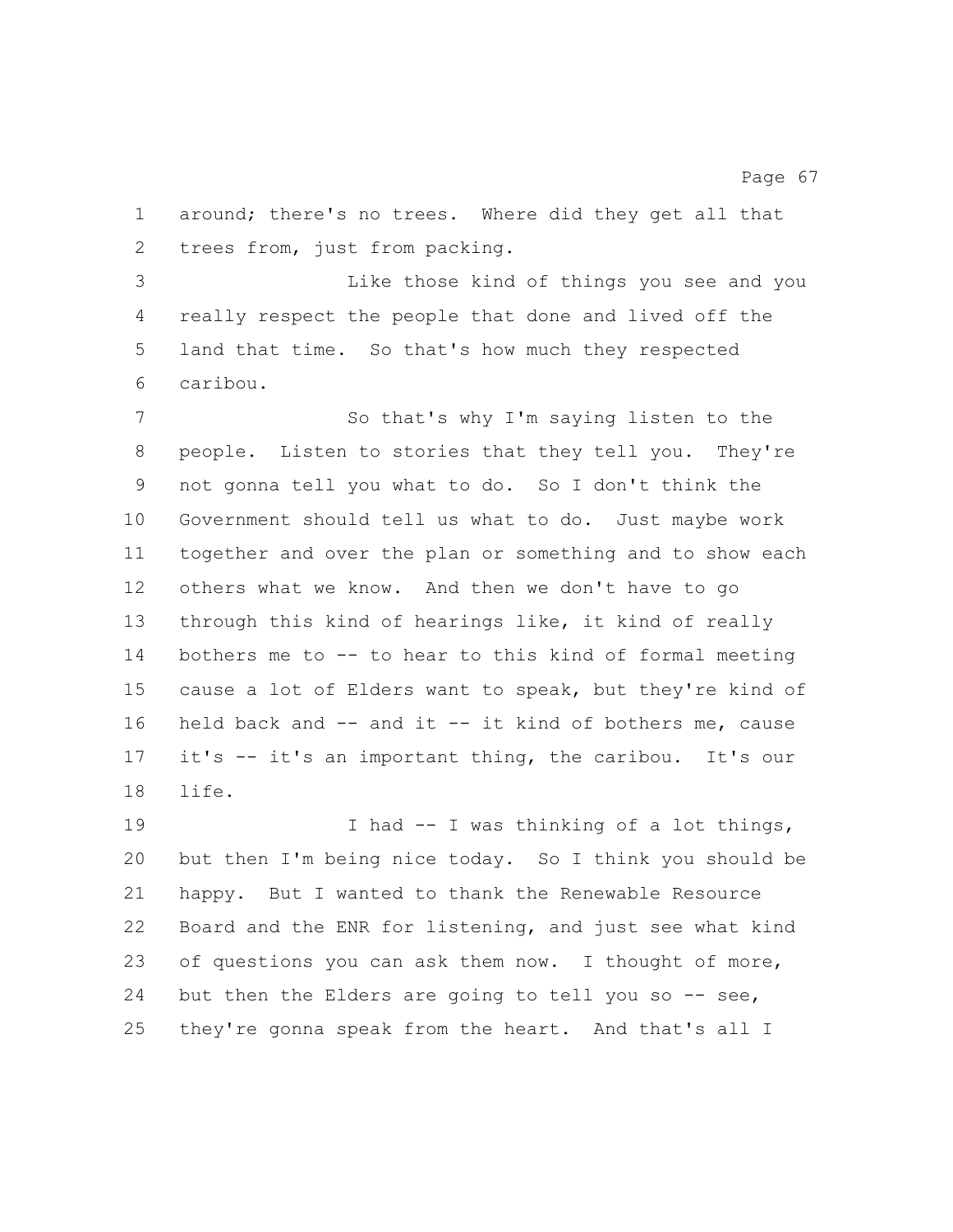around; there's no trees. Where did they get all that trees from, just from packing.

Like those kind of things you see and you really respect the people that done and lived off the land that time. So that's how much they respected caribou.

So that's why I'm saying listen to the people. Listen to stories that they tell you. They're not gonna tell you what to do. So I don't think the Government should tell us what to do. Just maybe work together and over the plan or something and to show each others what we know. And then we don't have to go through this kind of hearings like, it kind of really bothers me to -- to hear to this kind of formal meeting cause a lot of Elders want to speak, but they're kind of held back and -- and it -- it kind of bothers me, cause it's -- it's an important thing, the caribou. It's our life.

I had -- I was thinking of a lot things, but then I'm being nice today. So I think you should be happy. But I wanted to thank the Renewable Resource Board and the ENR for listening, and just see what kind of questions you can ask them now. I thought of more, but then the Elders are going to tell you so -- see, they're gonna speak from the heart. And that's all I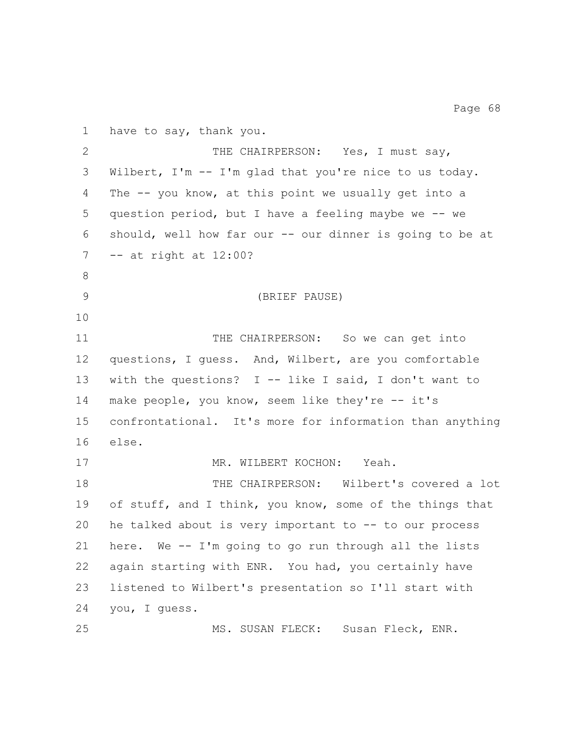have to say, thank you.

THE CHAIRPERSON: Yes, I must say, Wilbert, I'm -- I'm glad that you're nice to us today. The -- you know, at this point we usually get into a question period, but I have a feeling maybe we -- we should, well how far our -- our dinner is going to be at -- at right at 12:00?

(BRIEF PAUSE)

THE CHAIRPERSON: So we can get into questions, I guess. And, Wilbert, are you comfortable with the questions? I -- like I said, I don't want to make people, you know, seem like they're -- it's confrontational. It's more for information than anything else.

MR. WILBERT KOCHON: Yeah.

THE CHAIRPERSON: Wilbert's covered a lot of stuff, and I think, you know, some of the things that he talked about is very important to -- to our process here. We -- I'm going to go run through all the lists again starting with ENR. You had, you certainly have listened to Wilbert's presentation so I'll start with you, I guess.

MS. SUSAN FLECK: Susan Fleck, ENR.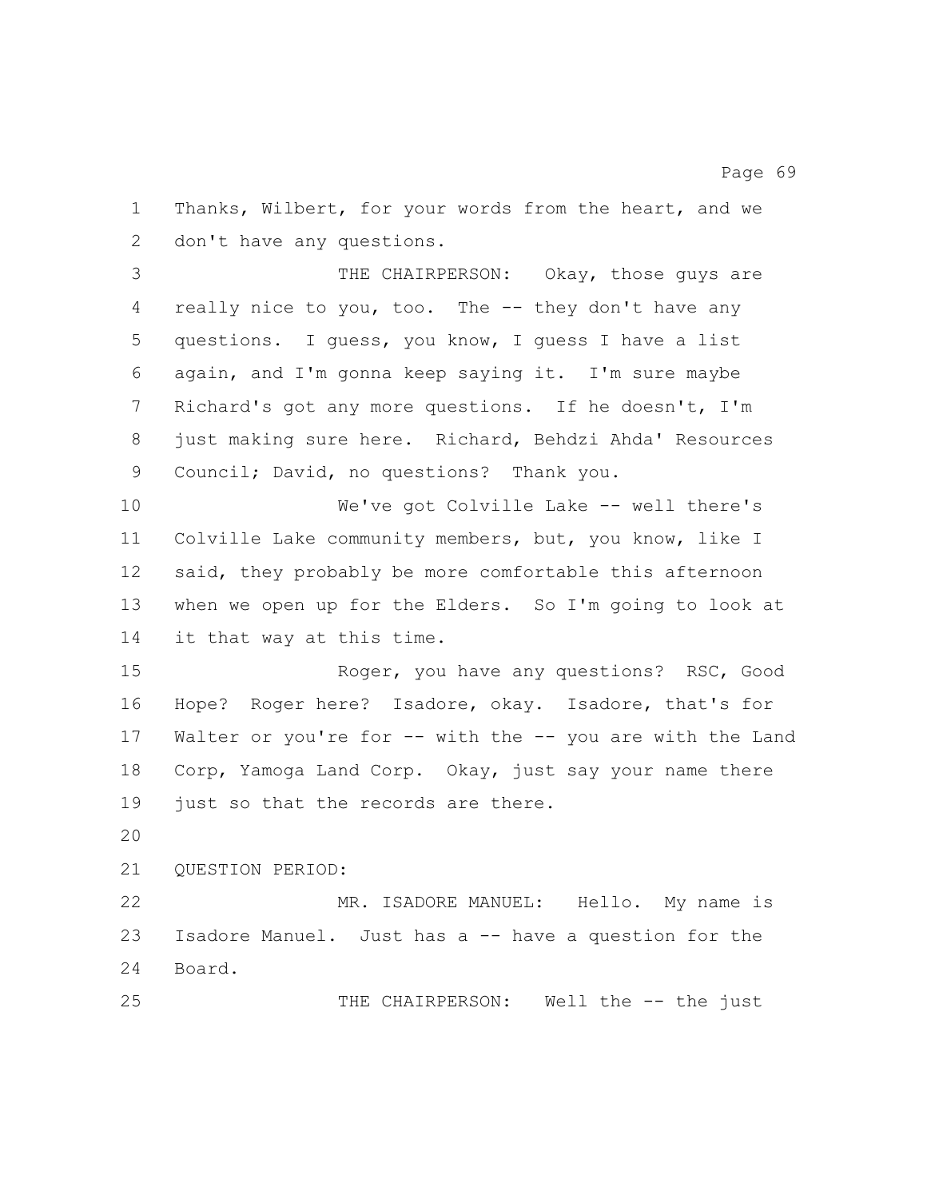Thanks, Wilbert, for your words from the heart, and we don't have any questions.

THE CHAIRPERSON: Okay, those guys are really nice to you, too. The -- they don't have any questions. I guess, you know, I guess I have a list again, and I'm gonna keep saying it. I'm sure maybe Richard's got any more questions. If he doesn't, I'm just making sure here. Richard, Behdzi Ahda' Resources Council; David, no questions? Thank you.

We've got Colville Lake -- well there's Colville Lake community members, but, you know, like I said, they probably be more comfortable this afternoon when we open up for the Elders. So I'm going to look at it that way at this time.

Roger, you have any questions? RSC, Good Hope? Roger here? Isadore, okay. Isadore, that's for Walter or you're for -- with the -- you are with the Land Corp, Yamoga Land Corp. Okay, just say your name there just so that the records are there.

QUESTION PERIOD:

MR. ISADORE MANUEL: Hello. My name is Isadore Manuel. Just has a -- have a question for the Board.

THE CHAIRPERSON: Well the -- the just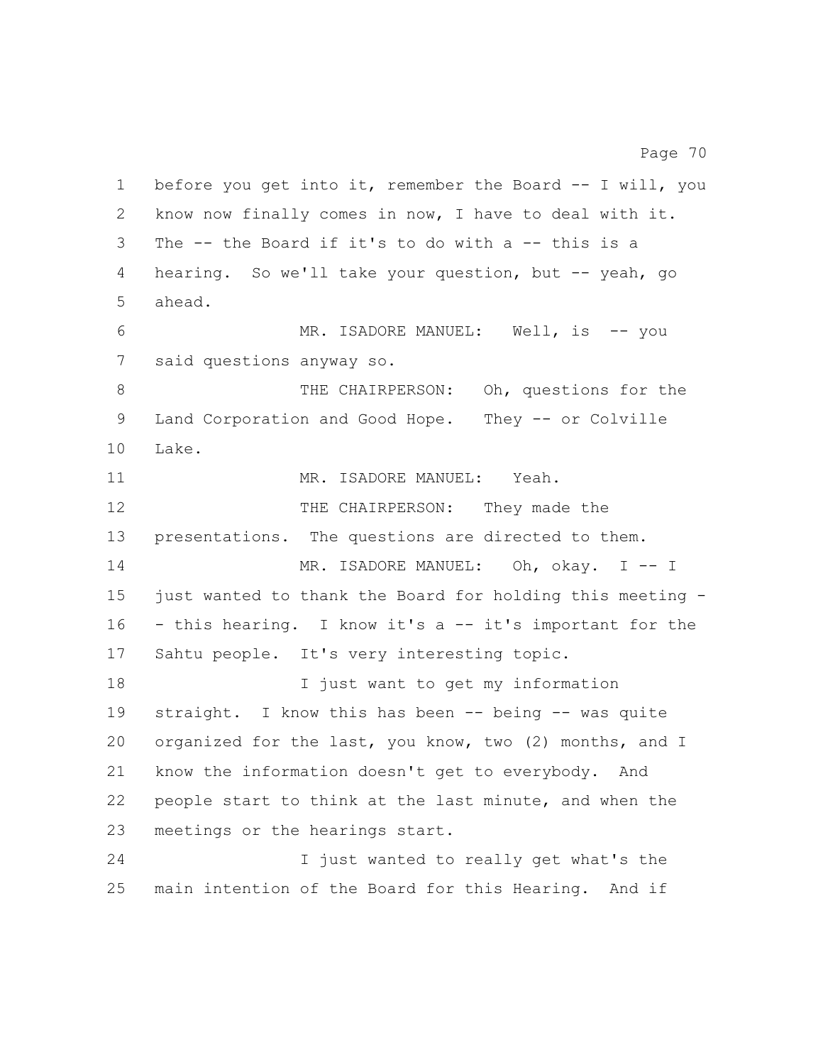before you get into it, remember the Board -- I will, you know now finally comes in now, I have to deal with it. The -- the Board if it's to do with a -- this is a hearing. So we'll take your question, but -- yeah, go ahead.

MR. ISADORE MANUEL: Well, is -- you said questions anyway so.

THE CHAIRPERSON: Oh, questions for the Land Corporation and Good Hope. They -- or Colville Lake.

MR. ISADORE MANUEL: Yeah.

THE CHAIRPERSON: They made the presentations. The questions are directed to them.

MR. ISADORE MANUEL: Oh, okay. I -- I just wanted to thank the Board for holding this meeting -- this hearing. I know it's a -- it's important for the Sahtu people. It's very interesting topic.

I just want to get my information straight. I know this has been -- being -- was quite organized for the last, you know, two (2) months, and I know the information doesn't get to everybody. And people start to think at the last minute, and when the meetings or the hearings start.

I just wanted to really get what's the main intention of the Board for this Hearing. And if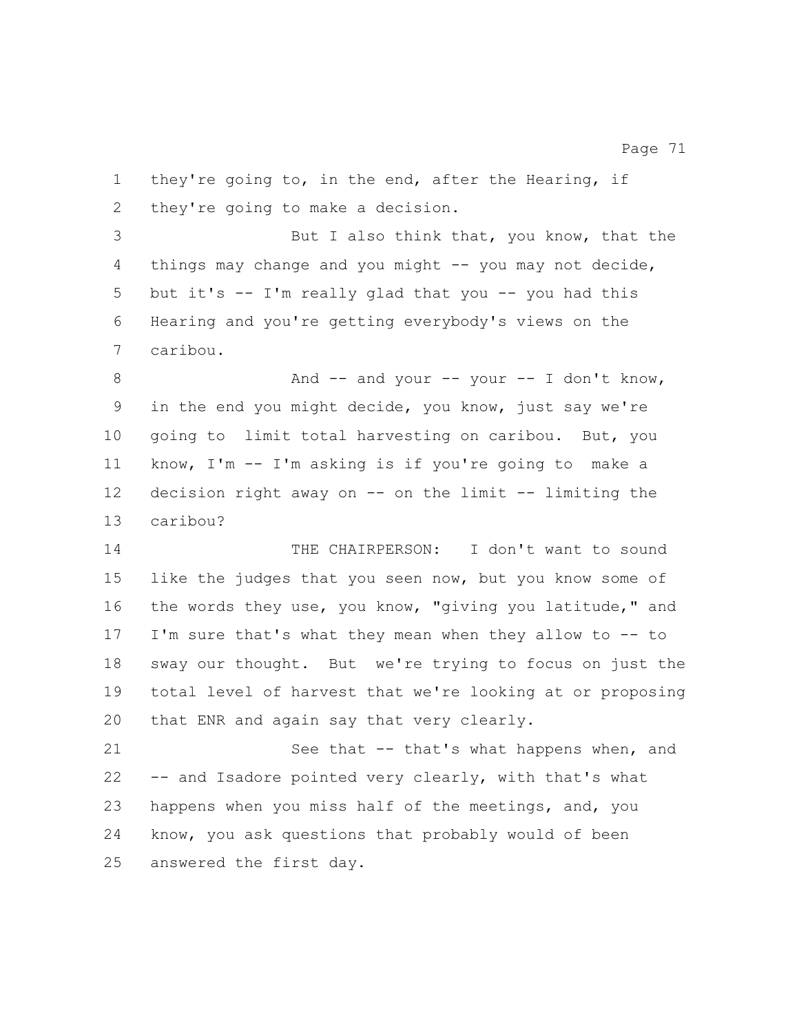they're going to, in the end, after the Hearing, if they're going to make a decision.

But I also think that, you know, that the things may change and you might -- you may not decide, but it's -- I'm really glad that you -- you had this Hearing and you're getting everybody's views on the caribou.

And -- and your -- your -- I don't know, in the end you might decide, you know, just say we're going to limit total harvesting on caribou. But, you know, I'm -- I'm asking is if you're going to make a decision right away on -- on the limit -- limiting the caribou?

THE CHAIRPERSON: I don't want to sound like the judges that you seen now, but you know some of the words they use, you know, "giving you latitude," and I'm sure that's what they mean when they allow to -- to sway our thought. But we're trying to focus on just the total level of harvest that we're looking at or proposing that ENR and again say that very clearly.

See that -- that's what happens when, and -- and Isadore pointed very clearly, with that's what happens when you miss half of the meetings, and, you know, you ask questions that probably would of been answered the first day.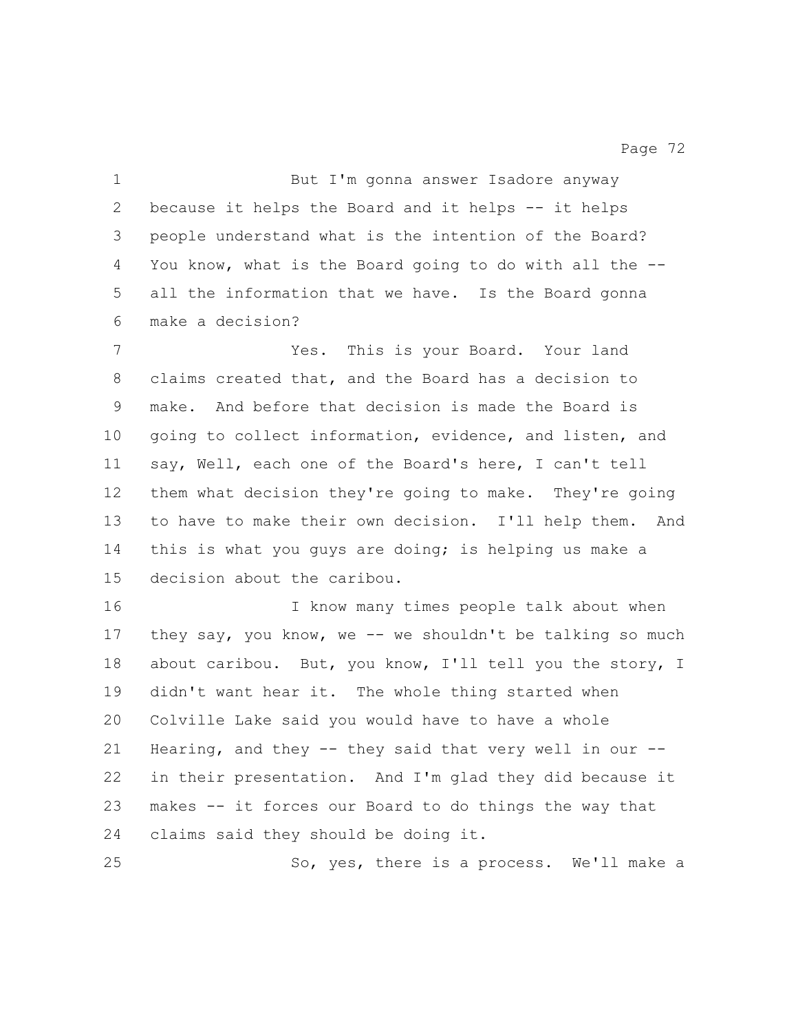But I'm gonna answer Isadore anyway because it helps the Board and it helps -- it helps people understand what is the intention of the Board? You know, what is the Board going to do with all the -- all the information that we have. Is the Board gonna make a decision?

Yes. This is your Board. Your land claims created that, and the Board has a decision to make. And before that decision is made the Board is going to collect information, evidence, and listen, and say, Well, each one of the Board's here, I can't tell them what decision they're going to make. They're going to have to make their own decision. I'll help them. And this is what you guys are doing; is helping us make a decision about the caribou.

I know many times people talk about when they say, you know, we -- we shouldn't be talking so much about caribou. But, you know, I'll tell you the story, I didn't want hear it. The whole thing started when Colville Lake said you would have to have a whole Hearing, and they -- they said that very well in our -- in their presentation. And I'm glad they did because it makes -- it forces our Board to do things the way that claims said they should be doing it.

So, yes, there is a process. We'll make a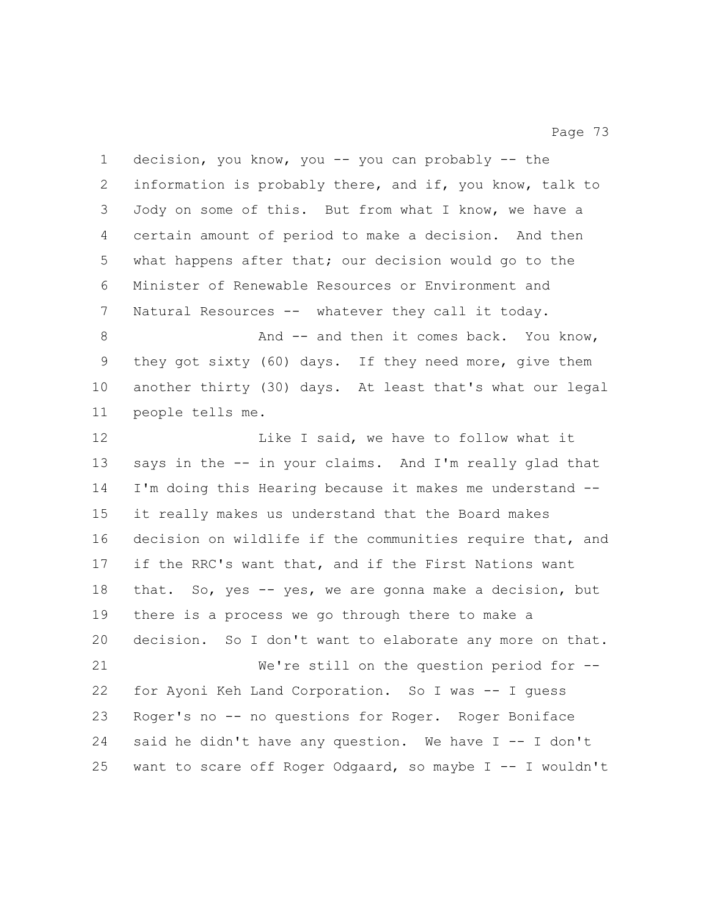decision, you know, you -- you can probably -- the information is probably there, and if, you know, talk to Jody on some of this. But from what I know, we have a certain amount of period to make a decision. And then what happens after that; our decision would go to the Minister of Renewable Resources or Environment and Natural Resources -- whatever they call it today.

And -- and then it comes back. You know, they got sixty (60) days. If they need more, give them another thirty (30) days. At least that's what our legal people tells me.

Like I said, we have to follow what it says in the -- in your claims. And I'm really glad that I'm doing this Hearing because it makes me understand -- it really makes us understand that the Board makes decision on wildlife if the communities require that, and if the RRC's want that, and if the First Nations want that. So, yes -- yes, we are gonna make a decision, but there is a process we go through there to make a decision. So I don't want to elaborate any more on that.

We're still on the question period for -- for Ayoni Keh Land Corporation. So I was -- I guess Roger's no -- no questions for Roger. Roger Boniface said he didn't have any question. We have I -- I don't want to scare off Roger Odgaard, so maybe I -- I wouldn't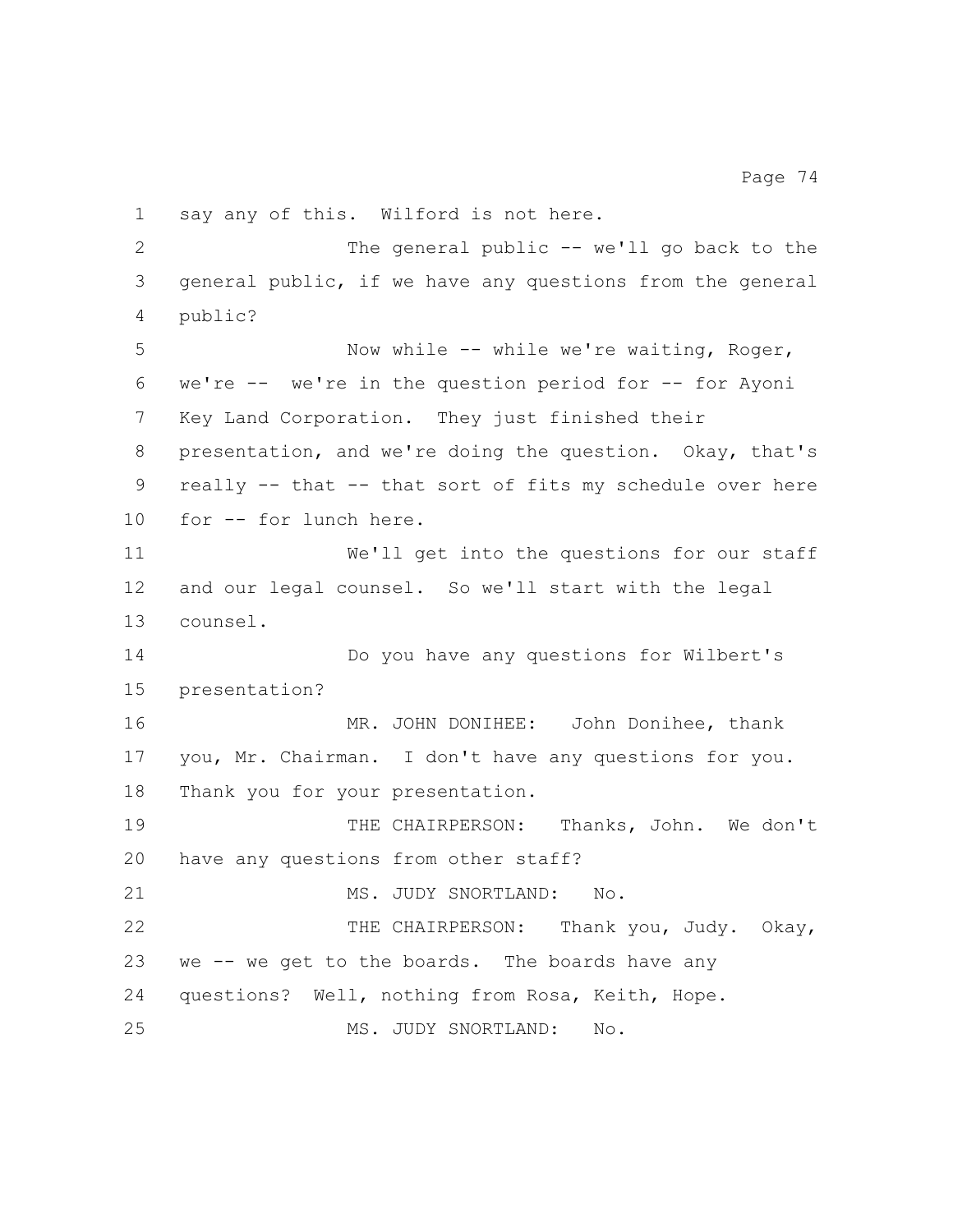1 say any of this. Wilford is not here.

2 The general public -- we'll go back to the
3 general public, if we have any questions from the general
4 public?

5 Now while -- while we're waiting, Roger,
6 we're -- we're in the question period for -- for Ayoni
7 Key Land Corporation. They just finished their
8 presentation, and we're doing the question. Okay, that's
9 really -- that -- that sort of fits my schedule over here
10 for -- for lunch here.

11 We'll get into the questions for our staff
12 and our legal counsel. So we'll start with the legal
13 counsel.

14 Do you have any questions for Wilbert's
15 presentation?

16 MR. JOHN DONIHEE: John Donihee, thank
17 you, Mr. Chairman. I don't have any questions for you.
18 Thank you for your presentation.

19 THE CHAIRPERSON: Thanks, John. We don't
20 have any questions from other staff?

21 MS. JUDY SNORTLAND: No.

22 THE CHAIRPERSON: Thank you, Judy. Okay,
23 we -- we get to the boards. The boards have any
24 questions? Well, nothing from Rosa, Keith, Hope.

25 MS. JUDY SNORTLAND: No.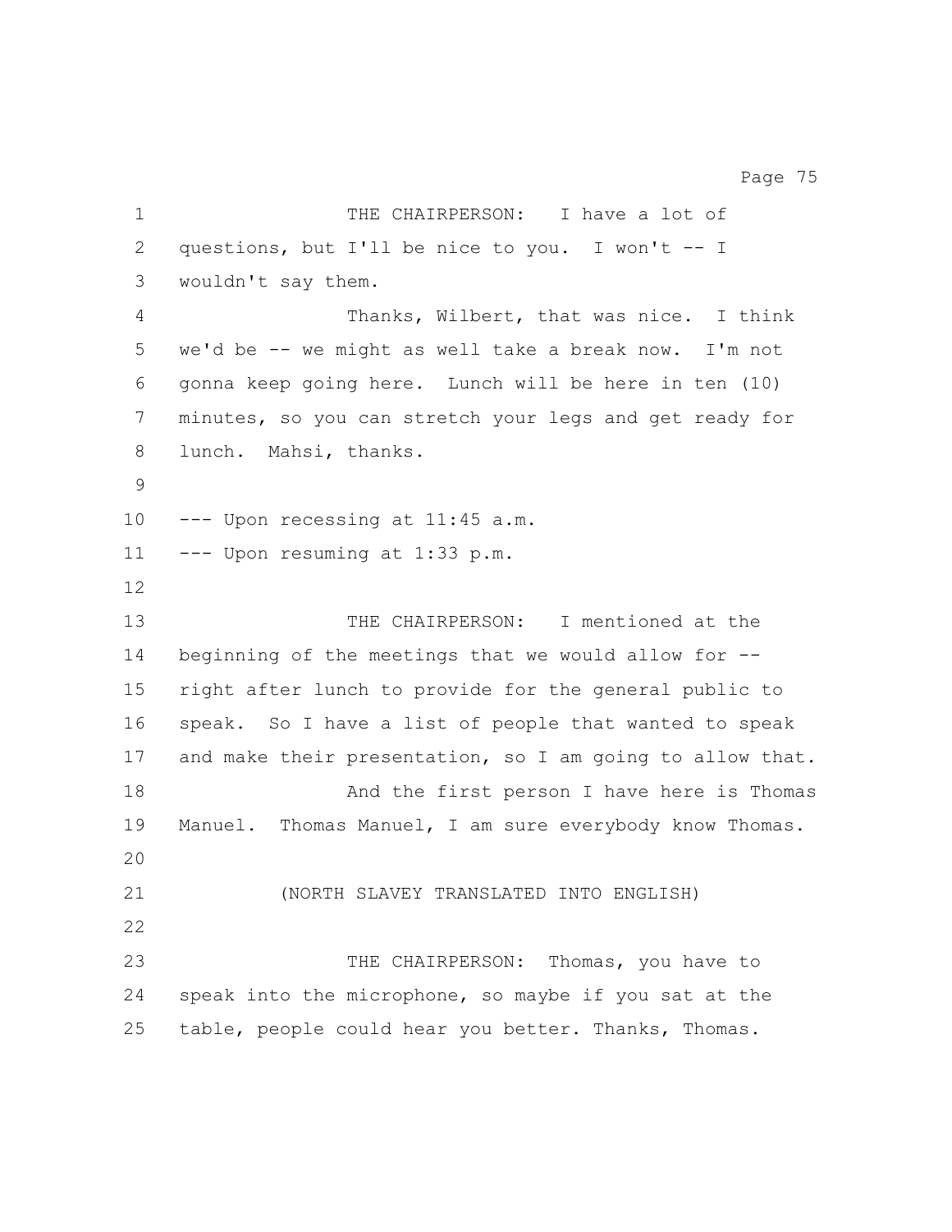THE CHAIRPERSON: I have a lot of questions, but I'll be nice to you. I won't -- I wouldn't say them.

Thanks, Wilbert, that was nice. I think we'd be -- we might as well take a break now. I'm not gonna keep going here. Lunch will be here in ten (10) minutes, so you can stretch your legs and get ready for lunch. Mahsi, thanks.

--- Upon recessing at 11:45 a.m.
--- Upon resuming at 1:33 p.m.

THE CHAIRPERSON: I mentioned at the beginning of the meetings that we would allow for -- right after lunch to provide for the general public to speak. So I have a list of people that wanted to speak and make their presentation, so I am going to allow that.

And the first person I have here is Thomas Manuel. Thomas Manuel, I am sure everybody know Thomas.

(NORTH SLAVEY TRANSLATED INTO ENGLISH)

THE CHAIRPERSON: Thomas, you have to speak into the microphone, so maybe if you sat at the table, people could hear you better. Thanks, Thomas.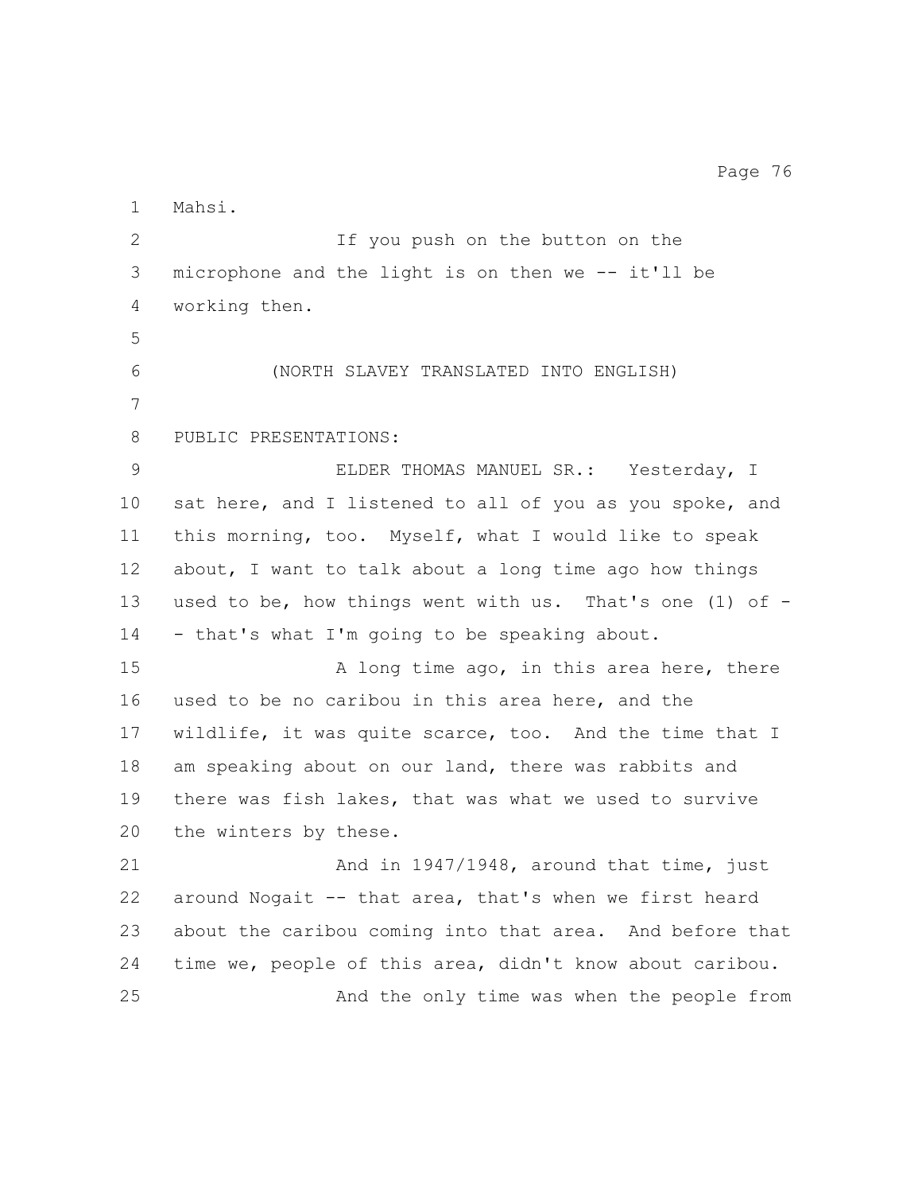Mahsi.

If you push on the button on the microphone and the light is on then we -- it'll be working then.

(NORTH SLAVEY TRANSLATED INTO ENGLISH)

PUBLIC PRESENTATIONS:

ELDER THOMAS MANUEL SR.: Yesterday, I sat here, and I listened to all of you as you spoke, and this morning, too. Myself, what I would like to speak about, I want to talk about a long time ago how things used to be, how things went with us. That's one (1) of -- that's what I'm going to be speaking about.

A long time ago, in this area here, there used to be no caribou in this area here, and the wildlife, it was quite scarce, too. And the time that I am speaking about on our land, there was rabbits and there was fish lakes, that was what we used to survive the winters by these.

And in 1947/1948, around that time, just around Nogait -- that area, that's when we first heard about the caribou coming into that area. And before that time we, people of this area, didn't know about caribou.

And the only time was when the people from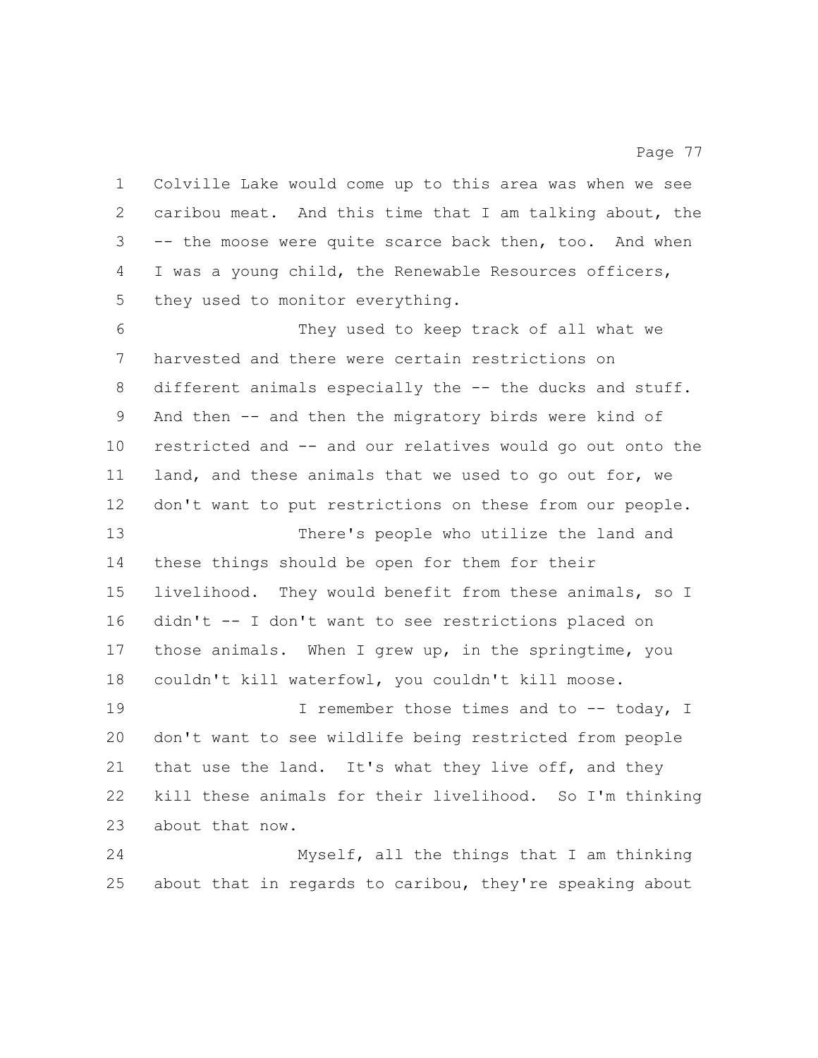Colville Lake would come up to this area was when we see caribou meat. And this time that I am talking about, the -- the moose were quite scarce back then, too. And when I was a young child, the Renewable Resources officers, they used to monitor everything.

They used to keep track of all what we harvested and there were certain restrictions on different animals especially the -- the ducks and stuff. And then -- and then the migratory birds were kind of restricted and -- and our relatives would go out onto the land, and these animals that we used to go out for, we don't want to put restrictions on these from our people.

There's people who utilize the land and these things should be open for them for their livelihood. They would benefit from these animals, so I didn't -- I don't want to see restrictions placed on those animals. When I grew up, in the springtime, you couldn't kill waterfowl, you couldn't kill moose.

I remember those times and to -- today, I don't want to see wildlife being restricted from people that use the land. It's what they live off, and they kill these animals for their livelihood. So I'm thinking about that now.

Myself, all the things that I am thinking about that in regards to caribou, they're speaking about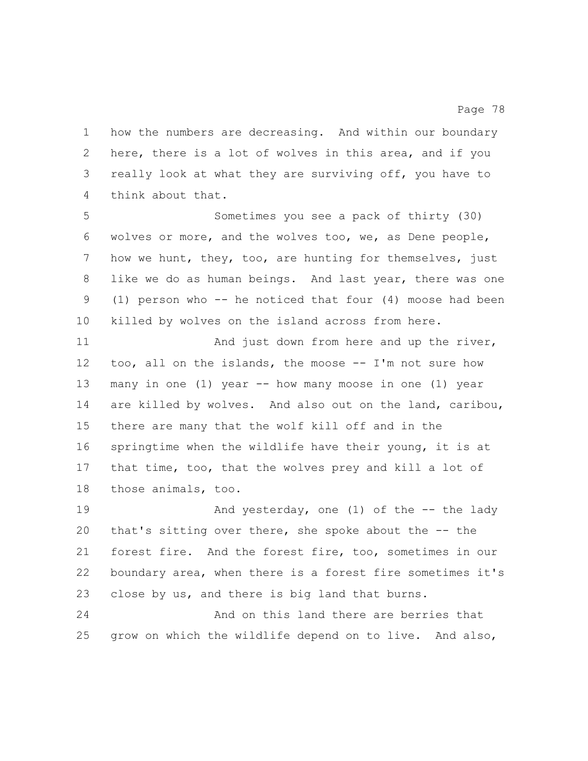how the numbers are decreasing. And within our boundary here, there is a lot of wolves in this area, and if you really look at what they are surviving off, you have to think about that.

Sometimes you see a pack of thirty (30) wolves or more, and the wolves too, we, as Dene people, how we hunt, they, too, are hunting for themselves, just like we do as human beings. And last year, there was one (1) person who -- he noticed that four (4) moose had been killed by wolves on the island across from here.

And just down from here and up the river, too, all on the islands, the moose -- I'm not sure how many in one (1) year -- how many moose in one (1) year are killed by wolves. And also out on the land, caribou, there are many that the wolf kill off and in the springtime when the wildlife have their young, it is at that time, too, that the wolves prey and kill a lot of those animals, too.

And yesterday, one (1) of the -- the lady that's sitting over there, she spoke about the -- the forest fire. And the forest fire, too, sometimes in our boundary area, when there is a forest fire sometimes it's close by us, and there is big land that burns.

And on this land there are berries that grow on which the wildlife depend on to live. And also,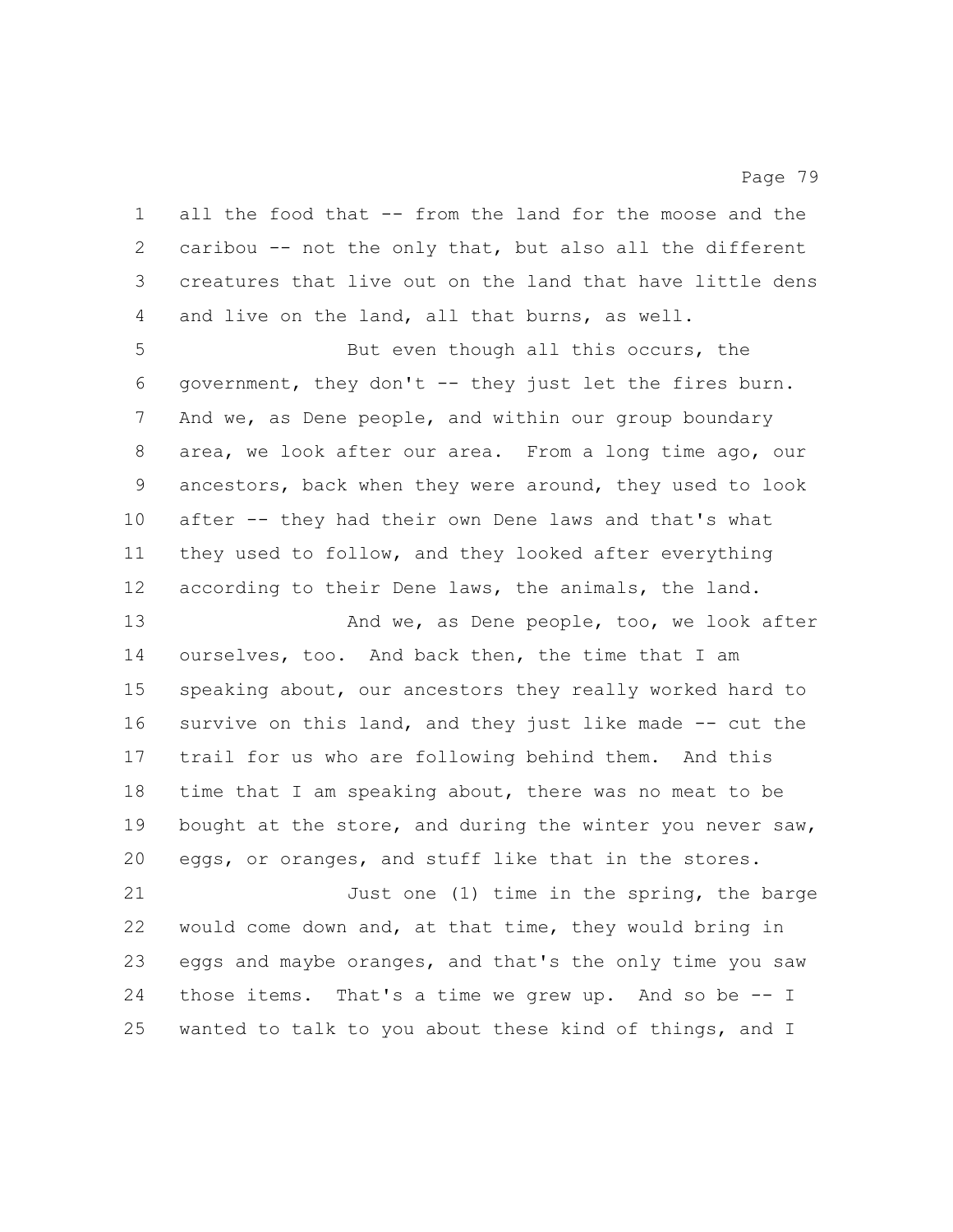all the food that -- from the land for the moose and the caribou -- not the only that, but also all the different creatures that live out on the land that have little dens and live on the land, all that burns, as well.

But even though all this occurs, the government, they don't -- they just let the fires burn. And we, as Dene people, and within our group boundary area, we look after our area. From a long time ago, our ancestors, back when they were around, they used to look after -- they had their own Dene laws and that's what they used to follow, and they looked after everything according to their Dene laws, the animals, the land.

And we, as Dene people, too, we look after ourselves, too. And back then, the time that I am speaking about, our ancestors they really worked hard to survive on this land, and they just like made -- cut the trail for us who are following behind them. And this time that I am speaking about, there was no meat to be bought at the store, and during the winter you never saw, eggs, or oranges, and stuff like that in the stores.

Just one (1) time in the spring, the barge would come down and, at that time, they would bring in eggs and maybe oranges, and that's the only time you saw those items. That's a time we grew up. And so be -- I wanted to talk to you about these kind of things, and I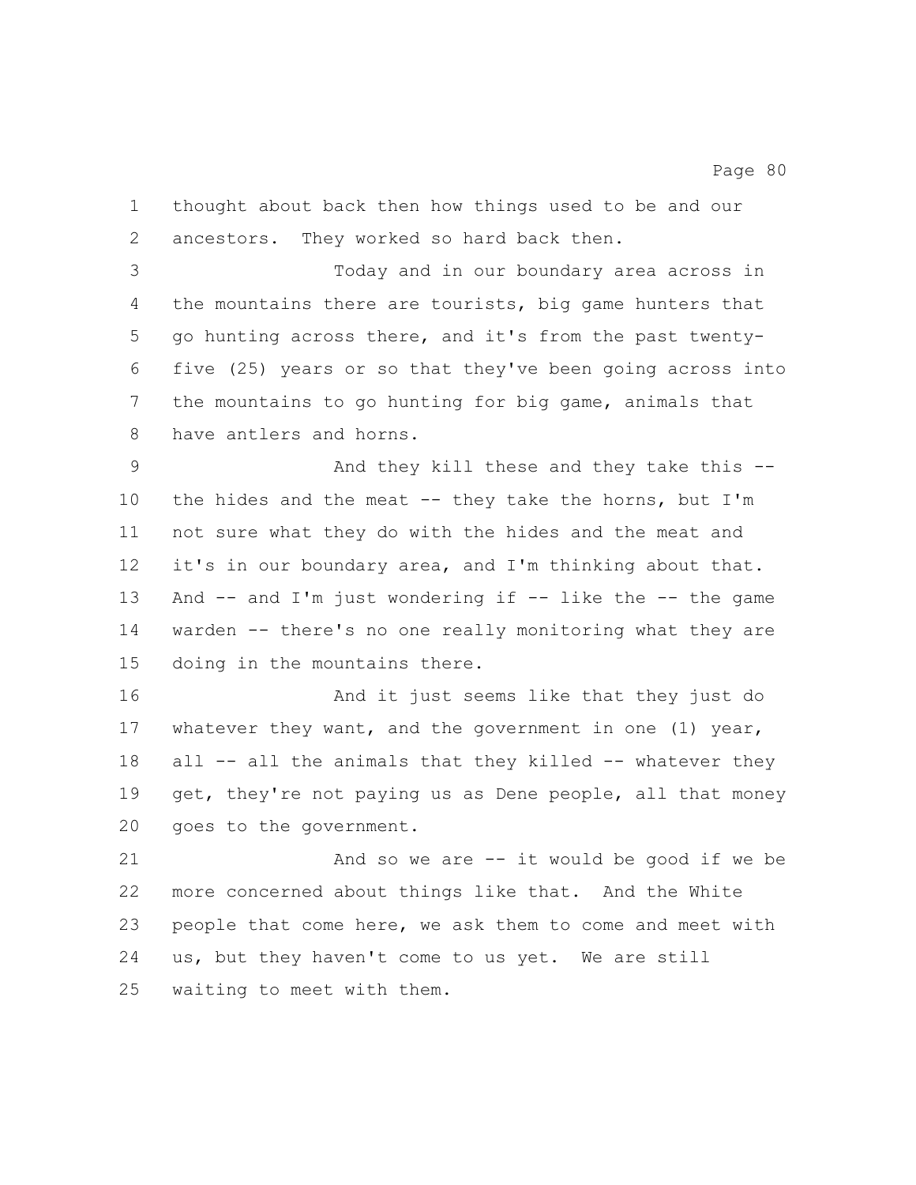thought about back then how things used to be and our ancestors. They worked so hard back then.

Today and in our boundary area across in the mountains there are tourists, big game hunters that go hunting across there, and it's from the past twenty-five (25) years or so that they've been going across into the mountains to go hunting for big game, animals that have antlers and horns.

And they kill these and they take this -- the hides and the meat -- they take the horns, but I'm not sure what they do with the hides and the meat and it's in our boundary area, and I'm thinking about that. And -- and I'm just wondering if -- like the -- the game warden -- there's no one really monitoring what they are doing in the mountains there.

And it just seems like that they just do whatever they want, and the government in one (1) year, all -- all the animals that they killed -- whatever they get, they're not paying us as Dene people, all that money goes to the government.

And so we are -- it would be good if we be more concerned about things like that. And the White people that come here, we ask them to come and meet with us, but they haven't come to us yet. We are still waiting to meet with them.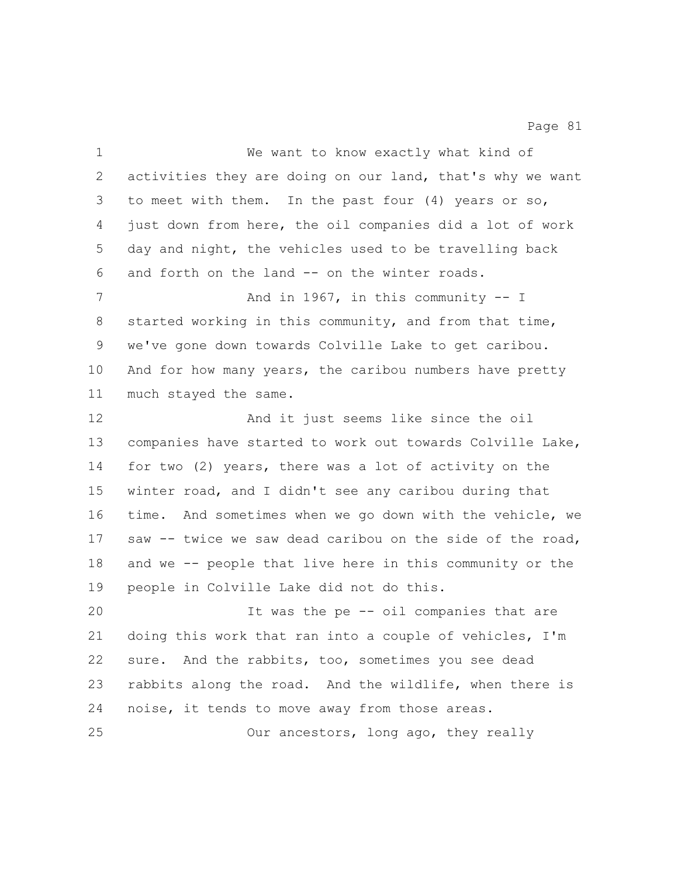We want to know exactly what kind of activities they are doing on our land, that's why we want to meet with them. In the past four (4) years or so, just down from here, the oil companies did a lot of work day and night, the vehicles used to be travelling back and forth on the land -- on the winter roads.

And in 1967, in this community -- I started working in this community, and from that time, we've gone down towards Colville Lake to get caribou. And for how many years, the caribou numbers have pretty much stayed the same.

And it just seems like since the oil companies have started to work out towards Colville Lake, for two (2) years, there was a lot of activity on the winter road, and I didn't see any caribou during that time. And sometimes when we go down with the vehicle, we saw -- twice we saw dead caribou on the side of the road, and we -- people that live here in this community or the people in Colville Lake did not do this.

It was the pe -- oil companies that are doing this work that ran into a couple of vehicles, I'm sure. And the rabbits, too, sometimes you see dead rabbits along the road. And the wildlife, when there is noise, it tends to move away from those areas.

Our ancestors, long ago, they really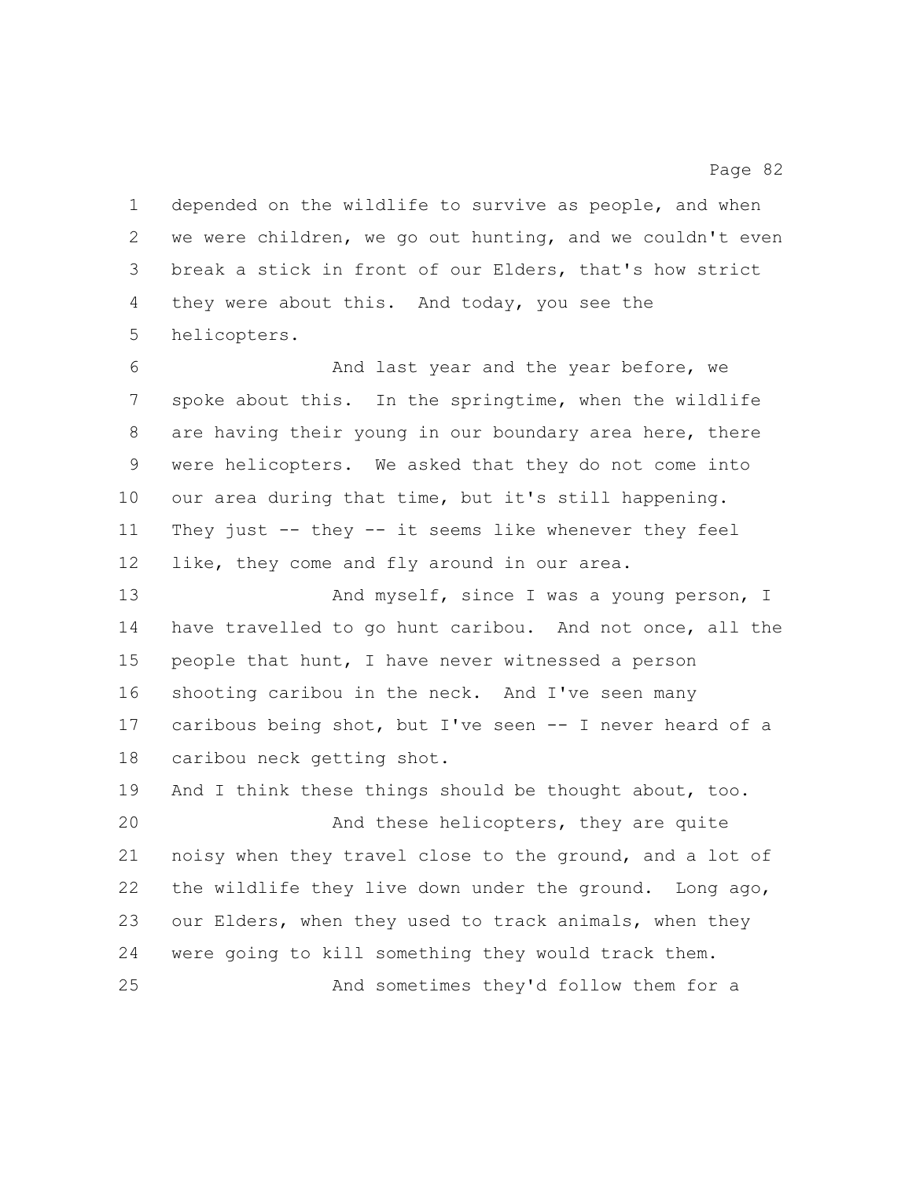depended on the wildlife to survive as people, and when we were children, we go out hunting, and we couldn't even break a stick in front of our Elders, that's how strict they were about this. And today, you see the helicopters.

And last year and the year before, we spoke about this. In the springtime, when the wildlife are having their young in our boundary area here, there were helicopters. We asked that they do not come into our area during that time, but it's still happening. They just -- they -- it seems like whenever they feel like, they come and fly around in our area.

And myself, since I was a young person, I have travelled to go hunt caribou. And not once, all the people that hunt, I have never witnessed a person shooting caribou in the neck. And I've seen many caribous being shot, but I've seen -- I never heard of a caribou neck getting shot.

And I think these things should be thought about, too.

And these helicopters, they are quite noisy when they travel close to the ground, and a lot of the wildlife they live down under the ground. Long ago, our Elders, when they used to track animals, when they were going to kill something they would track them.

And sometimes they'd follow them for a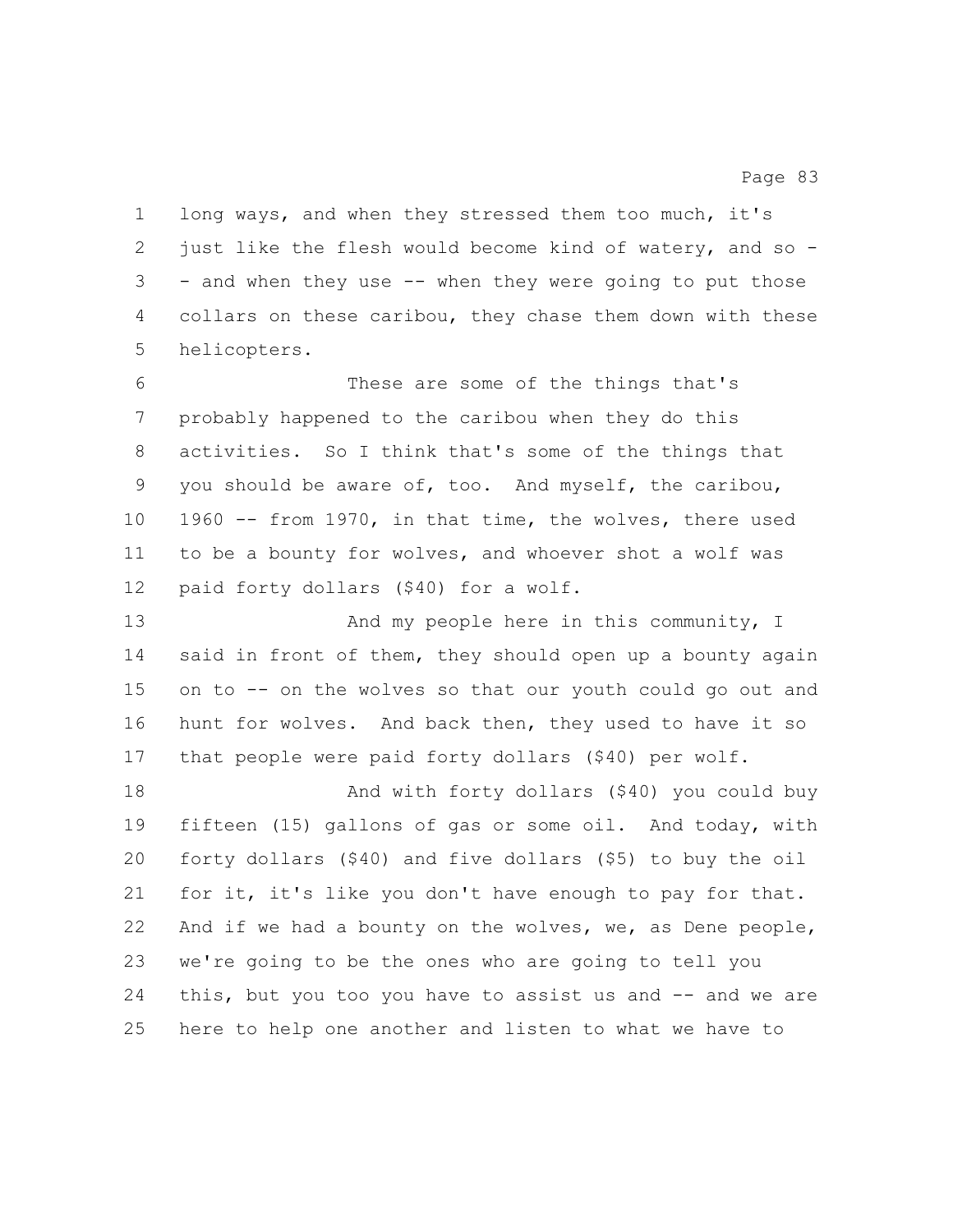long ways, and when they stressed them too much, it's just like the flesh would become kind of watery, and so -- and when they use -- when they were going to put those collars on these caribou, they chase them down with these helicopters.

These are some of the things that's probably happened to the caribou when they do this activities. So I think that's some of the things that you should be aware of, too. And myself, the caribou, 1960 -- from 1970, in that time, the wolves, there used to be a bounty for wolves, and whoever shot a wolf was paid forty dollars ($40) for a wolf.

And my people here in this community, I said in front of them, they should open up a bounty again on to -- on the wolves so that our youth could go out and hunt for wolves. And back then, they used to have it so that people were paid forty dollars ($40) per wolf.

And with forty dollars ($40) you could buy fifteen (15) gallons of gas or some oil. And today, with forty dollars ($40) and five dollars ($5) to buy the oil for it, it's like you don't have enough to pay for that. And if we had a bounty on the wolves, we, as Dene people, we're going to be the ones who are going to tell you this, but you too you have to assist us and -- and we are here to help one another and listen to what we have to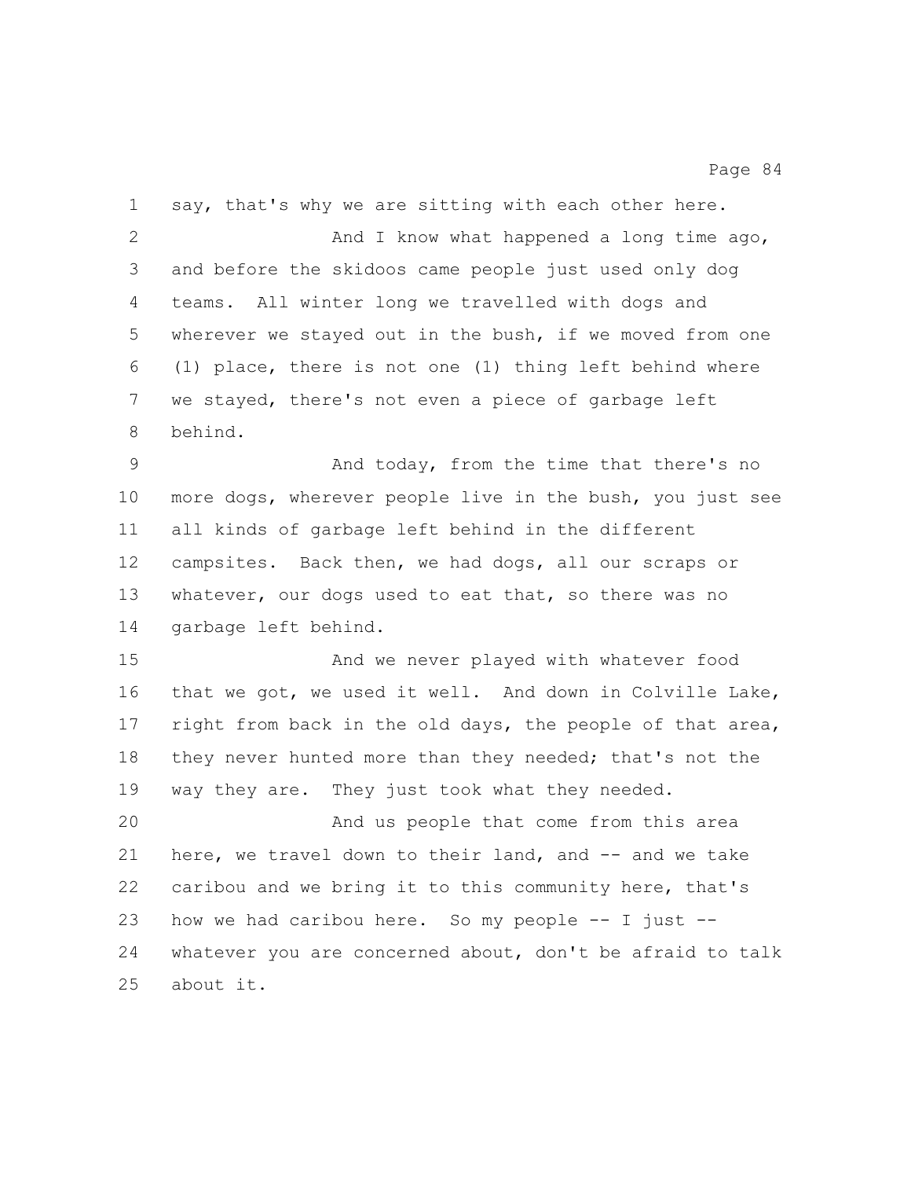say, that's why we are sitting with each other here.

And I know what happened a long time ago, and before the skidoos came people just used only dog teams. All winter long we travelled with dogs and wherever we stayed out in the bush, if we moved from one (1) place, there is not one (1) thing left behind where we stayed, there's not even a piece of garbage left behind.

And today, from the time that there's no more dogs, wherever people live in the bush, you just see all kinds of garbage left behind in the different campsites. Back then, we had dogs, all our scraps or whatever, our dogs used to eat that, so there was no garbage left behind.

And we never played with whatever food that we got, we used it well. And down in Colville Lake, right from back in the old days, the people of that area, they never hunted more than they needed; that's not the way they are. They just took what they needed.

And us people that come from this area here, we travel down to their land, and -- and we take caribou and we bring it to this community here, that's how we had caribou here. So my people -- I just -- whatever you are concerned about, don't be afraid to talk about it.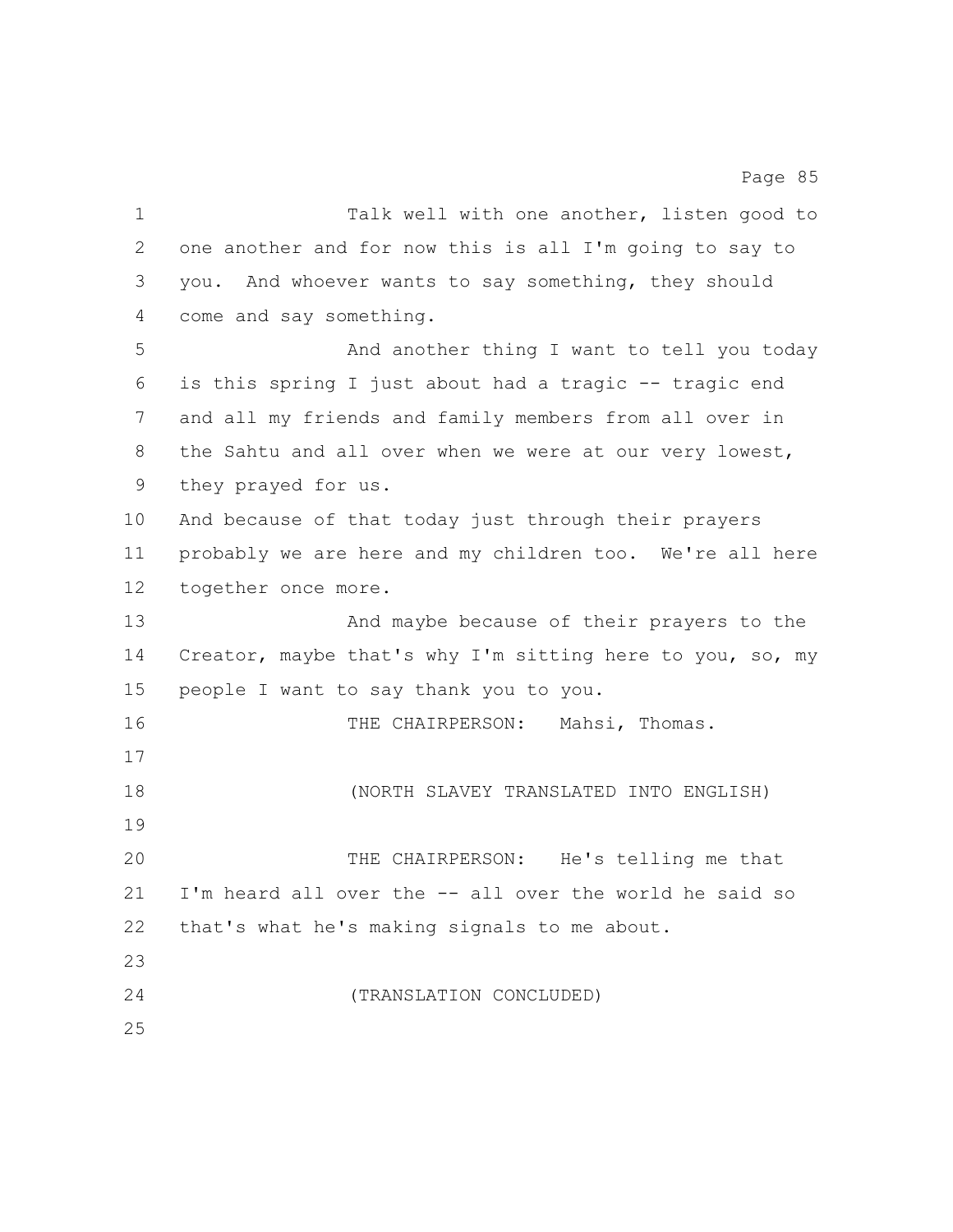Talk well with one another, listen good to one another and for now this is all I'm going to say to you. And whoever wants to say something, they should come and say something.

And another thing I want to tell you today is this spring I just about had a tragic -- tragic end and all my friends and family members from all over in the Sahtu and all over when we were at our very lowest, they prayed for us.

And because of that today just through their prayers probably we are here and my children too. We're all here together once more.

And maybe because of their prayers to the Creator, maybe that's why I'm sitting here to you, so, my people I want to say thank you to you.

THE CHAIRPERSON: Mahsi, Thomas.

(NORTH SLAVEY TRANSLATED INTO ENGLISH)

THE CHAIRPERSON: He's telling me that I'm heard all over the -- all over the world he said so that's what he's making signals to me about.

(TRANSLATION CONCLUDED)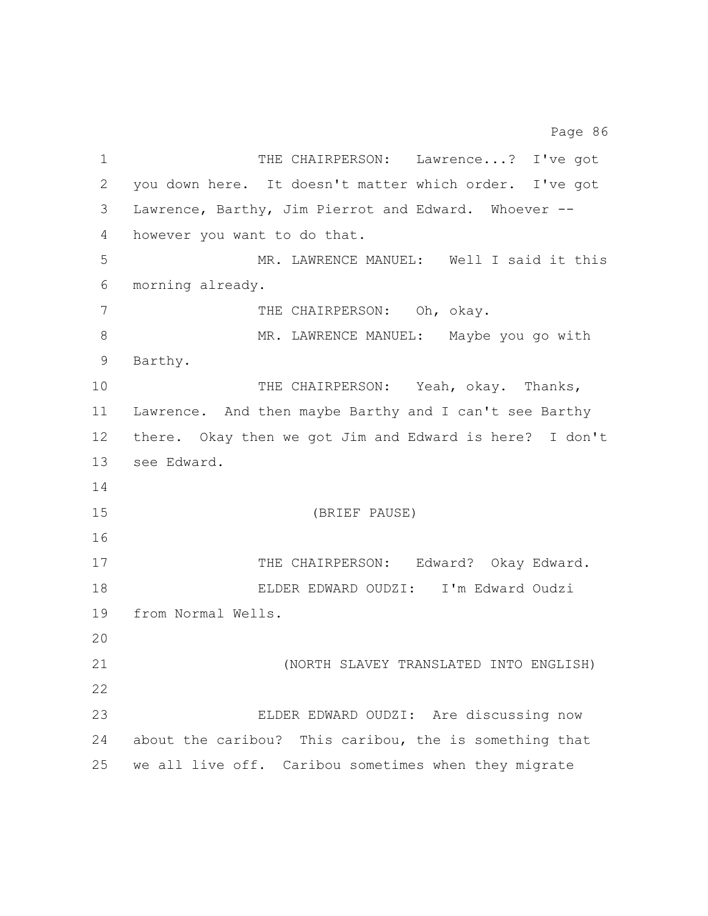THE CHAIRPERSON: Lawrence...? I've got you down here. It doesn't matter which order. I've got Lawrence, Barthy, Jim Pierrot and Edward. Whoever -- however you want to do that.

MR. LAWRENCE MANUEL: Well I said it this morning already.

THE CHAIRPERSON: Oh, okay.

MR. LAWRENCE MANUEL: Maybe you go with Barthy.

THE CHAIRPERSON: Yeah, okay. Thanks, Lawrence. And then maybe Barthy and I can't see Barthy there. Okay then we got Jim and Edward is here? I don't see Edward.

(BRIEF PAUSE)

THE CHAIRPERSON: Edward? Okay Edward.

ELDER EDWARD OUDZI: I'm Edward Oudzi from Normal Wells.

(NORTH SLAVEY TRANSLATED INTO ENGLISH)

ELDER EDWARD OUDZI: Are discussing now about the caribou? This caribou, the is something that we all live off. Caribou sometimes when they migrate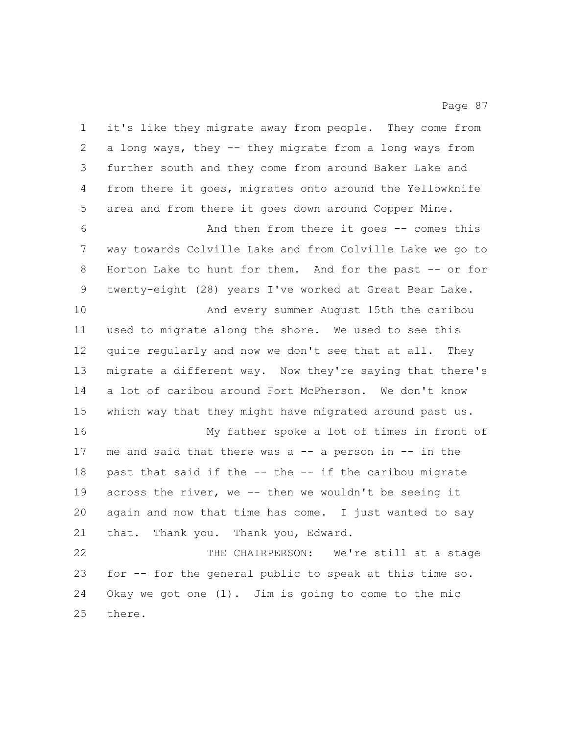it's like they migrate away from people. They come from a long ways, they -- they migrate from a long ways from further south and they come from around Baker Lake and from there it goes, migrates onto around the Yellowknife area and from there it goes down around Copper Mine.

And then from there it goes -- comes this way towards Colville Lake and from Colville Lake we go to Horton Lake to hunt for them. And for the past -- or for twenty-eight (28) years I've worked at Great Bear Lake.

And every summer August 15th the caribou used to migrate along the shore. We used to see this quite regularly and now we don't see that at all. They migrate a different way. Now they're saying that there's a lot of caribou around Fort McPherson. We don't know which way that they might have migrated around past us.

My father spoke a lot of times in front of me and said that there was a -- a person in -- in the past that said if the -- the -- if the caribou migrate across the river, we -- then we wouldn't be seeing it again and now that time has come. I just wanted to say that. Thank you. Thank you, Edward.

THE CHAIRPERSON: We're still at a stage for -- for the general public to speak at this time so. Okay we got one (1). Jim is going to come to the mic there.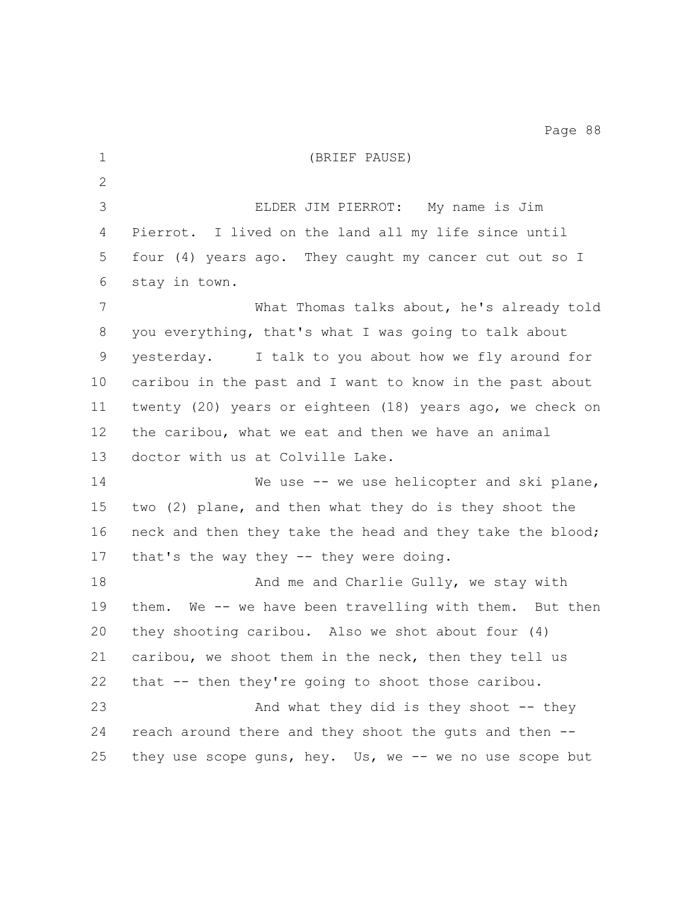(BRIEF PAUSE)

ELDER JIM PIERROT: My name is Jim Pierrot. I lived on the land all my life since until four (4) years ago. They caught my cancer cut out so I stay in town.

What Thomas talks about, he's already told you everything, that's what I was going to talk about yesterday. I talk to you about how we fly around for caribou in the past and I want to know in the past about twenty (20) years or eighteen (18) years ago, we check on the caribou, what we eat and then we have an animal doctor with us at Colville Lake.

We use -- we use helicopter and ski plane, two (2) plane, and then what they do is they shoot the neck and then they take the head and they take the blood; that's the way they -- they were doing.

And me and Charlie Gully, we stay with them. We -- we have been travelling with them. But then they shooting caribou. Also we shot about four (4) caribou, we shoot them in the neck, then they tell us that -- then they're going to shoot those caribou.

And what they did is they shoot -- they reach around there and they shoot the guts and then -- they use scope guns, hey. Us, we -- we no use scope but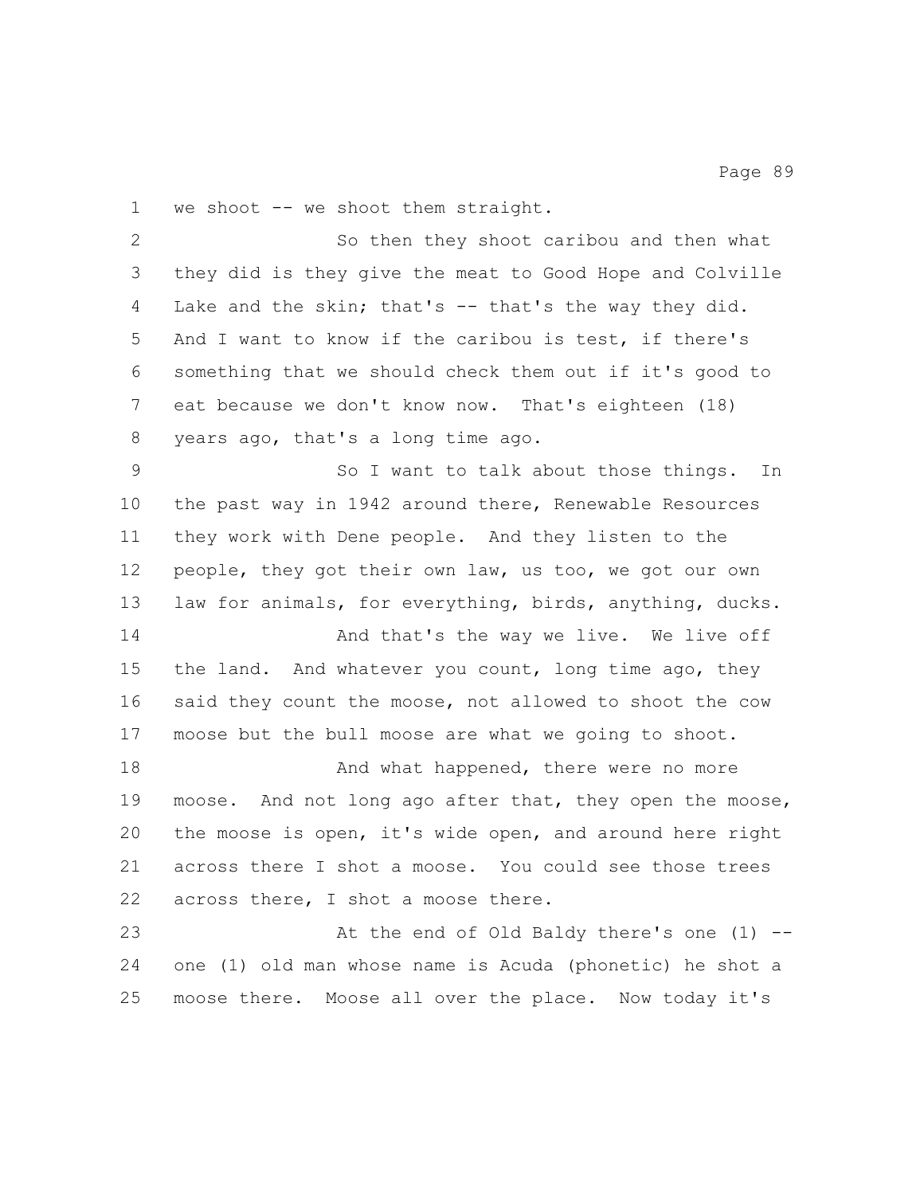we shoot -- we shoot them straight.

So then they shoot caribou and then what they did is they give the meat to Good Hope and Colville Lake and the skin; that's -- that's the way they did. And I want to know if the caribou is test, if there's something that we should check them out if it's good to eat because we don't know now. That's eighteen (18) years ago, that's a long time ago.

So I want to talk about those things. In the past way in 1942 around there, Renewable Resources they work with Dene people. And they listen to the people, they got their own law, us too, we got our own law for animals, for everything, birds, anything, ducks.

And that's the way we live. We live off the land. And whatever you count, long time ago, they said they count the moose, not allowed to shoot the cow moose but the bull moose are what we going to shoot.

And what happened, there were no more moose. And not long ago after that, they open the moose, the moose is open, it's wide open, and around here right across there I shot a moose. You could see those trees across there, I shot a moose there.

At the end of Old Baldy there's one (1) -- one (1) old man whose name is Acuda (phonetic) he shot a moose there. Moose all over the place. Now today it's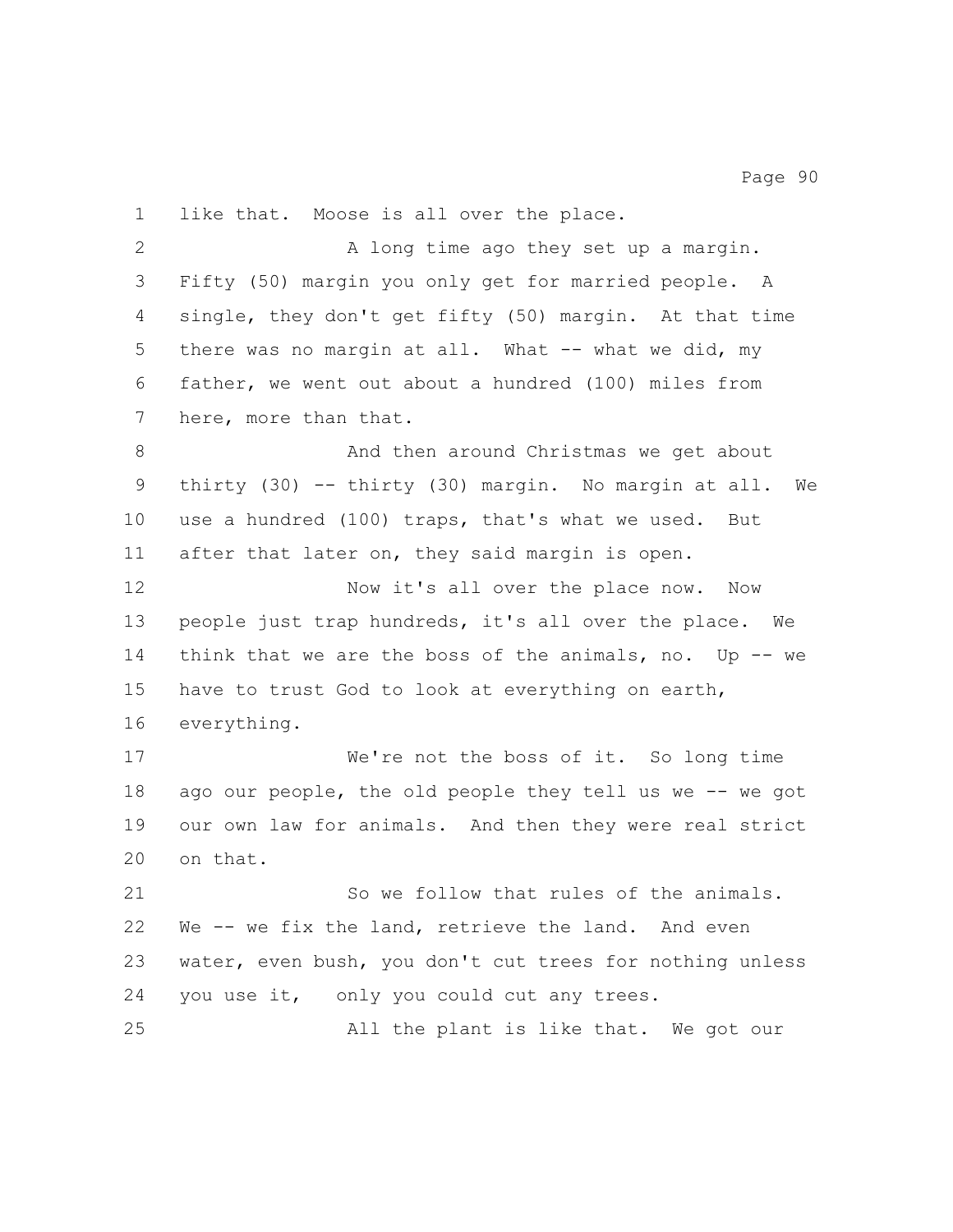like that. Moose is all over the place.

A long time ago they set up a margin. Fifty (50) margin you only get for married people. A single, they don't get fifty (50) margin. At that time there was no margin at all. What -- what we did, my father, we went out about a hundred (100) miles from here, more than that.

And then around Christmas we get about thirty (30) -- thirty (30) margin. No margin at all. We use a hundred (100) traps, that's what we used. But after that later on, they said margin is open.

Now it's all over the place now. Now people just trap hundreds, it's all over the place. We think that we are the boss of the animals, no. Up -- we have to trust God to look at everything on earth, everything.

We're not the boss of it. So long time ago our people, the old people they tell us we -- we got our own law for animals. And then they were real strict on that.

So we follow that rules of the animals. We -- we fix the land, retrieve the land. And even water, even bush, you don't cut trees for nothing unless you use it, only you could cut any trees.

All the plant is like that. We got our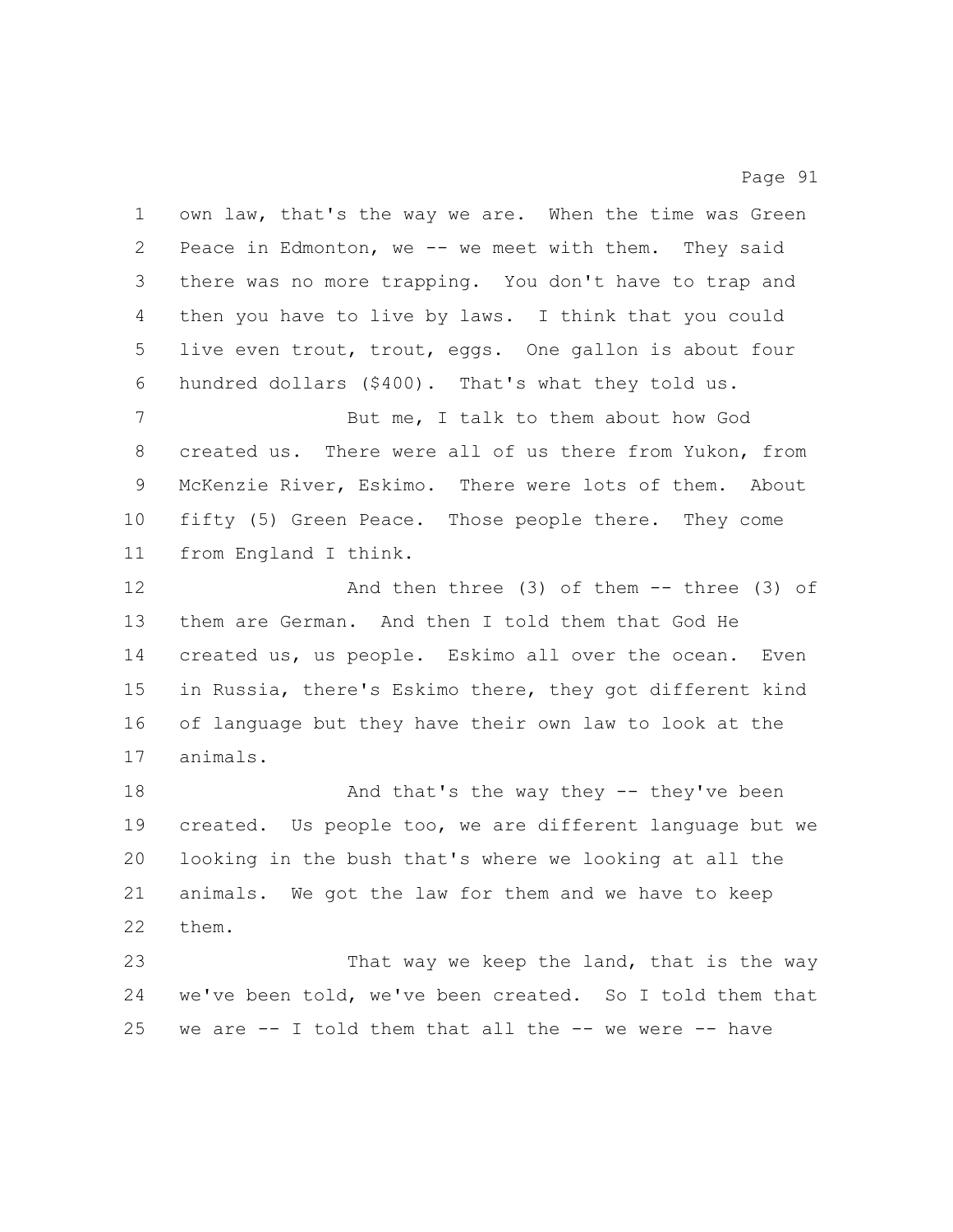own law, that's the way we are. When the time was Green Peace in Edmonton, we -- we meet with them. They said there was no more trapping. You don't have to trap and then you have to live by laws. I think that you could live even trout, trout, eggs. One gallon is about four hundred dollars ($400). That's what they told us.

But me, I talk to them about how God created us. There were all of us there from Yukon, from McKenzie River, Eskimo. There were lots of them. About fifty (5) Green Peace. Those people there. They come from England I think.

And then three (3) of them -- three (3) of them are German. And then I told them that God He created us, us people. Eskimo all over the ocean. Even in Russia, there's Eskimo there, they got different kind of language but they have their own law to look at the animals.

And that's the way they -- they've been created. Us people too, we are different language but we looking in the bush that's where we looking at all the animals. We got the law for them and we have to keep them.

That way we keep the land, that is the way we've been told, we've been created. So I told them that we are -- I told them that all the -- we were -- have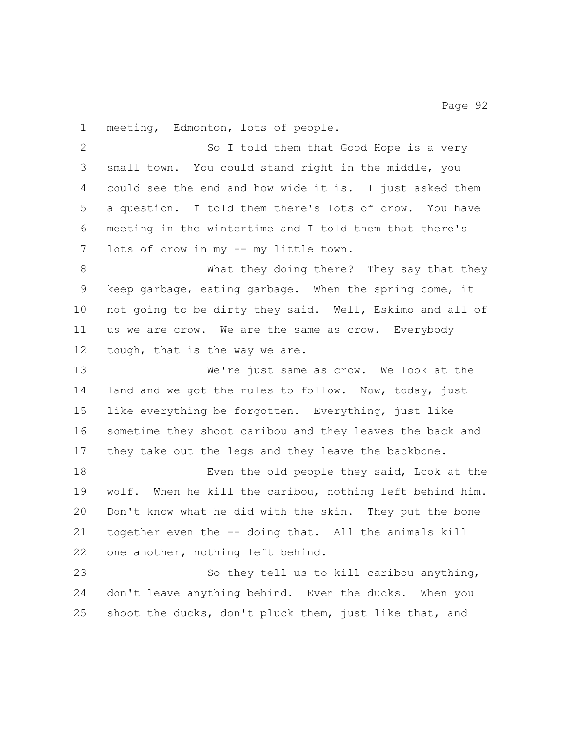meeting, Edmonton, lots of people.

So I told them that Good Hope is a very small town. You could stand right in the middle, you could see the end and how wide it is. I just asked them a question. I told them there's lots of crow. You have meeting in the wintertime and I told them that there's lots of crow in my -- my little town.

What they doing there? They say that they keep garbage, eating garbage. When the spring come, it not going to be dirty they said. Well, Eskimo and all of us we are crow. We are the same as crow. Everybody tough, that is the way we are.

We're just same as crow. We look at the land and we got the rules to follow. Now, today, just like everything be forgotten. Everything, just like sometime they shoot caribou and they leaves the back and they take out the legs and they leave the backbone.

Even the old people they said, Look at the wolf. When he kill the caribou, nothing left behind him. Don't know what he did with the skin. They put the bone together even the -- doing that. All the animals kill one another, nothing left behind.

So they tell us to kill caribou anything, don't leave anything behind. Even the ducks. When you shoot the ducks, don't pluck them, just like that, and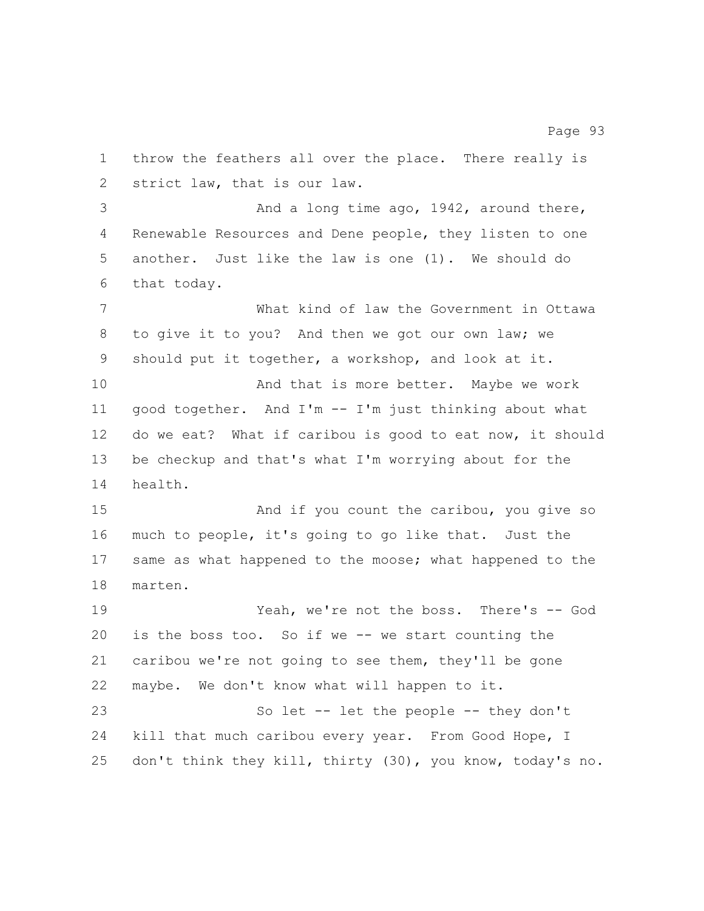throw the feathers all over the place. There really is strict law, that is our law.

And a long time ago, 1942, around there, Renewable Resources and Dene people, they listen to one another. Just like the law is one (1). We should do that today.

What kind of law the Government in Ottawa to give it to you? And then we got our own law; we should put it together, a workshop, and look at it.

And that is more better. Maybe we work good together. And I'm -- I'm just thinking about what do we eat? What if caribou is good to eat now, it should be checkup and that's what I'm worrying about for the health.

And if you count the caribou, you give so much to people, it's going to go like that. Just the same as what happened to the moose; what happened to the marten.

Yeah, we're not the boss. There's -- God is the boss too. So if we -- we start counting the caribou we're not going to see them, they'll be gone maybe. We don't know what will happen to it.

So let -- let the people -- they don't kill that much caribou every year. From Good Hope, I don't think they kill, thirty (30), you know, today's no.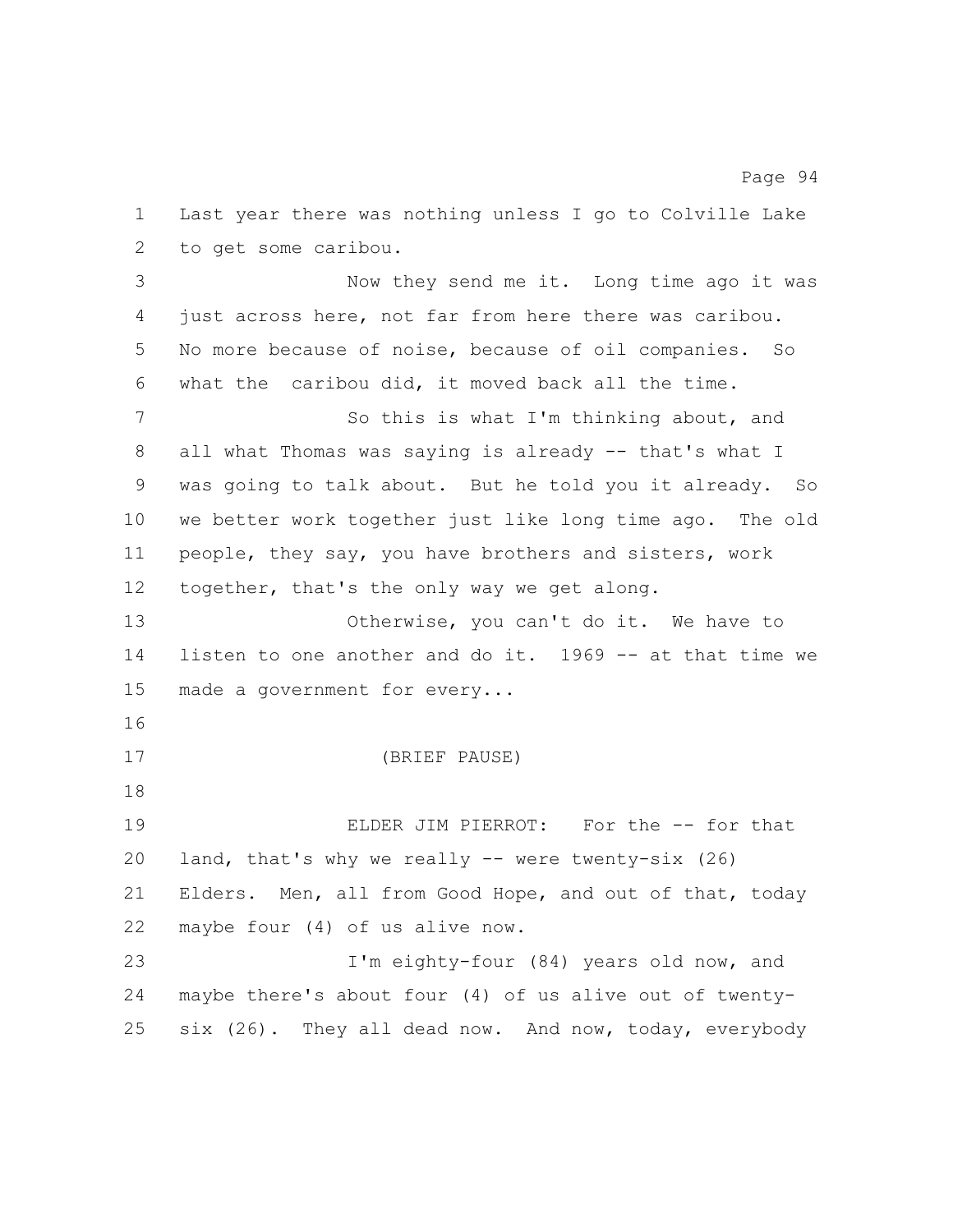Last year there was nothing unless I go to Colville Lake to get some caribou.

Now they send me it. Long time ago it was just across here, not far from here there was caribou. No more because of noise, because of oil companies. So what the caribou did, it moved back all the time.

So this is what I'm thinking about, and all what Thomas was saying is already -- that's what I was going to talk about. But he told you it already. So we better work together just like long time ago. The old people, they say, you have brothers and sisters, work together, that's the only way we get along.

Otherwise, you can't do it. We have to listen to one another and do it. 1969 -- at that time we made a government for every...

(BRIEF PAUSE)

ELDER JIM PIERROT: For the -- for that land, that's why we really -- were twenty-six (26) Elders. Men, all from Good Hope, and out of that, today maybe four (4) of us alive now.

I'm eighty-four (84) years old now, and maybe there's about four (4) of us alive out of twenty-six (26). They all dead now. And now, today, everybody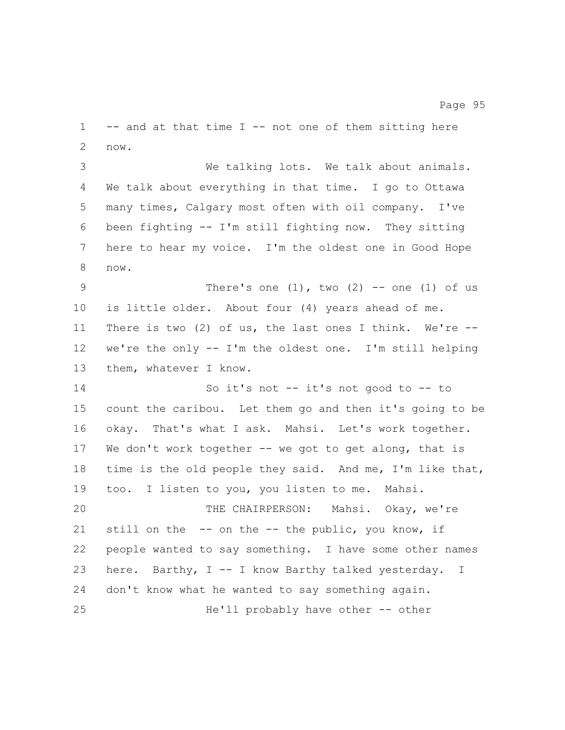-- and at that time I -- not one of them sitting here now.

We talking lots. We talk about animals. We talk about everything in that time. I go to Ottawa many times, Calgary most often with oil company. I've been fighting -- I'm still fighting now. They sitting here to hear my voice. I'm the oldest one in Good Hope now.

There's one (1), two (2) -- one (1) of us is little older. About four (4) years ahead of me. There is two (2) of us, the last ones I think. We're -- we're the only -- I'm the oldest one. I'm still helping them, whatever I know.

So it's not -- it's not good to -- to count the caribou. Let them go and then it's going to be okay. That's what I ask. Mahsi. Let's work together. We don't work together -- we got to get along, that is time is the old people they said. And me, I'm like that, too. I listen to you, you listen to me. Mahsi.

THE CHAIRPERSON: Mahsi. Okay, we're still on the -- on the -- the public, you know, if people wanted to say something. I have some other names here. Barthy, I -- I know Barthy talked yesterday. I don't know what he wanted to say something again.

He'll probably have other -- other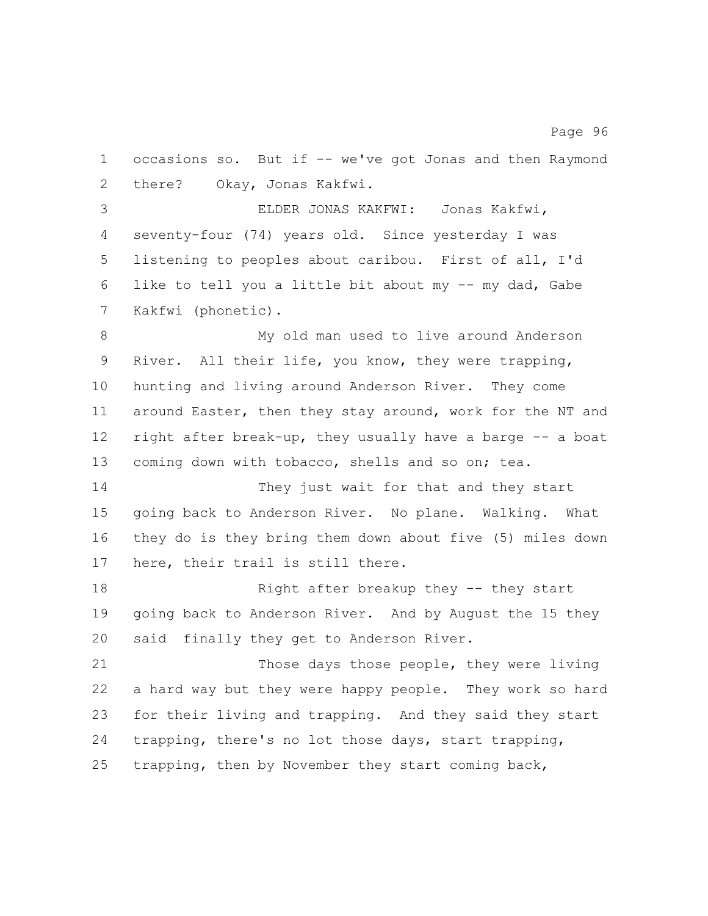occasions so. But if -- we've got Jonas and then Raymond there? Okay, Jonas Kakfwi.

ELDER JONAS KAKFWI: Jonas Kakfwi, seventy-four (74) years old. Since yesterday I was listening to peoples about caribou. First of all, I'd like to tell you a little bit about my -- my dad, Gabe Kakfwi (phonetic).

My old man used to live around Anderson River. All their life, you know, they were trapping, hunting and living around Anderson River. They come around Easter, then they stay around, work for the NT and right after break-up, they usually have a barge -- a boat coming down with tobacco, shells and so on; tea.

They just wait for that and they start going back to Anderson River. No plane. Walking. What they do is they bring them down about five (5) miles down here, their trail is still there.

Right after breakup they -- they start going back to Anderson River. And by August the 15 they said finally they get to Anderson River.

Those days those people, they were living a hard way but they were happy people. They work so hard for their living and trapping. And they said they start trapping, there's no lot those days, start trapping, trapping, then by November they start coming back,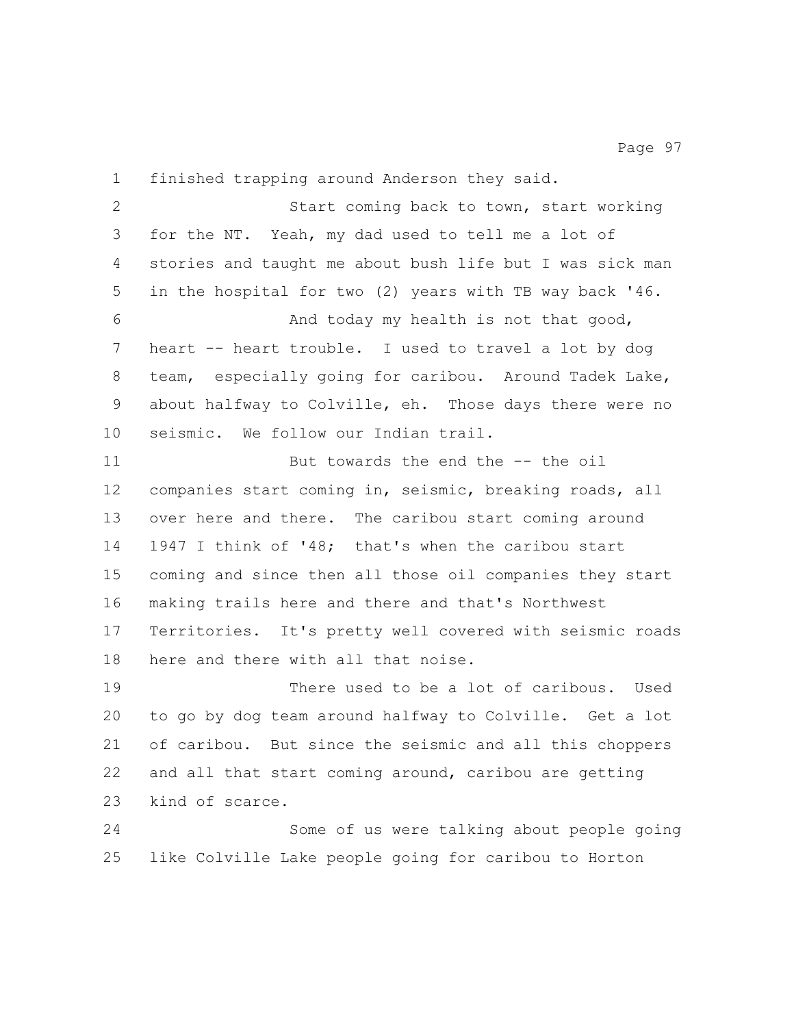finished trapping around Anderson they said.

Start coming back to town, start working for the NT. Yeah, my dad used to tell me a lot of stories and taught me about bush life but I was sick man in the hospital for two (2) years with TB way back '46.

And today my health is not that good, heart -- heart trouble. I used to travel a lot by dog team, especially going for caribou. Around Tadek Lake, about halfway to Colville, eh. Those days there were no seismic. We follow our Indian trail.

But towards the end the -- the oil companies start coming in, seismic, breaking roads, all over here and there. The caribou start coming around 1947 I think of '48; that's when the caribou start coming and since then all those oil companies they start making trails here and there and that's Northwest Territories. It's pretty well covered with seismic roads here and there with all that noise.

There used to be a lot of caribous. Used to go by dog team around halfway to Colville. Get a lot of caribou. But since the seismic and all this choppers and all that start coming around, caribou are getting kind of scarce.

Some of us were talking about people going like Colville Lake people going for caribou to Horton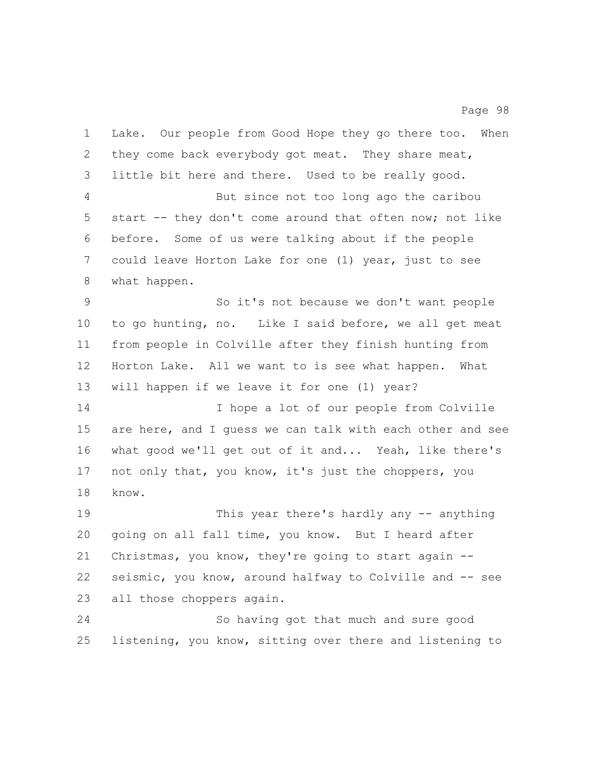Lake. Our people from Good Hope they go there too. When they come back everybody got meat. They share meat, little bit here and there. Used to be really good.

But since not too long ago the caribou start -- they don't come around that often now; not like before. Some of us were talking about if the people could leave Horton Lake for one (1) year, just to see what happen.

So it's not because we don't want people to go hunting, no. Like I said before, we all get meat from people in Colville after they finish hunting from Horton Lake. All we want to is see what happen. What will happen if we leave it for one (1) year?

I hope a lot of our people from Colville are here, and I guess we can talk with each other and see what good we'll get out of it and... Yeah, like there's not only that, you know, it's just the choppers, you know.

This year there's hardly any -- anything going on all fall time, you know. But I heard after Christmas, you know, they're going to start again -- seismic, you know, around halfway to Colville and -- see all those choppers again.

So having got that much and sure good listening, you know, sitting over there and listening to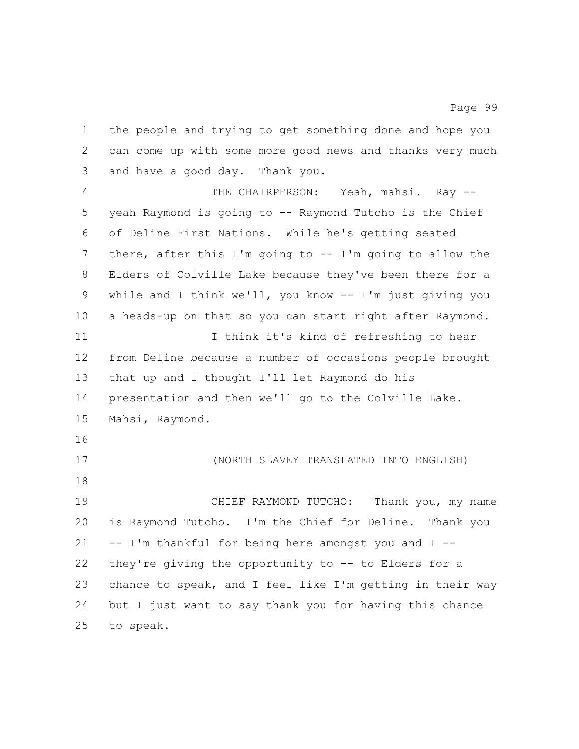the people and trying to get something done and hope you can come up with some more good news and thanks very much and have a good day. Thank you.

THE CHAIRPERSON: Yeah, mahsi. Ray -- yeah Raymond is going to -- Raymond Tutcho is the Chief of Deline First Nations. While he's getting seated there, after this I'm going to -- I'm going to allow the Elders of Colville Lake because they've been there for a while and I think we'll, you know -- I'm just giving you a heads-up on that so you can start right after Raymond.

I think it's kind of refreshing to hear from Deline because a number of occasions people brought that up and I thought I'll let Raymond do his presentation and then we'll go to the Colville Lake. Mahsi, Raymond.

(NORTH SLAVEY TRANSLATED INTO ENGLISH)

CHIEF RAYMOND TUTCHO: Thank you, my name is Raymond Tutcho. I'm the Chief for Deline. Thank you -- I'm thankful for being here amongst you and I -- they're giving the opportunity to -- to Elders for a chance to speak, and I feel like I'm getting in their way but I just want to say thank you for having this chance to speak.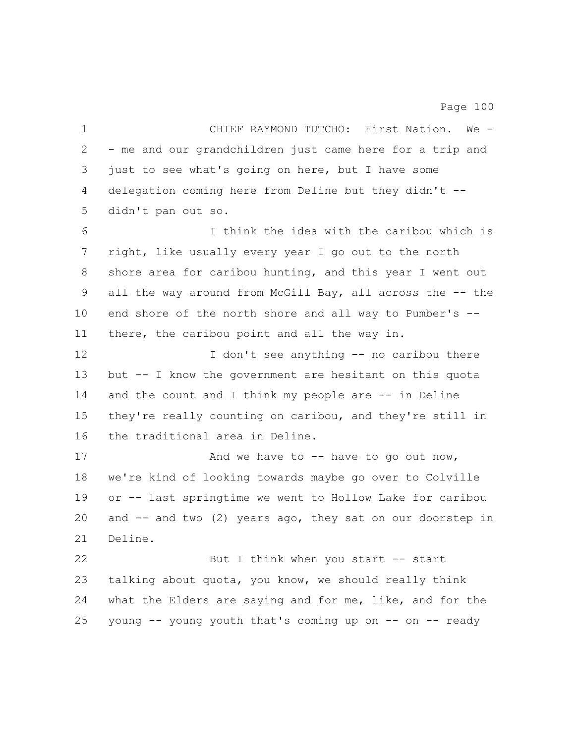CHIEF RAYMOND TUTCHO: First Nation. We -- me and our grandchildren just came here for a trip and just to see what's going on here, but I have some delegation coming here from Deline but they didn't -- didn't pan out so.

I think the idea with the caribou which is right, like usually every year I go out to the north shore area for caribou hunting, and this year I went out all the way around from McGill Bay, all across the -- the end shore of the north shore and all way to Pumber's -- there, the caribou point and all the way in.

I don't see anything -- no caribou there but -- I know the government are hesitant on this quota and the count and I think my people are -- in Deline they're really counting on caribou, and they're still in the traditional area in Deline.

And we have to -- have to go out now, we're kind of looking towards maybe go over to Colville or -- last springtime we went to Hollow Lake for caribou and -- and two (2) years ago, they sat on our doorstep in Deline.

But I think when you start -- start talking about quota, you know, we should really think what the Elders are saying and for me, like, and for the young -- young youth that's coming up on -- on -- ready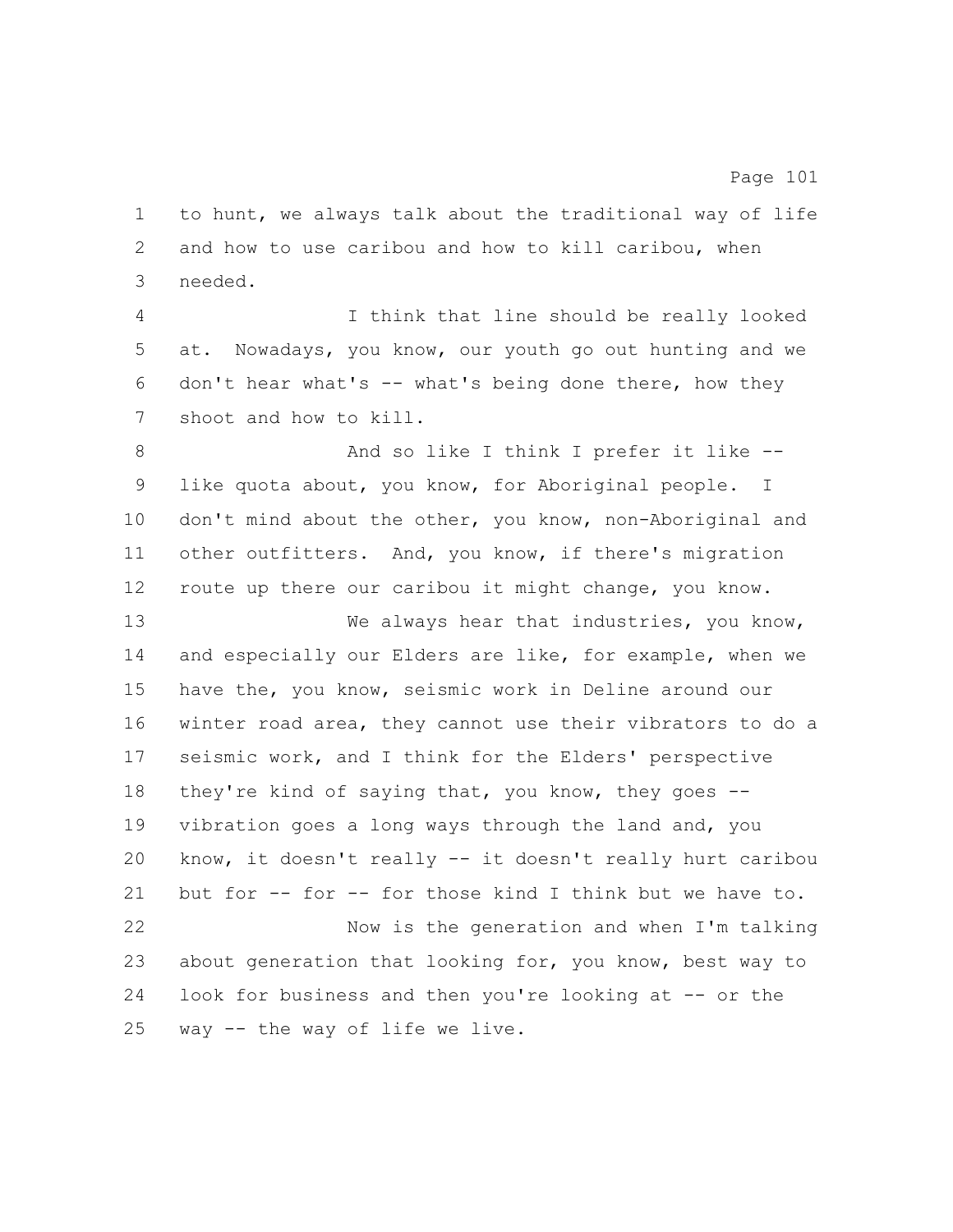to hunt, we always talk about the traditional way of life and how to use caribou and how to kill caribou, when needed.

I think that line should be really looked at. Nowadays, you know, our youth go out hunting and we don't hear what's -- what's being done there, how they shoot and how to kill.

And so like I think I prefer it like -- like quota about, you know, for Aboriginal people. I don't mind about the other, you know, non-Aboriginal and other outfitters. And, you know, if there's migration route up there our caribou it might change, you know.

We always hear that industries, you know, and especially our Elders are like, for example, when we have the, you know, seismic work in Deline around our winter road area, they cannot use their vibrators to do a seismic work, and I think for the Elders' perspective they're kind of saying that, you know, they goes -- vibration goes a long ways through the land and, you know, it doesn't really -- it doesn't really hurt caribou but for -- for -- for those kind I think but we have to.

Now is the generation and when I'm talking about generation that looking for, you know, best way to look for business and then you're looking at -- or the way -- the way of life we live.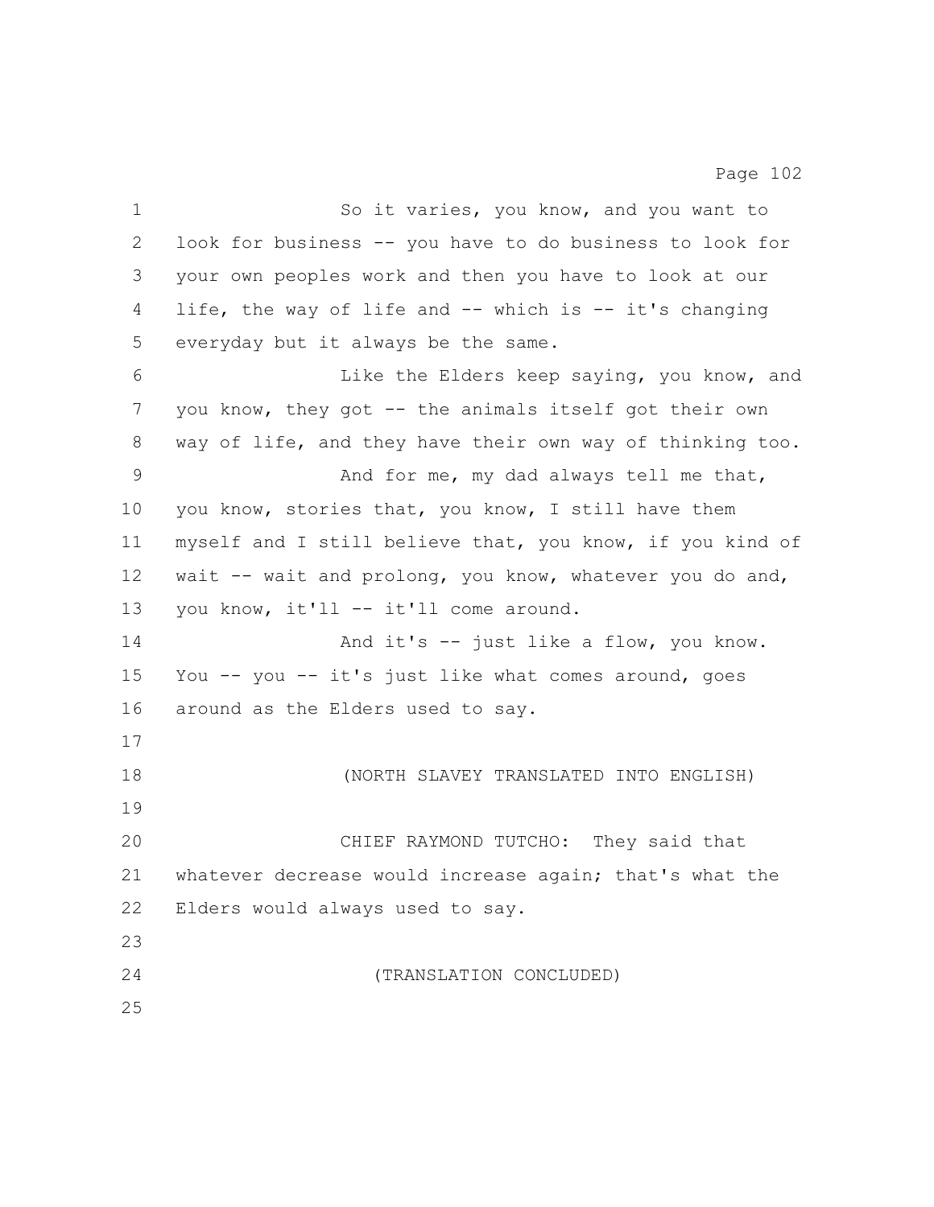So it varies, you know, and you want to look for business -- you have to do business to look for your own peoples work and then you have to look at our life, the way of life and -- which is -- it's changing everyday but it always be the same.

Like the Elders keep saying, you know, and you know, they got -- the animals itself got their own way of life, and they have their own way of thinking too.

And for me, my dad always tell me that, you know, stories that, you know, I still have them myself and I still believe that, you know, if you kind of wait -- wait and prolong, you know, whatever you do and, you know, it'll -- it'll come around.

And it's -- just like a flow, you know. You -- you -- it's just like what comes around, goes around as the Elders used to say.

(NORTH SLAVEY TRANSLATED INTO ENGLISH)

CHIEF RAYMOND TUTCHO: They said that whatever decrease would increase again; that's what the Elders would always used to say.

(TRANSLATION CONCLUDED)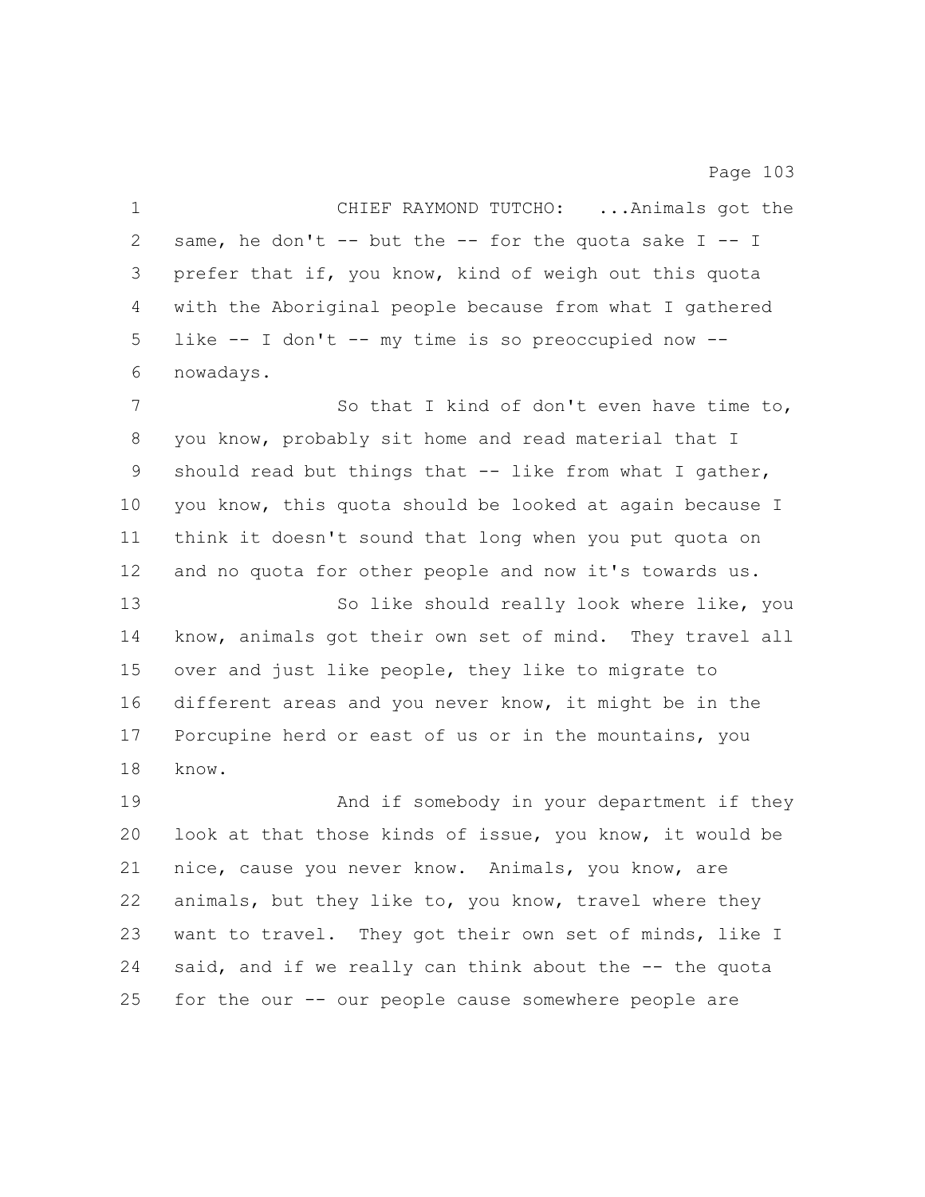CHIEF RAYMOND TUTCHO: ...Animals got the same, he don't -- but the -- for the quota sake I -- I prefer that if, you know, kind of weigh out this quota with the Aboriginal people because from what I gathered like -- I don't -- my time is so preoccupied now -- nowadays.

So that I kind of don't even have time to, you know, probably sit home and read material that I should read but things that -- like from what I gather, you know, this quota should be looked at again because I think it doesn't sound that long when you put quota on and no quota for other people and now it's towards us.

So like should really look where like, you know, animals got their own set of mind. They travel all over and just like people, they like to migrate to different areas and you never know, it might be in the Porcupine herd or east of us or in the mountains, you know.

And if somebody in your department if they look at that those kinds of issue, you know, it would be nice, cause you never know. Animals, you know, are animals, but they like to, you know, travel where they want to travel. They got their own set of minds, like I said, and if we really can think about the -- the quota for the our -- our people cause somewhere people are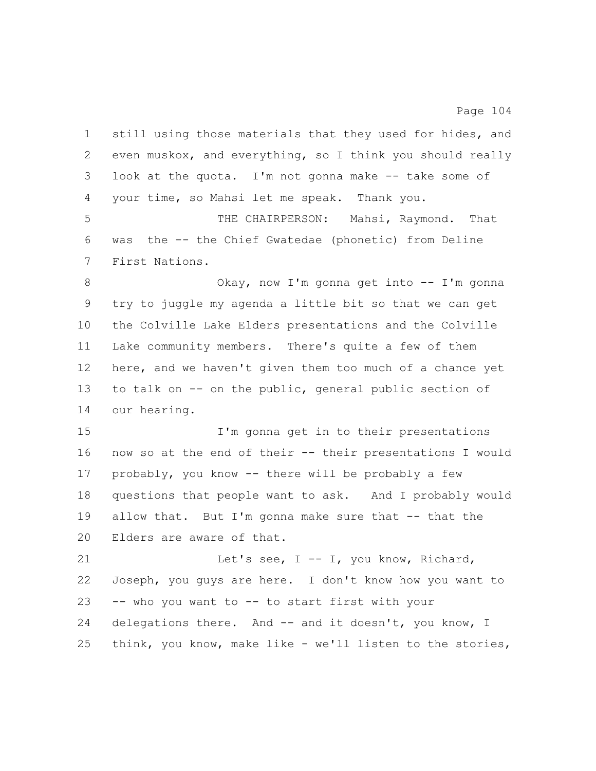still using those materials that they used for hides, and even muskox, and everything, so I think you should really look at the quota. I'm not gonna make -- take some of your time, so Mahsi let me speak. Thank you.

THE CHAIRPERSON: Mahsi, Raymond. That was the -- the Chief Gwatedae (phonetic) from Deline First Nations.

Okay, now I'm gonna get into -- I'm gonna try to juggle my agenda a little bit so that we can get the Colville Lake Elders presentations and the Colville Lake community members. There's quite a few of them here, and we haven't given them too much of a chance yet to talk on -- on the public, general public section of our hearing.

I'm gonna get in to their presentations now so at the end of their -- their presentations I would probably, you know -- there will be probably a few questions that people want to ask. And I probably would allow that. But I'm gonna make sure that -- that the Elders are aware of that.

Let's see, I -- I, you know, Richard, Joseph, you guys are here. I don't know how you want to -- who you want to -- to start first with your delegations there. And -- and it doesn't, you know, I think, you know, make like - we'll listen to the stories,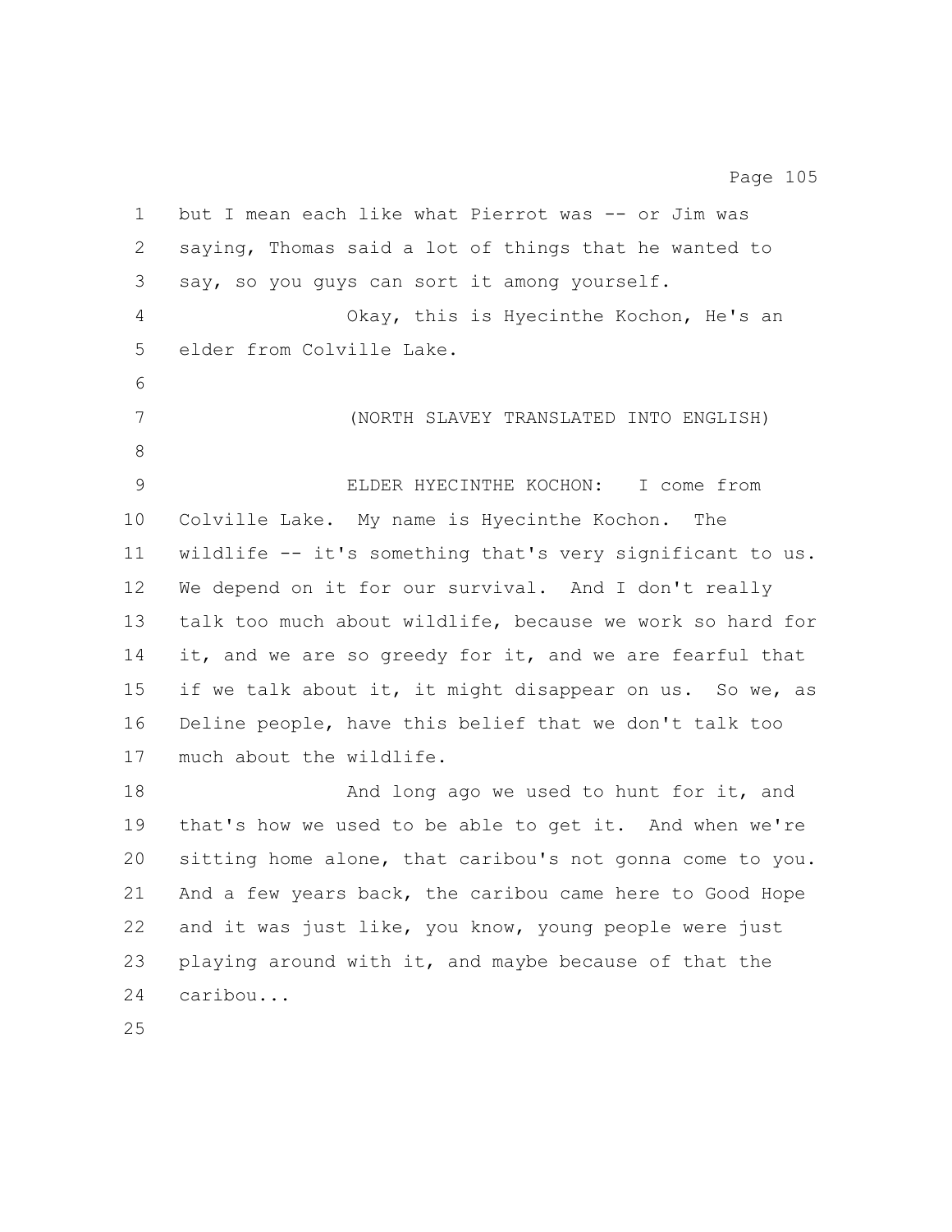but I mean each like what Pierrot was -- or Jim was saying, Thomas said a lot of things that he wanted to say, so you guys can sort it among yourself.

Okay, this is Hyecinthe Kochon, He's an elder from Colville Lake.

(NORTH SLAVEY TRANSLATED INTO ENGLISH)

ELDER HYECINTHE KOCHON: I come from Colville Lake. My name is Hyecinthe Kochon. The wildlife -- it's something that's very significant to us. We depend on it for our survival. And I don't really talk too much about wildlife, because we work so hard for it, and we are so greedy for it, and we are fearful that if we talk about it, it might disappear on us. So we, as Deline people, have this belief that we don't talk too much about the wildlife.

And long ago we used to hunt for it, and that's how we used to be able to get it. And when we're sitting home alone, that caribou's not gonna come to you. And a few years back, the caribou came here to Good Hope and it was just like, you know, young people were just playing around with it, and maybe because of that the caribou...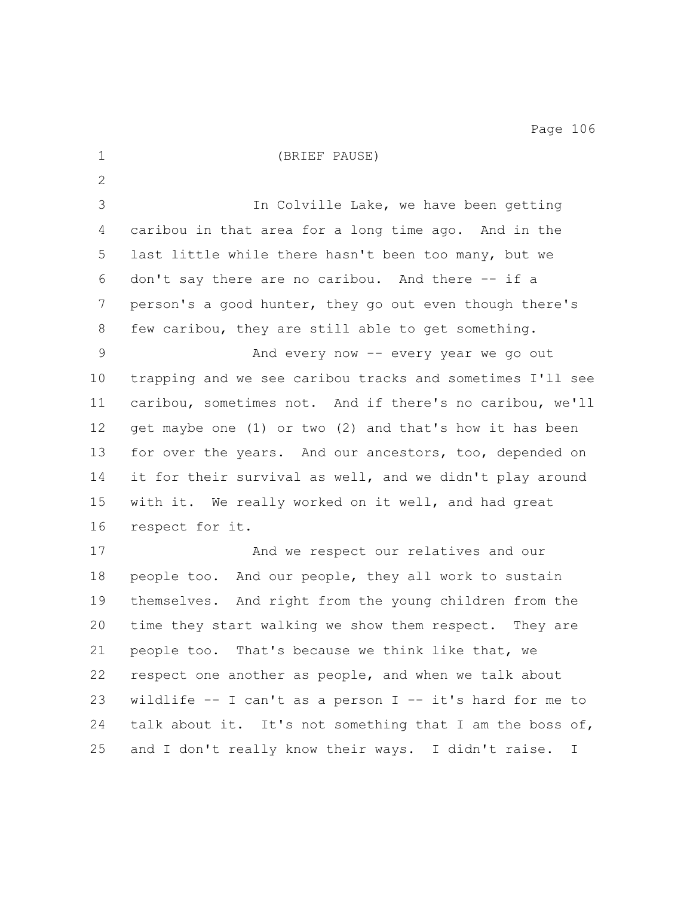(BRIEF PAUSE)

In Colville Lake, we have been getting caribou in that area for a long time ago. And in the last little while there hasn't been too many, but we don't say there are no caribou. And there -- if a person's a good hunter, they go out even though there's few caribou, they are still able to get something.

And every now -- every year we go out trapping and we see caribou tracks and sometimes I'll see caribou, sometimes not. And if there's no caribou, we'll get maybe one (1) or two (2) and that's how it has been for over the years. And our ancestors, too, depended on it for their survival as well, and we didn't play around with it. We really worked on it well, and had great respect for it.

And we respect our relatives and our people too. And our people, they all work to sustain themselves. And right from the young children from the time they start walking we show them respect. They are people too. That's because we think like that, we respect one another as people, and when we talk about wildlife -- I can't as a person I -- it's hard for me to talk about it. It's not something that I am the boss of, and I don't really know their ways. I didn't raise. I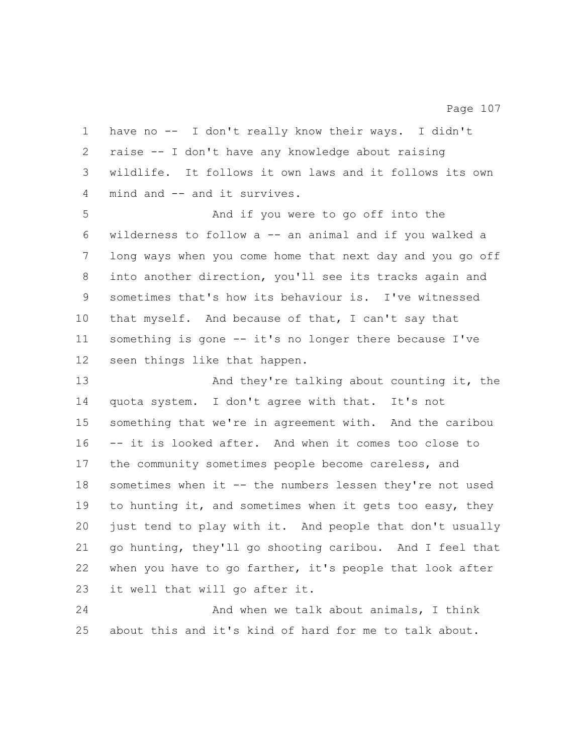have no -- I don't really know their ways. I didn't raise -- I don't have any knowledge about raising wildlife. It follows it own laws and it follows its own mind and -- and it survives.

And if you were to go off into the wilderness to follow a -- an animal and if you walked a long ways when you come home that next day and you go off into another direction, you'll see its tracks again and sometimes that's how its behaviour is. I've witnessed that myself. And because of that, I can't say that something is gone -- it's no longer there because I've seen things like that happen.

And they're talking about counting it, the quota system. I don't agree with that. It's not something that we're in agreement with. And the caribou -- it is looked after. And when it comes too close to the community sometimes people become careless, and sometimes when it -- the numbers lessen they're not used to hunting it, and sometimes when it gets too easy, they just tend to play with it. And people that don't usually go hunting, they'll go shooting caribou. And I feel that when you have to go farther, it's people that look after it well that will go after it.

And when we talk about animals, I think about this and it's kind of hard for me to talk about.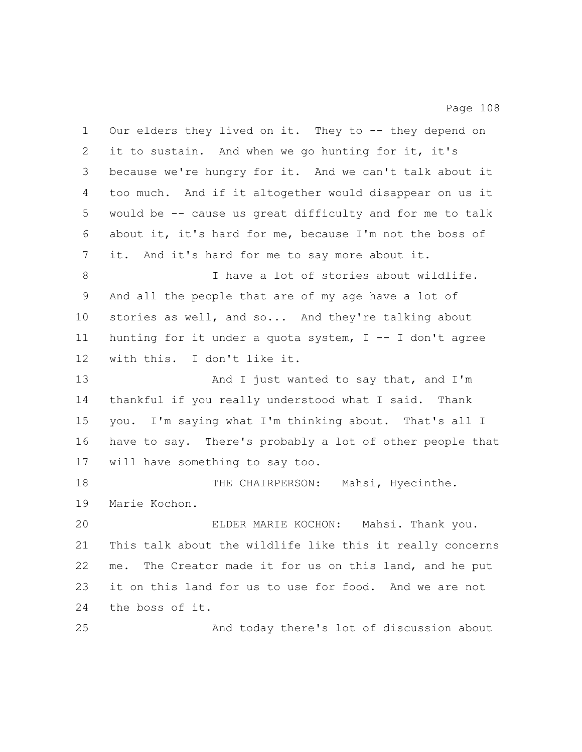Our elders they lived on it. They to -- they depend on it to sustain. And when we go hunting for it, it's because we're hungry for it. And we can't talk about it too much. And if it altogether would disappear on us it would be -- cause us great difficulty and for me to talk about it, it's hard for me, because I'm not the boss of it. And it's hard for me to say more about it.

I have a lot of stories about wildlife. And all the people that are of my age have a lot of stories as well, and so... And they're talking about hunting for it under a quota system, I -- I don't agree with this. I don't like it.

And I just wanted to say that, and I'm thankful if you really understood what I said. Thank you. I'm saying what I'm thinking about. That's all I have to say. There's probably a lot of other people that will have something to say too.

THE CHAIRPERSON: Mahsi, Hyecinthe. Marie Kochon.

ELDER MARIE KOCHON: Mahsi. Thank you. This talk about the wildlife like this it really concerns me. The Creator made it for us on this land, and he put it on this land for us to use for food. And we are not the boss of it.

And today there's lot of discussion about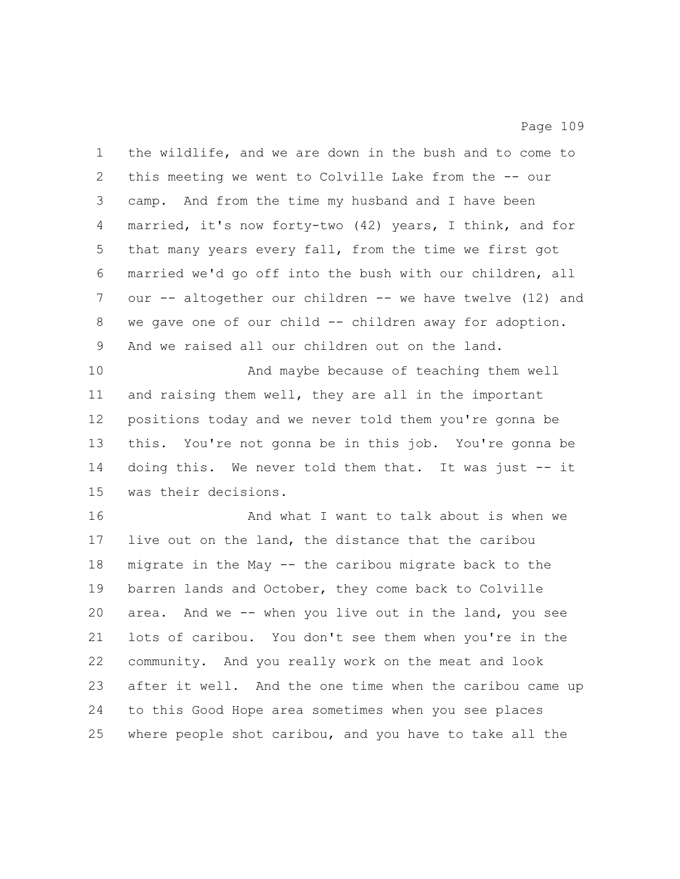the wildlife, and we are down in the bush and to come to this meeting we went to Colville Lake from the -- our camp. And from the time my husband and I have been married, it's now forty-two (42) years, I think, and for that many years every fall, from the time we first got married we'd go off into the bush with our children, all our -- altogether our children -- we have twelve (12) and we gave one of our child -- children away for adoption. And we raised all our children out on the land.

And maybe because of teaching them well and raising them well, they are all in the important positions today and we never told them you're gonna be this. You're not gonna be in this job. You're gonna be doing this. We never told them that. It was just -- it was their decisions.

And what I want to talk about is when we live out on the land, the distance that the caribou migrate in the May -- the caribou migrate back to the barren lands and October, they come back to Colville area. And we -- when you live out in the land, you see lots of caribou. You don't see them when you're in the community. And you really work on the meat and look after it well. And the one time when the caribou came up to this Good Hope area sometimes when you see places where people shot caribou, and you have to take all the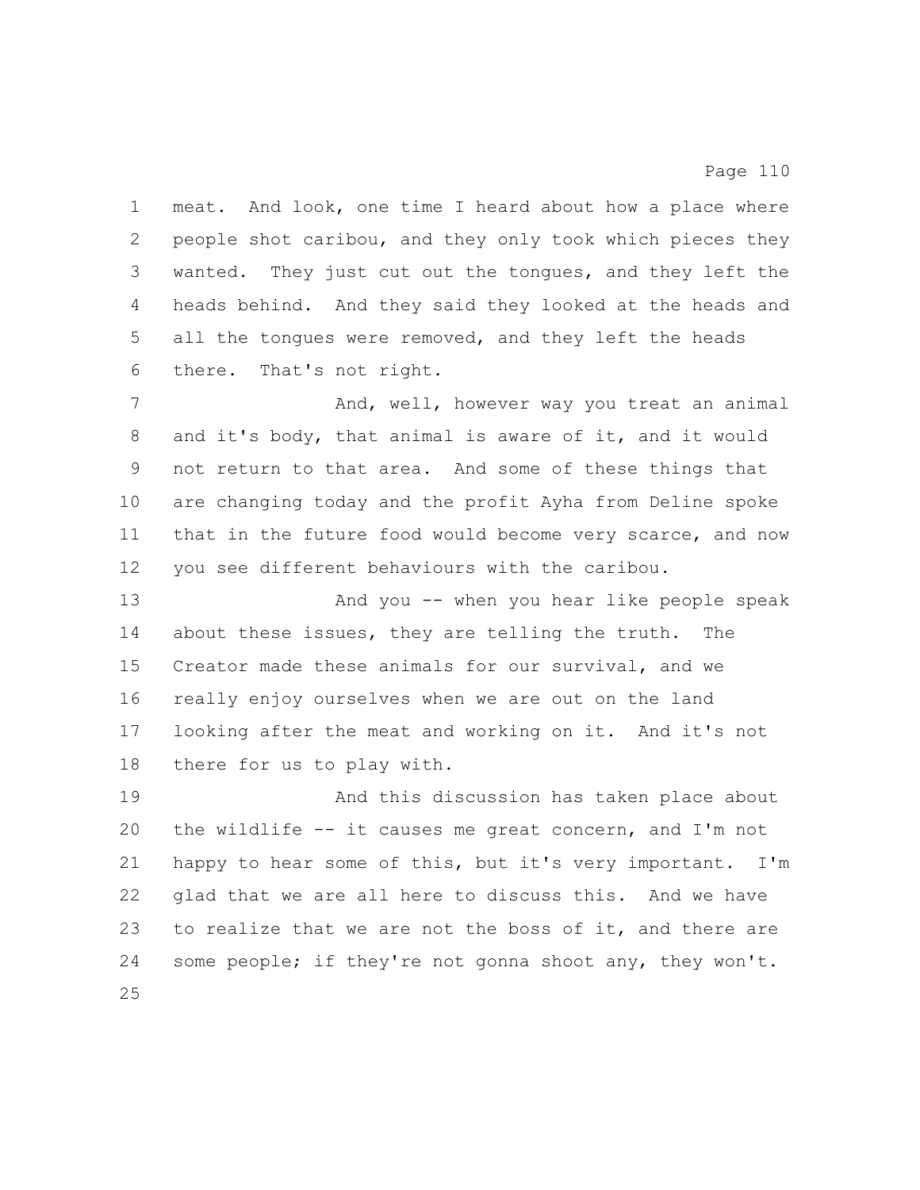meat. And look, one time I heard about how a place where people shot caribou, and they only took which pieces they wanted. They just cut out the tongues, and they left the heads behind. And they said they looked at the heads and all the tongues were removed, and they left the heads there. That's not right.

And, well, however way you treat an animal and it's body, that animal is aware of it, and it would not return to that area. And some of these things that are changing today and the profit Ayha from Deline spoke that in the future food would become very scarce, and now you see different behaviours with the caribou.

And you -- when you hear like people speak about these issues, they are telling the truth. The Creator made these animals for our survival, and we really enjoy ourselves when we are out on the land looking after the meat and working on it. And it's not there for us to play with.

And this discussion has taken place about the wildlife -- it causes me great concern, and I'm not happy to hear some of this, but it's very important. I'm glad that we are all here to discuss this. And we have to realize that we are not the boss of it, and there are some people; if they're not gonna shoot any, they won't.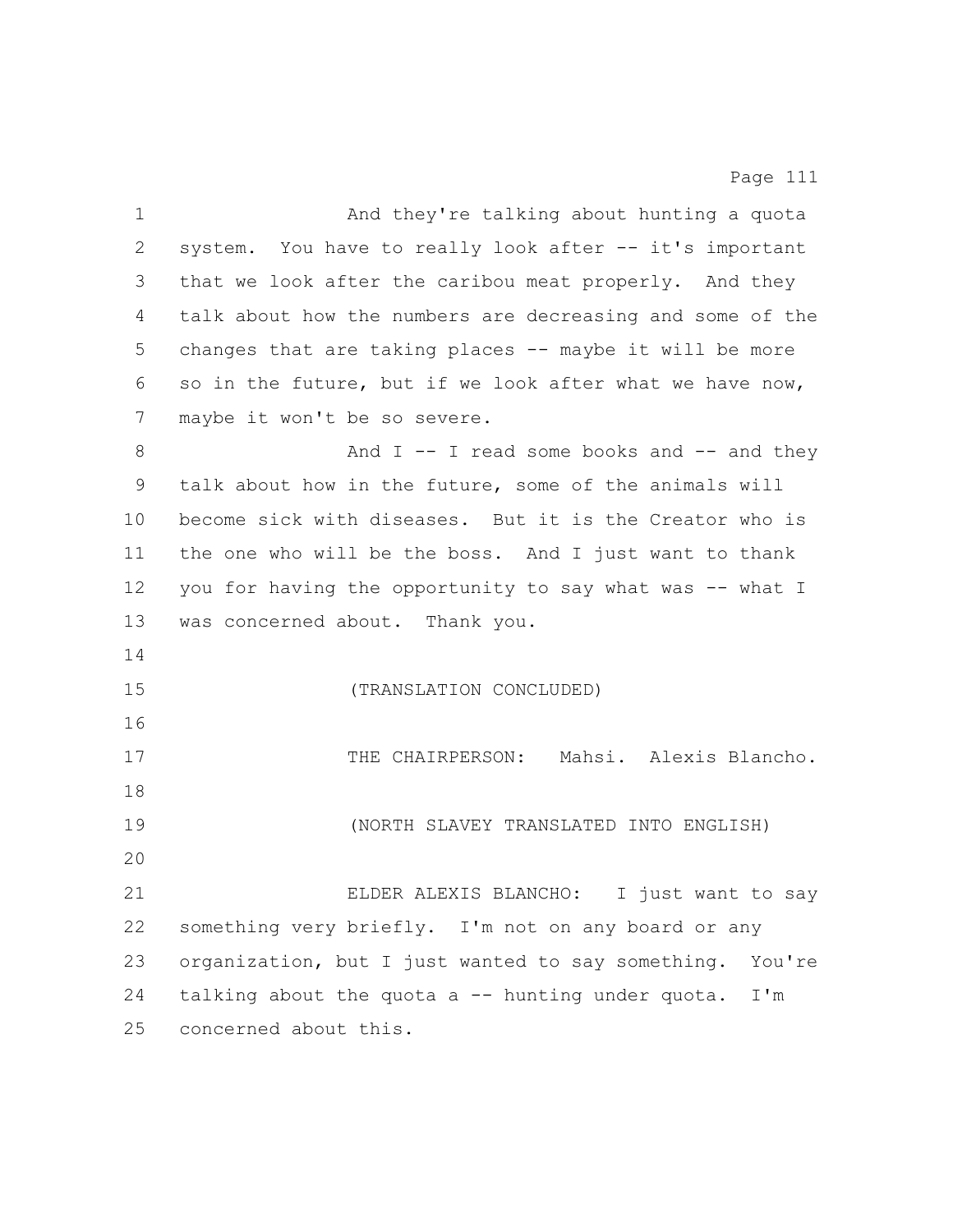And they're talking about hunting a quota system. You have to really look after -- it's important that we look after the caribou meat properly. And they talk about how the numbers are decreasing and some of the changes that are taking places -- maybe it will be more so in the future, but if we look after what we have now, maybe it won't be so severe.

And I -- I read some books and -- and they talk about how in the future, some of the animals will become sick with diseases. But it is the Creator who is the one who will be the boss. And I just want to thank you for having the opportunity to say what was -- what I was concerned about. Thank you.

(TRANSLATION CONCLUDED)

THE CHAIRPERSON: Mahsi. Alexis Blancho.

(NORTH SLAVEY TRANSLATED INTO ENGLISH)

ELDER ALEXIS BLANCHO: I just want to say something very briefly. I'm not on any board or any organization, but I just wanted to say something. You're talking about the quota a -- hunting under quota. I'm concerned about this.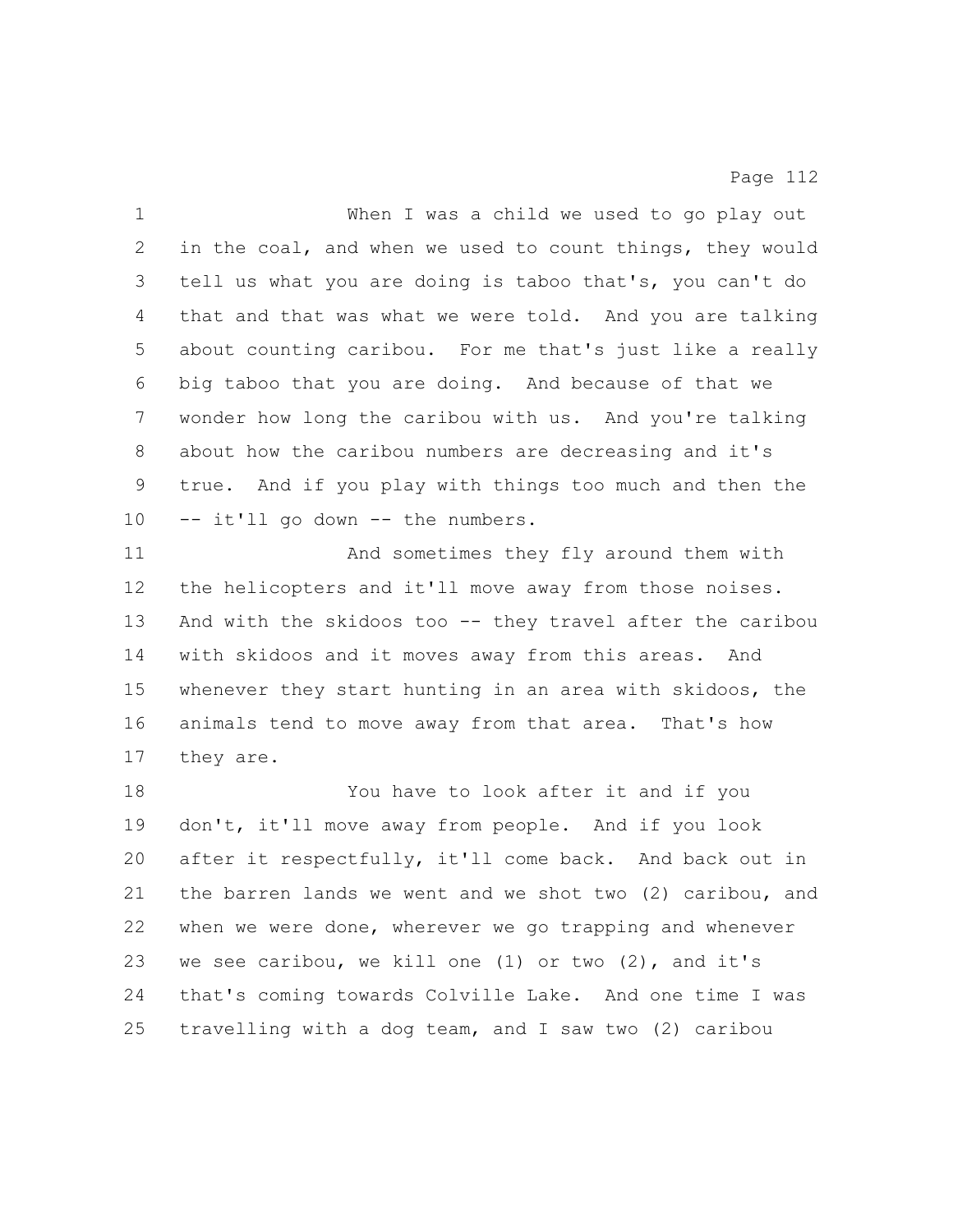When I was a child we used to go play out in the coal, and when we used to count things, they would tell us what you are doing is taboo that's, you can't do that and that was what we were told. And you are talking about counting caribou. For me that's just like a really big taboo that you are doing. And because of that we wonder how long the caribou with us. And you're talking about how the caribou numbers are decreasing and it's true. And if you play with things too much and then the -- it'll go down -- the numbers.

And sometimes they fly around them with the helicopters and it'll move away from those noises. And with the skidoos too -- they travel after the caribou with skidoos and it moves away from this areas. And whenever they start hunting in an area with skidoos, the animals tend to move away from that area. That's how they are.

You have to look after it and if you don't, it'll move away from people. And if you look after it respectfully, it'll come back. And back out in the barren lands we went and we shot two (2) caribou, and when we were done, wherever we go trapping and whenever we see caribou, we kill one (1) or two (2), and it's that's coming towards Colville Lake. And one time I was travelling with a dog team, and I saw two (2) caribou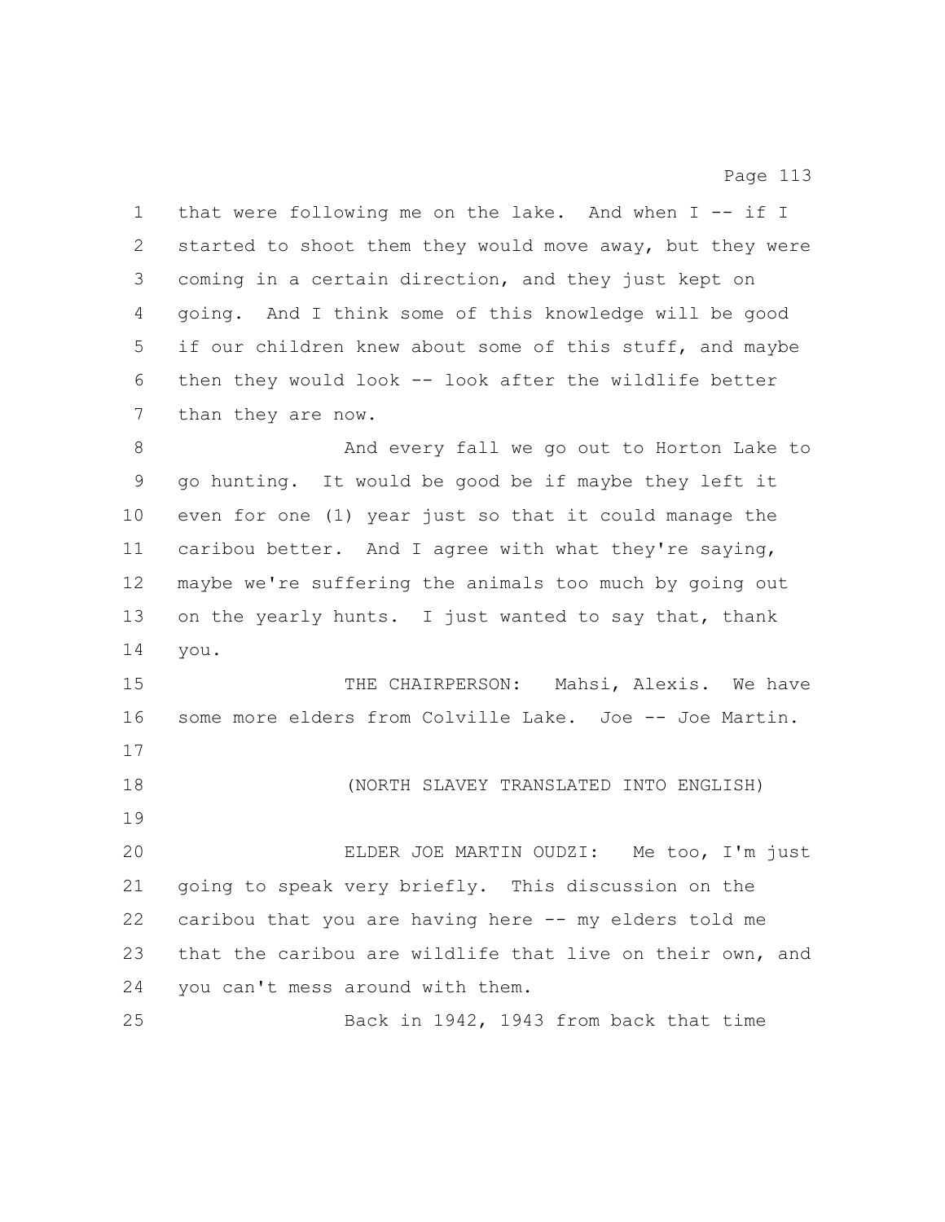that were following me on the lake. And when I -- if I started to shoot them they would move away, but they were coming in a certain direction, and they just kept on going. And I think some of this knowledge will be good if our children knew about some of this stuff, and maybe then they would look -- look after the wildlife better than they are now.

And every fall we go out to Horton Lake to go hunting. It would be good be if maybe they left it even for one (1) year just so that it could manage the caribou better. And I agree with what they're saying, maybe we're suffering the animals too much by going out on the yearly hunts. I just wanted to say that, thank you.

THE CHAIRPERSON: Mahsi, Alexis. We have some more elders from Colville Lake. Joe -- Joe Martin.

(NORTH SLAVEY TRANSLATED INTO ENGLISH)

ELDER JOE MARTIN OUDZI: Me too, I'm just going to speak very briefly. This discussion on the caribou that you are having here -- my elders told me that the caribou are wildlife that live on their own, and you can't mess around with them.

Back in 1942, 1943 from back that time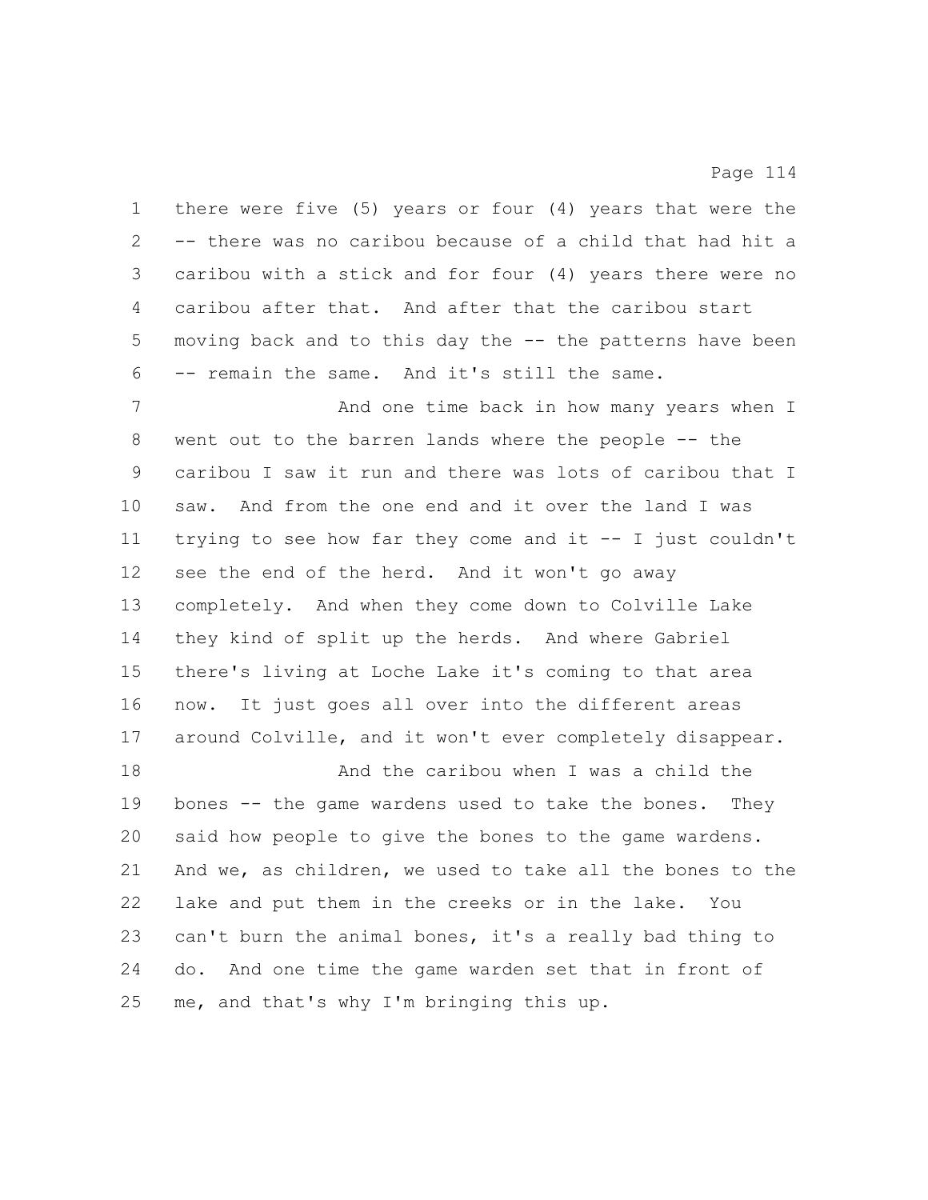there were five (5) years or four (4) years that were the -- there was no caribou because of a child that had hit a caribou with a stick and for four (4) years there were no caribou after that. And after that the caribou start moving back and to this day the -- the patterns have been -- remain the same. And it's still the same.

And one time back in how many years when I went out to the barren lands where the people -- the caribou I saw it run and there was lots of caribou that I saw. And from the one end and it over the land I was trying to see how far they come and it -- I just couldn't see the end of the herd. And it won't go away completely. And when they come down to Colville Lake they kind of split up the herds. And where Gabriel there's living at Loche Lake it's coming to that area now. It just goes all over into the different areas around Colville, and it won't ever completely disappear.

And the caribou when I was a child the bones -- the game wardens used to take the bones. They said how people to give the bones to the game wardens. And we, as children, we used to take all the bones to the lake and put them in the creeks or in the lake. You can't burn the animal bones, it's a really bad thing to do. And one time the game warden set that in front of me, and that's why I'm bringing this up.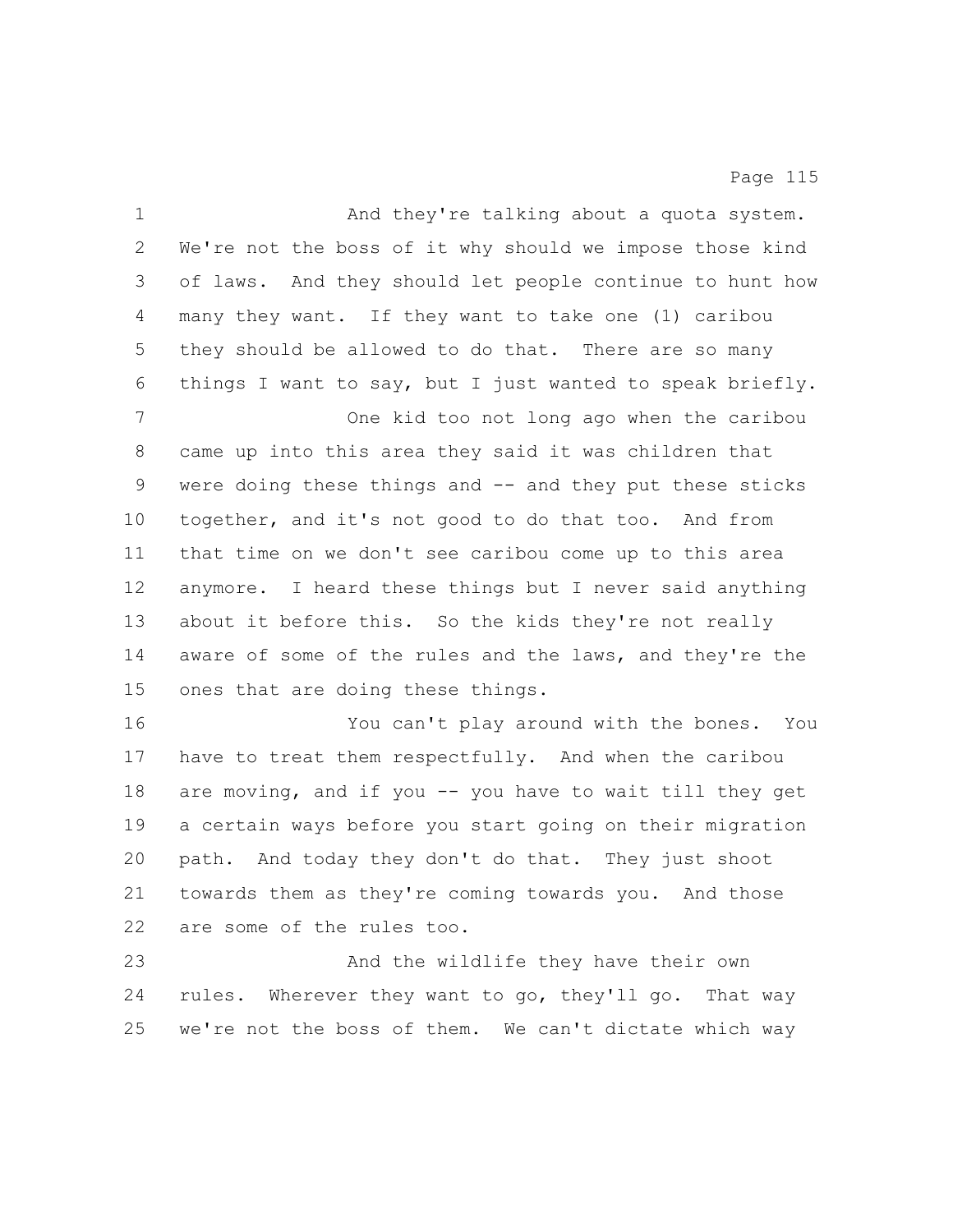And they're talking about a quota system. We're not the boss of it why should we impose those kind of laws. And they should let people continue to hunt how many they want. If they want to take one (1) caribou they should be allowed to do that. There are so many things I want to say, but I just wanted to speak briefly.

One kid too not long ago when the caribou came up into this area they said it was children that were doing these things and -- and they put these sticks together, and it's not good to do that too. And from that time on we don't see caribou come up to this area anymore. I heard these things but I never said anything about it before this. So the kids they're not really aware of some of the rules and the laws, and they're the ones that are doing these things.

You can't play around with the bones. You have to treat them respectfully. And when the caribou are moving, and if you -- you have to wait till they get a certain ways before you start going on their migration path. And today they don't do that. They just shoot towards them as they're coming towards you. And those are some of the rules too.

And the wildlife they have their own rules. Wherever they want to go, they'll go. That way we're not the boss of them. We can't dictate which way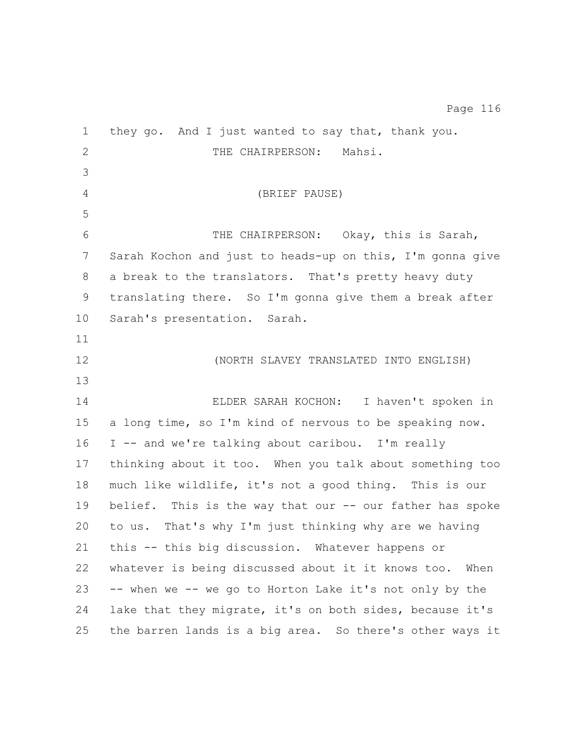they go. And I just wanted to say that, thank you.

THE CHAIRPERSON: Mahsi.

(BRIEF PAUSE)

THE CHAIRPERSON: Okay, this is Sarah, Sarah Kochon and just to heads-up on this, I'm gonna give a break to the translators. That's pretty heavy duty translating there. So I'm gonna give them a break after Sarah's presentation. Sarah.

(NORTH SLAVEY TRANSLATED INTO ENGLISH)

ELDER SARAH KOCHON: I haven't spoken in a long time, so I'm kind of nervous to be speaking now. I -- and we're talking about caribou. I'm really thinking about it too. When you talk about something too much like wildlife, it's not a good thing. This is our belief. This is the way that our -- our father has spoke to us. That's why I'm just thinking why are we having this -- this big discussion. Whatever happens or whatever is being discussed about it it knows too. When -- when we -- we go to Horton Lake it's not only by the lake that they migrate, it's on both sides, because it's the barren lands is a big area. So there's other ways it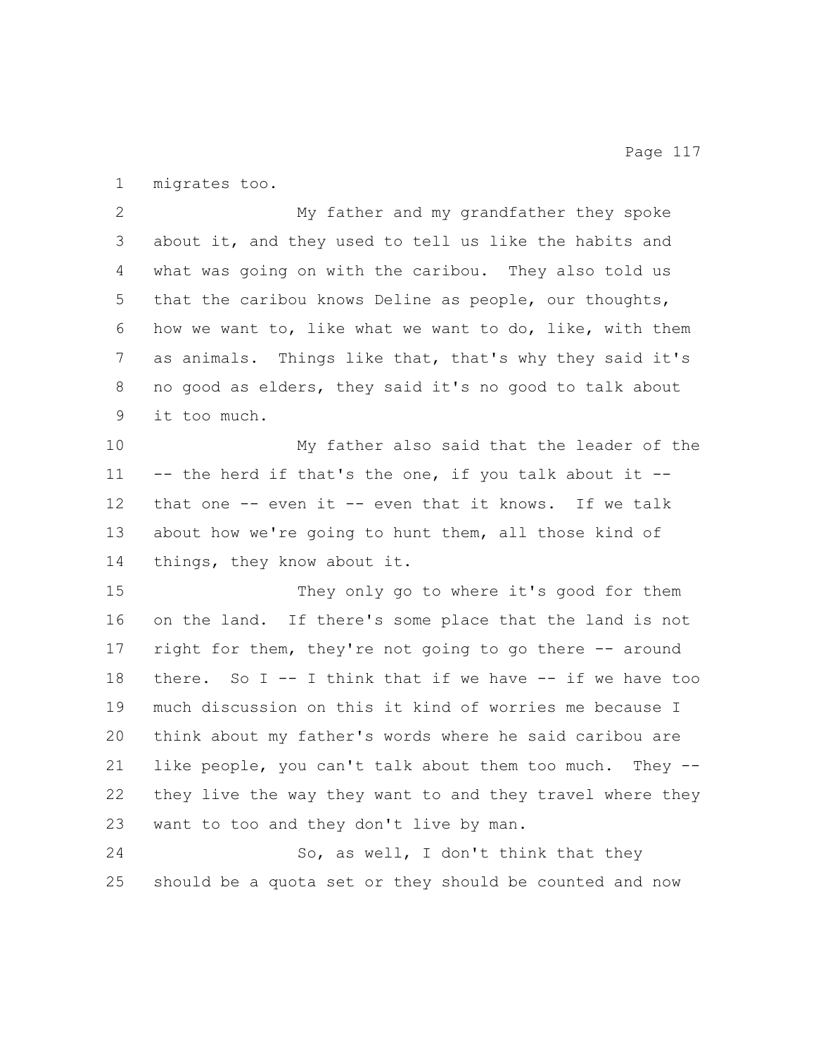migrates too.

My father and my grandfather they spoke about it, and they used to tell us like the habits and what was going on with the caribou. They also told us that the caribou knows Deline as people, our thoughts, how we want to, like what we want to do, like, with them as animals. Things like that, that's why they said it's no good as elders, they said it's no good to talk about it too much.

My father also said that the leader of the -- the herd if that's the one, if you talk about it -- that one -- even it -- even that it knows. If we talk about how we're going to hunt them, all those kind of things, they know about it.

They only go to where it's good for them on the land. If there's some place that the land is not right for them, they're not going to go there -- around there. So I -- I think that if we have -- if we have too much discussion on this it kind of worries me because I think about my father's words where he said caribou are like people, you can't talk about them too much. They -- they live the way they want to and they travel where they want to too and they don't live by man.

So, as well, I don't think that they should be a quota set or they should be counted and now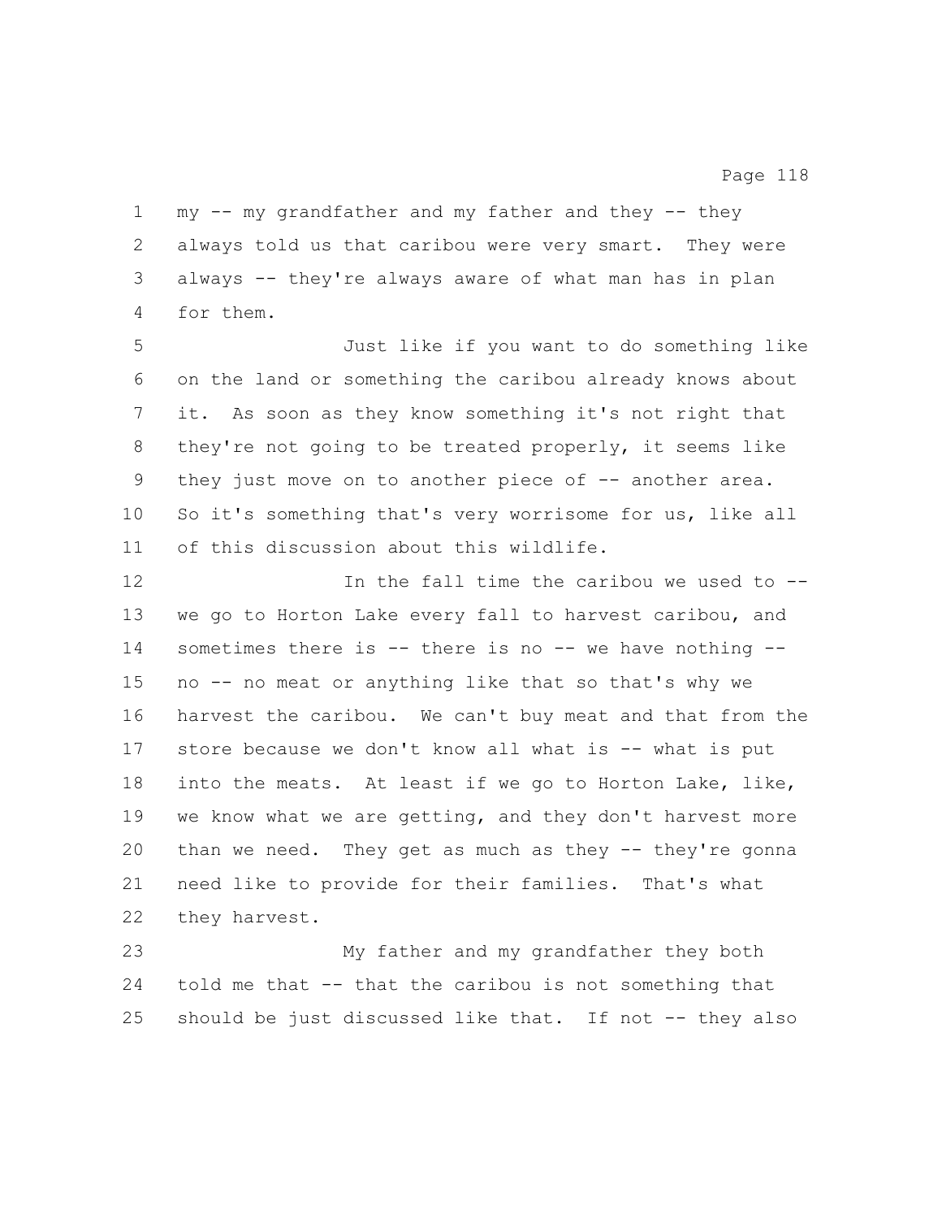my -- my grandfather and my father and they -- they always told us that caribou were very smart. They were always -- they're always aware of what man has in plan for them.

Just like if you want to do something like on the land or something the caribou already knows about it. As soon as they know something it's not right that they're not going to be treated properly, it seems like they just move on to another piece of -- another area. So it's something that's very worrisome for us, like all of this discussion about this wildlife.

In the fall time the caribou we used to -- we go to Horton Lake every fall to harvest caribou, and sometimes there is -- there is no -- we have nothing -- no -- no meat or anything like that so that's why we harvest the caribou. We can't buy meat and that from the store because we don't know all what is -- what is put into the meats. At least if we go to Horton Lake, like, we know what we are getting, and they don't harvest more than we need. They get as much as they -- they're gonna need like to provide for their families. That's what they harvest.

My father and my grandfather they both told me that -- that the caribou is not something that should be just discussed like that. If not -- they also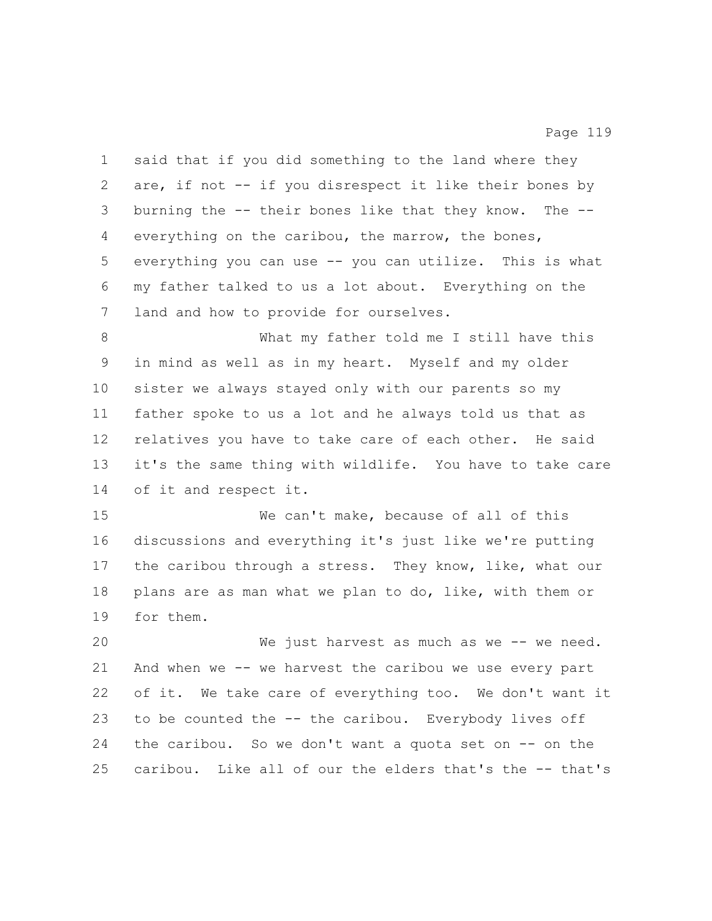said that if you did something to the land where they are, if not -- if you disrespect it like their bones by burning the -- their bones like that they know. The -- everything on the caribou, the marrow, the bones, everything you can use -- you can utilize. This is what my father talked to us a lot about. Everything on the land and how to provide for ourselves.

What my father told me I still have this in mind as well as in my heart. Myself and my older sister we always stayed only with our parents so my father spoke to us a lot and he always told us that as relatives you have to take care of each other. He said it's the same thing with wildlife. You have to take care of it and respect it.

We can't make, because of all of this discussions and everything it's just like we're putting the caribou through a stress. They know, like, what our plans are as man what we plan to do, like, with them or for them.

We just harvest as much as we -- we need. And when we -- we harvest the caribou we use every part of it. We take care of everything too. We don't want it to be counted the -- the caribou. Everybody lives off the caribou. So we don't want a quota set on -- on the caribou. Like all of our the elders that's the -- that's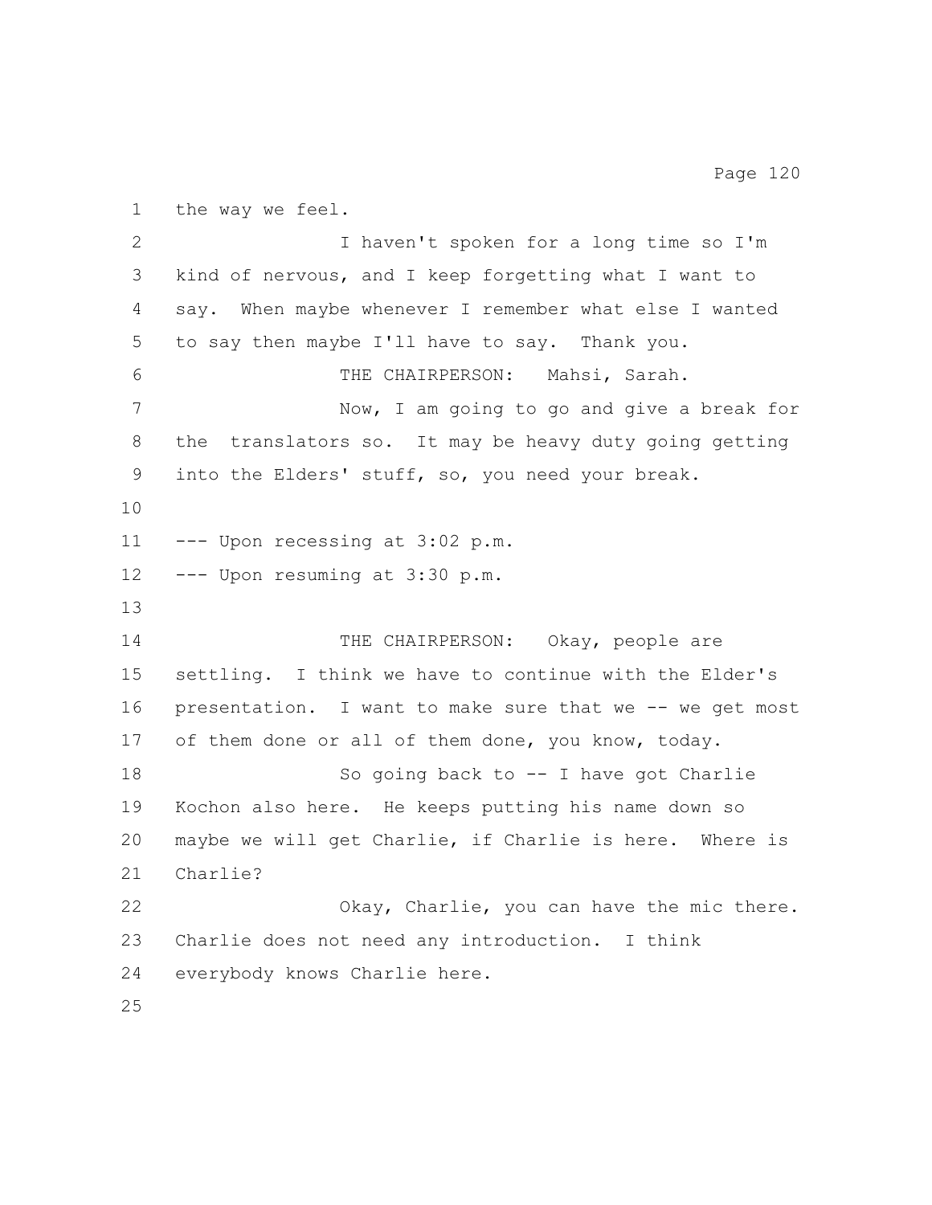the way we feel.

I haven't spoken for a long time so I'm kind of nervous, and I keep forgetting what I want to say. When maybe whenever I remember what else I wanted to say then maybe I'll have to say. Thank you.

THE CHAIRPERSON: Mahsi, Sarah.

Now, I am going to go and give a break for the translators so. It may be heavy duty going getting into the Elders' stuff, so, you need your break.

--- Upon recessing at 3:02 p.m.

--- Upon resuming at 3:30 p.m.

THE CHAIRPERSON: Okay, people are settling. I think we have to continue with the Elder's presentation. I want to make sure that we -- we get most of them done or all of them done, you know, today.

So going back to -- I have got Charlie Kochon also here. He keeps putting his name down so maybe we will get Charlie, if Charlie is here. Where is Charlie?

Okay, Charlie, you can have the mic there. Charlie does not need any introduction. I think everybody knows Charlie here.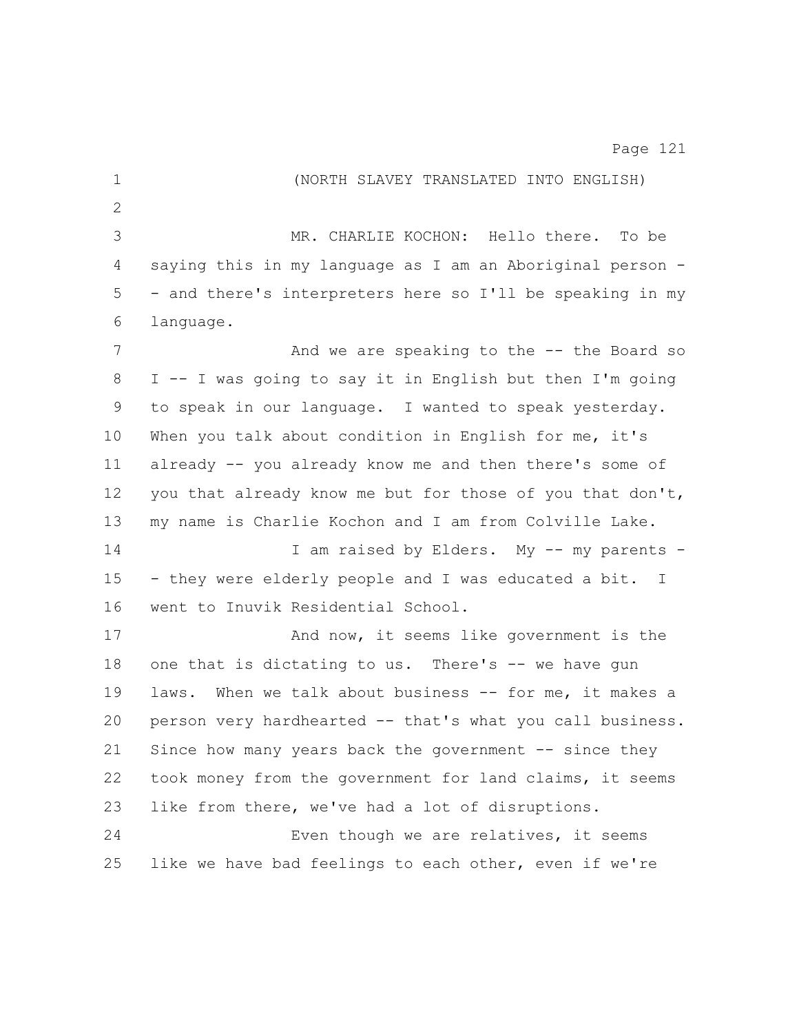(NORTH SLAVEY TRANSLATED INTO ENGLISH)

MR. CHARLIE KOCHON: Hello there. To be saying this in my language as I am an Aboriginal person -- and there's interpreters here so I'll be speaking in my language.

And we are speaking to the -- the Board so I -- I was going to say it in English but then I'm going to speak in our language. I wanted to speak yesterday. When you talk about condition in English for me, it's already -- you already know me and then there's some of you that already know me but for those of you that don't, my name is Charlie Kochon and I am from Colville Lake.

I am raised by Elders. My -- my parents -- they were elderly people and I was educated a bit. I went to Inuvik Residential School.

And now, it seems like government is the one that is dictating to us. There's -- we have gun laws. When we talk about business -- for me, it makes a person very hardhearted -- that's what you call business. Since how many years back the government -- since they took money from the government for land claims, it seems like from there, we've had a lot of disruptions.

Even though we are relatives, it seems like we have bad feelings to each other, even if we're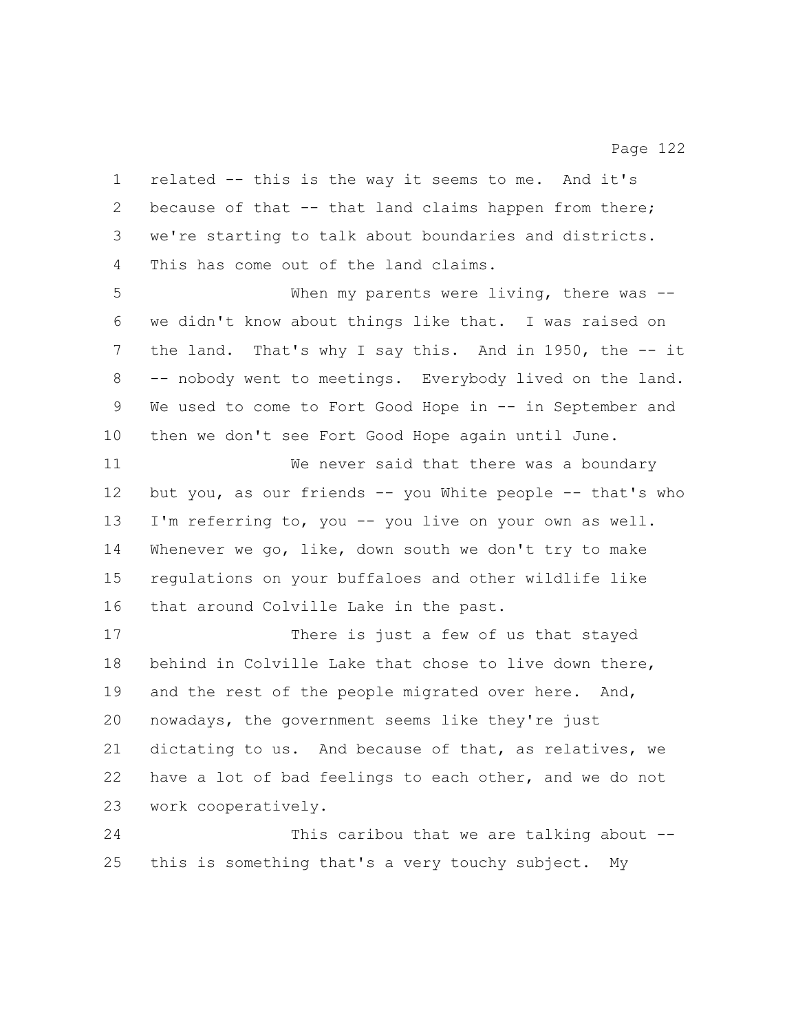related -- this is the way it seems to me. And it's because of that -- that land claims happen from there; we're starting to talk about boundaries and districts. This has come out of the land claims.

When my parents were living, there was -- we didn't know about things like that. I was raised on the land. That's why I say this. And in 1950, the -- it -- nobody went to meetings. Everybody lived on the land. We used to come to Fort Good Hope in -- in September and then we don't see Fort Good Hope again until June.

We never said that there was a boundary but you, as our friends -- you White people -- that's who I'm referring to, you -- you live on your own as well. Whenever we go, like, down south we don't try to make regulations on your buffaloes and other wildlife like that around Colville Lake in the past.

There is just a few of us that stayed behind in Colville Lake that chose to live down there, and the rest of the people migrated over here. And, nowadays, the government seems like they're just dictating to us. And because of that, as relatives, we have a lot of bad feelings to each other, and we do not work cooperatively.

This caribou that we are talking about -- this is something that's a very touchy subject. My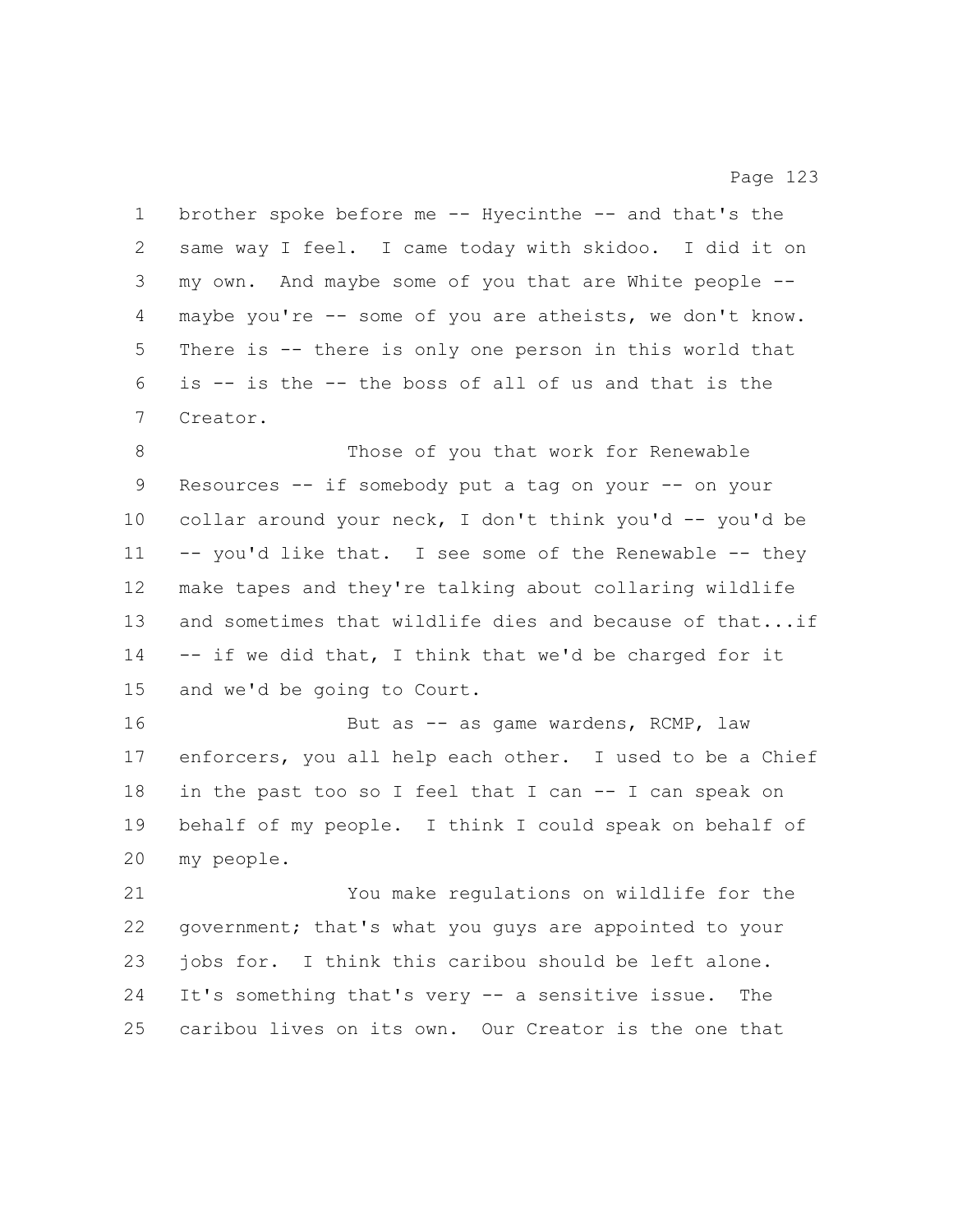brother spoke before me -- Hyecinthe -- and that's the same way I feel. I came today with skidoo. I did it on my own. And maybe some of you that are White people -- maybe you're -- some of you are atheists, we don't know. There is -- there is only one person in this world that is -- is the -- the boss of all of us and that is the Creator.

Those of you that work for Renewable Resources -- if somebody put a tag on your -- on your collar around your neck, I don't think you'd -- you'd be -- you'd like that. I see some of the Renewable -- they make tapes and they're talking about collaring wildlife and sometimes that wildlife dies and because of that...if -- if we did that, I think that we'd be charged for it and we'd be going to Court.

But as -- as game wardens, RCMP, law enforcers, you all help each other. I used to be a Chief in the past too so I feel that I can -- I can speak on behalf of my people. I think I could speak on behalf of my people.

You make regulations on wildlife for the government; that's what you guys are appointed to your jobs for. I think this caribou should be left alone. It's something that's very -- a sensitive issue. The caribou lives on its own. Our Creator is the one that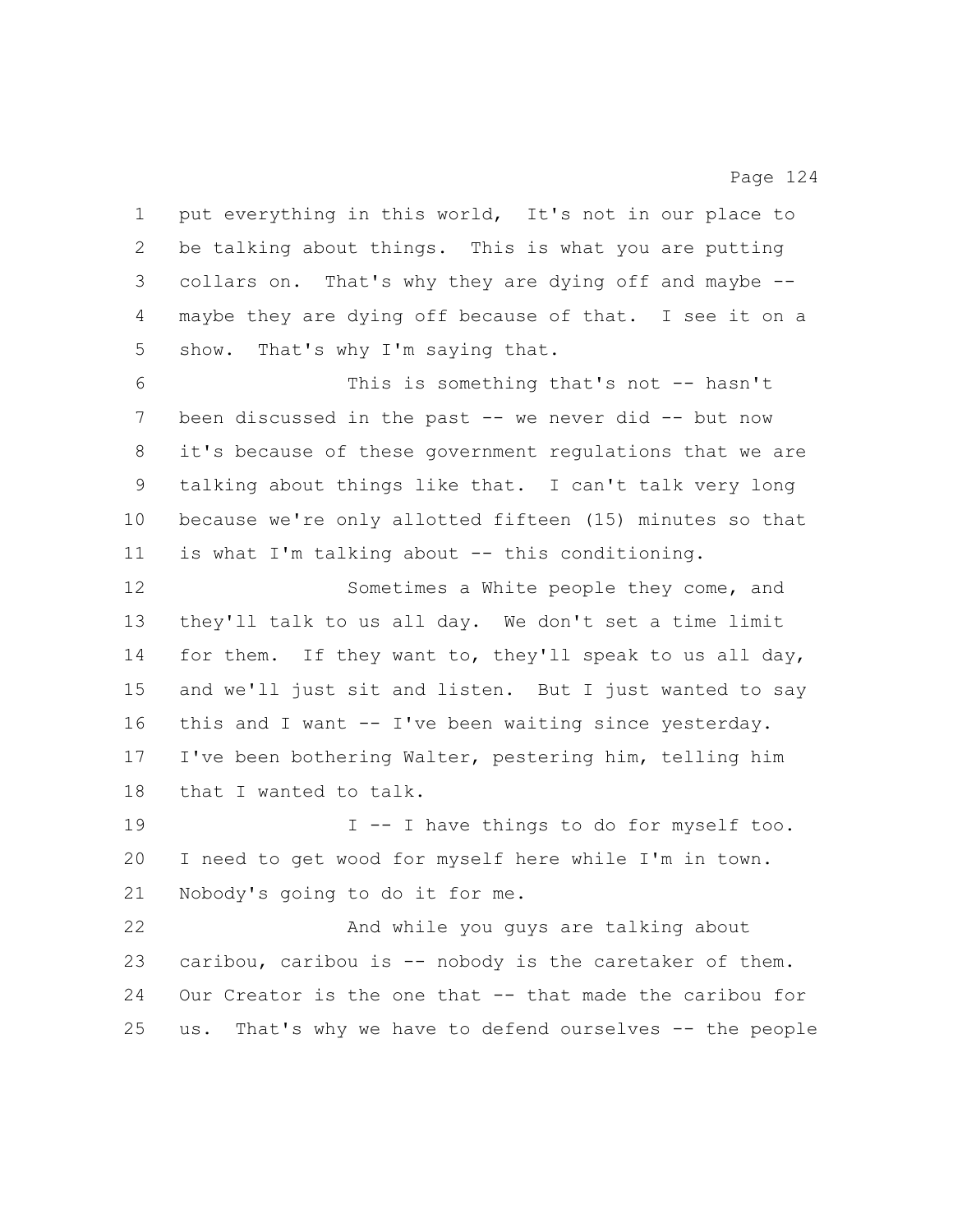put everything in this world, It's not in our place to be talking about things. This is what you are putting collars on. That's why they are dying off and maybe -- maybe they are dying off because of that. I see it on a show. That's why I'm saying that.

This is something that's not -- hasn't been discussed in the past -- we never did -- but now it's because of these government regulations that we are talking about things like that. I can't talk very long because we're only allotted fifteen (15) minutes so that is what I'm talking about -- this conditioning.

Sometimes a White people they come, and they'll talk to us all day. We don't set a time limit for them. If they want to, they'll speak to us all day, and we'll just sit and listen. But I just wanted to say this and I want -- I've been waiting since yesterday. I've been bothering Walter, pestering him, telling him that I wanted to talk.

I -- I have things to do for myself too. I need to get wood for myself here while I'm in town. Nobody's going to do it for me.

And while you guys are talking about caribou, caribou is -- nobody is the caretaker of them. Our Creator is the one that -- that made the caribou for us. That's why we have to defend ourselves -- the people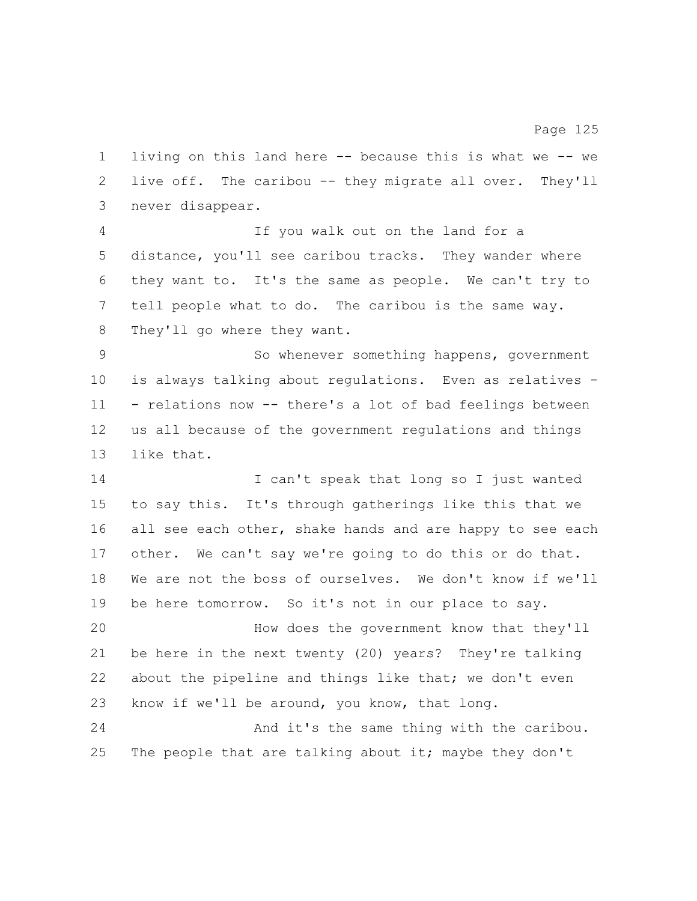living on this land here -- because this is what we -- we live off. The caribou -- they migrate all over. They'll never disappear.

If you walk out on the land for a distance, you'll see caribou tracks. They wander where they want to. It's the same as people. We can't try to tell people what to do. The caribou is the same way. They'll go where they want.

So whenever something happens, government is always talking about regulations. Even as relatives -- relations now -- there's a lot of bad feelings between us all because of the government regulations and things like that.

I can't speak that long so I just wanted to say this. It's through gatherings like this that we all see each other, shake hands and are happy to see each other. We can't say we're going to do this or do that. We are not the boss of ourselves. We don't know if we'll be here tomorrow. So it's not in our place to say.

How does the government know that they'll be here in the next twenty (20) years? They're talking about the pipeline and things like that; we don't even know if we'll be around, you know, that long.

And it's the same thing with the caribou. The people that are talking about it; maybe they don't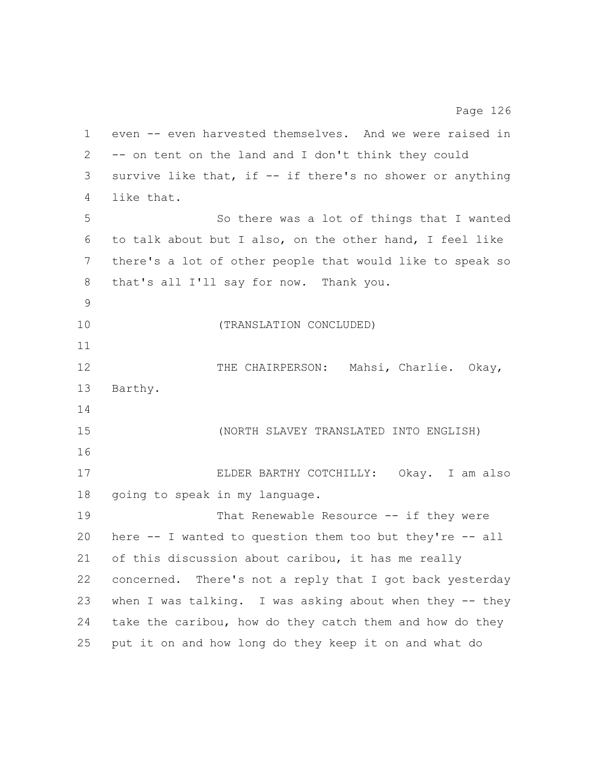even -- even harvested themselves. And we were raised in -- on tent on the land and I don't think they could survive like that, if -- if there's no shower or anything like that.

So there was a lot of things that I wanted to talk about but I also, on the other hand, I feel like there's a lot of other people that would like to speak so that's all I'll say for now. Thank you.

(TRANSLATION CONCLUDED)

THE CHAIRPERSON: Mahsi, Charlie. Okay, Barthy.

(NORTH SLAVEY TRANSLATED INTO ENGLISH)

ELDER BARTHY COTCHILLY: Okay. I am also going to speak in my language.

That Renewable Resource -- if they were here -- I wanted to question them too but they're -- all of this discussion about caribou, it has me really concerned. There's not a reply that I got back yesterday when I was talking. I was asking about when they -- they take the caribou, how do they catch them and how do they put it on and how long do they keep it on and what do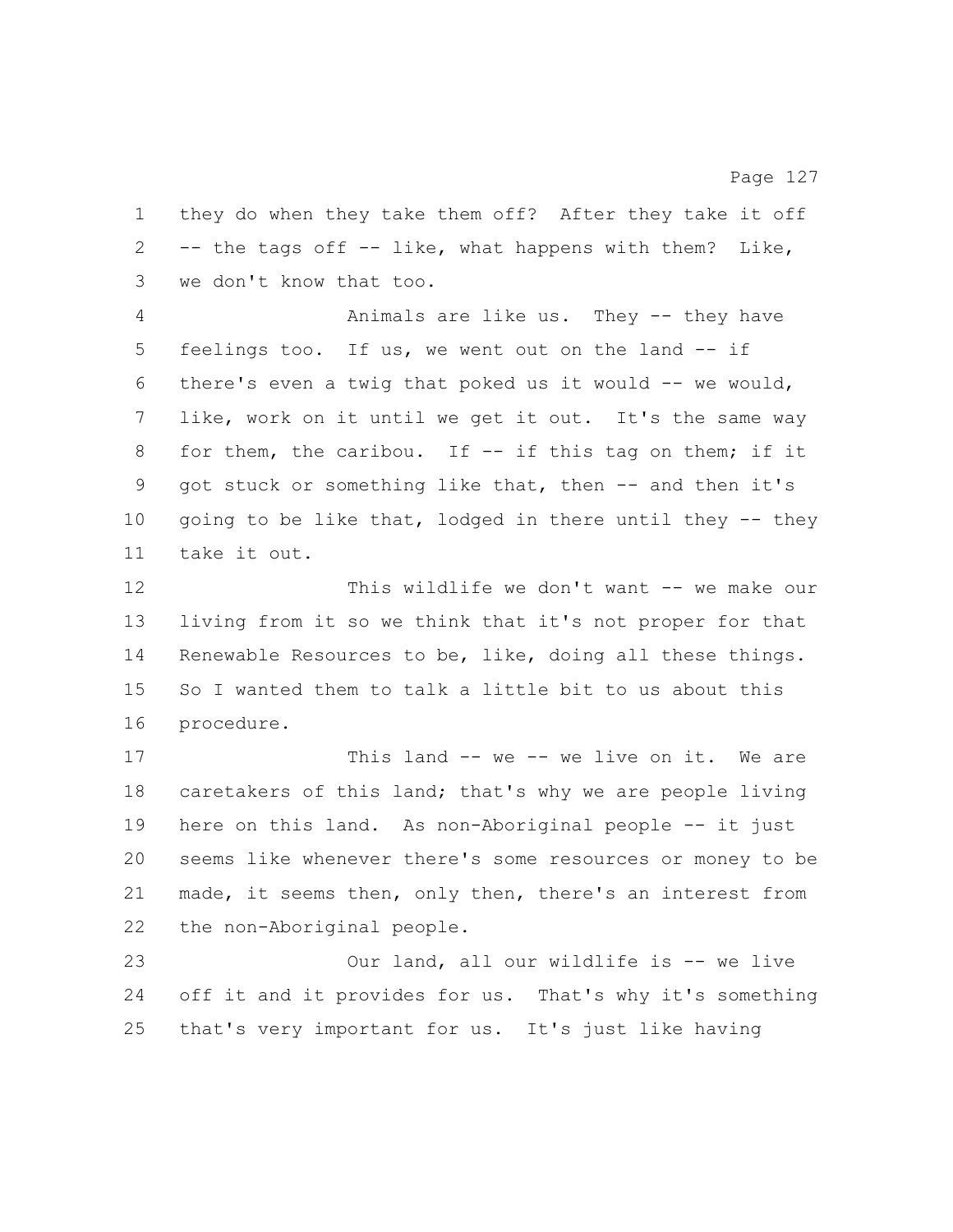they do when they take them off? After they take it off -- the tags off -- like, what happens with them? Like, we don't know that too.

Animals are like us. They -- they have feelings too. If us, we went out on the land -- if there's even a twig that poked us it would -- we would, like, work on it until we get it out. It's the same way for them, the caribou. If -- if this tag on them; if it got stuck or something like that, then -- and then it's going to be like that, lodged in there until they -- they take it out.

This wildlife we don't want -- we make our living from it so we think that it's not proper for that Renewable Resources to be, like, doing all these things. So I wanted them to talk a little bit to us about this procedure.

This land -- we -- we live on it. We are caretakers of this land; that's why we are people living here on this land. As non-Aboriginal people -- it just seems like whenever there's some resources or money to be made, it seems then, only then, there's an interest from the non-Aboriginal people.

Our land, all our wildlife is -- we live off it and it provides for us. That's why it's something that's very important for us. It's just like having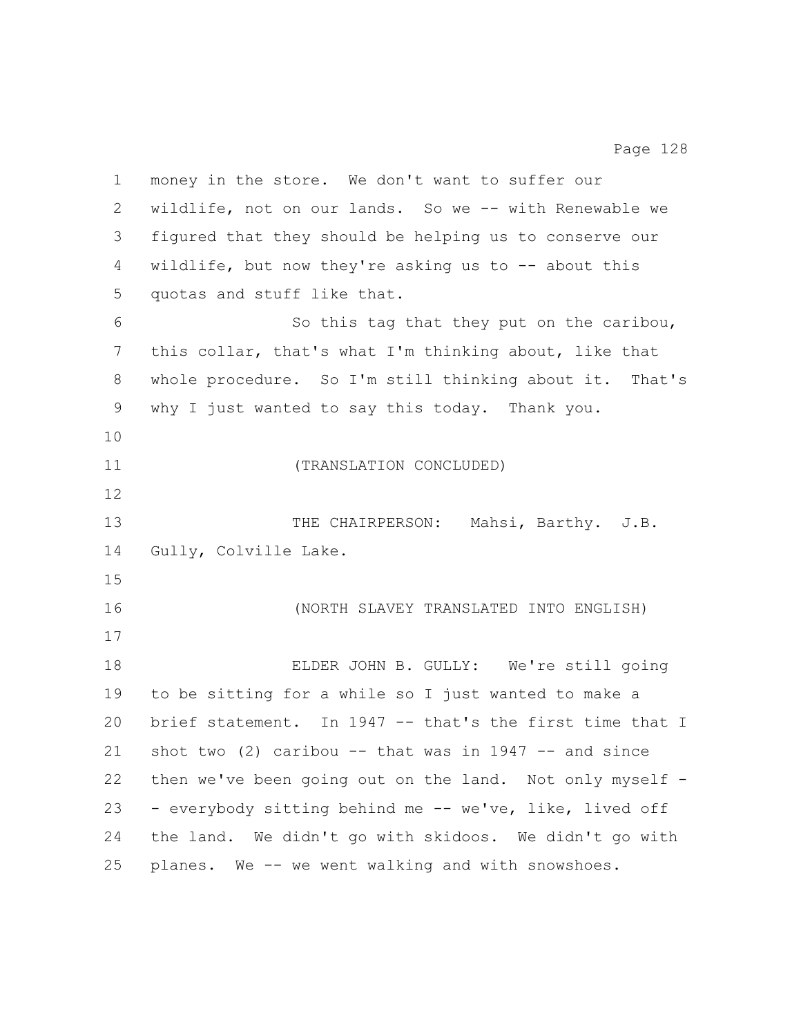money in the store. We don't want to suffer our wildlife, not on our lands. So we -- with Renewable we figured that they should be helping us to conserve our wildlife, but now they're asking us to -- about this quotas and stuff like that.

So this tag that they put on the caribou, this collar, that's what I'm thinking about, like that whole procedure. So I'm still thinking about it. That's why I just wanted to say this today. Thank you.

(TRANSLATION CONCLUDED)

THE CHAIRPERSON: Mahsi, Barthy. J.B. Gully, Colville Lake.

(NORTH SLAVEY TRANSLATED INTO ENGLISH)

ELDER JOHN B. GULLY: We're still going to be sitting for a while so I just wanted to make a brief statement. In 1947 -- that's the first time that I shot two (2) caribou -- that was in 1947 -- and since then we've been going out on the land. Not only myself -- everybody sitting behind me -- we've, like, lived off the land. We didn't go with skidoos. We didn't go with planes. We -- we went walking and with snowshoes.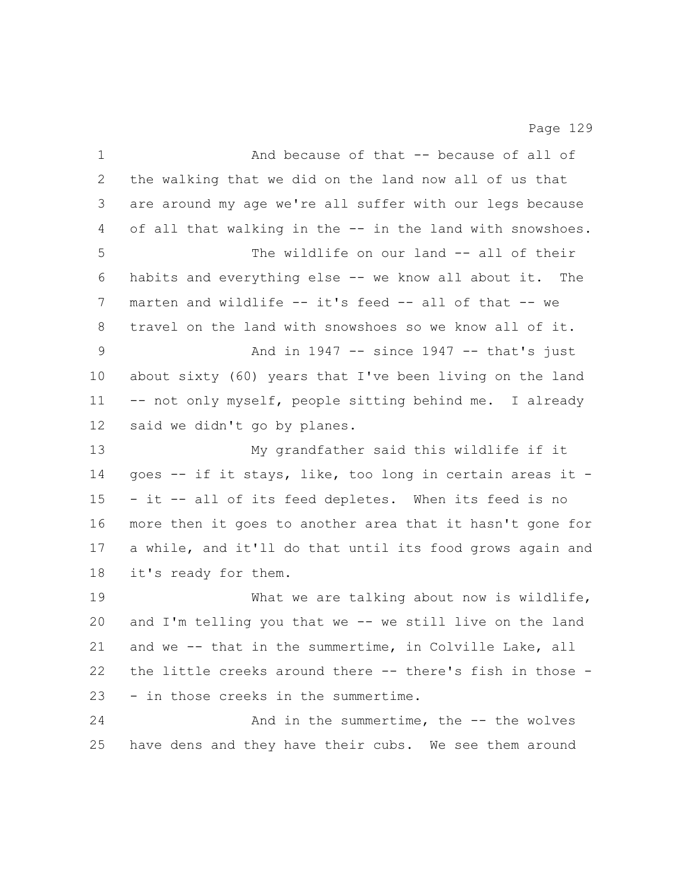And because of that -- because of all of the walking that we did on the land now all of us that are around my age we're all suffer with our legs because of all that walking in the -- in the land with snowshoes.

The wildlife on our land -- all of their habits and everything else -- we know all about it. The marten and wildlife -- it's feed -- all of that -- we travel on the land with snowshoes so we know all of it.

And in 1947 -- since 1947 -- that's just about sixty (60) years that I've been living on the land -- not only myself, people sitting behind me. I already said we didn't go by planes.

My grandfather said this wildlife if it goes -- if it stays, like, too long in certain areas it -- it -- all of its feed depletes. When its feed is no more then it goes to another area that it hasn't gone for a while, and it'll do that until its food grows again and it's ready for them.

What we are talking about now is wildlife, and I'm telling you that we -- we still live on the land and we -- that in the summertime, in Colville Lake, all the little creeks around there -- there's fish in those -- in those creeks in the summertime.

And in the summertime, the -- the wolves have dens and they have their cubs. We see them around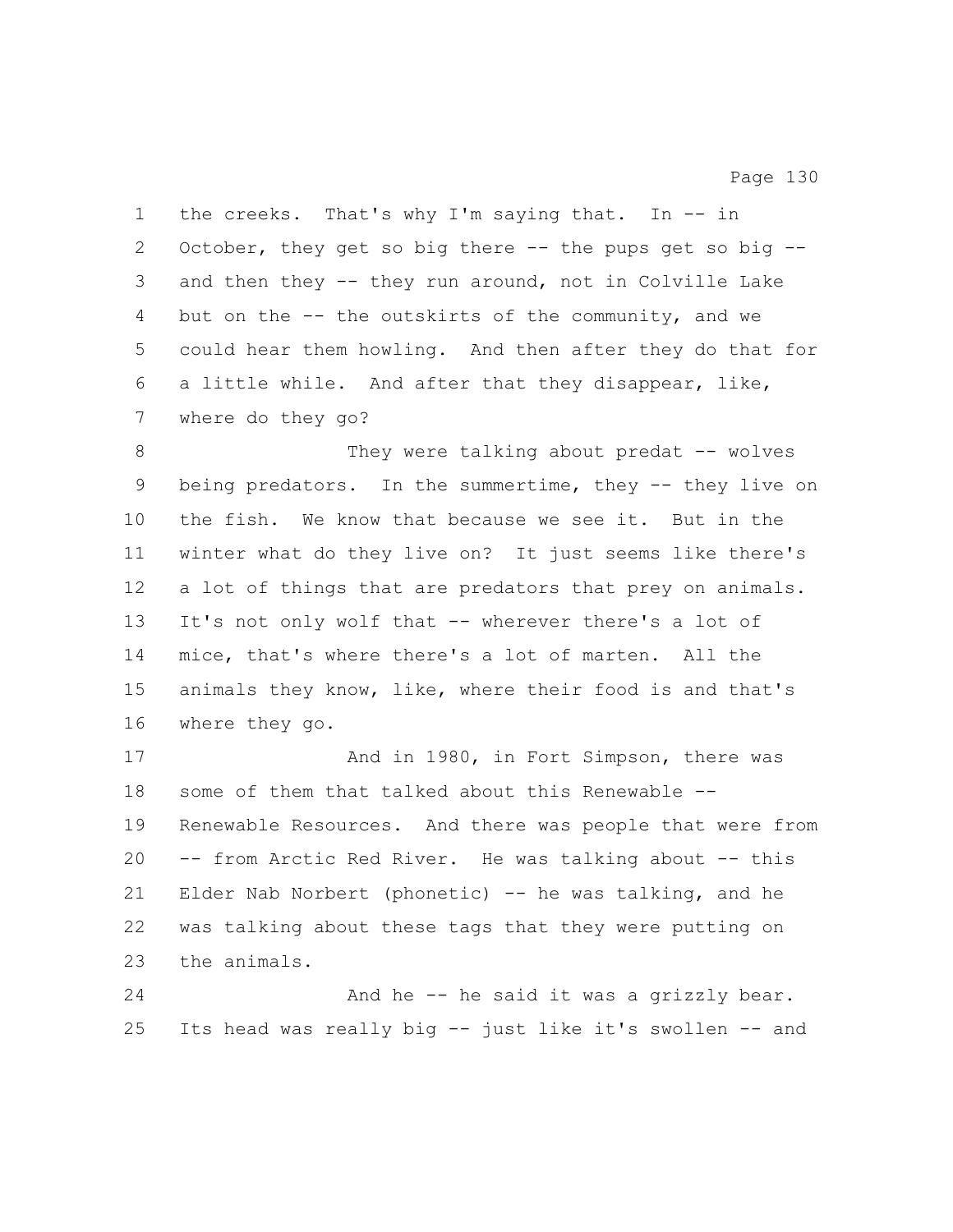the creeks. That's why I'm saying that. In -- in October, they get so big there -- the pups get so big -- and then they -- they run around, not in Colville Lake but on the -- the outskirts of the community, and we could hear them howling. And then after they do that for a little while. And after that they disappear, like, where do they go?

They were talking about predat -- wolves being predators. In the summertime, they -- they live on the fish. We know that because we see it. But in the winter what do they live on? It just seems like there's a lot of things that are predators that prey on animals. It's not only wolf that -- wherever there's a lot of mice, that's where there's a lot of marten. All the animals they know, like, where their food is and that's where they go.

And in 1980, in Fort Simpson, there was some of them that talked about this Renewable -- Renewable Resources. And there was people that were from -- from Arctic Red River. He was talking about -- this Elder Nab Norbert (phonetic) -- he was talking, and he was talking about these tags that they were putting on the animals.

And he -- he said it was a grizzly bear. Its head was really big -- just like it's swollen -- and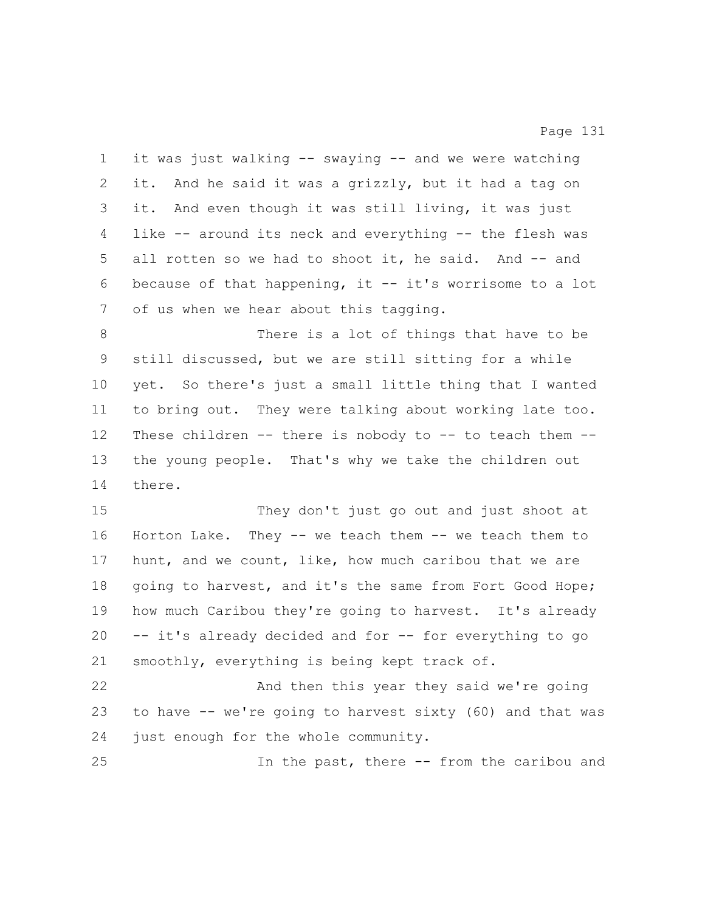it was just walking -- swaying -- and we were watching it. And he said it was a grizzly, but it had a tag on it. And even though it was still living, it was just like -- around its neck and everything -- the flesh was all rotten so we had to shoot it, he said. And -- and because of that happening, it -- it's worrisome to a lot of us when we hear about this tagging.

There is a lot of things that have to be still discussed, but we are still sitting for a while yet. So there's just a small little thing that I wanted to bring out. They were talking about working late too. These children -- there is nobody to -- to teach them -- the young people. That's why we take the children out there.

They don't just go out and just shoot at Horton Lake. They -- we teach them -- we teach them to hunt, and we count, like, how much caribou that we are going to harvest, and it's the same from Fort Good Hope; how much Caribou they're going to harvest. It's already -- it's already decided and for -- for everything to go smoothly, everything is being kept track of.

And then this year they said we're going to have -- we're going to harvest sixty (60) and that was just enough for the whole community.

In the past, there -- from the caribou and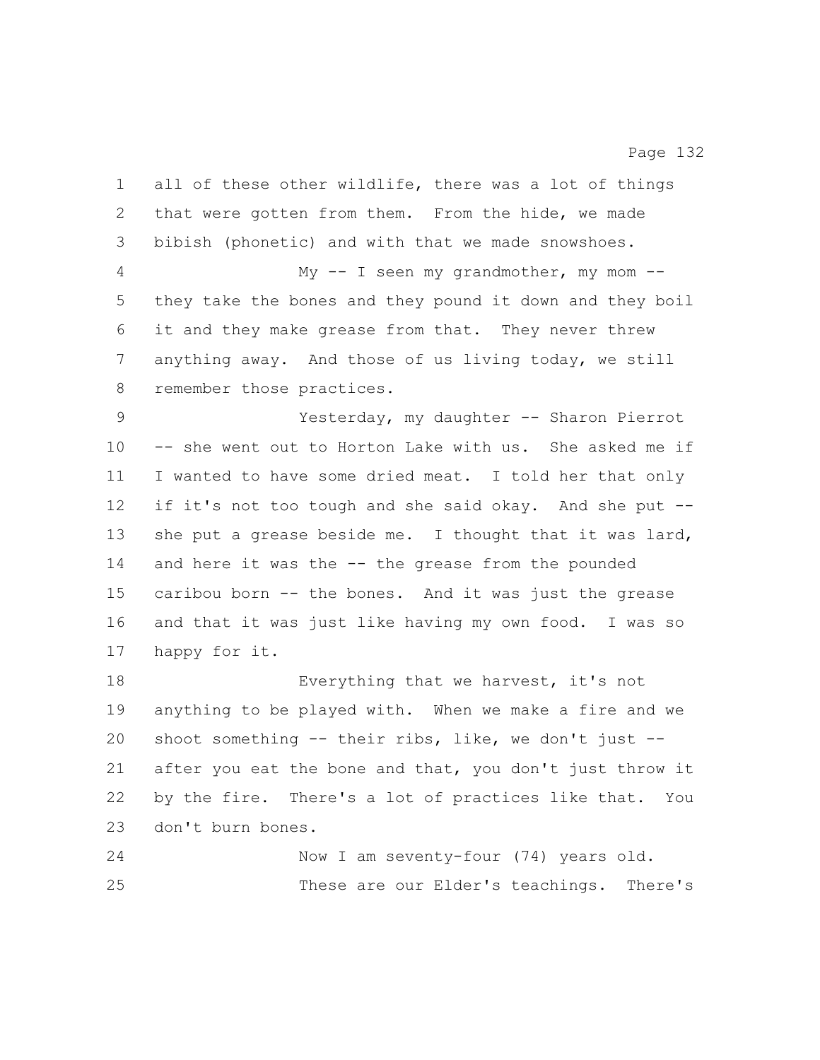all of these other wildlife, there was a lot of things that were gotten from them. From the hide, we made bibish (phonetic) and with that we made snowshoes.

My -- I seen my grandmother, my mom -- they take the bones and they pound it down and they boil it and they make grease from that. They never threw anything away. And those of us living today, we still remember those practices.

Yesterday, my daughter -- Sharon Pierrot -- she went out to Horton Lake with us. She asked me if I wanted to have some dried meat. I told her that only if it's not too tough and she said okay. And she put -- she put a grease beside me. I thought that it was lard, and here it was the -- the grease from the pounded caribou born -- the bones. And it was just the grease and that it was just like having my own food. I was so happy for it.

Everything that we harvest, it's not anything to be played with. When we make a fire and we shoot something -- their ribs, like, we don't just -- after you eat the bone and that, you don't just throw it by the fire. There's a lot of practices like that. You don't burn bones.

Now I am seventy-four (74) years old.

These are our Elder's teachings. There's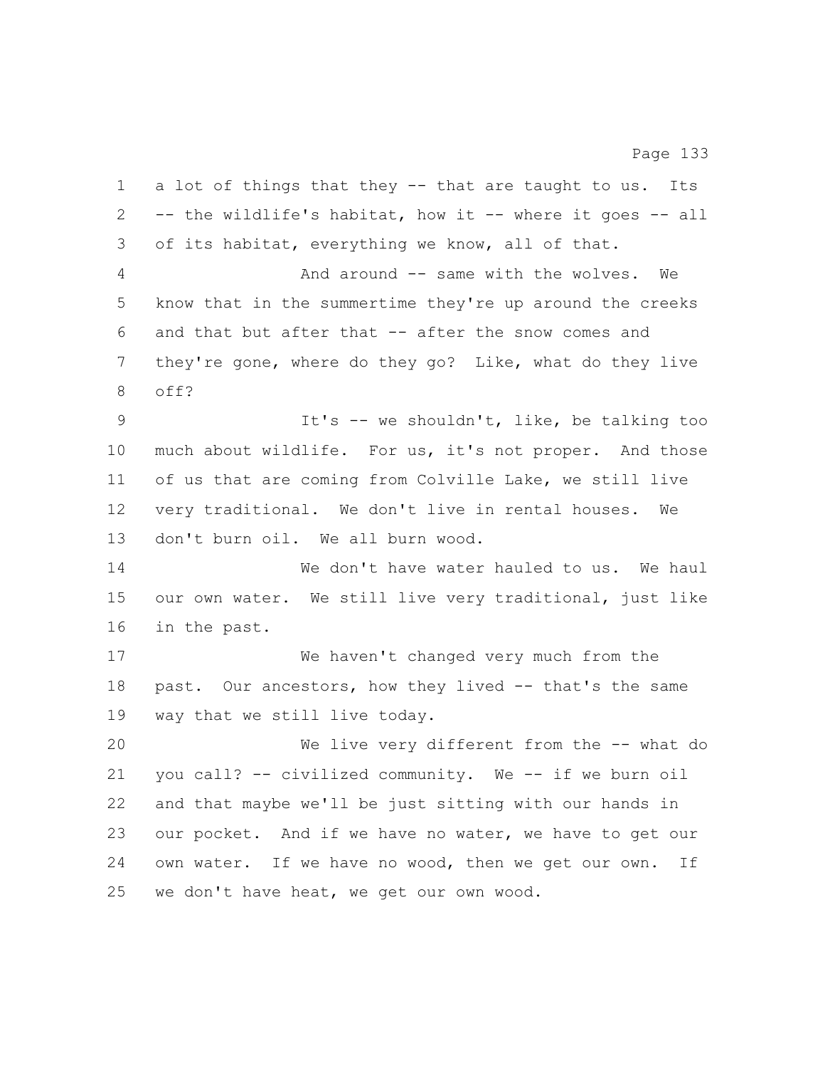a lot of things that they -- that are taught to us. Its -- the wildlife's habitat, how it -- where it goes -- all of its habitat, everything we know, all of that.

And around -- same with the wolves. We know that in the summertime they're up around the creeks and that but after that -- after the snow comes and they're gone, where do they go? Like, what do they live off?

It's -- we shouldn't, like, be talking too much about wildlife. For us, it's not proper. And those of us that are coming from Colville Lake, we still live very traditional. We don't live in rental houses. We don't burn oil. We all burn wood.

We don't have water hauled to us. We haul our own water. We still live very traditional, just like in the past.

We haven't changed very much from the past. Our ancestors, how they lived -- that's the same way that we still live today.

We live very different from the -- what do you call? -- civilized community. We -- if we burn oil and that maybe we'll be just sitting with our hands in our pocket. And if we have no water, we have to get our own water. If we have no wood, then we get our own. If we don't have heat, we get our own wood.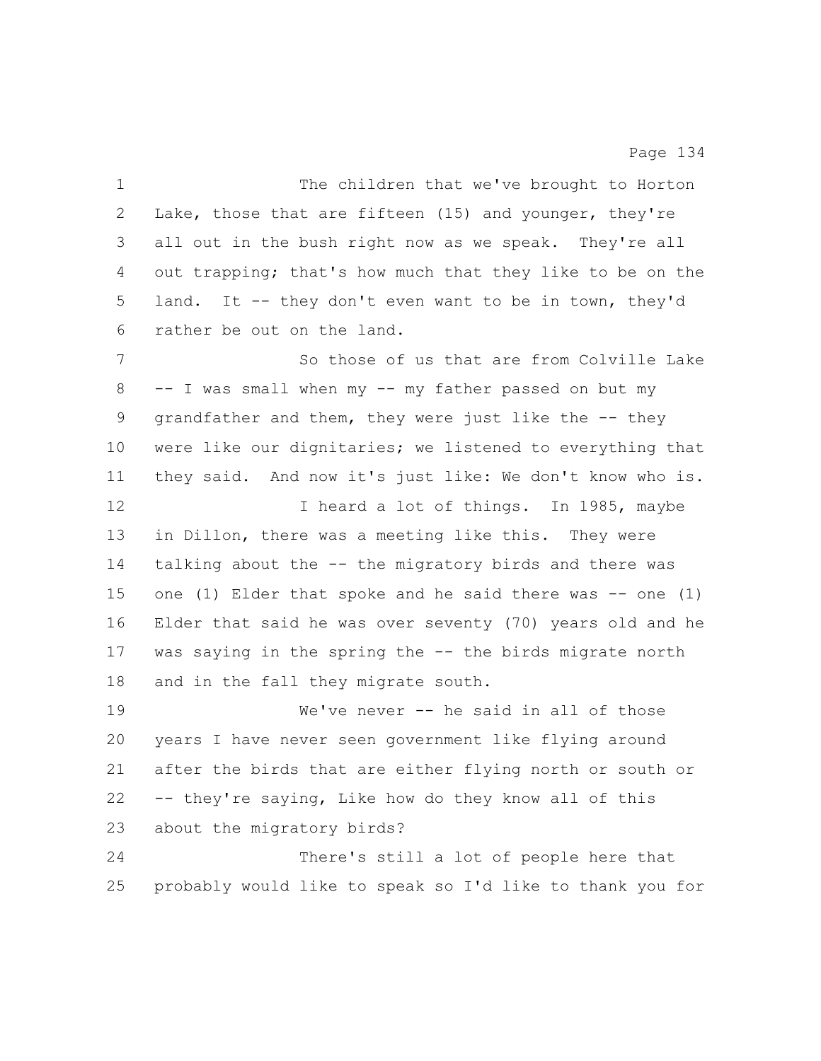The children that we've brought to Horton Lake, those that are fifteen (15) and younger, they're all out in the bush right now as we speak. They're all out trapping; that's how much that they like to be on the land. It -- they don't even want to be in town, they'd rather be out on the land.

So those of us that are from Colville Lake -- I was small when my -- my father passed on but my grandfather and them, they were just like the -- they were like our dignitaries; we listened to everything that they said. And now it's just like: We don't know who is.

I heard a lot of things. In 1985, maybe in Dillon, there was a meeting like this. They were talking about the -- the migratory birds and there was one (1) Elder that spoke and he said there was -- one (1) Elder that said he was over seventy (70) years old and he was saying in the spring the -- the birds migrate north and in the fall they migrate south.

We've never -- he said in all of those years I have never seen government like flying around after the birds that are either flying north or south or -- they're saying, Like how do they know all of this about the migratory birds?

There's still a lot of people here that probably would like to speak so I'd like to thank you for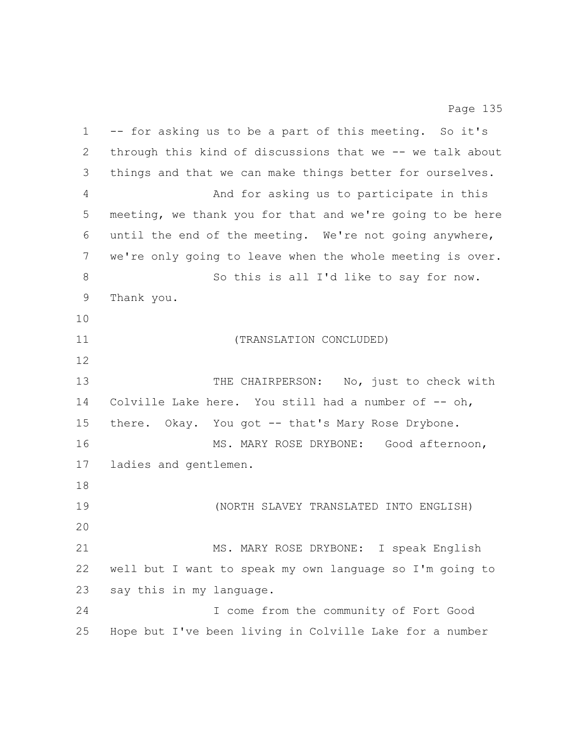-- for asking us to be a part of this meeting. So it's through this kind of discussions that we -- we talk about things and that we can make things better for ourselves.

And for asking us to participate in this meeting, we thank you for that and we're going to be here until the end of the meeting. We're not going anywhere, we're only going to leave when the whole meeting is over.

So this is all I'd like to say for now. Thank you.

(TRANSLATION CONCLUDED)

THE CHAIRPERSON: No, just to check with Colville Lake here. You still had a number of -- oh, there. Okay. You got -- that's Mary Rose Drybone.

MS. MARY ROSE DRYBONE: Good afternoon, ladies and gentlemen.

(NORTH SLAVEY TRANSLATED INTO ENGLISH)

MS. MARY ROSE DRYBONE: I speak English well but I want to speak my own language so I'm going to say this in my language.

I come from the community of Fort Good Hope but I've been living in Colville Lake for a number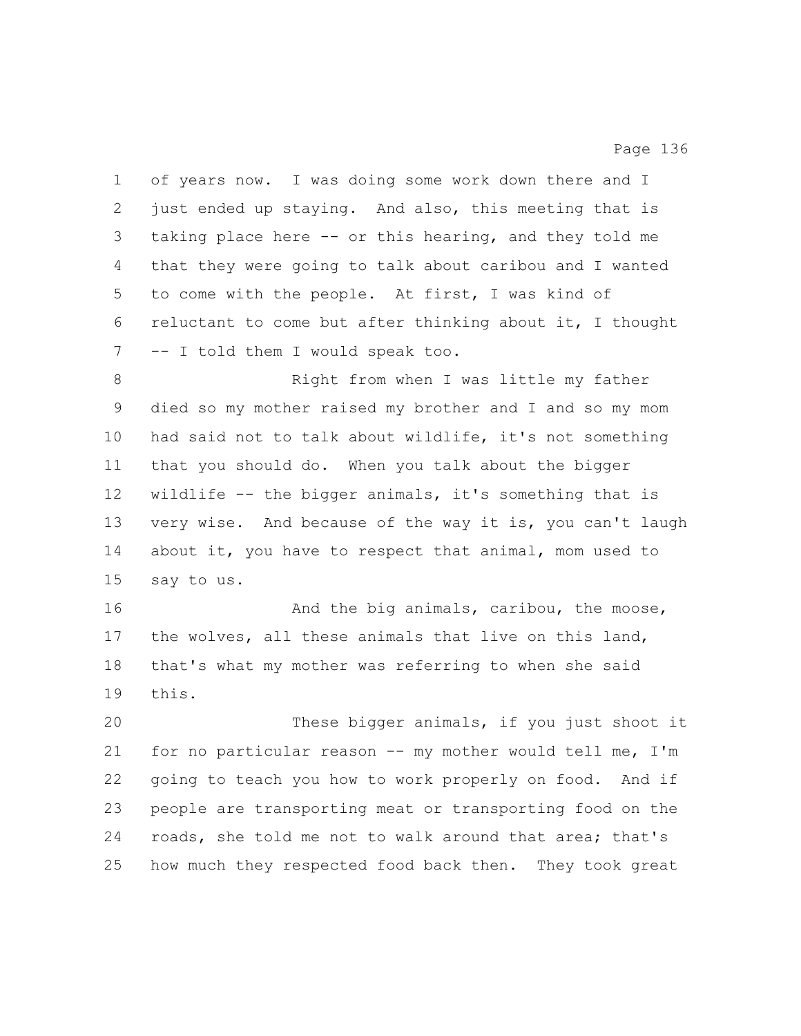of years now. I was doing some work down there and I just ended up staying. And also, this meeting that is taking place here -- or this hearing, and they told me that they were going to talk about caribou and I wanted to come with the people. At first, I was kind of reluctant to come but after thinking about it, I thought -- I told them I would speak too.

Right from when I was little my father died so my mother raised my brother and I and so my mom had said not to talk about wildlife, it's not something that you should do. When you talk about the bigger wildlife -- the bigger animals, it's something that is very wise. And because of the way it is, you can't laugh about it, you have to respect that animal, mom used to say to us.

And the big animals, caribou, the moose, the wolves, all these animals that live on this land, that's what my mother was referring to when she said this.

These bigger animals, if you just shoot it for no particular reason -- my mother would tell me, I'm going to teach you how to work properly on food. And if people are transporting meat or transporting food on the roads, she told me not to walk around that area; that's how much they respected food back then. They took great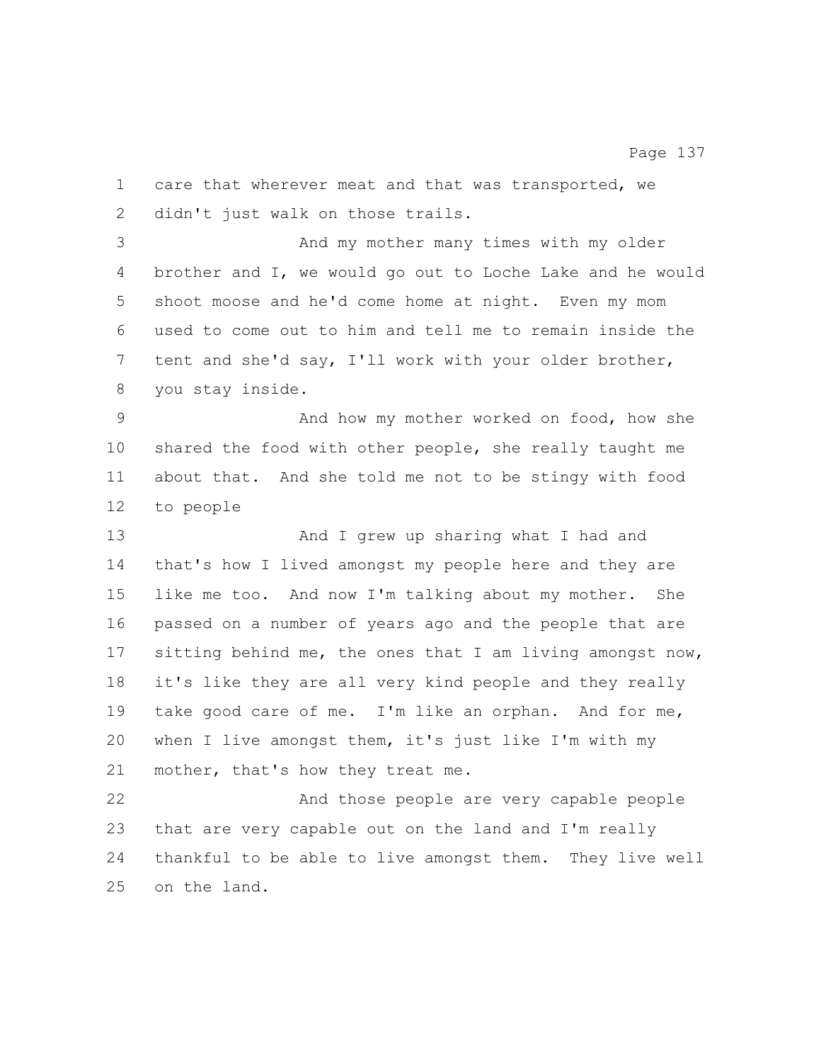care that wherever meat and that was transported, we didn't just walk on those trails.

And my mother many times with my older brother and I, we would go out to Loche Lake and he would shoot moose and he'd come home at night. Even my mom used to come out to him and tell me to remain inside the tent and she'd say, I'll work with your older brother, you stay inside.

And how my mother worked on food, how she shared the food with other people, she really taught me about that. And she told me not to be stingy with food to people

And I grew up sharing what I had and that's how I lived amongst my people here and they are like me too. And now I'm talking about my mother. She passed on a number of years ago and the people that are sitting behind me, the ones that I am living amongst now, it's like they are all very kind people and they really take good care of me. I'm like an orphan. And for me, when I live amongst them, it's just like I'm with my mother, that's how they treat me.

And those people are very capable people that are very capable out on the land and I'm really thankful to be able to live amongst them. They live well on the land.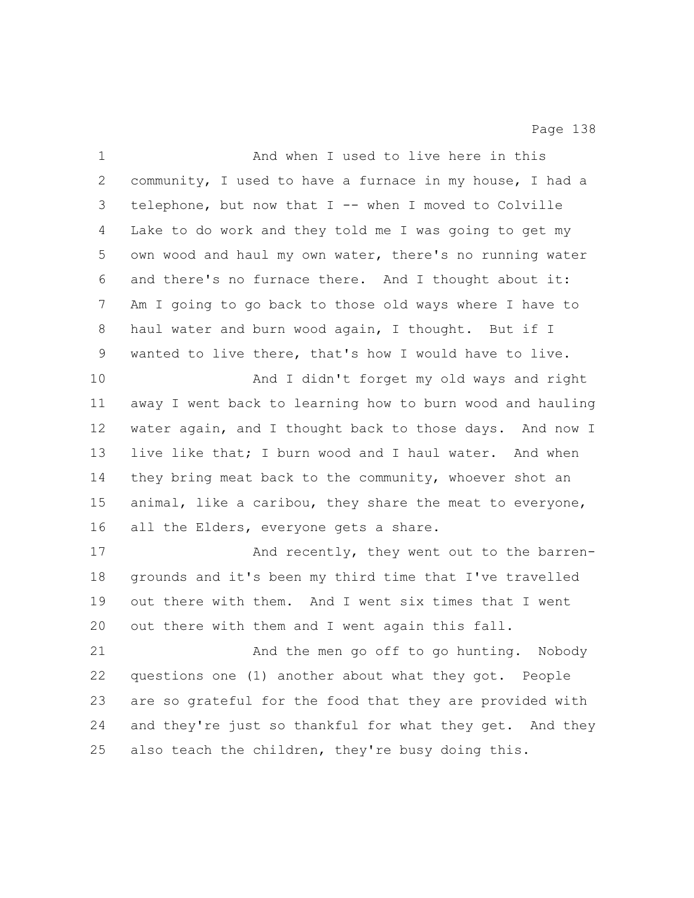And when I used to live here in this community, I used to have a furnace in my house, I had a telephone, but now that I -- when I moved to Colville Lake to do work and they told me I was going to get my own wood and haul my own water, there's no running water and there's no furnace there. And I thought about it: Am I going to go back to those old ways where I have to haul water and burn wood again, I thought. But if I wanted to live there, that's how I would have to live.

And I didn't forget my old ways and right away I went back to learning how to burn wood and hauling water again, and I thought back to those days. And now I live like that; I burn wood and I haul water. And when they bring meat back to the community, whoever shot an animal, like a caribou, they share the meat to everyone, all the Elders, everyone gets a share.

And recently, they went out to the barren-grounds and it's been my third time that I've travelled out there with them. And I went six times that I went out there with them and I went again this fall.

And the men go off to go hunting. Nobody questions one (1) another about what they got. People are so grateful for the food that they are provided with and they're just so thankful for what they get. And they also teach the children, they're busy doing this.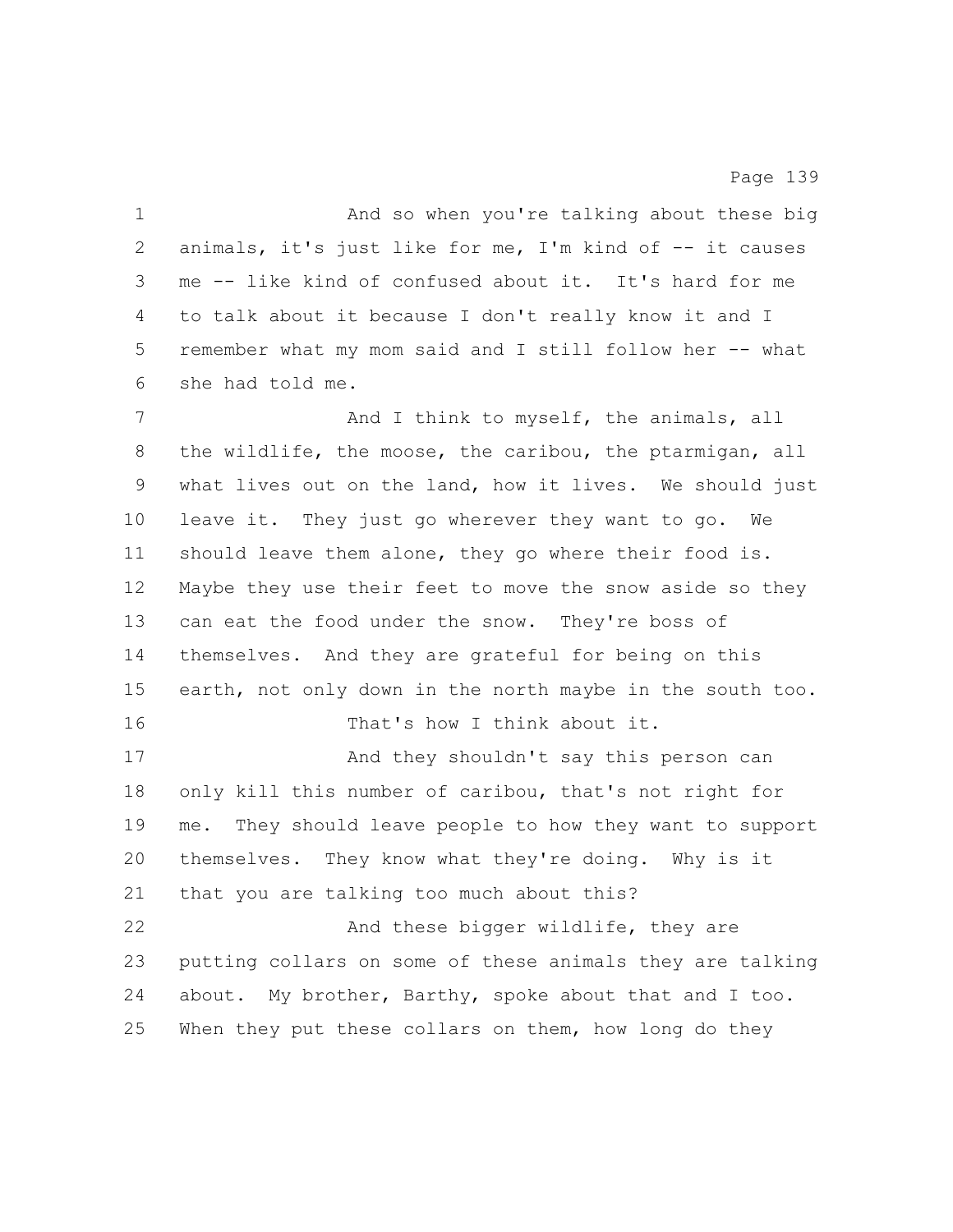And so when you're talking about these big animals, it's just like for me, I'm kind of -- it causes me -- like kind of confused about it. It's hard for me to talk about it because I don't really know it and I remember what my mom said and I still follow her -- what she had told me.

And I think to myself, the animals, all the wildlife, the moose, the caribou, the ptarmigan, all what lives out on the land, how it lives. We should just leave it. They just go wherever they want to go. We should leave them alone, they go where their food is. Maybe they use their feet to move the snow aside so they can eat the food under the snow. They're boss of themselves. And they are grateful for being on this earth, not only down in the north maybe in the south too.

That's how I think about it.

And they shouldn't say this person can only kill this number of caribou, that's not right for me. They should leave people to how they want to support themselves. They know what they're doing. Why is it that you are talking too much about this?

And these bigger wildlife, they are putting collars on some of these animals they are talking about. My brother, Barthy, spoke about that and I too. When they put these collars on them, how long do they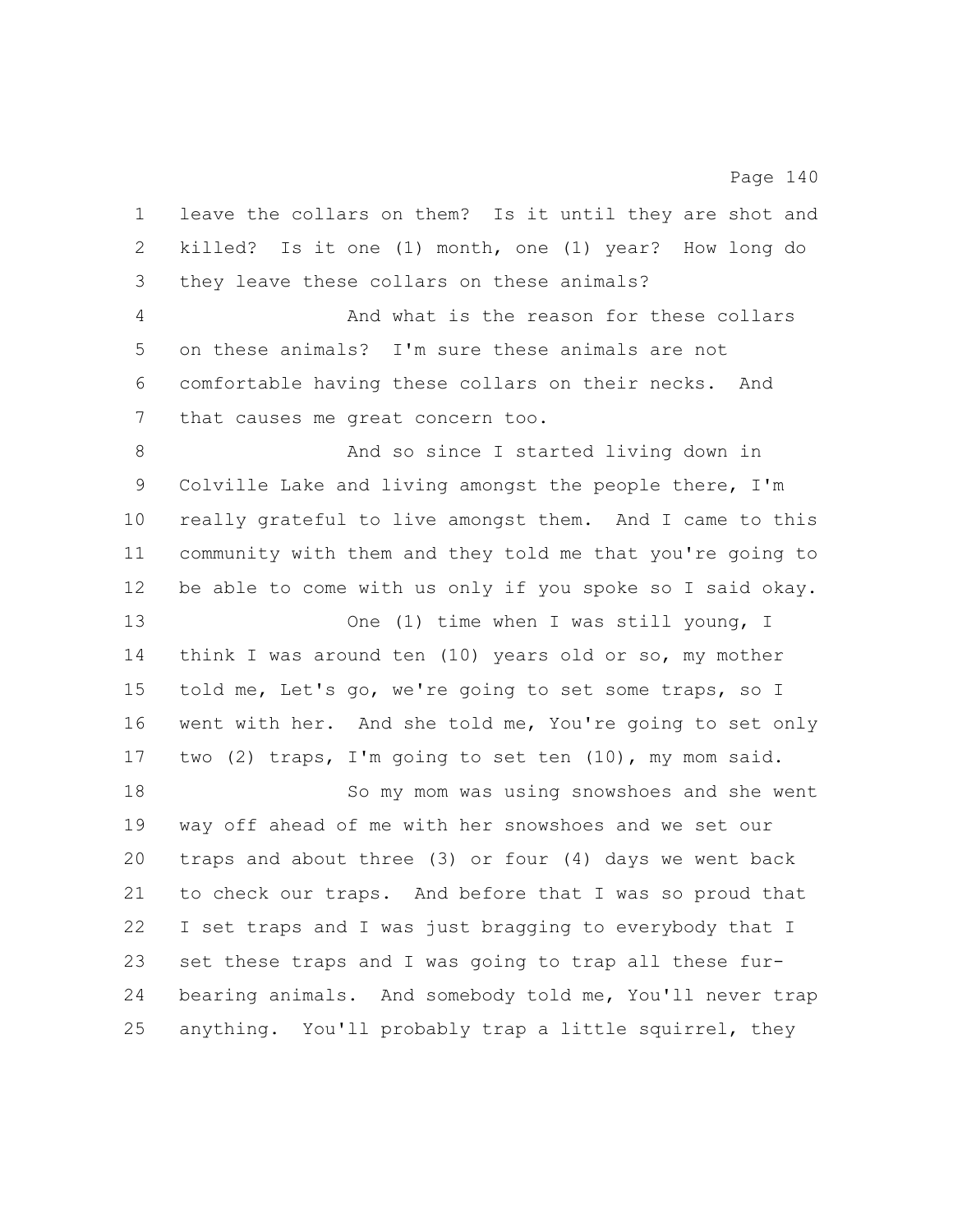leave the collars on them? Is it until they are shot and killed? Is it one (1) month, one (1) year? How long do they leave these collars on these animals?

And what is the reason for these collars on these animals? I'm sure these animals are not comfortable having these collars on their necks. And that causes me great concern too.

And so since I started living down in Colville Lake and living amongst the people there, I'm really grateful to live amongst them. And I came to this community with them and they told me that you're going to be able to come with us only if you spoke so I said okay.

One (1) time when I was still young, I think I was around ten (10) years old or so, my mother told me, Let's go, we're going to set some traps, so I went with her. And she told me, You're going to set only two (2) traps, I'm going to set ten (10), my mom said.

So my mom was using snowshoes and she went way off ahead of me with her snowshoes and we set our traps and about three (3) or four (4) days we went back to check our traps. And before that I was so proud that I set traps and I was just bragging to everybody that I set these traps and I was going to trap all these fur-bearing animals. And somebody told me, You'll never trap anything. You'll probably trap a little squirrel, they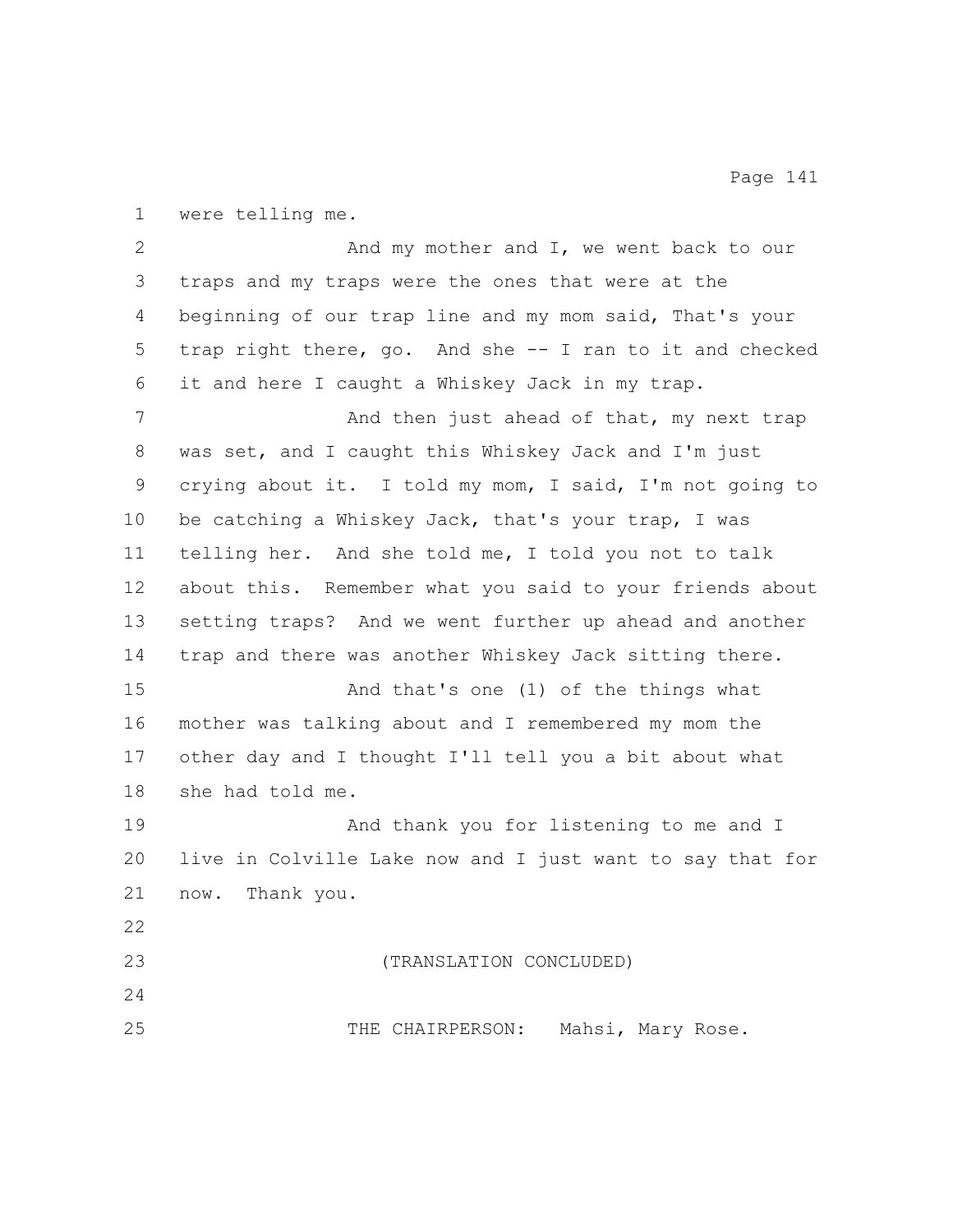were telling me.

And my mother and I, we went back to our traps and my traps were the ones that were at the beginning of our trap line and my mom said, That's your trap right there, go. And she -- I ran to it and checked it and here I caught a Whiskey Jack in my trap.

And then just ahead of that, my next trap was set, and I caught this Whiskey Jack and I'm just crying about it. I told my mom, I said, I'm not going to be catching a Whiskey Jack, that's your trap, I was telling her. And she told me, I told you not to talk about this. Remember what you said to your friends about setting traps? And we went further up ahead and another trap and there was another Whiskey Jack sitting there.

And that's one (1) of the things what mother was talking about and I remembered my mom the other day and I thought I'll tell you a bit about what she had told me.

And thank you for listening to me and I live in Colville Lake now and I just want to say that for now. Thank you.

(TRANSLATION CONCLUDED)

THE CHAIRPERSON: Mahsi, Mary Rose.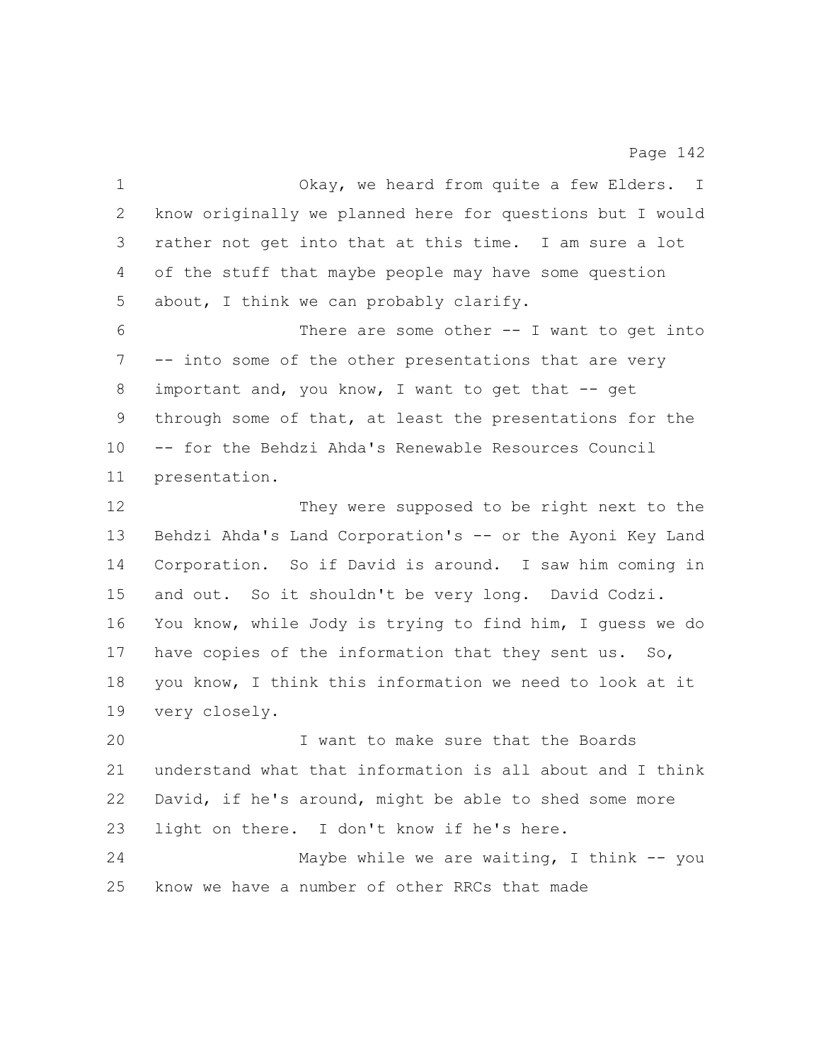Okay, we heard from quite a few Elders. I know originally we planned here for questions but I would rather not get into that at this time. I am sure a lot of the stuff that maybe people may have some question about, I think we can probably clarify.

There are some other -- I want to get into -- into some of the other presentations that are very important and, you know, I want to get that -- get through some of that, at least the presentations for the -- for the Behdzi Ahda's Renewable Resources Council presentation.

They were supposed to be right next to the Behdzi Ahda's Land Corporation's -- or the Ayoni Key Land Corporation. So if David is around. I saw him coming in and out. So it shouldn't be very long. David Codzi. You know, while Jody is trying to find him, I guess we do have copies of the information that they sent us. So, you know, I think this information we need to look at it very closely.

I want to make sure that the Boards understand what that information is all about and I think David, if he's around, might be able to shed some more light on there. I don't know if he's here.

Maybe while we are waiting, I think -- you know we have a number of other RRCs that made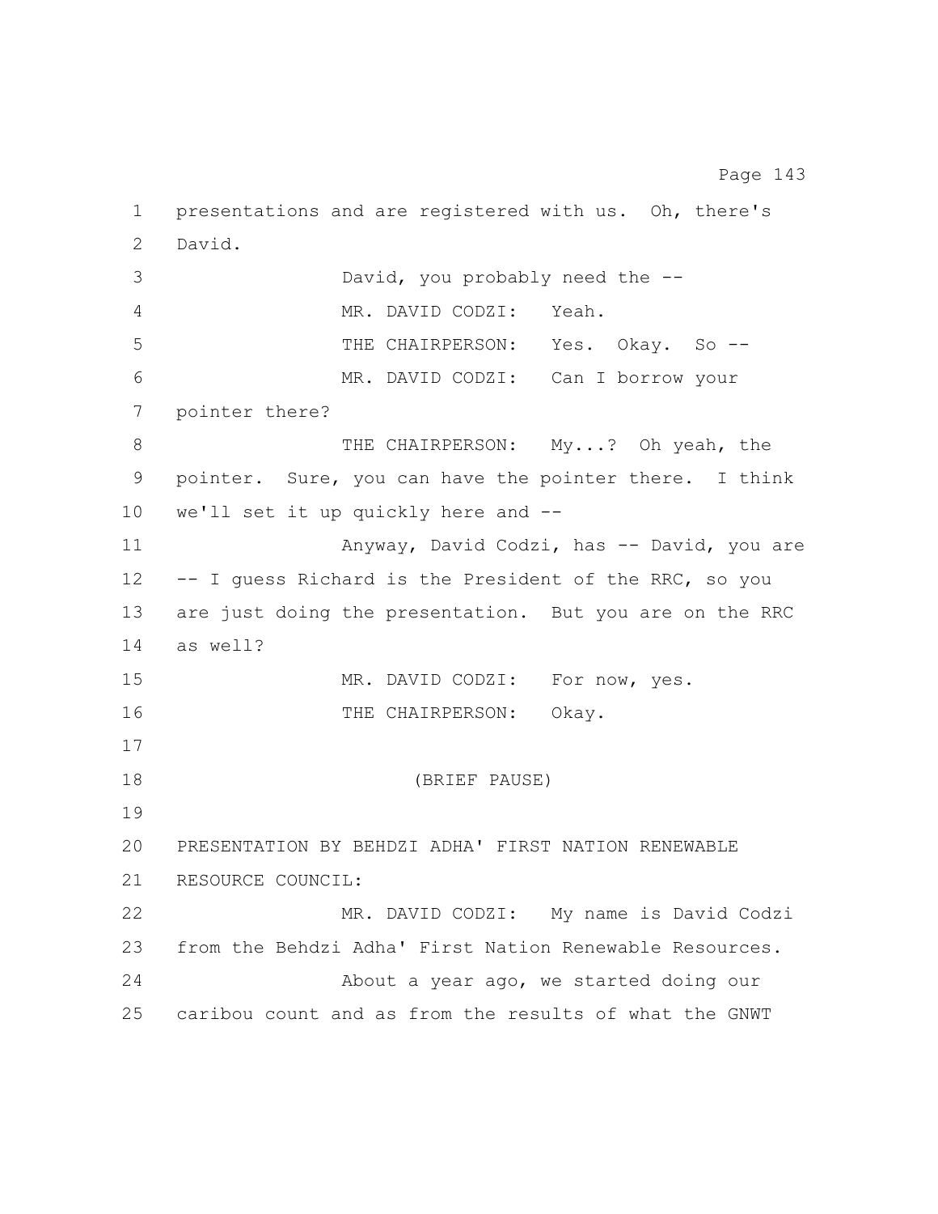presentations and are registered with us. Oh, there's David.

David, you probably need the --

MR. DAVID CODZI: Yeah.

THE CHAIRPERSON: Yes. Okay. So --

MR. DAVID CODZI: Can I borrow your pointer there?

THE CHAIRPERSON: My...? Oh yeah, the pointer. Sure, you can have the pointer there. I think we'll set it up quickly here and --

Anyway, David Codzi, has -- David, you are -- I guess Richard is the President of the RRC, so you are just doing the presentation. But you are on the RRC as well?

MR. DAVID CODZI: For now, yes.

THE CHAIRPERSON: Okay.

(BRIEF PAUSE)

PRESENTATION BY BEHDZI ADHA' FIRST NATION RENEWABLE RESOURCE COUNCIL:

MR. DAVID CODZI: My name is David Codzi from the Behdzi Adha' First Nation Renewable Resources.

About a year ago, we started doing our caribou count and as from the results of what the GNWT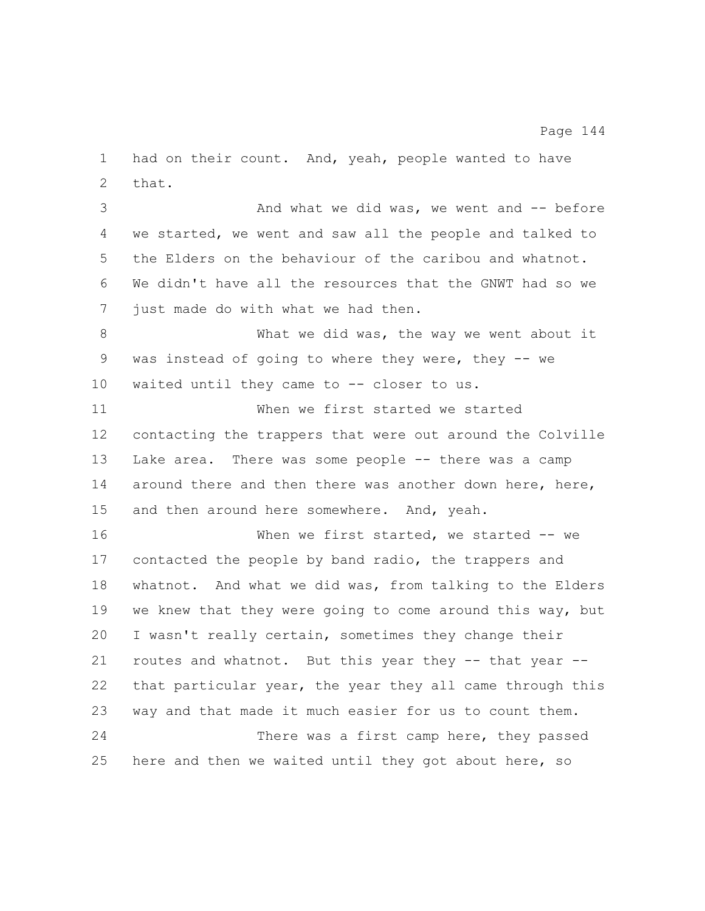had on their count. And, yeah, people wanted to have that.

And what we did was, we went and -- before we started, we went and saw all the people and talked to the Elders on the behaviour of the caribou and whatnot. We didn't have all the resources that the GNWT had so we just made do with what we had then.

What we did was, the way we went about it was instead of going to where they were, they -- we waited until they came to -- closer to us.

When we first started we started contacting the trappers that were out around the Colville Lake area. There was some people -- there was a camp around there and then there was another down here, here, and then around here somewhere. And, yeah.

When we first started, we started -- we contacted the people by band radio, the trappers and whatnot. And what we did was, from talking to the Elders we knew that they were going to come around this way, but I wasn't really certain, sometimes they change their routes and whatnot. But this year they -- that year -- that particular year, the year they all came through this way and that made it much easier for us to count them.

There was a first camp here, they passed here and then we waited until they got about here, so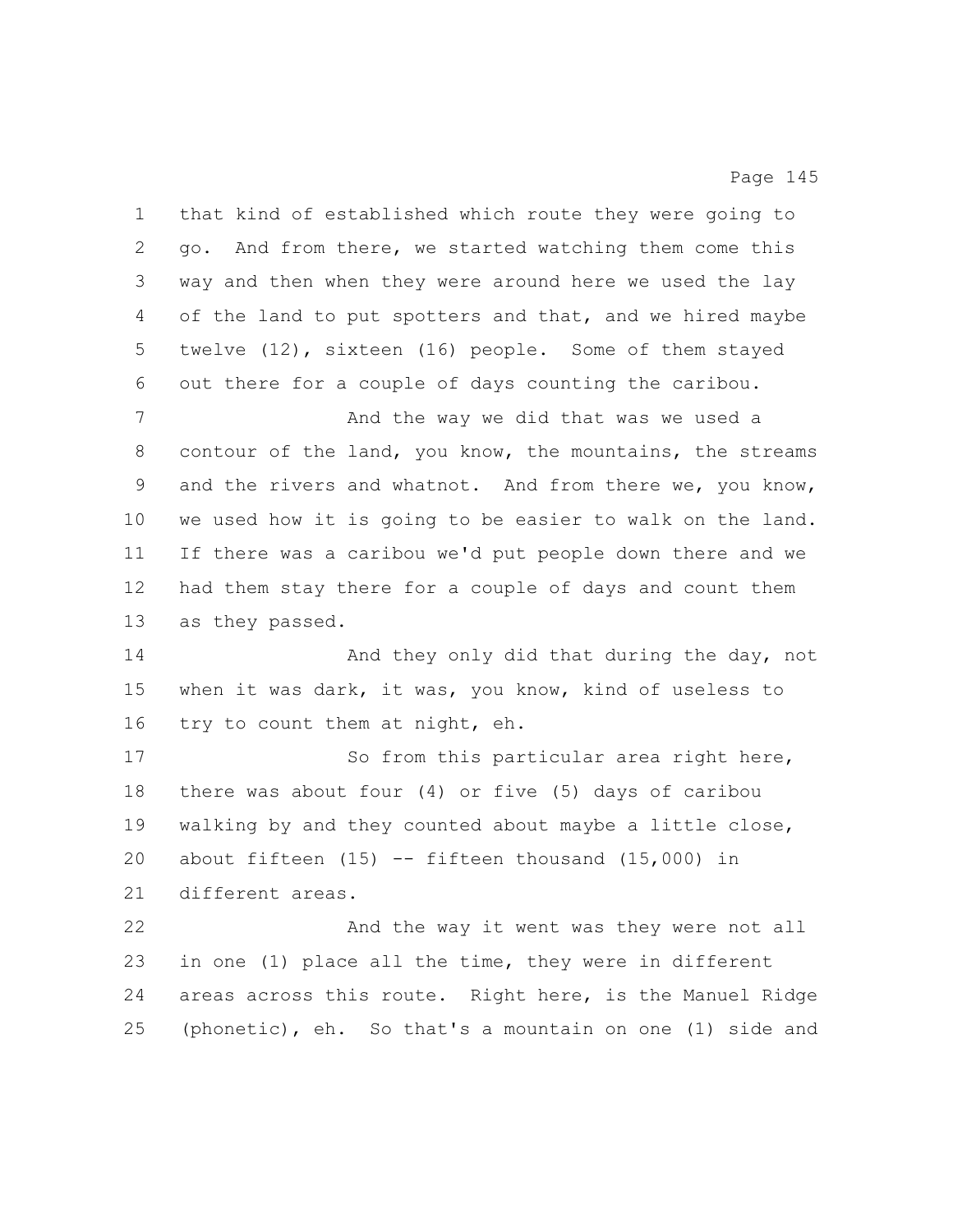that kind of established which route they were going to go. And from there, we started watching them come this way and then when they were around here we used the lay of the land to put spotters and that, and we hired maybe twelve (12), sixteen (16) people. Some of them stayed out there for a couple of days counting the caribou.

And the way we did that was we used a contour of the land, you know, the mountains, the streams and the rivers and whatnot. And from there we, you know, we used how it is going to be easier to walk on the land. If there was a caribou we'd put people down there and we had them stay there for a couple of days and count them as they passed.

And they only did that during the day, not when it was dark, it was, you know, kind of useless to try to count them at night, eh.

So from this particular area right here, there was about four (4) or five (5) days of caribou walking by and they counted about maybe a little close, about fifteen (15) -- fifteen thousand (15,000) in different areas.

And the way it went was they were not all in one (1) place all the time, they were in different areas across this route. Right here, is the Manuel Ridge (phonetic), eh. So that's a mountain on one (1) side and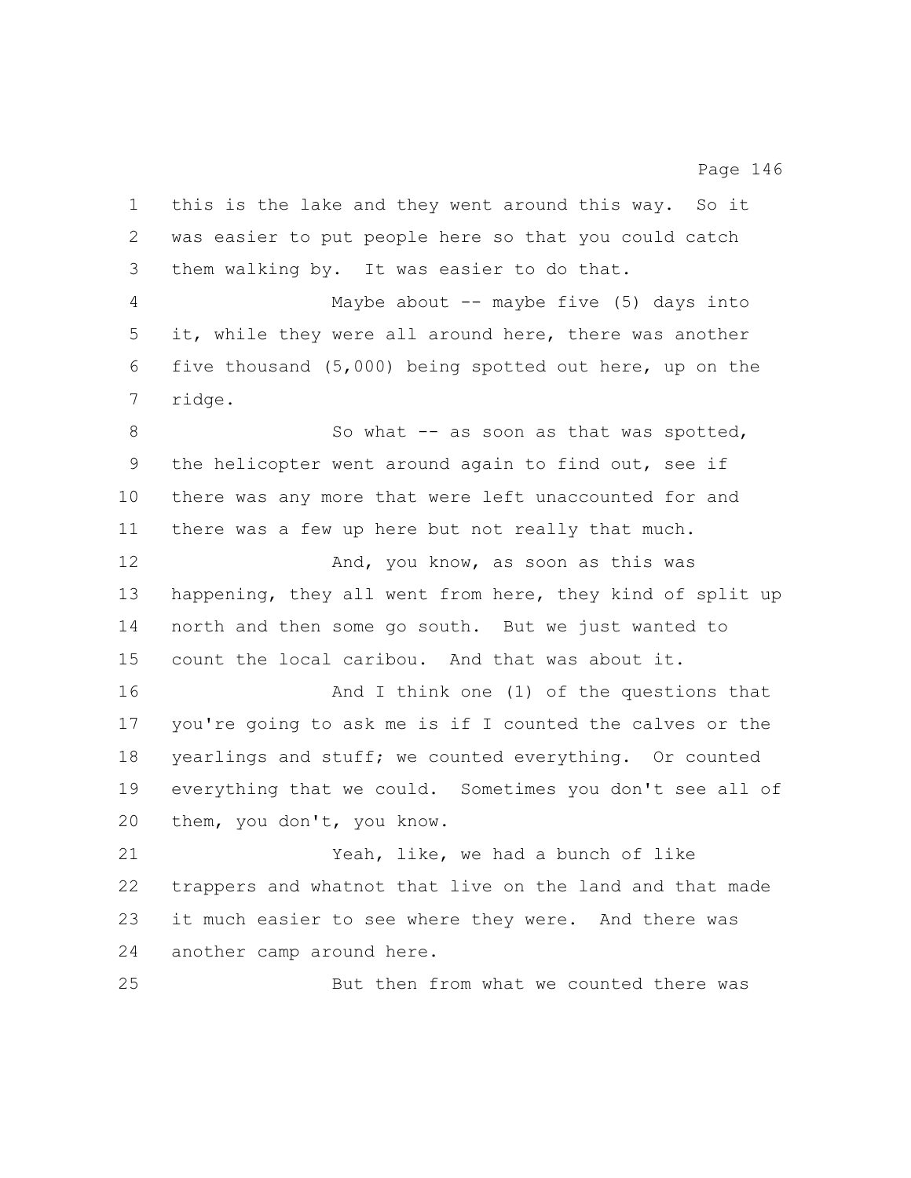this is the lake and they went around this way. So it was easier to put people here so that you could catch them walking by. It was easier to do that.

Maybe about -- maybe five (5) days into it, while they were all around here, there was another five thousand (5,000) being spotted out here, up on the ridge.

So what -- as soon as that was spotted, the helicopter went around again to find out, see if there was any more that were left unaccounted for and there was a few up here but not really that much.

And, you know, as soon as this was happening, they all went from here, they kind of split up north and then some go south. But we just wanted to count the local caribou. And that was about it.

And I think one (1) of the questions that you're going to ask me is if I counted the calves or the yearlings and stuff; we counted everything. Or counted everything that we could. Sometimes you don't see all of them, you don't, you know.

Yeah, like, we had a bunch of like trappers and whatnot that live on the land and that made it much easier to see where they were. And there was another camp around here.

But then from what we counted there was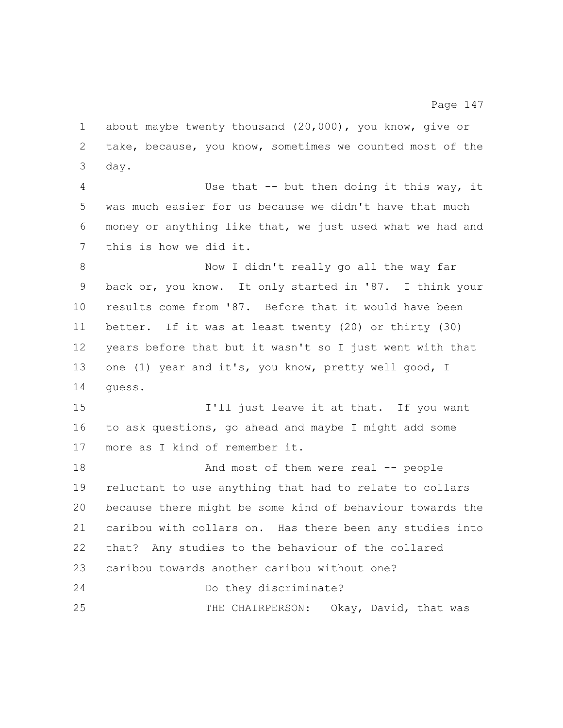about maybe twenty thousand (20,000), you know, give or take, because, you know, sometimes we counted most of the day.

Use that -- but then doing it this way, it was much easier for us because we didn't have that much money or anything like that, we just used what we had and this is how we did it.

Now I didn't really go all the way far back or, you know. It only started in '87. I think your results come from '87. Before that it would have been better. If it was at least twenty (20) or thirty (30) years before that but it wasn't so I just went with that one (1) year and it's, you know, pretty well good, I guess.

I'll just leave it at that. If you want to ask questions, go ahead and maybe I might add some more as I kind of remember it.

And most of them were real -- people reluctant to use anything that had to relate to collars because there might be some kind of behaviour towards the caribou with collars on. Has there been any studies into that? Any studies to the behaviour of the collared caribou towards another caribou without one?

Do they discriminate?

THE CHAIRPERSON: Okay, David, that was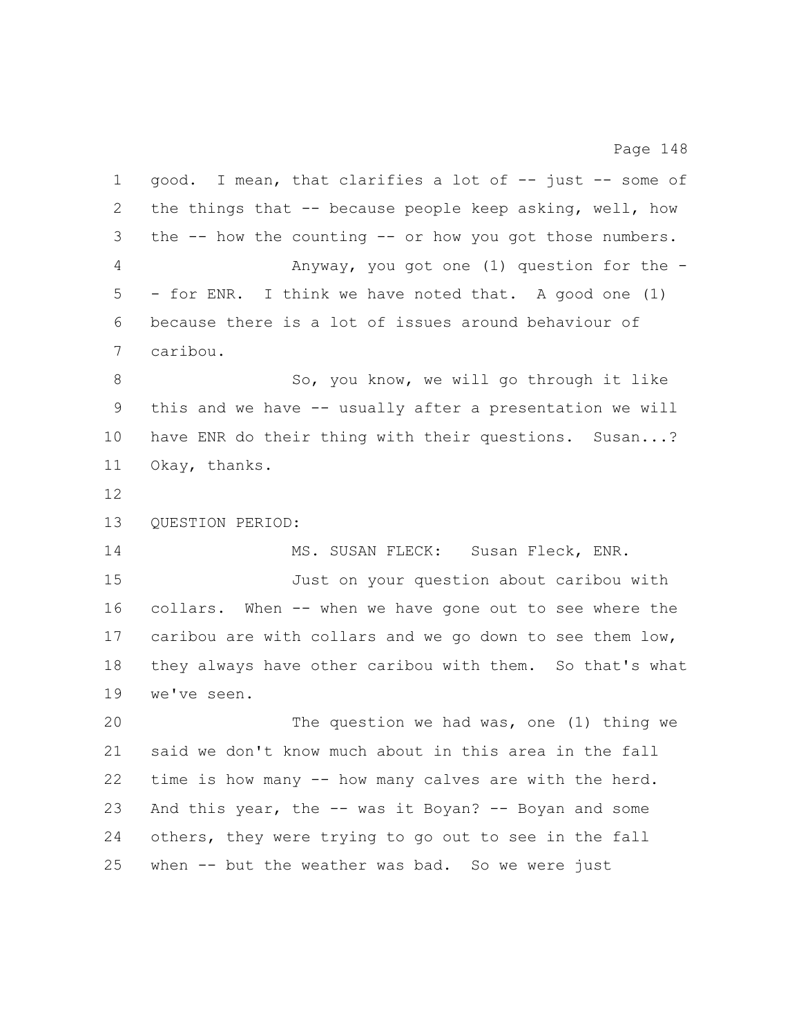good. I mean, that clarifies a lot of -- just -- some of the things that -- because people keep asking, well, how the -- how the counting -- or how you got those numbers.

Anyway, you got one (1) question for the -- for ENR. I think we have noted that. A good one (1) because there is a lot of issues around behaviour of caribou.

So, you know, we will go through it like this and we have -- usually after a presentation we will have ENR do their thing with their questions. Susan...? Okay, thanks.

QUESTION PERIOD:

MS. SUSAN FLECK: Susan Fleck, ENR.

Just on your question about caribou with collars. When -- when we have gone out to see where the caribou are with collars and we go down to see them low, they always have other caribou with them. So that's what we've seen.

The question we had was, one (1) thing we said we don't know much about in this area in the fall time is how many -- how many calves are with the herd. And this year, the -- was it Boyan? -- Boyan and some others, they were trying to go out to see in the fall when -- but the weather was bad. So we were just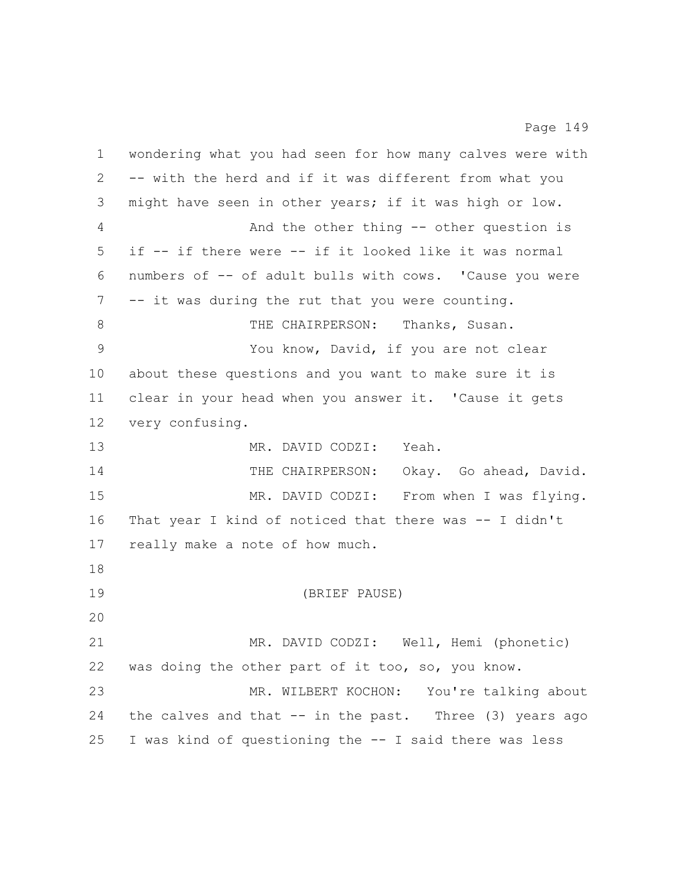wondering what you had seen for how many calves were with -- with the herd and if it was different from what you might have seen in other years; if it was high or low.

And the other thing -- other question is if -- if there were -- if it looked like it was normal numbers of -- of adult bulls with cows. 'Cause you were -- it was during the rut that you were counting.

THE CHAIRPERSON: Thanks, Susan.

You know, David, if you are not clear about these questions and you want to make sure it is clear in your head when you answer it. 'Cause it gets very confusing.

MR. DAVID CODZI: Yeah.

THE CHAIRPERSON: Okay. Go ahead, David.

MR. DAVID CODZI: From when I was flying. That year I kind of noticed that there was -- I didn't really make a note of how much.

(BRIEF PAUSE)

MR. DAVID CODZI: Well, Hemi (phonetic) was doing the other part of it too, so, you know.

MR. WILBERT KOCHON: You're talking about the calves and that -- in the past. Three (3) years ago I was kind of questioning the -- I said there was less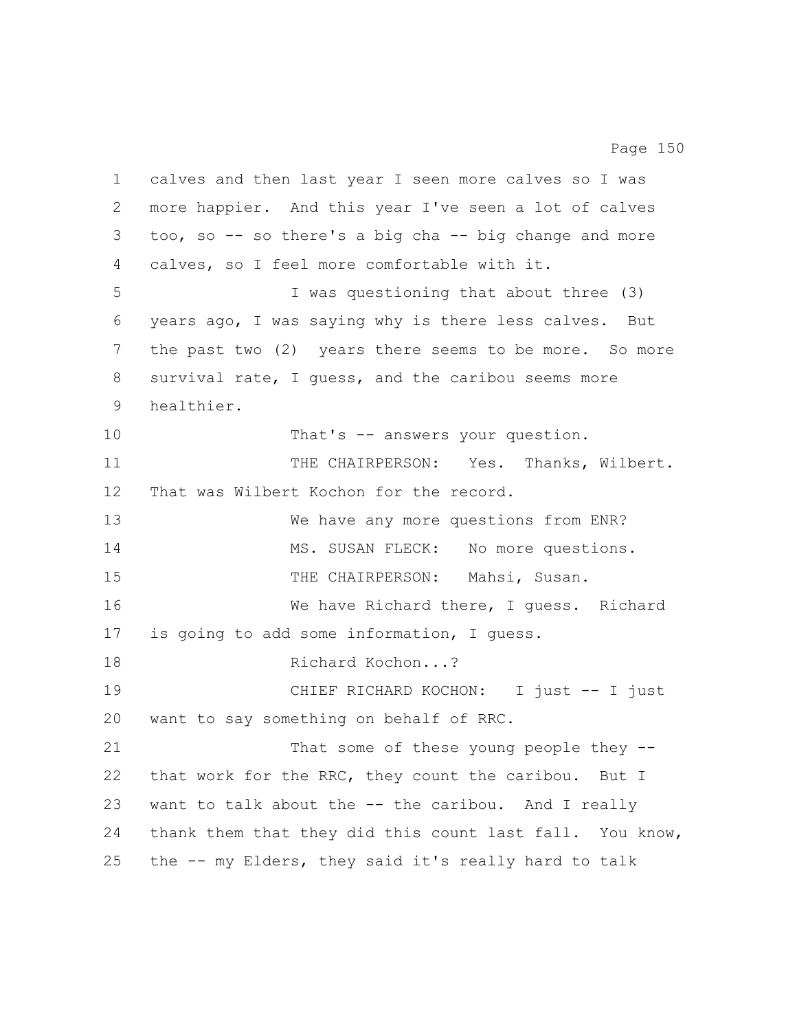calves and then last year I seen more calves so I was more happier. And this year I've seen a lot of calves too, so -- so there's a big cha -- big change and more calves, so I feel more comfortable with it.

I was questioning that about three (3) years ago, I was saying why is there less calves. But the past two (2) years there seems to be more. So more survival rate, I guess, and the caribou seems more healthier.

That's -- answers your question.

THE CHAIRPERSON: Yes. Thanks, Wilbert. That was Wilbert Kochon for the record.

We have any more questions from ENR?

MS. SUSAN FLECK: No more questions.

THE CHAIRPERSON: Mahsi, Susan.

We have Richard there, I guess. Richard is going to add some information, I guess.

Richard Kochon...?

CHIEF RICHARD KOCHON: I just -- I just want to say something on behalf of RRC.

That some of these young people they -- that work for the RRC, they count the caribou. But I want to talk about the -- the caribou. And I really thank them that they did this count last fall. You know, the -- my Elders, they said it's really hard to talk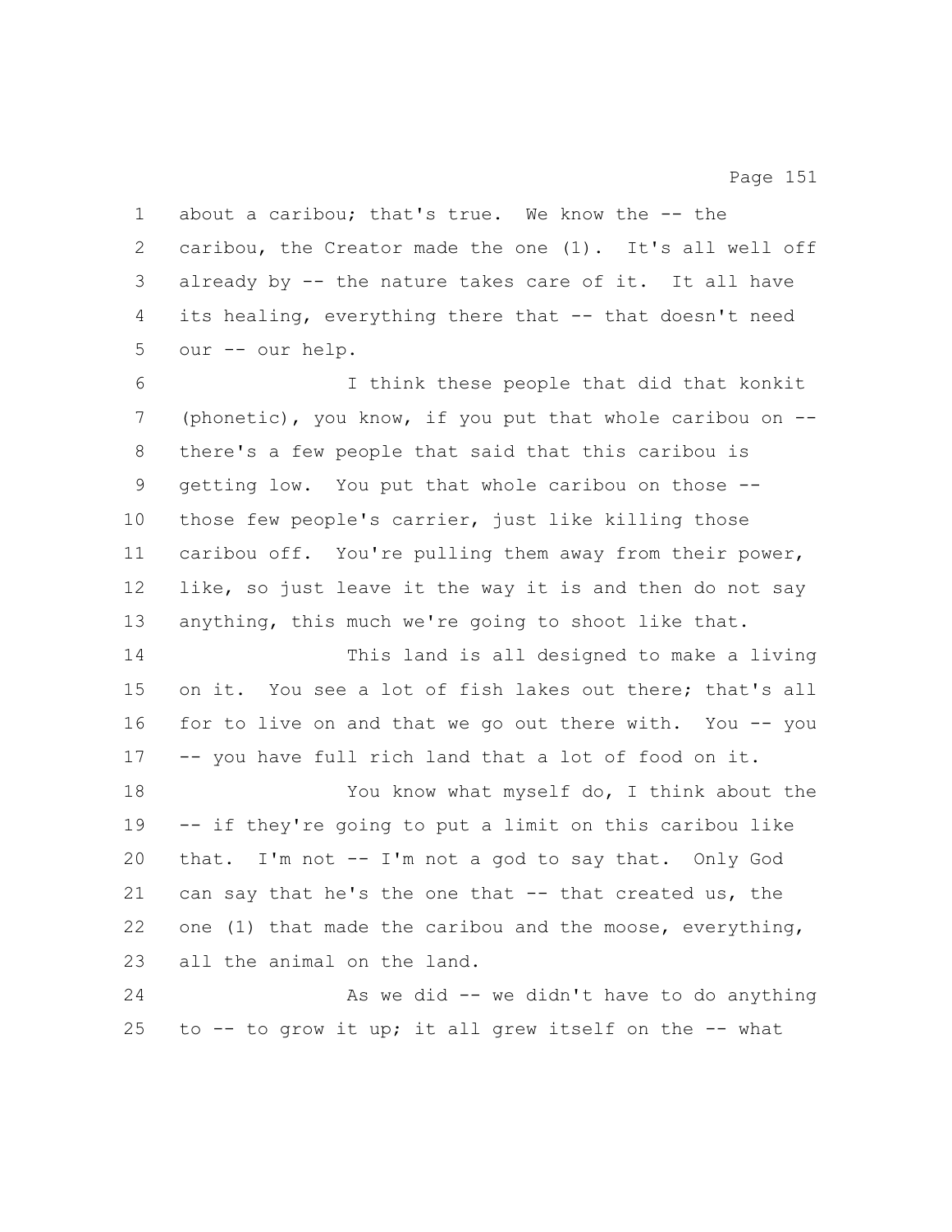about a caribou; that's true. We know the -- the caribou, the Creator made the one (1). It's all well off already by -- the nature takes care of it. It all have its healing, everything there that -- that doesn't need our -- our help.

I think these people that did that konkit (phonetic), you know, if you put that whole caribou on -- there's a few people that said that this caribou is getting low. You put that whole caribou on those -- those few people's carrier, just like killing those caribou off. You're pulling them away from their power, like, so just leave it the way it is and then do not say anything, this much we're going to shoot like that.

This land is all designed to make a living on it. You see a lot of fish lakes out there; that's all for to live on and that we go out there with. You -- you -- you have full rich land that a lot of food on it.

You know what myself do, I think about the -- if they're going to put a limit on this caribou like that. I'm not -- I'm not a god to say that. Only God can say that he's the one that -- that created us, the one (1) that made the caribou and the moose, everything, all the animal on the land.

As we did -- we didn't have to do anything to -- to grow it up; it all grew itself on the -- what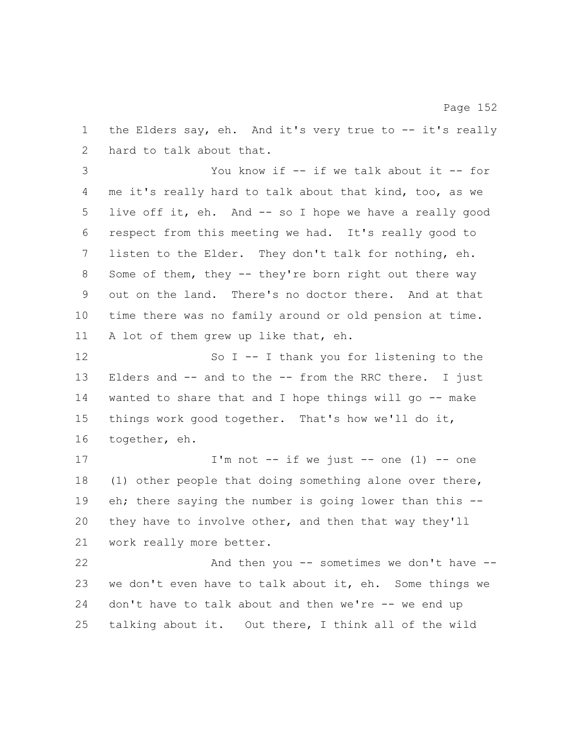the Elders say, eh. And it's very true to -- it's really hard to talk about that.

You know if -- if we talk about it -- for me it's really hard to talk about that kind, too, as we live off it, eh. And -- so I hope we have a really good respect from this meeting we had. It's really good to listen to the Elder. They don't talk for nothing, eh. Some of them, they -- they're born right out there way out on the land. There's no doctor there. And at that time there was no family around or old pension at time. A lot of them grew up like that, eh.

So I -- I thank you for listening to the Elders and -- and to the -- from the RRC there. I just wanted to share that and I hope things will go -- make things work good together. That's how we'll do it, together, eh.

I'm not -- if we just -- one (1) -- one (1) other people that doing something alone over there, eh; there saying the number is going lower than this -- they have to involve other, and then that way they'll work really more better.

And then you -- sometimes we don't have -- we don't even have to talk about it, eh. Some things we don't have to talk about and then we're -- we end up talking about it. Out there, I think all of the wild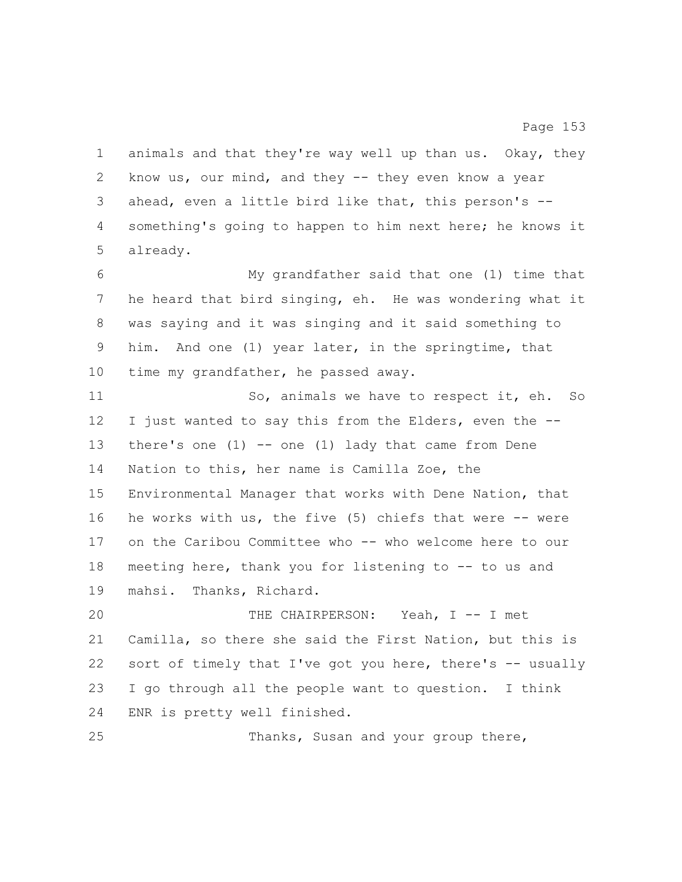animals and that they're way well up than us. Okay, they know us, our mind, and they -- they even know a year ahead, even a little bird like that, this person's -- something's going to happen to him next here; he knows it already.

My grandfather said that one (1) time that he heard that bird singing, eh. He was wondering what it was saying and it was singing and it said something to him. And one (1) year later, in the springtime, that time my grandfather, he passed away.

So, animals we have to respect it, eh. So I just wanted to say this from the Elders, even the -- there's one (1) -- one (1) lady that came from Dene Nation to this, her name is Camilla Zoe, the Environmental Manager that works with Dene Nation, that he works with us, the five (5) chiefs that were -- were on the Caribou Committee who -- who welcome here to our meeting here, thank you for listening to -- to us and mahsi. Thanks, Richard.

THE CHAIRPERSON: Yeah, I -- I met Camilla, so there she said the First Nation, but this is sort of timely that I've got you here, there's -- usually I go through all the people want to question. I think ENR is pretty well finished.

Thanks, Susan and your group there,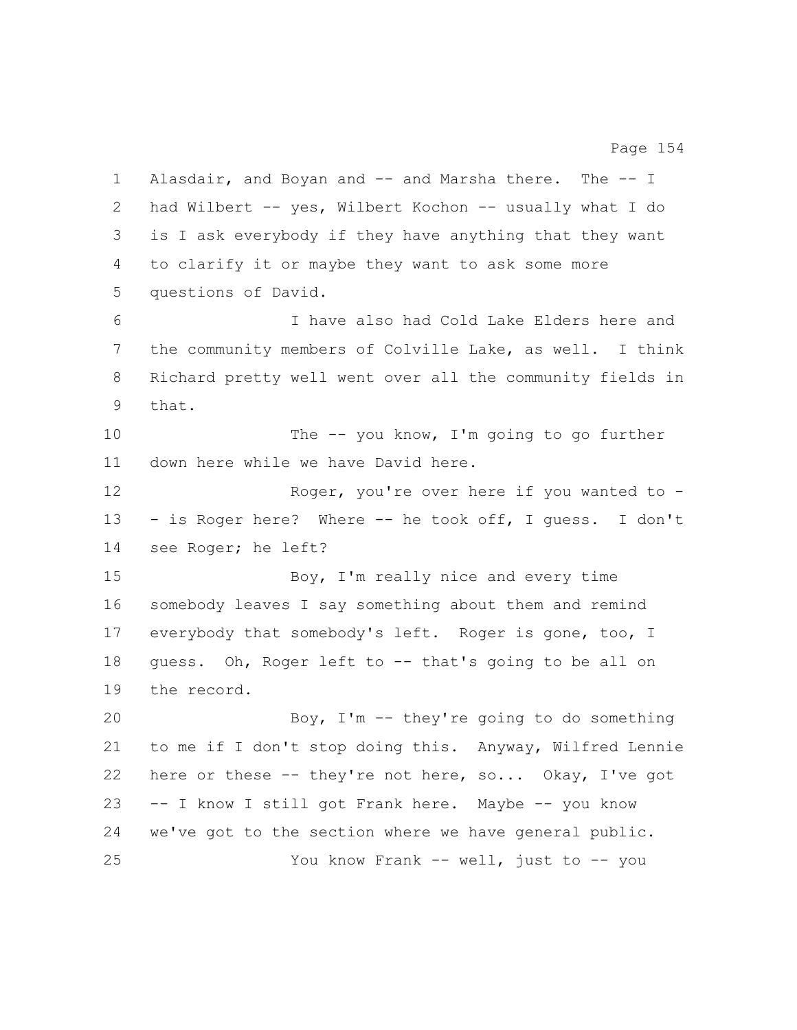Alasdair, and Boyan and -- and Marsha there. The -- I had Wilbert -- yes, Wilbert Kochon -- usually what I do is I ask everybody if they have anything that they want to clarify it or maybe they want to ask some more questions of David.

I have also had Cold Lake Elders here and the community members of Colville Lake, as well. I think Richard pretty well went over all the community fields in that.

The -- you know, I'm going to go further down here while we have David here.

Roger, you're over here if you wanted to -- is Roger here? Where -- he took off, I guess. I don't see Roger; he left?

Boy, I'm really nice and every time somebody leaves I say something about them and remind everybody that somebody's left. Roger is gone, too, I guess. Oh, Roger left to -- that's going to be all on the record.

Boy, I'm -- they're going to do something to me if I don't stop doing this. Anyway, Wilfred Lennie here or these -- they're not here, so... Okay, I've got -- I know I still got Frank here. Maybe -- you know we've got to the section where we have general public.

You know Frank -- well, just to -- you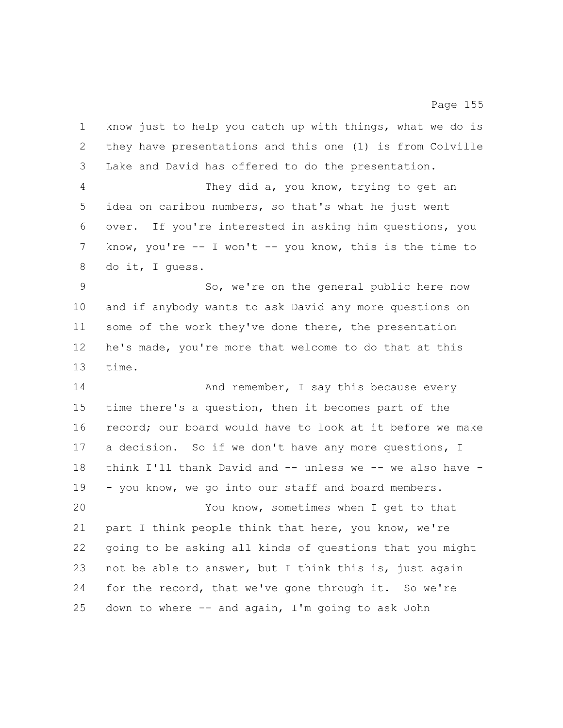know just to help you catch up with things, what we do is they have presentations and this one (1) is from Colville Lake and David has offered to do the presentation.

They did a, you know, trying to get an idea on caribou numbers, so that's what he just went over. If you're interested in asking him questions, you know, you're -- I won't -- you know, this is the time to do it, I guess.

So, we're on the general public here now and if anybody wants to ask David any more questions on some of the work they've done there, the presentation he's made, you're more that welcome to do that at this time.

And remember, I say this because every time there's a question, then it becomes part of the record; our board would have to look at it before we make a decision. So if we don't have any more questions, I think I'll thank David and -- unless we -- we also have -- you know, we go into our staff and board members.

You know, sometimes when I get to that part I think people think that here, you know, we're going to be asking all kinds of questions that you might not be able to answer, but I think this is, just again for the record, that we've gone through it. So we're down to where -- and again, I'm going to ask John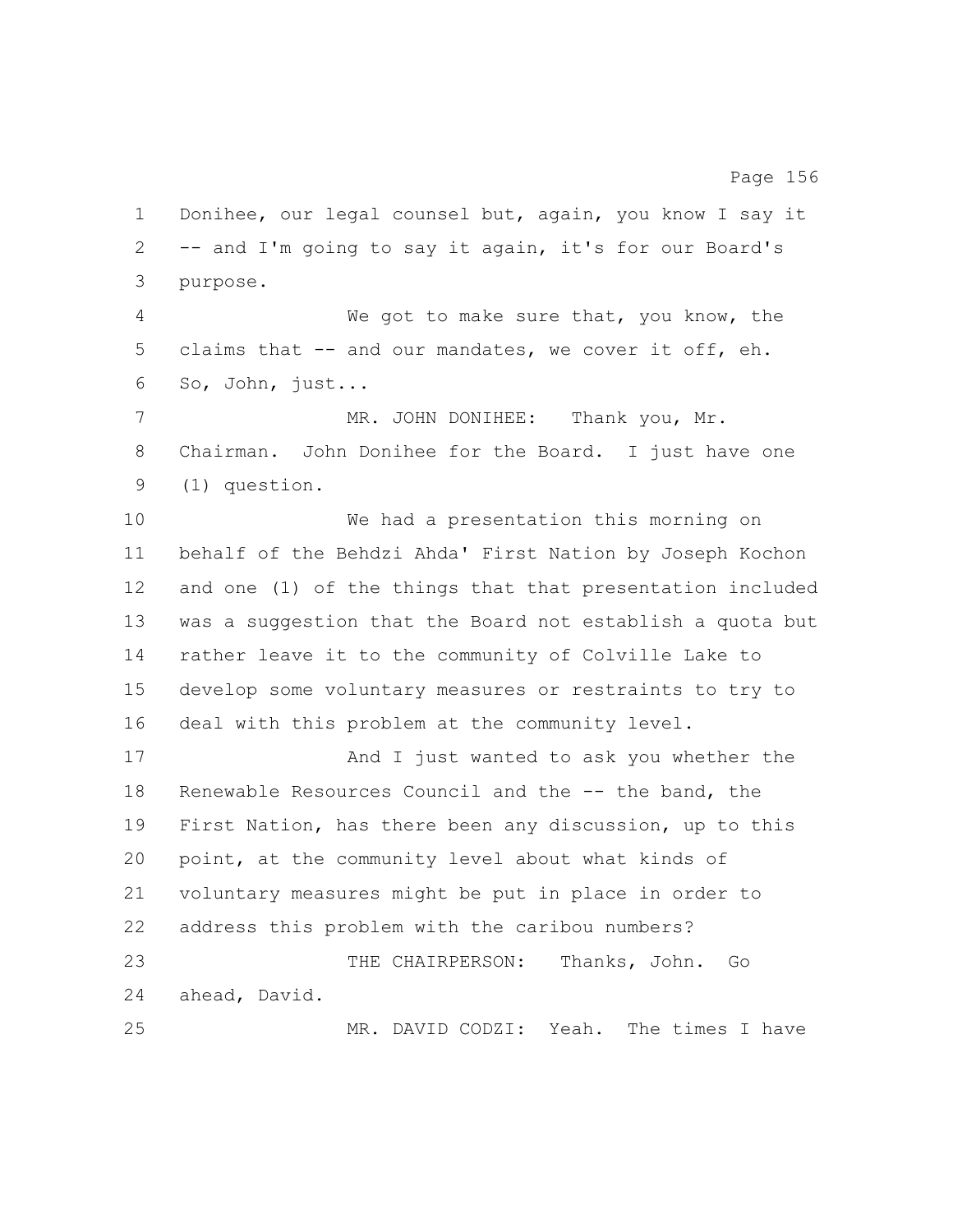Donihee, our legal counsel but, again, you know I say it -- and I'm going to say it again, it's for our Board's purpose.

We got to make sure that, you know, the claims that -- and our mandates, we cover it off, eh. So, John, just...

MR. JOHN DONIHEE: Thank you, Mr. Chairman. John Donihee for the Board. I just have one (1) question.

We had a presentation this morning on behalf of the Behdzi Ahda' First Nation by Joseph Kochon and one (1) of the things that that presentation included was a suggestion that the Board not establish a quota but rather leave it to the community of Colville Lake to develop some voluntary measures or restraints to try to deal with this problem at the community level.

And I just wanted to ask you whether the Renewable Resources Council and the -- the band, the First Nation, has there been any discussion, up to this point, at the community level about what kinds of voluntary measures might be put in place in order to address this problem with the caribou numbers?

THE CHAIRPERSON: Thanks, John. Go ahead, David.

MR. DAVID CODZI: Yeah. The times I have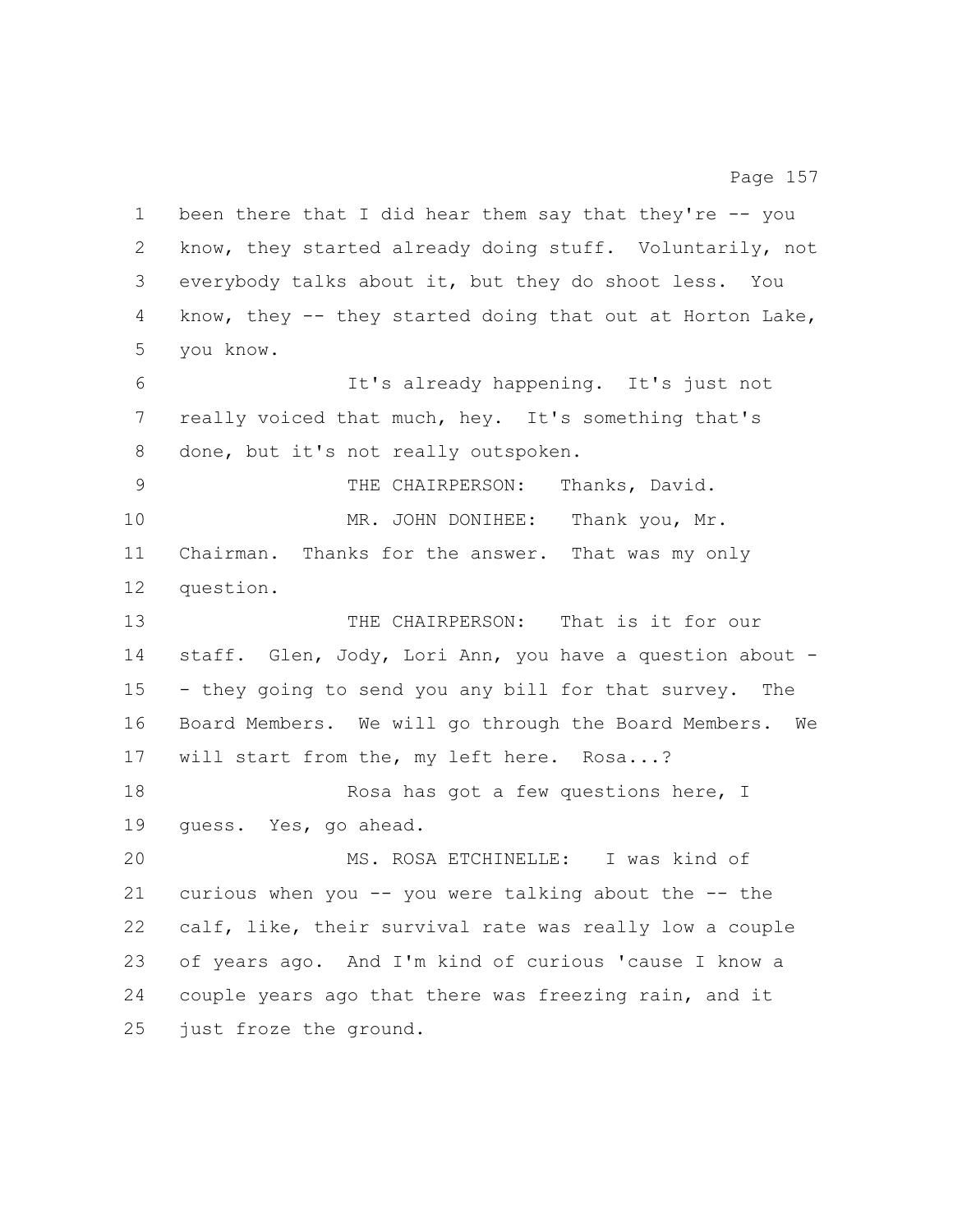been there that I did hear them say that they're -- you know, they started already doing stuff. Voluntarily, not everybody talks about it, but they do shoot less. You know, they -- they started doing that out at Horton Lake, you know.

It's already happening. It's just not really voiced that much, hey. It's something that's done, but it's not really outspoken.

THE CHAIRPERSON: Thanks, David.

MR. JOHN DONIHEE: Thank you, Mr. Chairman. Thanks for the answer. That was my only question.

THE CHAIRPERSON: That is it for our staff. Glen, Jody, Lori Ann, you have a question about -- they going to send you any bill for that survey. The Board Members. We will go through the Board Members. We will start from the, my left here. Rosa...?

Rosa has got a few questions here, I guess. Yes, go ahead.

MS. ROSA ETCHINELLE: I was kind of curious when you -- you were talking about the -- the calf, like, their survival rate was really low a couple of years ago. And I'm kind of curious 'cause I know a couple years ago that there was freezing rain, and it just froze the ground.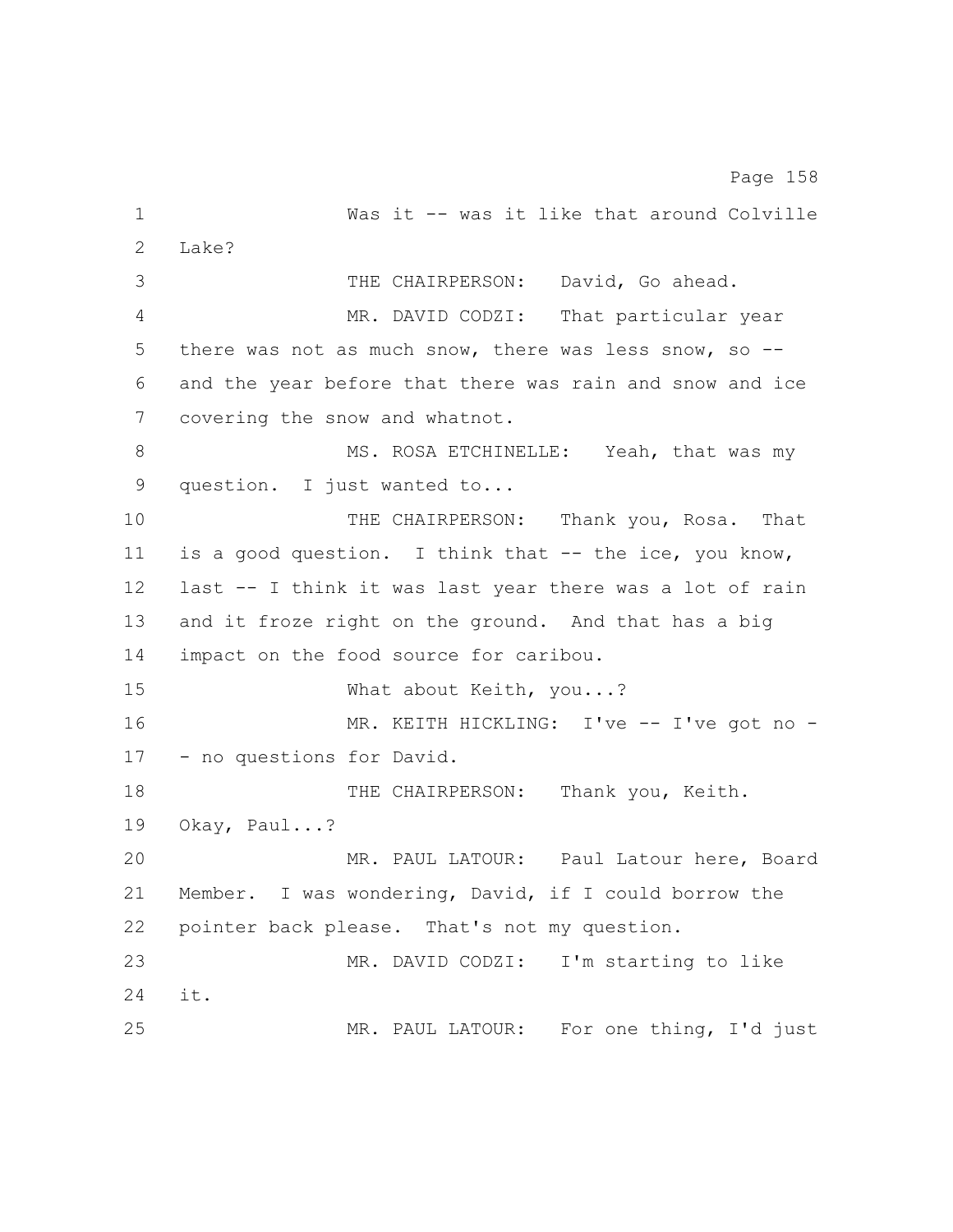Was it -- was it like that around Colville Lake?

THE CHAIRPERSON: David, Go ahead.

MR. DAVID CODZI: That particular year there was not as much snow, there was less snow, so -- and the year before that there was rain and snow and ice covering the snow and whatnot.

MS. ROSA ETCHINELLE: Yeah, that was my question. I just wanted to...

THE CHAIRPERSON: Thank you, Rosa. That is a good question. I think that -- the ice, you know, last -- I think it was last year there was a lot of rain and it froze right on the ground. And that has a big impact on the food source for caribou.

What about Keith, you...?

MR. KEITH HICKLING: I've -- I've got no -- no questions for David.

THE CHAIRPERSON: Thank you, Keith. Okay, Paul...?

MR. PAUL LATOUR: Paul Latour here, Board Member. I was wondering, David, if I could borrow the pointer back please. That's not my question.

MR. DAVID CODZI: I'm starting to like it.

MR. PAUL LATOUR: For one thing, I'd just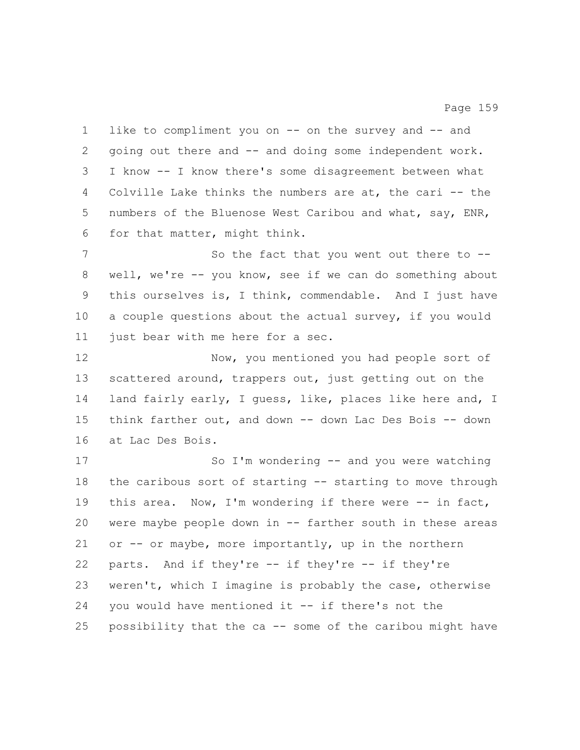like to compliment you on -- on the survey and -- and going out there and -- and doing some independent work. I know -- I know there's some disagreement between what Colville Lake thinks the numbers are at, the cari -- the numbers of the Bluenose West Caribou and what, say, ENR, for that matter, might think.

So the fact that you went out there to -- well, we're -- you know, see if we can do something about this ourselves is, I think, commendable. And I just have a couple questions about the actual survey, if you would just bear with me here for a sec.

Now, you mentioned you had people sort of scattered around, trappers out, just getting out on the land fairly early, I guess, like, places like here and, I think farther out, and down -- down Lac Des Bois -- down at Lac Des Bois.

So I'm wondering -- and you were watching the caribous sort of starting -- starting to move through this area. Now, I'm wondering if there were -- in fact, were maybe people down in -- farther south in these areas or -- or maybe, more importantly, up in the northern parts. And if they're -- if they're -- if they're weren't, which I imagine is probably the case, otherwise you would have mentioned it -- if there's not the possibility that the ca -- some of the caribou might have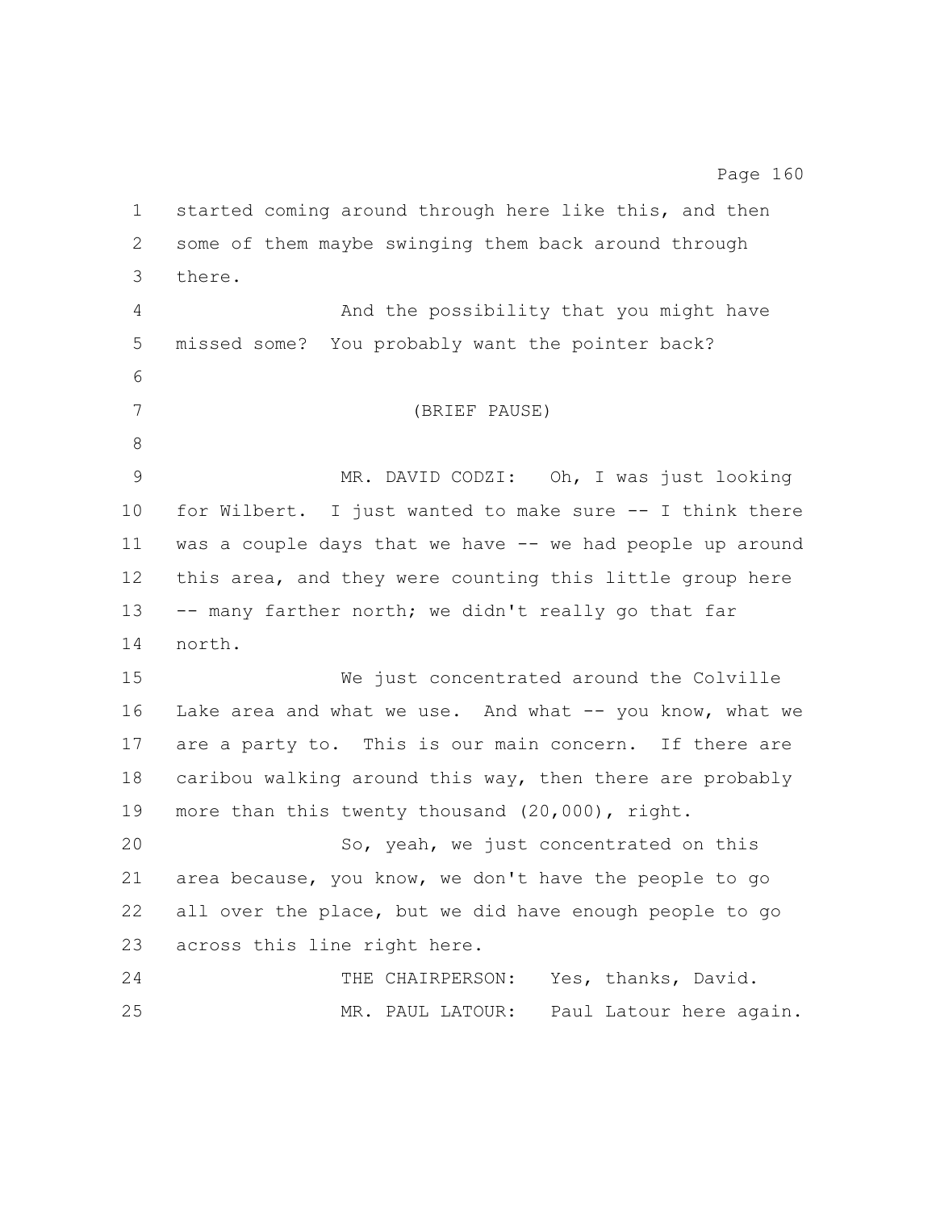started coming around through here like this, and then some of them maybe swinging them back around through there.

And the possibility that you might have missed some? You probably want the pointer back?

(BRIEF PAUSE)

MR. DAVID CODZI: Oh, I was just looking for Wilbert. I just wanted to make sure -- I think there was a couple days that we have -- we had people up around this area, and they were counting this little group here -- many farther north; we didn't really go that far north.

We just concentrated around the Colville Lake area and what we use. And what -- you know, what we are a party to. This is our main concern. If there are caribou walking around this way, then there are probably more than this twenty thousand (20,000), right.

So, yeah, we just concentrated on this area because, you know, we don't have the people to go all over the place, but we did have enough people to go across this line right here.

THE CHAIRPERSON: Yes, thanks, David.

MR. PAUL LATOUR: Paul Latour here again.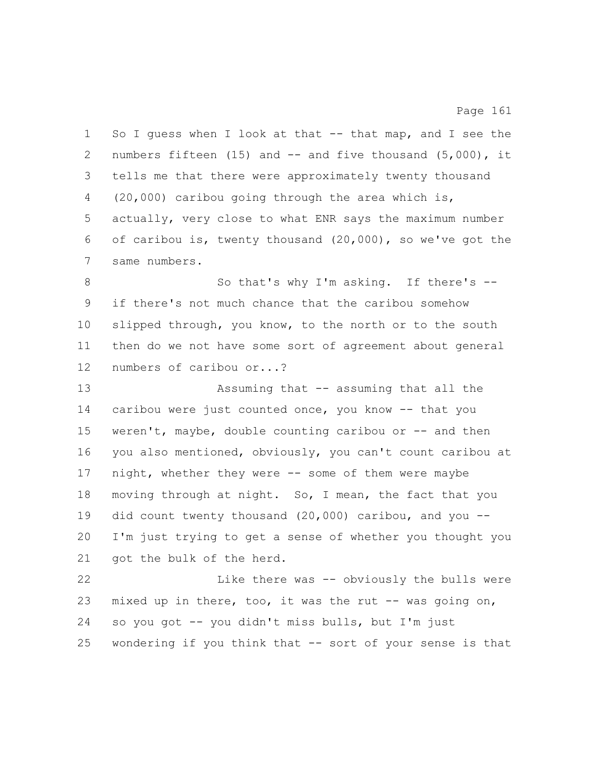So I guess when I look at that -- that map, and I see the numbers fifteen (15) and -- and five thousand (5,000), it tells me that there were approximately twenty thousand (20,000) caribou going through the area which is, actually, very close to what ENR says the maximum number of caribou is, twenty thousand (20,000), so we've got the same numbers.

So that's why I'm asking. If there's -- if there's not much chance that the caribou somehow slipped through, you know, to the north or to the south then do we not have some sort of agreement about general numbers of caribou or...?

Assuming that -- assuming that all the caribou were just counted once, you know -- that you weren't, maybe, double counting caribou or -- and then you also mentioned, obviously, you can't count caribou at night, whether they were -- some of them were maybe moving through at night. So, I mean, the fact that you did count twenty thousand (20,000) caribou, and you -- I'm just trying to get a sense of whether you thought you got the bulk of the herd.

Like there was -- obviously the bulls were mixed up in there, too, it was the rut -- was going on, so you got -- you didn't miss bulls, but I'm just wondering if you think that -- sort of your sense is that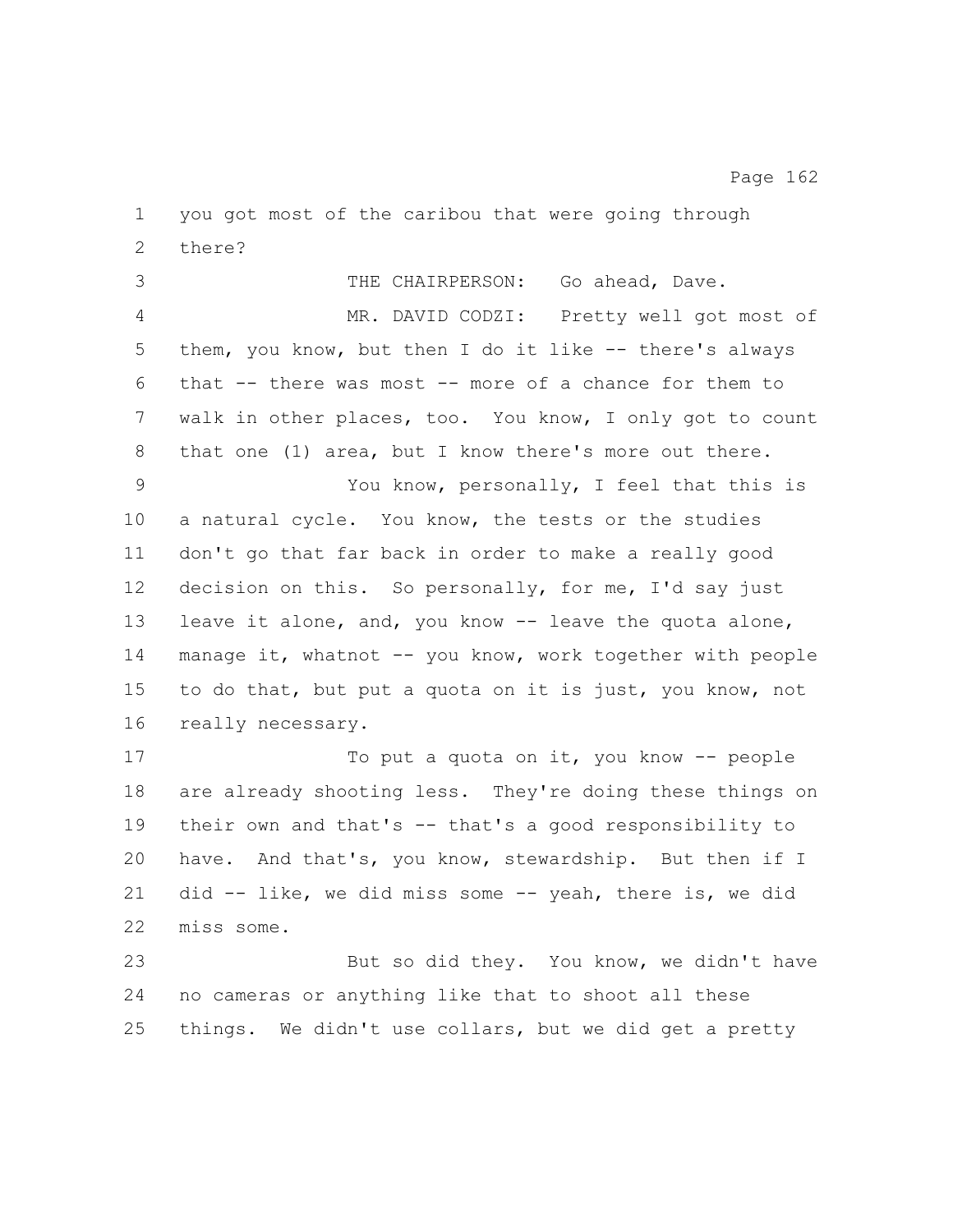you got most of the caribou that were going through there?

THE CHAIRPERSON: Go ahead, Dave.

MR. DAVID CODZI: Pretty well got most of them, you know, but then I do it like -- there's always that -- there was most -- more of a chance for them to walk in other places, too. You know, I only got to count that one (1) area, but I know there's more out there.

You know, personally, I feel that this is a natural cycle. You know, the tests or the studies don't go that far back in order to make a really good decision on this. So personally, for me, I'd say just leave it alone, and, you know -- leave the quota alone, manage it, whatnot -- you know, work together with people to do that, but put a quota on it is just, you know, not really necessary.

To put a quota on it, you know -- people are already shooting less. They're doing these things on their own and that's -- that's a good responsibility to have. And that's, you know, stewardship. But then if I did -- like, we did miss some -- yeah, there is, we did miss some.

But so did they. You know, we didn't have no cameras or anything like that to shoot all these things. We didn't use collars, but we did get a pretty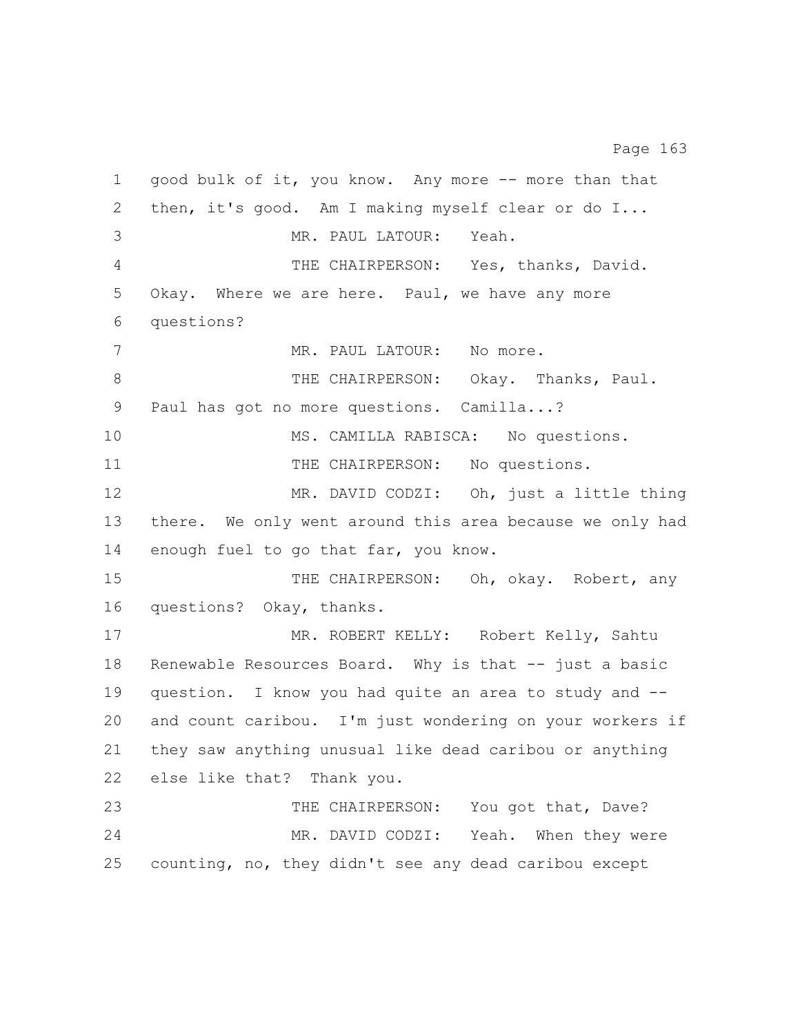good bulk of it, you know. Any more -- more than that then, it's good. Am I making myself clear or do I...

MR. PAUL LATOUR: Yeah.

THE CHAIRPERSON: Yes, thanks, David. Okay. Where we are here. Paul, we have any more questions?

MR. PAUL LATOUR: No more.

THE CHAIRPERSON: Okay. Thanks, Paul. Paul has got no more questions. Camilla...?

MS. CAMILLA RABISCA: No questions.

THE CHAIRPERSON: No questions.

MR. DAVID CODZI: Oh, just a little thing there. We only went around this area because we only had enough fuel to go that far, you know.

THE CHAIRPERSON: Oh, okay. Robert, any questions? Okay, thanks.

MR. ROBERT KELLY: Robert Kelly, Sahtu Renewable Resources Board. Why is that -- just a basic question. I know you had quite an area to study and -- and count caribou. I'm just wondering on your workers if they saw anything unusual like dead caribou or anything else like that? Thank you.

THE CHAIRPERSON: You got that, Dave?

MR. DAVID CODZI: Yeah. When they were counting, no, they didn't see any dead caribou except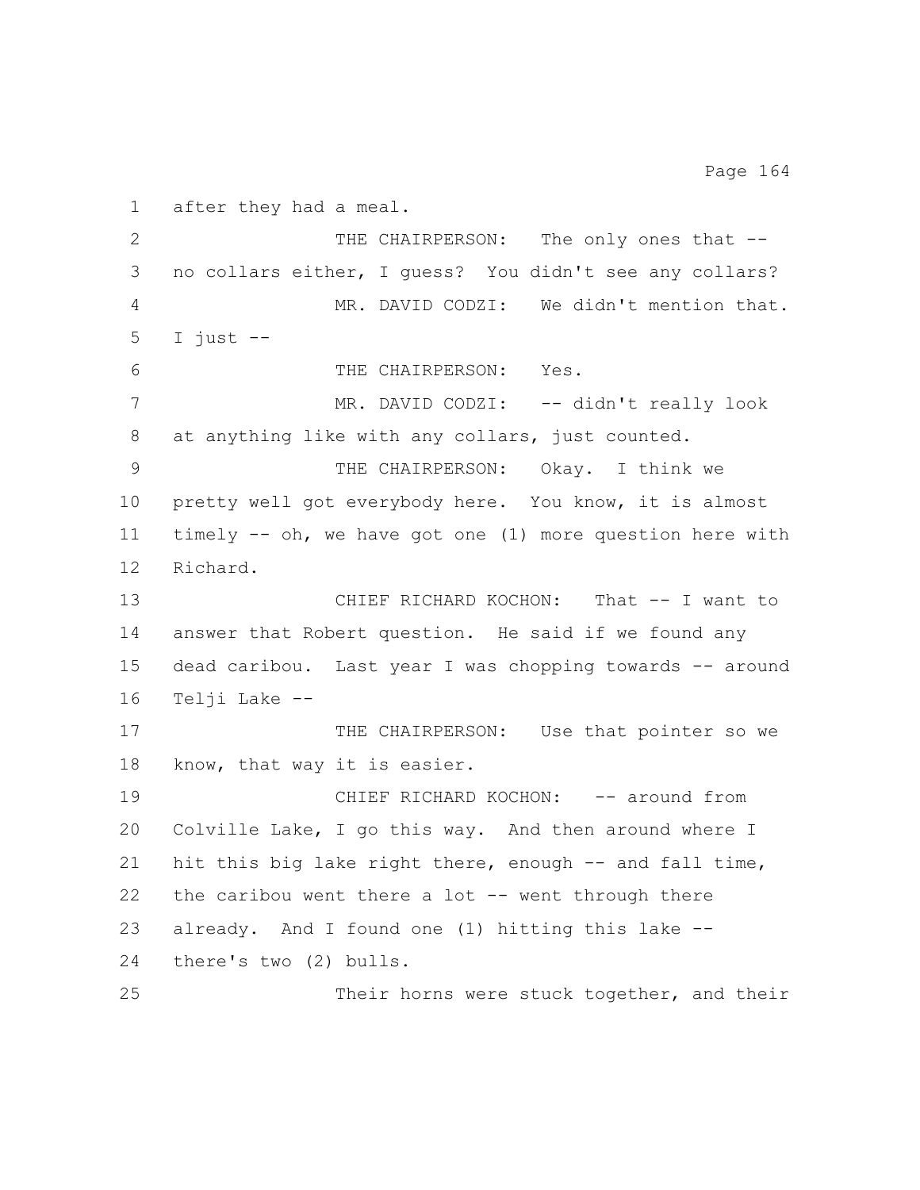after they had a meal.

THE CHAIRPERSON: The only ones that -- no collars either, I guess? You didn't see any collars?

MR. DAVID CODZI: We didn't mention that. I just --

THE CHAIRPERSON: Yes.

MR. DAVID CODZI: -- didn't really look at anything like with any collars, just counted.

THE CHAIRPERSON: Okay. I think we pretty well got everybody here. You know, it is almost timely -- oh, we have got one (1) more question here with Richard.

CHIEF RICHARD KOCHON: That -- I want to answer that Robert question. He said if we found any dead caribou. Last year I was chopping towards -- around Telji Lake --

THE CHAIRPERSON: Use that pointer so we know, that way it is easier.

CHIEF RICHARD KOCHON: -- around from Colville Lake, I go this way. And then around where I hit this big lake right there, enough -- and fall time, the caribou went there a lot -- went through there already. And I found one (1) hitting this lake -- there's two (2) bulls.

Their horns were stuck together, and their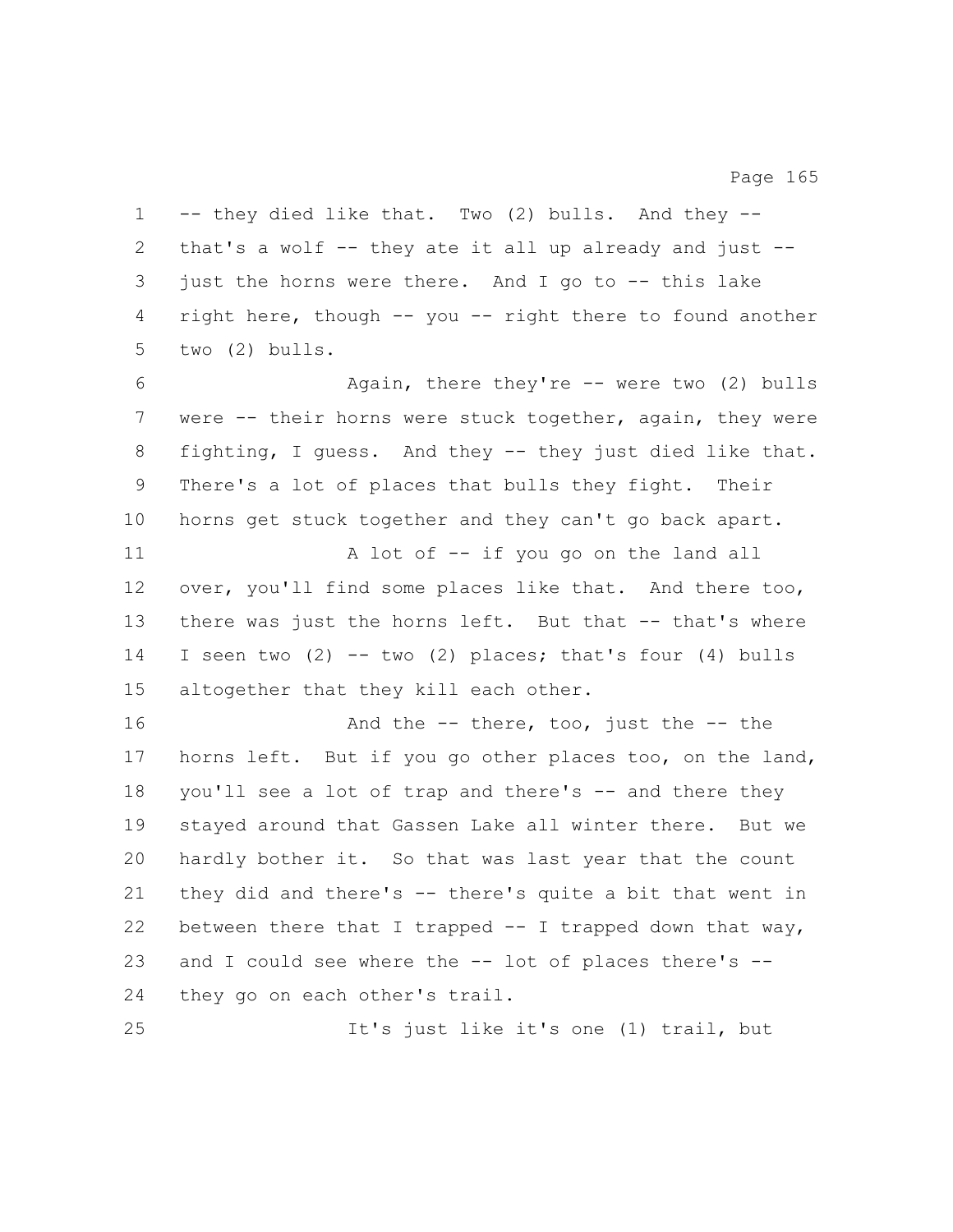-- they died like that. Two (2) bulls. And they -- that's a wolf -- they ate it all up already and just -- just the horns were there. And I go to -- this lake right here, though -- you -- right there to found another two (2) bulls.

Again, there they're -- were two (2) bulls were -- their horns were stuck together, again, they were fighting, I guess. And they -- they just died like that. There's a lot of places that bulls they fight. Their horns get stuck together and they can't go back apart.

A lot of -- if you go on the land all over, you'll find some places like that. And there too, there was just the horns left. But that -- that's where I seen two (2) -- two (2) places; that's four (4) bulls altogether that they kill each other.

And the -- there, too, just the -- the horns left. But if you go other places too, on the land, you'll see a lot of trap and there's -- and there they stayed around that Gassen Lake all winter there. But we hardly bother it. So that was last year that the count they did and there's -- there's quite a bit that went in between there that I trapped -- I trapped down that way, and I could see where the -- lot of places there's -- they go on each other's trail.

It's just like it's one (1) trail, but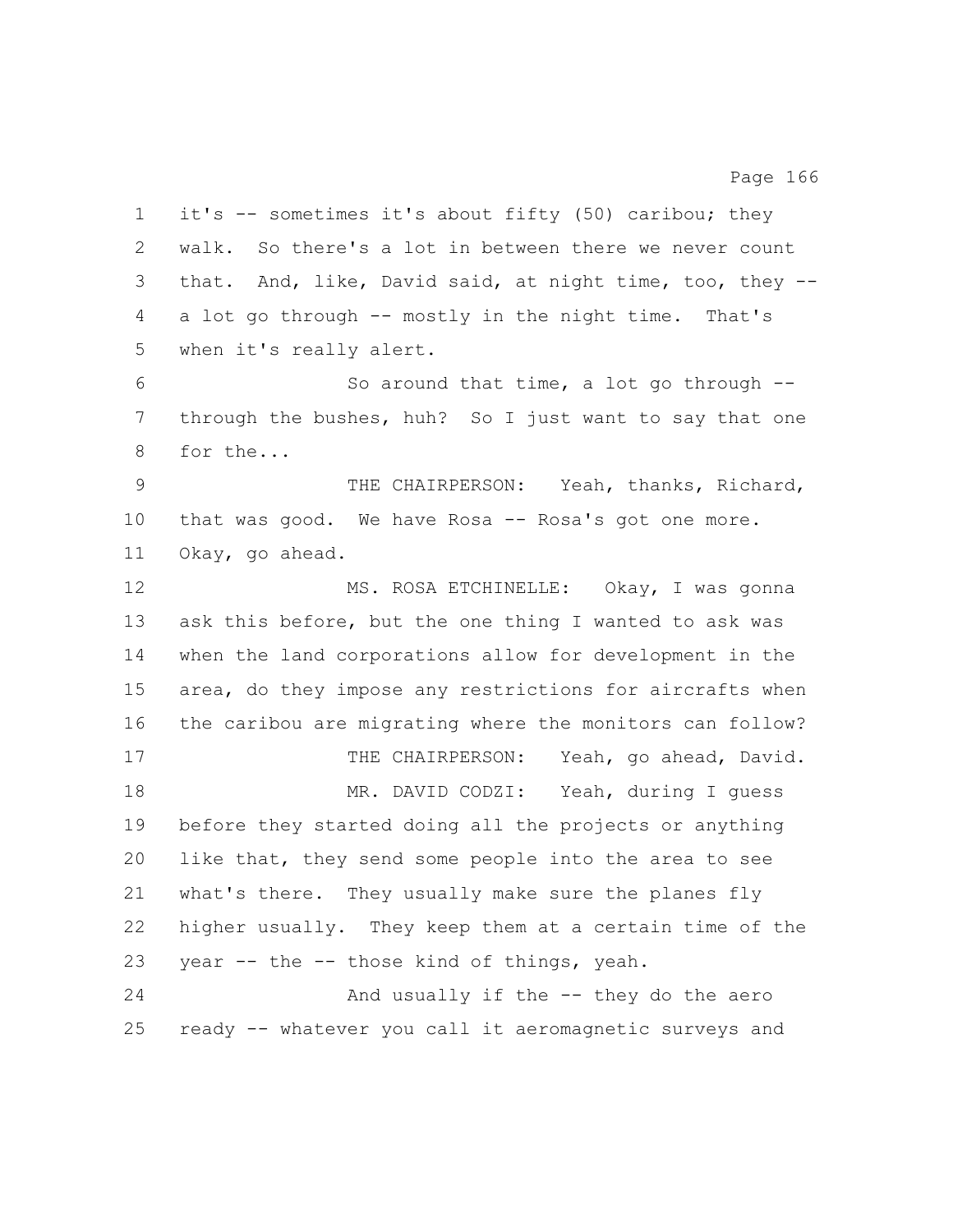it's -- sometimes it's about fifty (50) caribou; they walk. So there's a lot in between there we never count that. And, like, David said, at night time, too, they -- a lot go through -- mostly in the night time. That's when it's really alert.

So around that time, a lot go through -- through the bushes, huh? So I just want to say that one for the...

THE CHAIRPERSON: Yeah, thanks, Richard, that was good. We have Rosa -- Rosa's got one more. Okay, go ahead.

MS. ROSA ETCHINELLE: Okay, I was gonna ask this before, but the one thing I wanted to ask was when the land corporations allow for development in the area, do they impose any restrictions for aircrafts when the caribou are migrating where the monitors can follow?

THE CHAIRPERSON: Yeah, go ahead, David.

MR. DAVID CODZI: Yeah, during I guess before they started doing all the projects or anything like that, they send some people into the area to see what's there. They usually make sure the planes fly higher usually. They keep them at a certain time of the year -- the -- those kind of things, yeah.

And usually if the -- they do the aero ready -- whatever you call it aeromagnetic surveys and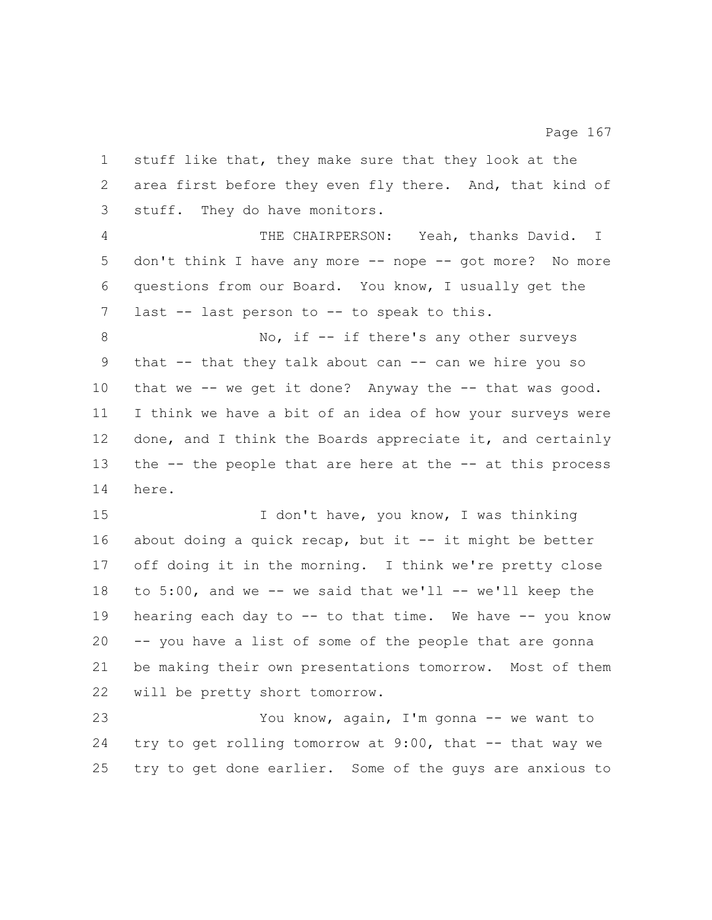stuff like that, they make sure that they look at the area first before they even fly there. And, that kind of stuff. They do have monitors.

THE CHAIRPERSON: Yeah, thanks David. I don't think I have any more -- nope -- got more? No more questions from our Board. You know, I usually get the last -- last person to -- to speak to this.

No, if -- if there's any other surveys that -- that they talk about can -- can we hire you so that we -- we get it done? Anyway the -- that was good. I think we have a bit of an idea of how your surveys were done, and I think the Boards appreciate it, and certainly the -- the people that are here at the -- at this process here.

I don't have, you know, I was thinking about doing a quick recap, but it -- it might be better off doing it in the morning. I think we're pretty close to 5:00, and we -- we said that we'll -- we'll keep the hearing each day to -- to that time. We have -- you know -- you have a list of some of the people that are gonna be making their own presentations tomorrow. Most of them will be pretty short tomorrow.

You know, again, I'm gonna -- we want to try to get rolling tomorrow at 9:00, that -- that way we try to get done earlier. Some of the guys are anxious to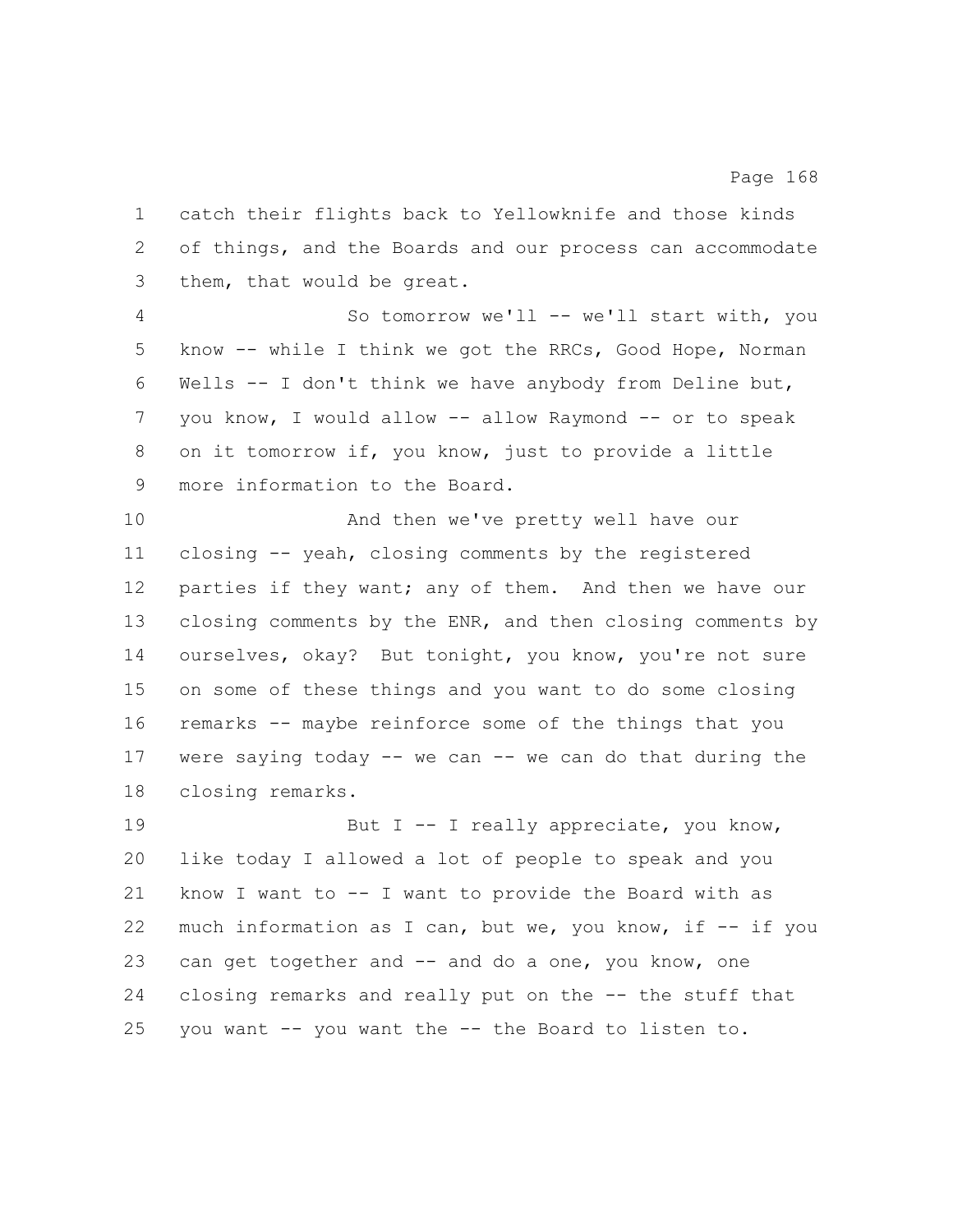catch their flights back to Yellowknife and those kinds of things, and the Boards and our process can accommodate them, that would be great.

So tomorrow we'll -- we'll start with, you know -- while I think we got the RRCs, Good Hope, Norman Wells -- I don't think we have anybody from Deline but, you know, I would allow -- allow Raymond -- or to speak on it tomorrow if, you know, just to provide a little more information to the Board.

And then we've pretty well have our closing -- yeah, closing comments by the registered parties if they want; any of them. And then we have our closing comments by the ENR, and then closing comments by ourselves, okay? But tonight, you know, you're not sure on some of these things and you want to do some closing remarks -- maybe reinforce some of the things that you were saying today -- we can -- we can do that during the closing remarks.

But I -- I really appreciate, you know, like today I allowed a lot of people to speak and you know I want to -- I want to provide the Board with as much information as I can, but we, you know, if -- if you can get together and -- and do a one, you know, one closing remarks and really put on the -- the stuff that you want -- you want the -- the Board to listen to.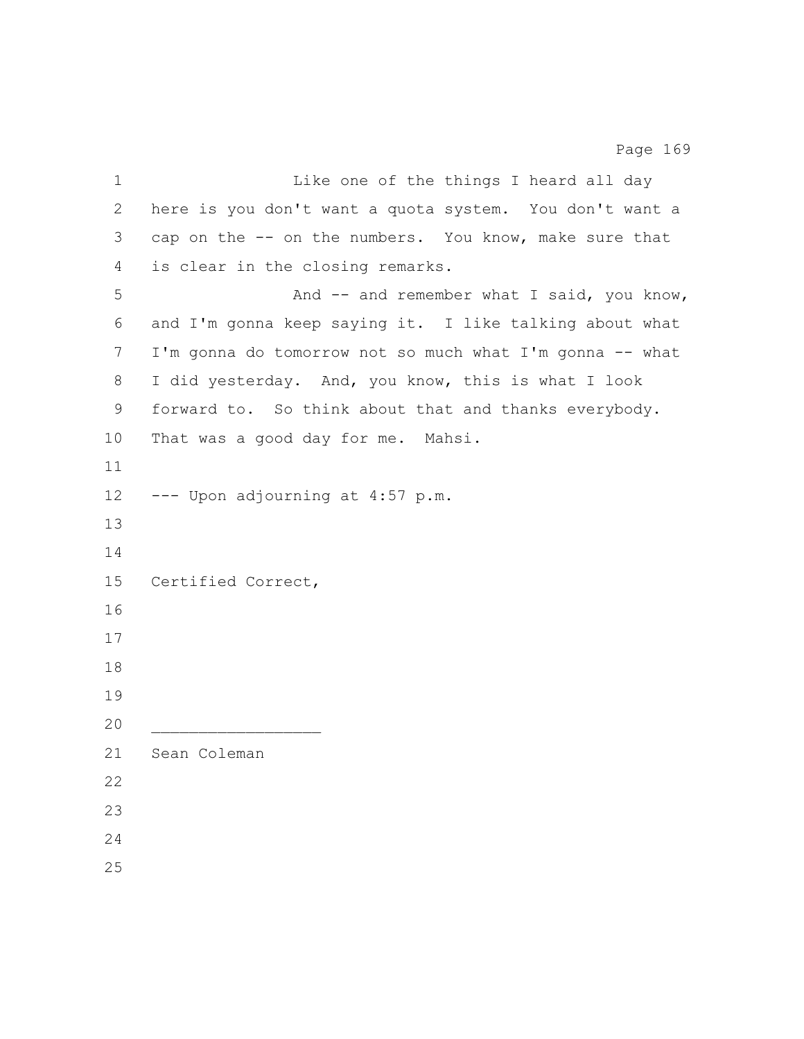Like one of the things I heard all day here is you don't want a quota system. You don't want a cap on the -- on the numbers. You know, make sure that is clear in the closing remarks.

And -- and remember what I said, you know, and I'm gonna keep saying it. I like talking about what I'm gonna do tomorrow not so much what I'm gonna -- what I did yesterday. And, you know, this is what I look forward to. So think about that and thanks everybody. That was a good day for me. Mahsi.

--- Upon adjourning at 4:57 p.m.

Certified Correct,

_________________

Sean Coleman